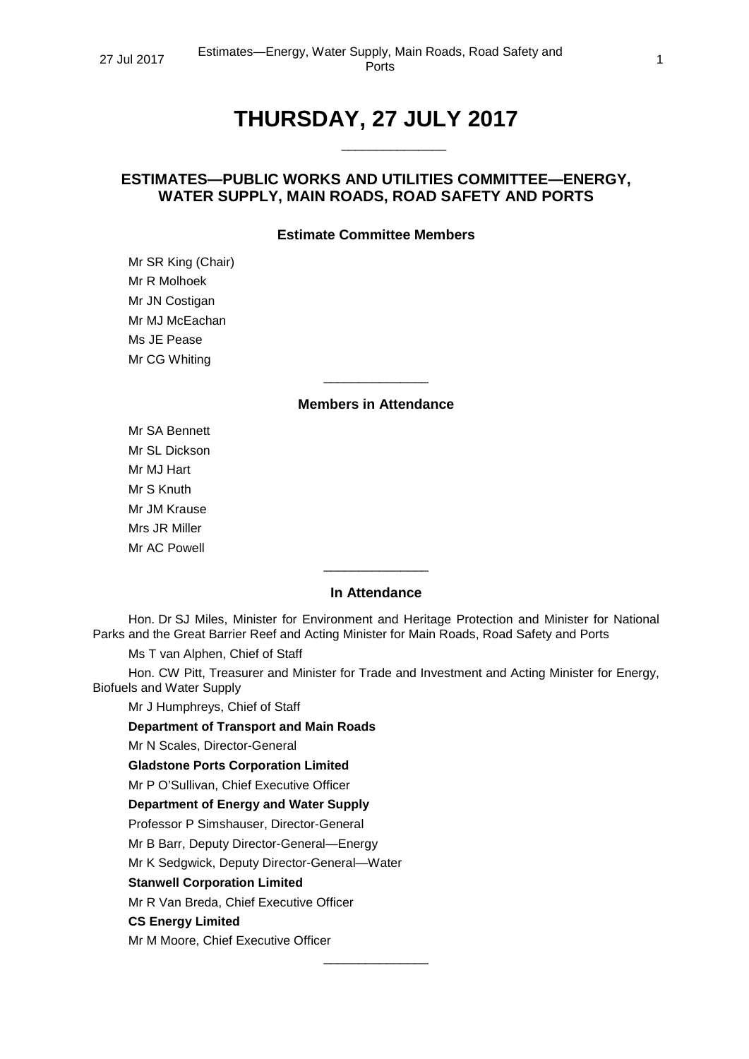# THURSDAY, 27 JULY 2017

______________

## ESTIMATES—PUBLIC WORKS AND UTILITIES COMMITTEE—ENERGY, WATER SUPPLY, MAIN ROADS, ROAD SAFETY AND PORTS

### Estimate Committee Members

Mr SR King (Chair)
Mr R Molhoek
Mr JN Costigan
Mr MJ McEachan
Ms JE Pease
Mr CG Whiting

______________

### Members in Attendance

Mr SA Bennett
Mr SL Dickson
Mr MJ Hart
Mr S Knuth
Mr JM Krause
Mrs JR Miller
Mr AC Powell

______________

### In Attendance

Hon. Dr SJ Miles, Minister for Environment and Heritage Protection and Minister for National Parks and the Great Barrier Reef and Acting Minister for Main Roads, Road Safety and Ports

Ms T van Alphen, Chief of Staff

Hon. CW Pitt, Treasurer and Minister for Trade and Investment and Acting Minister for Energy, Biofuels and Water Supply

Mr J Humphreys, Chief of Staff

**Department of Transport and Main Roads**

Mr N Scales, Director-General

**Gladstone Ports Corporation Limited**

Mr P O'Sullivan, Chief Executive Officer

**Department of Energy and Water Supply**

Professor P Simshauser, Director-General

Mr B Barr, Deputy Director-General—Energy

Mr K Sedgwick, Deputy Director-General—Water

**Stanwell Corporation Limited**

Mr R Van Breda, Chief Executive Officer

**CS Energy Limited**

Mr M Moore, Chief Executive Officer

______________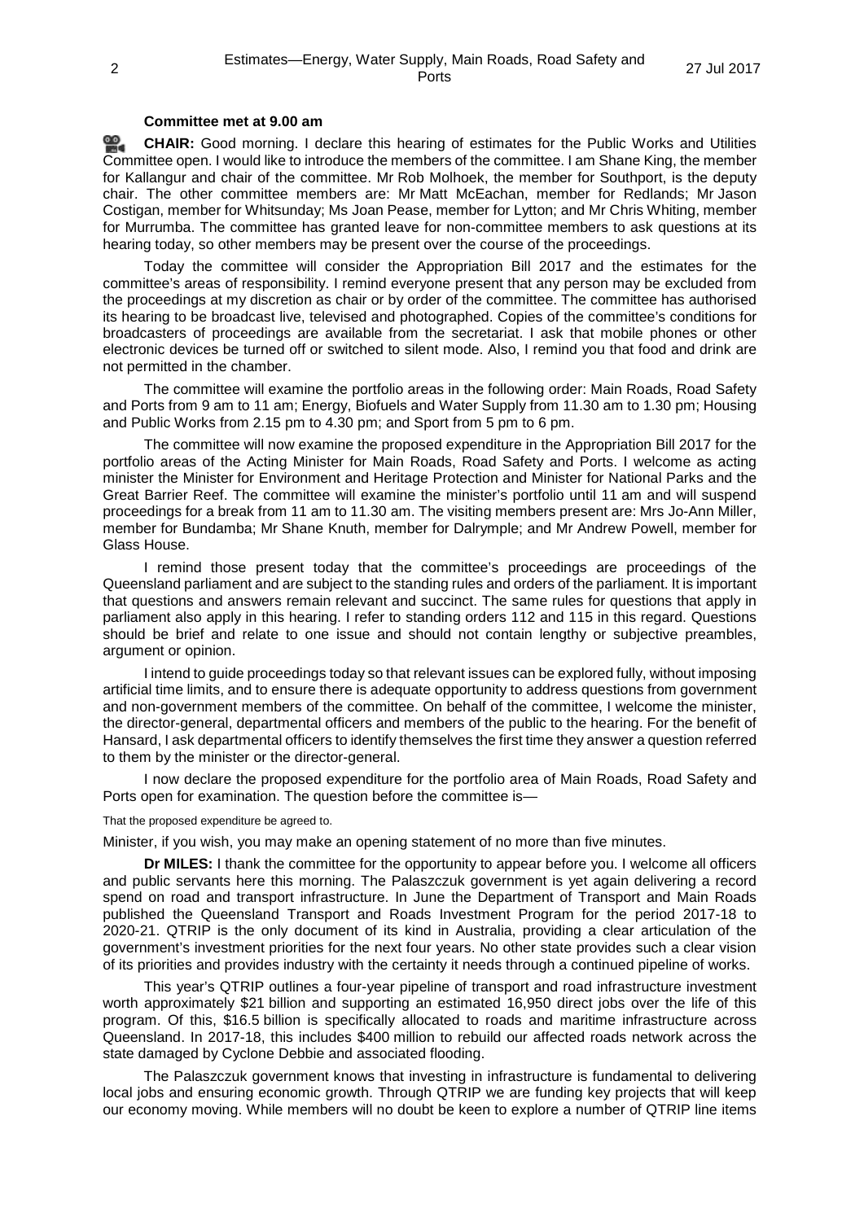**Committee met at 9.00 am**

**CHAIR:** Good morning. I declare this hearing of estimates for the Public Works and Utilities Committee open. I would like to introduce the members of the committee. I am Shane King, the member for Kallangur and chair of the committee. Mr Rob Molhoek, the member for Southport, is the deputy chair. The other committee members are: Mr Matt McEachan, member for Redlands; Mr Jason Costigan, member for Whitsunday; Ms Joan Pease, member for Lytton; and Mr Chris Whiting, member for Murrumba. The committee has granted leave for non-committee members to ask questions at its hearing today, so other members may be present over the course of the proceedings.

Today the committee will consider the Appropriation Bill 2017 and the estimates for the committee's areas of responsibility. I remind everyone present that any person may be excluded from the proceedings at my discretion as chair or by order of the committee. The committee has authorised its hearing to be broadcast live, televised and photographed. Copies of the committee's conditions for broadcasters of proceedings are available from the secretariat. I ask that mobile phones or other electronic devices be turned off or switched to silent mode. Also, I remind you that food and drink are not permitted in the chamber.

The committee will examine the portfolio areas in the following order: Main Roads, Road Safety and Ports from 9 am to 11 am; Energy, Biofuels and Water Supply from 11.30 am to 1.30 pm; Housing and Public Works from 2.15 pm to 4.30 pm; and Sport from 5 pm to 6 pm.

The committee will now examine the proposed expenditure in the Appropriation Bill 2017 for the portfolio areas of the Acting Minister for Main Roads, Road Safety and Ports. I welcome as acting minister the Minister for Environment and Heritage Protection and Minister for National Parks and the Great Barrier Reef. The committee will examine the minister's portfolio until 11 am and will suspend proceedings for a break from 11 am to 11.30 am. The visiting members present are: Mrs Jo-Ann Miller, member for Bundamba; Mr Shane Knuth, member for Dalrymple; and Mr Andrew Powell, member for Glass House.

I remind those present today that the committee's proceedings are proceedings of the Queensland parliament and are subject to the standing rules and orders of the parliament. It is important that questions and answers remain relevant and succinct. The same rules for questions that apply in parliament also apply in this hearing. I refer to standing orders 112 and 115 in this regard. Questions should be brief and relate to one issue and should not contain lengthy or subjective preambles, argument or opinion.

I intend to guide proceedings today so that relevant issues can be explored fully, without imposing artificial time limits, and to ensure there is adequate opportunity to address questions from government and non-government members of the committee. On behalf of the committee, I welcome the minister, the director-general, departmental officers and members of the public to the hearing. For the benefit of Hansard, I ask departmental officers to identify themselves the first time they answer a question referred to them by the minister or the director-general.

I now declare the proposed expenditure for the portfolio area of Main Roads, Road Safety and Ports open for examination. The question before the committee is—

That the proposed expenditure be agreed to.

Minister, if you wish, you may make an opening statement of no more than five minutes.

**Dr MILES:** I thank the committee for the opportunity to appear before you. I welcome all officers and public servants here this morning. The Palaszczuk government is yet again delivering a record spend on road and transport infrastructure. In June the Department of Transport and Main Roads published the Queensland Transport and Roads Investment Program for the period 2017-18 to 2020-21. QTRIP is the only document of its kind in Australia, providing a clear articulation of the government's investment priorities for the next four years. No other state provides such a clear vision of its priorities and provides industry with the certainty it needs through a continued pipeline of works.

This year's QTRIP outlines a four-year pipeline of transport and road infrastructure investment worth approximately $21 billion and supporting an estimated 16,950 direct jobs over the life of this program. Of this, $16.5 billion is specifically allocated to roads and maritime infrastructure across Queensland. In 2017-18, this includes $400 million to rebuild our affected roads network across the state damaged by Cyclone Debbie and associated flooding.

The Palaszczuk government knows that investing in infrastructure is fundamental to delivering local jobs and ensuring economic growth. Through QTRIP we are funding key projects that will keep our economy moving. While members will no doubt be keen to explore a number of QTRIP line items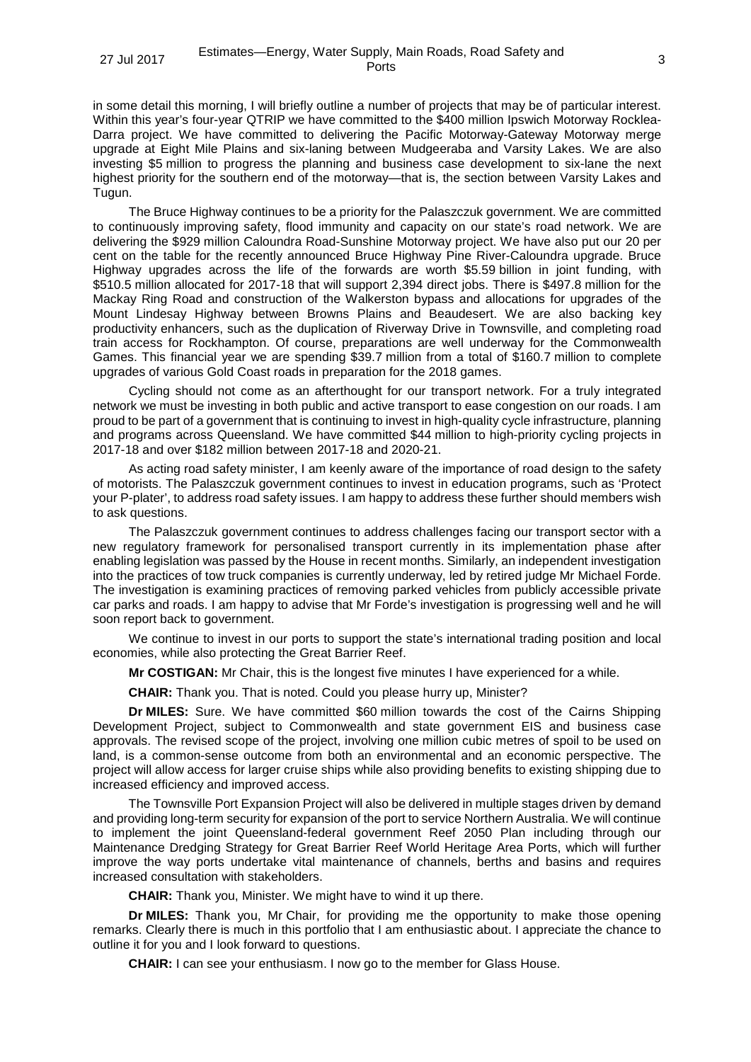in some detail this morning, I will briefly outline a number of projects that may be of particular interest. Within this year's four-year QTRIP we have committed to the $400 million Ipswich Motorway Rocklea-Darra project. We have committed to delivering the Pacific Motorway-Gateway Motorway merge upgrade at Eight Mile Plains and six-laning between Mudgeeraba and Varsity Lakes. We are also investing $5 million to progress the planning and business case development to six-lane the next highest priority for the southern end of the motorway—that is, the section between Varsity Lakes and Tugun.

The Bruce Highway continues to be a priority for the Palaszczuk government. We are committed to continuously improving safety, flood immunity and capacity on our state's road network. We are delivering the $929 million Caloundra Road-Sunshine Motorway project. We have also put our 20 per cent on the table for the recently announced Bruce Highway Pine River-Caloundra upgrade. Bruce Highway upgrades across the life of the forwards are worth $5.59 billion in joint funding, with $510.5 million allocated for 2017-18 that will support 2,394 direct jobs. There is $497.8 million for the Mackay Ring Road and construction of the Walkerston bypass and allocations for upgrades of the Mount Lindesay Highway between Browns Plains and Beaudesert. We are also backing key productivity enhancers, such as the duplication of Riverway Drive in Townsville, and completing road train access for Rockhampton. Of course, preparations are well underway for the Commonwealth Games. This financial year we are spending $39.7 million from a total of $160.7 million to complete upgrades of various Gold Coast roads in preparation for the 2018 games.

Cycling should not come as an afterthought for our transport network. For a truly integrated network we must be investing in both public and active transport to ease congestion on our roads. I am proud to be part of a government that is continuing to invest in high-quality cycle infrastructure, planning and programs across Queensland. We have committed $44 million to high-priority cycling projects in 2017-18 and over $182 million between 2017-18 and 2020-21.

As acting road safety minister, I am keenly aware of the importance of road design to the safety of motorists. The Palaszczuk government continues to invest in education programs, such as 'Protect your P-plater', to address road safety issues. I am happy to address these further should members wish to ask questions.

The Palaszczuk government continues to address challenges facing our transport sector with a new regulatory framework for personalised transport currently in its implementation phase after enabling legislation was passed by the House in recent months. Similarly, an independent investigation into the practices of tow truck companies is currently underway, led by retired judge Mr Michael Forde. The investigation is examining practices of removing parked vehicles from publicly accessible private car parks and roads. I am happy to advise that Mr Forde's investigation is progressing well and he will soon report back to government.

We continue to invest in our ports to support the state's international trading position and local economies, while also protecting the Great Barrier Reef.

**Mr COSTIGAN:** Mr Chair, this is the longest five minutes I have experienced for a while.

**CHAIR:** Thank you. That is noted. Could you please hurry up, Minister?

**Dr MILES:** Sure. We have committed $60 million towards the cost of the Cairns Shipping Development Project, subject to Commonwealth and state government EIS and business case approvals. The revised scope of the project, involving one million cubic metres of spoil to be used on land, is a common-sense outcome from both an environmental and an economic perspective. The project will allow access for larger cruise ships while also providing benefits to existing shipping due to increased efficiency and improved access.

The Townsville Port Expansion Project will also be delivered in multiple stages driven by demand and providing long-term security for expansion of the port to service Northern Australia. We will continue to implement the joint Queensland-federal government Reef 2050 Plan including through our Maintenance Dredging Strategy for Great Barrier Reef World Heritage Area Ports, which will further improve the way ports undertake vital maintenance of channels, berths and basins and requires increased consultation with stakeholders.

**CHAIR:** Thank you, Minister. We might have to wind it up there.

**Dr MILES:** Thank you, Mr Chair, for providing me the opportunity to make those opening remarks. Clearly there is much in this portfolio that I am enthusiastic about. I appreciate the chance to outline it for you and I look forward to questions.

**CHAIR:** I can see your enthusiasm. I now go to the member for Glass House.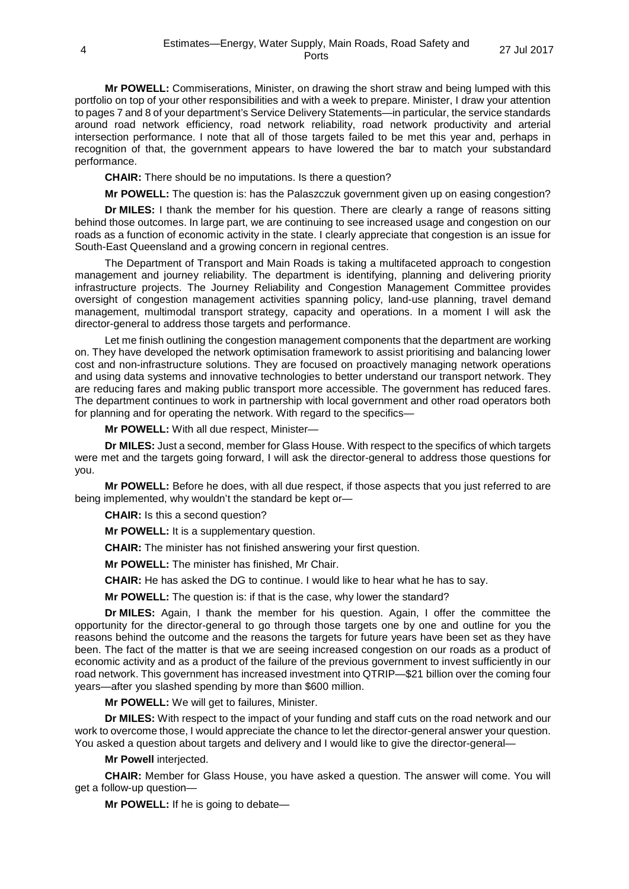**Mr POWELL:** Commiserations, Minister, on drawing the short straw and being lumped with this portfolio on top of your other responsibilities and with a week to prepare. Minister, I draw your attention to pages 7 and 8 of your department's Service Delivery Statements—in particular, the service standards around road network efficiency, road network reliability, road network productivity and arterial intersection performance. I note that all of those targets failed to be met this year and, perhaps in recognition of that, the government appears to have lowered the bar to match your substandard performance.

**CHAIR:** There should be no imputations. Is there a question?

**Mr POWELL:** The question is: has the Palaszczuk government given up on easing congestion?

**Dr MILES:** I thank the member for his question. There are clearly a range of reasons sitting behind those outcomes. In large part, we are continuing to see increased usage and congestion on our roads as a function of economic activity in the state. I clearly appreciate that congestion is an issue for South-East Queensland and a growing concern in regional centres.

The Department of Transport and Main Roads is taking a multifaceted approach to congestion management and journey reliability. The department is identifying, planning and delivering priority infrastructure projects. The Journey Reliability and Congestion Management Committee provides oversight of congestion management activities spanning policy, land-use planning, travel demand management, multimodal transport strategy, capacity and operations. In a moment I will ask the director-general to address those targets and performance.

Let me finish outlining the congestion management components that the department are working on. They have developed the network optimisation framework to assist prioritising and balancing lower cost and non-infrastructure solutions. They are focused on proactively managing network operations and using data systems and innovative technologies to better understand our transport network. They are reducing fares and making public transport more accessible. The government has reduced fares. The department continues to work in partnership with local government and other road operators both for planning and for operating the network. With regard to the specifics—

**Mr POWELL:** With all due respect, Minister—

**Dr MILES:** Just a second, member for Glass House. With respect to the specifics of which targets were met and the targets going forward, I will ask the director-general to address those questions for you.

**Mr POWELL:** Before he does, with all due respect, if those aspects that you just referred to are being implemented, why wouldn't the standard be kept or—

**CHAIR:** Is this a second question?

**Mr POWELL:** It is a supplementary question.

**CHAIR:** The minister has not finished answering your first question.

**Mr POWELL:** The minister has finished, Mr Chair.

**CHAIR:** He has asked the DG to continue. I would like to hear what he has to say.

**Mr POWELL:** The question is: if that is the case, why lower the standard?

**Dr MILES:** Again, I thank the member for his question. Again, I offer the committee the opportunity for the director-general to go through those targets one by one and outline for you the reasons behind the outcome and the reasons the targets for future years have been set as they have been. The fact of the matter is that we are seeing increased congestion on our roads as a product of economic activity and as a product of the failure of the previous government to invest sufficiently in our road network. This government has increased investment into QTRIP—$21 billion over the coming four years—after you slashed spending by more than $600 million.

**Mr POWELL:** We will get to failures, Minister.

**Dr MILES:** With respect to the impact of your funding and staff cuts on the road network and our work to overcome those, I would appreciate the chance to let the director-general answer your question. You asked a question about targets and delivery and I would like to give the director-general—

**Mr Powell** interjected.

**CHAIR:** Member for Glass House, you have asked a question. The answer will come. You will get a follow-up question—

**Mr POWELL:** If he is going to debate—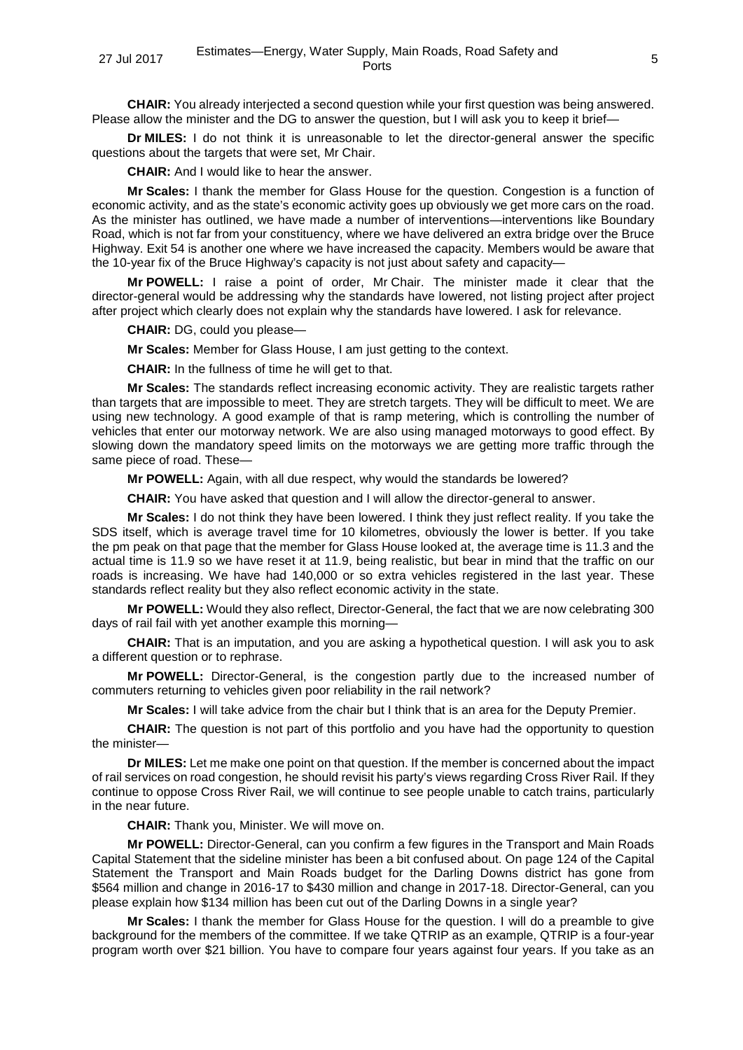**CHAIR:** You already interjected a second question while your first question was being answered. Please allow the minister and the DG to answer the question, but I will ask you to keep it brief—

**Dr MILES:** I do not think it is unreasonable to let the director-general answer the specific questions about the targets that were set, Mr Chair.

**CHAIR:** And I would like to hear the answer.

**Mr Scales:** I thank the member for Glass House for the question. Congestion is a function of economic activity, and as the state's economic activity goes up obviously we get more cars on the road. As the minister has outlined, we have made a number of interventions—interventions like Boundary Road, which is not far from your constituency, where we have delivered an extra bridge over the Bruce Highway. Exit 54 is another one where we have increased the capacity. Members would be aware that the 10-year fix of the Bruce Highway's capacity is not just about safety and capacity—

**Mr POWELL:** I raise a point of order, Mr Chair. The minister made it clear that the director-general would be addressing why the standards have lowered, not listing project after project after project which clearly does not explain why the standards have lowered. I ask for relevance.

**CHAIR:** DG, could you please—

**Mr Scales:** Member for Glass House, I am just getting to the context.

**CHAIR:** In the fullness of time he will get to that.

**Mr Scales:** The standards reflect increasing economic activity. They are realistic targets rather than targets that are impossible to meet. They are stretch targets. They will be difficult to meet. We are using new technology. A good example of that is ramp metering, which is controlling the number of vehicles that enter our motorway network. We are also using managed motorways to good effect. By slowing down the mandatory speed limits on the motorways we are getting more traffic through the same piece of road. These—

**Mr POWELL:** Again, with all due respect, why would the standards be lowered?

**CHAIR:** You have asked that question and I will allow the director-general to answer.

**Mr Scales:** I do not think they have been lowered. I think they just reflect reality. If you take the SDS itself, which is average travel time for 10 kilometres, obviously the lower is better. If you take the pm peak on that page that the member for Glass House looked at, the average time is 11.3 and the actual time is 11.9 so we have reset it at 11.9, being realistic, but bear in mind that the traffic on our roads is increasing. We have had 140,000 or so extra vehicles registered in the last year. These standards reflect reality but they also reflect economic activity in the state.

**Mr POWELL:** Would they also reflect, Director-General, the fact that we are now celebrating 300 days of rail fail with yet another example this morning—

**CHAIR:** That is an imputation, and you are asking a hypothetical question. I will ask you to ask a different question or to rephrase.

**Mr POWELL:** Director-General, is the congestion partly due to the increased number of commuters returning to vehicles given poor reliability in the rail network?

**Mr Scales:** I will take advice from the chair but I think that is an area for the Deputy Premier.

**CHAIR:** The question is not part of this portfolio and you have had the opportunity to question the minister—

**Dr MILES:** Let me make one point on that question. If the member is concerned about the impact of rail services on road congestion, he should revisit his party's views regarding Cross River Rail. If they continue to oppose Cross River Rail, we will continue to see people unable to catch trains, particularly in the near future.

**CHAIR:** Thank you, Minister. We will move on.

**Mr POWELL:** Director-General, can you confirm a few figures in the Transport and Main Roads Capital Statement that the sideline minister has been a bit confused about. On page 124 of the Capital Statement the Transport and Main Roads budget for the Darling Downs district has gone from $564 million and change in 2016-17 to $430 million and change in 2017-18. Director-General, can you please explain how $134 million has been cut out of the Darling Downs in a single year?

**Mr Scales:** I thank the member for Glass House for the question. I will do a preamble to give background for the members of the committee. If we take QTRIP as an example, QTRIP is a four-year program worth over $21 billion. You have to compare four years against four years. If you take as an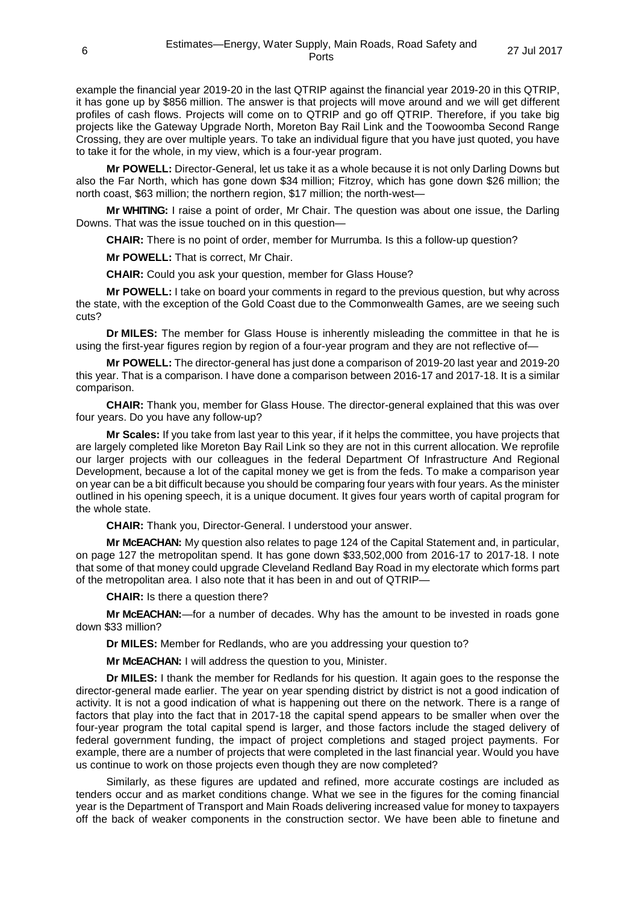example the financial year 2019-20 in the last QTRIP against the financial year 2019-20 in this QTRIP, it has gone up by $856 million. The answer is that projects will move around and we will get different profiles of cash flows. Projects will come on to QTRIP and go off QTRIP. Therefore, if you take big projects like the Gateway Upgrade North, Moreton Bay Rail Link and the Toowoomba Second Range Crossing, they are over multiple years. To take an individual figure that you have just quoted, you have to take it for the whole, in my view, which is a four-year program.

**Mr POWELL:** Director-General, let us take it as a whole because it is not only Darling Downs but also the Far North, which has gone down $34 million; Fitzroy, which has gone down $26 million; the north coast, $63 million; the northern region, $17 million; the north-west—

**Mr WHITING:** I raise a point of order, Mr Chair. The question was about one issue, the Darling Downs. That was the issue touched on in this question—

**CHAIR:** There is no point of order, member for Murrumba. Is this a follow-up question?

**Mr POWELL:** That is correct, Mr Chair.

**CHAIR:** Could you ask your question, member for Glass House?

**Mr POWELL:** I take on board your comments in regard to the previous question, but why across the state, with the exception of the Gold Coast due to the Commonwealth Games, are we seeing such cuts?

**Dr MILES:** The member for Glass House is inherently misleading the committee in that he is using the first-year figures region by region of a four-year program and they are not reflective of—

**Mr POWELL:** The director-general has just done a comparison of 2019-20 last year and 2019-20 this year. That is a comparison. I have done a comparison between 2016-17 and 2017-18. It is a similar comparison.

**CHAIR:** Thank you, member for Glass House. The director-general explained that this was over four years. Do you have any follow-up?

**Mr Scales:** If you take from last year to this year, if it helps the committee, you have projects that are largely completed like Moreton Bay Rail Link so they are not in this current allocation. We reprofile our larger projects with our colleagues in the federal Department Of Infrastructure And Regional Development, because a lot of the capital money we get is from the feds. To make a comparison year on year can be a bit difficult because you should be comparing four years with four years. As the minister outlined in his opening speech, it is a unique document. It gives four years worth of capital program for the whole state.

**CHAIR:** Thank you, Director-General. I understood your answer.

**Mr McEACHAN:** My question also relates to page 124 of the Capital Statement and, in particular, on page 127 the metropolitan spend. It has gone down $33,502,000 from 2016-17 to 2017-18. I note that some of that money could upgrade Cleveland Redland Bay Road in my electorate which forms part of the metropolitan area. I also note that it has been in and out of QTRIP—

**CHAIR:** Is there a question there?

**Mr McEACHAN:**—for a number of decades. Why has the amount to be invested in roads gone down $33 million?

**Dr MILES:** Member for Redlands, who are you addressing your question to?

**Mr McEACHAN:** I will address the question to you, Minister.

**Dr MILES:** I thank the member for Redlands for his question. It again goes to the response the director-general made earlier. The year on year spending district by district is not a good indication of activity. It is not a good indication of what is happening out there on the network. There is a range of factors that play into the fact that in 2017-18 the capital spend appears to be smaller when over the four-year program the total capital spend is larger, and those factors include the staged delivery of federal government funding, the impact of project completions and staged project payments. For example, there are a number of projects that were completed in the last financial year. Would you have us continue to work on those projects even though they are now completed?

Similarly, as these figures are updated and refined, more accurate costings are included as tenders occur and as market conditions change. What we see in the figures for the coming financial year is the Department of Transport and Main Roads delivering increased value for money to taxpayers off the back of weaker components in the construction sector. We have been able to finetune and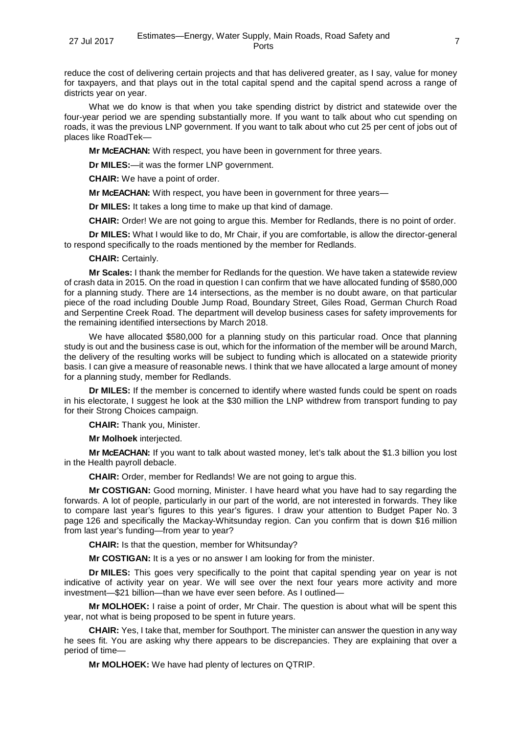reduce the cost of delivering certain projects and that has delivered greater, as I say, value for money for taxpayers, and that plays out in the total capital spend and the capital spend across a range of districts year on year.

What we do know is that when you take spending district by district and statewide over the four-year period we are spending substantially more. If you want to talk about who cut spending on roads, it was the previous LNP government. If you want to talk about who cut 25 per cent of jobs out of places like RoadTek—

**Mr McEACHAN:** With respect, you have been in government for three years.

**Dr MILES:**—it was the former LNP government.

**CHAIR:** We have a point of order.

**Mr McEACHAN:** With respect, you have been in government for three years—

**Dr MILES:** It takes a long time to make up that kind of damage.

**CHAIR:** Order! We are not going to argue this. Member for Redlands, there is no point of order.

**Dr MILES:** What I would like to do, Mr Chair, if you are comfortable, is allow the director-general to respond specifically to the roads mentioned by the member for Redlands.

**CHAIR:** Certainly.

**Mr Scales:** I thank the member for Redlands for the question. We have taken a statewide review of crash data in 2015. On the road in question I can confirm that we have allocated funding of $580,000 for a planning study. There are 14 intersections, as the member is no doubt aware, on that particular piece of the road including Double Jump Road, Boundary Street, Giles Road, German Church Road and Serpentine Creek Road. The department will develop business cases for safety improvements for the remaining identified intersections by March 2018.

We have allocated $580,000 for a planning study on this particular road. Once that planning study is out and the business case is out, which for the information of the member will be around March, the delivery of the resulting works will be subject to funding which is allocated on a statewide priority basis. I can give a measure of reasonable news. I think that we have allocated a large amount of money for a planning study, member for Redlands.

**Dr MILES:** If the member is concerned to identify where wasted funds could be spent on roads in his electorate, I suggest he look at the $30 million the LNP withdrew from transport funding to pay for their Strong Choices campaign.

**CHAIR:** Thank you, Minister.

**Mr Molhoek** interjected.

**Mr McEACHAN:** If you want to talk about wasted money, let's talk about the $1.3 billion you lost in the Health payroll debacle.

**CHAIR:** Order, member for Redlands! We are not going to argue this.

**Mr COSTIGAN:** Good morning, Minister. I have heard what you have had to say regarding the forwards. A lot of people, particularly in our part of the world, are not interested in forwards. They like to compare last year's figures to this year's figures. I draw your attention to Budget Paper No. 3 page 126 and specifically the Mackay-Whitsunday region. Can you confirm that is down $16 million from last year's funding—from year to year?

**CHAIR:** Is that the question, member for Whitsunday?

**Mr COSTIGAN:** It is a yes or no answer I am looking for from the minister.

**Dr MILES:** This goes very specifically to the point that capital spending year on year is not indicative of activity year on year. We will see over the next four years more activity and more investment—$21 billion—than we have ever seen before. As I outlined—

**Mr MOLHOEK:** I raise a point of order, Mr Chair. The question is about what will be spent this year, not what is being proposed to be spent in future years.

**CHAIR:** Yes, I take that, member for Southport. The minister can answer the question in any way he sees fit. You are asking why there appears to be discrepancies. They are explaining that over a period of time—

**Mr MOLHOEK:** We have had plenty of lectures on QTRIP.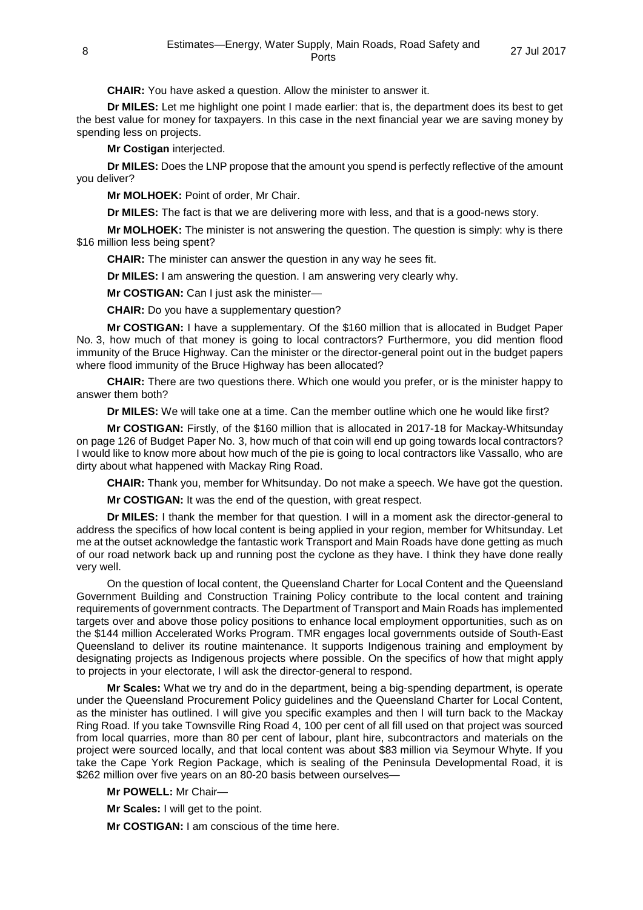**CHAIR:** You have asked a question. Allow the minister to answer it.

**Dr MILES:** Let me highlight one point I made earlier: that is, the department does its best to get the best value for money for taxpayers. In this case in the next financial year we are saving money by spending less on projects.

**Mr Costigan** interjected.

**Dr MILES:** Does the LNP propose that the amount you spend is perfectly reflective of the amount you deliver?

**Mr MOLHOEK:** Point of order, Mr Chair.

**Dr MILES:** The fact is that we are delivering more with less, and that is a good-news story.

**Mr MOLHOEK:** The minister is not answering the question. The question is simply: why is there $16 million less being spent?

**CHAIR:** The minister can answer the question in any way he sees fit.

**Dr MILES:** I am answering the question. I am answering very clearly why.

**Mr COSTIGAN:** Can I just ask the minister—

**CHAIR:** Do you have a supplementary question?

**Mr COSTIGAN:** I have a supplementary. Of the $160 million that is allocated in Budget Paper No. 3, how much of that money is going to local contractors? Furthermore, you did mention flood immunity of the Bruce Highway. Can the minister or the director-general point out in the budget papers where flood immunity of the Bruce Highway has been allocated?

**CHAIR:** There are two questions there. Which one would you prefer, or is the minister happy to answer them both?

**Dr MILES:** We will take one at a time. Can the member outline which one he would like first?

**Mr COSTIGAN:** Firstly, of the $160 million that is allocated in 2017-18 for Mackay-Whitsunday on page 126 of Budget Paper No. 3, how much of that coin will end up going towards local contractors? I would like to know more about how much of the pie is going to local contractors like Vassallo, who are dirty about what happened with Mackay Ring Road.

**CHAIR:** Thank you, member for Whitsunday. Do not make a speech. We have got the question.

**Mr COSTIGAN:** It was the end of the question, with great respect.

**Dr MILES:** I thank the member for that question. I will in a moment ask the director-general to address the specifics of how local content is being applied in your region, member for Whitsunday. Let me at the outset acknowledge the fantastic work Transport and Main Roads have done getting as much of our road network back up and running post the cyclone as they have. I think they have done really very well.

On the question of local content, the Queensland Charter for Local Content and the Queensland Government Building and Construction Training Policy contribute to the local content and training requirements of government contracts. The Department of Transport and Main Roads has implemented targets over and above those policy positions to enhance local employment opportunities, such as on the $144 million Accelerated Works Program. TMR engages local governments outside of South-East Queensland to deliver its routine maintenance. It supports Indigenous training and employment by designating projects as Indigenous projects where possible. On the specifics of how that might apply to projects in your electorate, I will ask the director-general to respond.

**Mr Scales:** What we try and do in the department, being a big-spending department, is operate under the Queensland Procurement Policy guidelines and the Queensland Charter for Local Content, as the minister has outlined. I will give you specific examples and then I will turn back to the Mackay Ring Road. If you take Townsville Ring Road 4, 100 per cent of all fill used on that project was sourced from local quarries, more than 80 per cent of labour, plant hire, subcontractors and materials on the project were sourced locally, and that local content was about $83 million via Seymour Whyte. If you take the Cape York Region Package, which is sealing of the Peninsula Developmental Road, it is $262 million over five years on an 80-20 basis between ourselves—

**Mr POWELL:** Mr Chair—

**Mr Scales:** I will get to the point.

**Mr COSTIGAN:** I am conscious of the time here.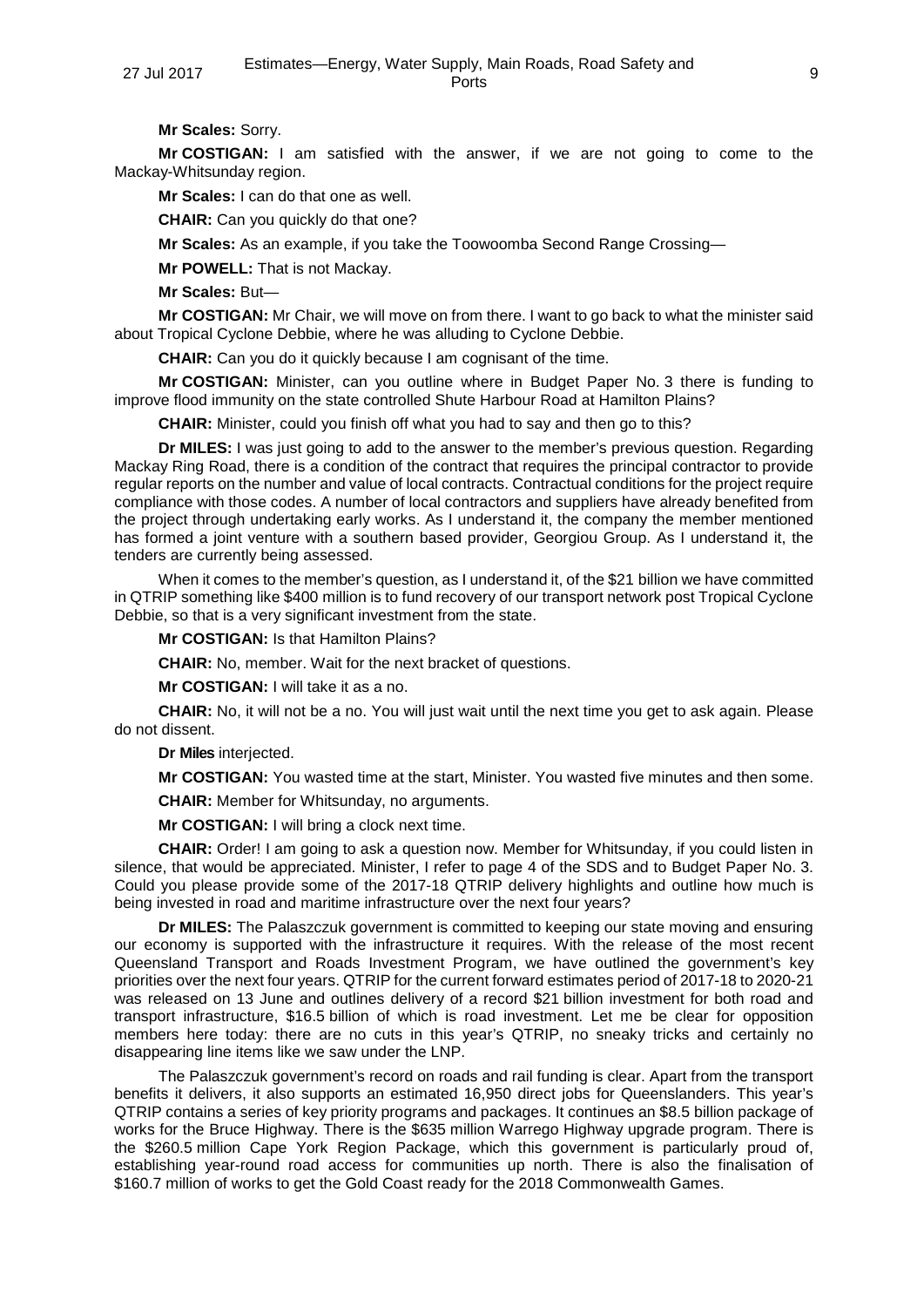**Mr Scales:** Sorry.

**Mr COSTIGAN:** I am satisfied with the answer, if we are not going to come to the Mackay-Whitsunday region.

**Mr Scales:** I can do that one as well.

**CHAIR:** Can you quickly do that one?

**Mr Scales:** As an example, if you take the Toowoomba Second Range Crossing—

**Mr POWELL:** That is not Mackay.

**Mr Scales:** But—

**Mr COSTIGAN:** Mr Chair, we will move on from there. I want to go back to what the minister said about Tropical Cyclone Debbie, where he was alluding to Cyclone Debbie.

**CHAIR:** Can you do it quickly because I am cognisant of the time.

**Mr COSTIGAN:** Minister, can you outline where in Budget Paper No. 3 there is funding to improve flood immunity on the state controlled Shute Harbour Road at Hamilton Plains?

**CHAIR:** Minister, could you finish off what you had to say and then go to this?

**Dr MILES:** I was just going to add to the answer to the member's previous question. Regarding Mackay Ring Road, there is a condition of the contract that requires the principal contractor to provide regular reports on the number and value of local contracts. Contractual conditions for the project require compliance with those codes. A number of local contractors and suppliers have already benefited from the project through undertaking early works. As I understand it, the company the member mentioned has formed a joint venture with a southern based provider, Georgiou Group. As I understand it, the tenders are currently being assessed.

When it comes to the member's question, as I understand it, of the $21 billion we have committed in QTRIP something like $400 million is to fund recovery of our transport network post Tropical Cyclone Debbie, so that is a very significant investment from the state.

**Mr COSTIGAN:** Is that Hamilton Plains?

**CHAIR:** No, member. Wait for the next bracket of questions.

**Mr COSTIGAN:** I will take it as a no.

**CHAIR:** No, it will not be a no. You will just wait until the next time you get to ask again. Please do not dissent.

**Dr Miles** interjected.

**Mr COSTIGAN:** You wasted time at the start, Minister. You wasted five minutes and then some.

**CHAIR:** Member for Whitsunday, no arguments.

**Mr COSTIGAN:** I will bring a clock next time.

**CHAIR:** Order! I am going to ask a question now. Member for Whitsunday, if you could listen in silence, that would be appreciated. Minister, I refer to page 4 of the SDS and to Budget Paper No. 3. Could you please provide some of the 2017-18 QTRIP delivery highlights and outline how much is being invested in road and maritime infrastructure over the next four years?

**Dr MILES:** The Palaszczuk government is committed to keeping our state moving and ensuring our economy is supported with the infrastructure it requires. With the release of the most recent Queensland Transport and Roads Investment Program, we have outlined the government's key priorities over the next four years. QTRIP for the current forward estimates period of 2017-18 to 2020-21 was released on 13 June and outlines delivery of a record $21 billion investment for both road and transport infrastructure, $16.5 billion of which is road investment. Let me be clear for opposition members here today: there are no cuts in this year's QTRIP, no sneaky tricks and certainly no disappearing line items like we saw under the LNP.

The Palaszczuk government's record on roads and rail funding is clear. Apart from the transport benefits it delivers, it also supports an estimated 16,950 direct jobs for Queenslanders. This year's QTRIP contains a series of key priority programs and packages. It continues an $8.5 billion package of works for the Bruce Highway. There is the $635 million Warrego Highway upgrade program. There is the $260.5 million Cape York Region Package, which this government is particularly proud of, establishing year-round road access for communities up north. There is also the finalisation of $160.7 million of works to get the Gold Coast ready for the 2018 Commonwealth Games.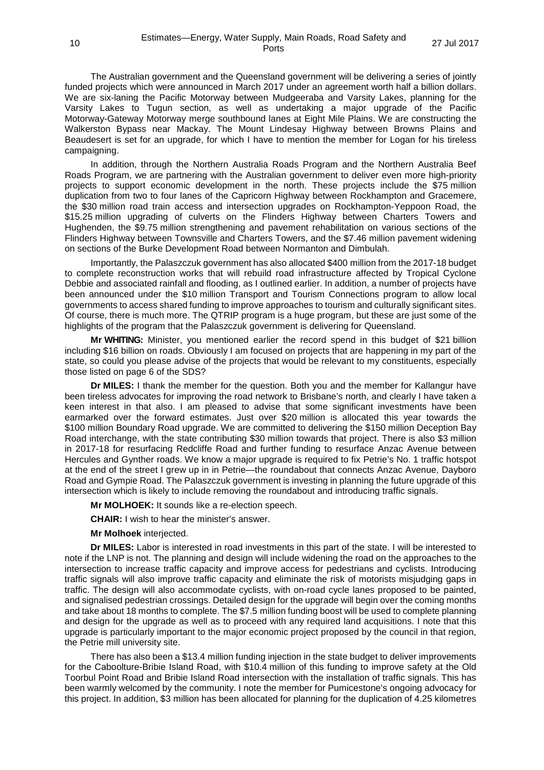The Australian government and the Queensland government will be delivering a series of jointly funded projects which were announced in March 2017 under an agreement worth half a billion dollars. We are six-laning the Pacific Motorway between Mudgeeraba and Varsity Lakes, planning for the Varsity Lakes to Tugun section, as well as undertaking a major upgrade of the Pacific Motorway-Gateway Motorway merge southbound lanes at Eight Mile Plains. We are constructing the Walkerston Bypass near Mackay. The Mount Lindesay Highway between Browns Plains and Beaudesert is set for an upgrade, for which I have to mention the member for Logan for his tireless campaigning.

In addition, through the Northern Australia Roads Program and the Northern Australia Beef Roads Program, we are partnering with the Australian government to deliver even more high-priority projects to support economic development in the north. These projects include the $75 million duplication from two to four lanes of the Capricorn Highway between Rockhampton and Gracemere, the $30 million road train access and intersection upgrades on Rockhampton-Yeppoon Road, the $15.25 million upgrading of culverts on the Flinders Highway between Charters Towers and Hughenden, the $9.75 million strengthening and pavement rehabilitation on various sections of the Flinders Highway between Townsville and Charters Towers, and the $7.46 million pavement widening on sections of the Burke Development Road between Normanton and Dimbulah.

Importantly, the Palaszczuk government has also allocated $400 million from the 2017-18 budget to complete reconstruction works that will rebuild road infrastructure affected by Tropical Cyclone Debbie and associated rainfall and flooding, as I outlined earlier. In addition, a number of projects have been announced under the $10 million Transport and Tourism Connections program to allow local governments to access shared funding to improve approaches to tourism and culturally significant sites. Of course, there is much more. The QTRIP program is a huge program, but these are just some of the highlights of the program that the Palaszczuk government is delivering for Queensland.

**Mr WHITING:** Minister, you mentioned earlier the record spend in this budget of $21 billion including $16 billion on roads. Obviously I am focused on projects that are happening in my part of the state, so could you please advise of the projects that would be relevant to my constituents, especially those listed on page 6 of the SDS?

**Dr MILES:** I thank the member for the question. Both you and the member for Kallangur have been tireless advocates for improving the road network to Brisbane's north, and clearly I have taken a keen interest in that also. I am pleased to advise that some significant investments have been earmarked over the forward estimates. Just over $20 million is allocated this year towards the $100 million Boundary Road upgrade. We are committed to delivering the $150 million Deception Bay Road interchange, with the state contributing $30 million towards that project. There is also $3 million in 2017-18 for resurfacing Redcliffe Road and further funding to resurface Anzac Avenue between Hercules and Gynther roads. We know a major upgrade is required to fix Petrie's No. 1 traffic hotspot at the end of the street I grew up in in Petrie—the roundabout that connects Anzac Avenue, Dayboro Road and Gympie Road. The Palaszczuk government is investing in planning the future upgrade of this intersection which is likely to include removing the roundabout and introducing traffic signals.

**Mr MOLHOEK:** It sounds like a re-election speech.

**CHAIR:** I wish to hear the minister's answer.

**Mr Molhoek** interjected.

**Dr MILES:** Labor is interested in road investments in this part of the state. I will be interested to note if the LNP is not. The planning and design will include widening the road on the approaches to the intersection to increase traffic capacity and improve access for pedestrians and cyclists. Introducing traffic signals will also improve traffic capacity and eliminate the risk of motorists misjudging gaps in traffic. The design will also accommodate cyclists, with on-road cycle lanes proposed to be painted, and signalised pedestrian crossings. Detailed design for the upgrade will begin over the coming months and take about 18 months to complete. The $7.5 million funding boost will be used to complete planning and design for the upgrade as well as to proceed with any required land acquisitions. I note that this upgrade is particularly important to the major economic project proposed by the council in that region, the Petrie mill university site.

There has also been a $13.4 million funding injection in the state budget to deliver improvements for the Caboolture-Bribie Island Road, with $10.4 million of this funding to improve safety at the Old Toorbul Point Road and Bribie Island Road intersection with the installation of traffic signals. This has been warmly welcomed by the community. I note the member for Pumicestone's ongoing advocacy for this project. In addition, $3 million has been allocated for planning for the duplication of 4.25 kilometres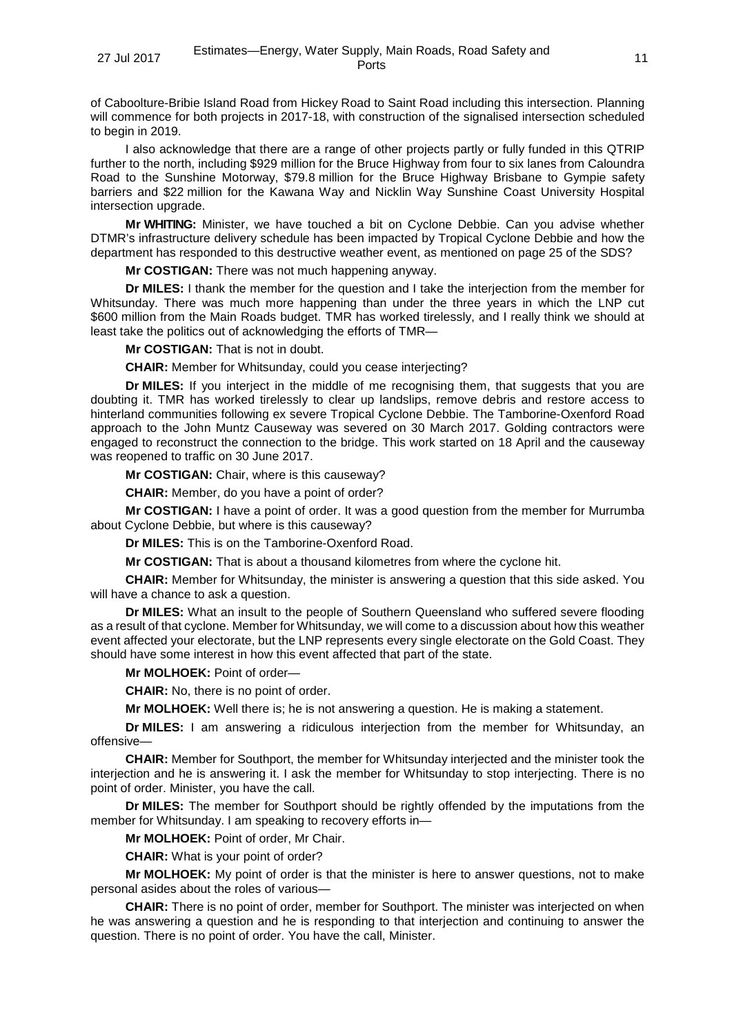of Caboolture-Bribie Island Road from Hickey Road to Saint Road including this intersection. Planning will commence for both projects in 2017-18, with construction of the signalised intersection scheduled to begin in 2019.

I also acknowledge that there are a range of other projects partly or fully funded in this QTRIP further to the north, including $929 million for the Bruce Highway from four to six lanes from Caloundra Road to the Sunshine Motorway, $79.8 million for the Bruce Highway Brisbane to Gympie safety barriers and $22 million for the Kawana Way and Nicklin Way Sunshine Coast University Hospital intersection upgrade.

**Mr WHITING:** Minister, we have touched a bit on Cyclone Debbie. Can you advise whether DTMR's infrastructure delivery schedule has been impacted by Tropical Cyclone Debbie and how the department has responded to this destructive weather event, as mentioned on page 25 of the SDS?

**Mr COSTIGAN:** There was not much happening anyway.

**Dr MILES:** I thank the member for the question and I take the interjection from the member for Whitsunday. There was much more happening than under the three years in which the LNP cut $600 million from the Main Roads budget. TMR has worked tirelessly, and I really think we should at least take the politics out of acknowledging the efforts of TMR—

**Mr COSTIGAN:** That is not in doubt.

**CHAIR:** Member for Whitsunday, could you cease interjecting?

**Dr MILES:** If you interject in the middle of me recognising them, that suggests that you are doubting it. TMR has worked tirelessly to clear up landslips, remove debris and restore access to hinterland communities following ex severe Tropical Cyclone Debbie. The Tamborine-Oxenford Road approach to the John Muntz Causeway was severed on 30 March 2017. Golding contractors were engaged to reconstruct the connection to the bridge. This work started on 18 April and the causeway was reopened to traffic on 30 June 2017.

**Mr COSTIGAN:** Chair, where is this causeway?

**CHAIR:** Member, do you have a point of order?

**Mr COSTIGAN:** I have a point of order. It was a good question from the member for Murrumba about Cyclone Debbie, but where is this causeway?

**Dr MILES:** This is on the Tamborine-Oxenford Road.

**Mr COSTIGAN:** That is about a thousand kilometres from where the cyclone hit.

**CHAIR:** Member for Whitsunday, the minister is answering a question that this side asked. You will have a chance to ask a question.

**Dr MILES:** What an insult to the people of Southern Queensland who suffered severe flooding as a result of that cyclone. Member for Whitsunday, we will come to a discussion about how this weather event affected your electorate, but the LNP represents every single electorate on the Gold Coast. They should have some interest in how this event affected that part of the state.

**Mr MOLHOEK:** Point of order—

**CHAIR:** No, there is no point of order.

**Mr MOLHOEK:** Well there is; he is not answering a question. He is making a statement.

**Dr MILES:** I am answering a ridiculous interjection from the member for Whitsunday, an offensive—

**CHAIR:** Member for Southport, the member for Whitsunday interjected and the minister took the interjection and he is answering it. I ask the member for Whitsunday to stop interjecting. There is no point of order. Minister, you have the call.

**Dr MILES:** The member for Southport should be rightly offended by the imputations from the member for Whitsunday. I am speaking to recovery efforts in—

**Mr MOLHOEK:** Point of order, Mr Chair.

**CHAIR:** What is your point of order?

**Mr MOLHOEK:** My point of order is that the minister is here to answer questions, not to make personal asides about the roles of various—

**CHAIR:** There is no point of order, member for Southport. The minister was interjected on when he was answering a question and he is responding to that interjection and continuing to answer the question. There is no point of order. You have the call, Minister.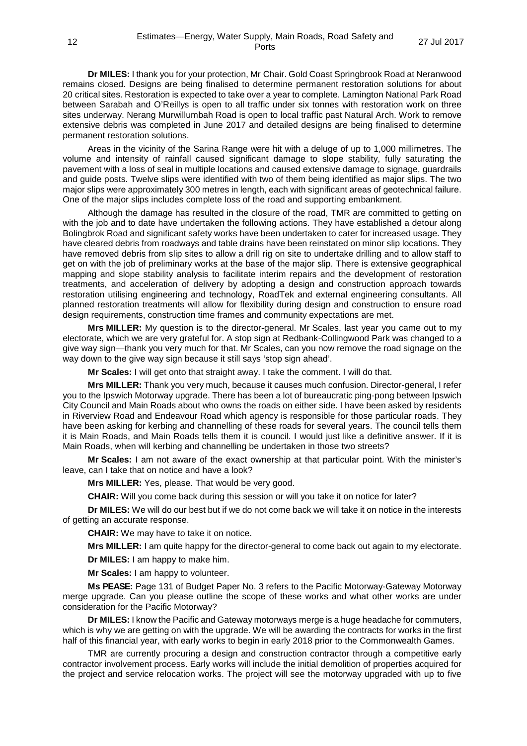**Dr MILES:** I thank you for your protection, Mr Chair. Gold Coast Springbrook Road at Neranwood remains closed. Designs are being finalised to determine permanent restoration solutions for about 20 critical sites. Restoration is expected to take over a year to complete. Lamington National Park Road between Sarabah and O'Reillys is open to all traffic under six tonnes with restoration work on three sites underway. Nerang Murwillumbah Road is open to local traffic past Natural Arch. Work to remove extensive debris was completed in June 2017 and detailed designs are being finalised to determine permanent restoration solutions.

Areas in the vicinity of the Sarina Range were hit with a deluge of up to 1,000 millimetres. The volume and intensity of rainfall caused significant damage to slope stability, fully saturating the pavement with a loss of seal in multiple locations and caused extensive damage to signage, guardrails and guide posts. Twelve slips were identified with two of them being identified as major slips. The two major slips were approximately 300 metres in length, each with significant areas of geotechnical failure. One of the major slips includes complete loss of the road and supporting embankment.

Although the damage has resulted in the closure of the road, TMR are committed to getting on with the job and to date have undertaken the following actions. They have established a detour along Bolingbrok Road and significant safety works have been undertaken to cater for increased usage. They have cleared debris from roadways and table drains have been reinstated on minor slip locations. They have removed debris from slip sites to allow a drill rig on site to undertake drilling and to allow staff to get on with the job of preliminary works at the base of the major slip. There is extensive geographical mapping and slope stability analysis to facilitate interim repairs and the development of restoration treatments, and acceleration of delivery by adopting a design and construction approach towards restoration utilising engineering and technology, RoadTek and external engineering consultants. All planned restoration treatments will allow for flexibility during design and construction to ensure road design requirements, construction time frames and community expectations are met.

**Mrs MILLER:** My question is to the director-general. Mr Scales, last year you came out to my electorate, which we are very grateful for. A stop sign at Redbank-Collingwood Park was changed to a give way sign—thank you very much for that. Mr Scales, can you now remove the road signage on the way down to the give way sign because it still says 'stop sign ahead'.

**Mr Scales:** I will get onto that straight away. I take the comment. I will do that.

**Mrs MILLER:** Thank you very much, because it causes much confusion. Director-general, I refer you to the Ipswich Motorway upgrade. There has been a lot of bureaucratic ping-pong between Ipswich City Council and Main Roads about who owns the roads on either side. I have been asked by residents in Riverview Road and Endeavour Road which agency is responsible for those particular roads. They have been asking for kerbing and channelling of these roads for several years. The council tells them it is Main Roads, and Main Roads tells them it is council. I would just like a definitive answer. If it is Main Roads, when will kerbing and channelling be undertaken in those two streets?

**Mr Scales:** I am not aware of the exact ownership at that particular point. With the minister's leave, can I take that on notice and have a look?

**Mrs MILLER:** Yes, please. That would be very good.

**CHAIR:** Will you come back during this session or will you take it on notice for later?

**Dr MILES:** We will do our best but if we do not come back we will take it on notice in the interests of getting an accurate response.

**CHAIR:** We may have to take it on notice.

**Mrs MILLER:** I am quite happy for the director-general to come back out again to my electorate.

**Dr MILES:** I am happy to make him.

**Mr Scales:** I am happy to volunteer.

**Ms PEASE:** Page 131 of Budget Paper No. 3 refers to the Pacific Motorway-Gateway Motorway merge upgrade. Can you please outline the scope of these works and what other works are under consideration for the Pacific Motorway?

**Dr MILES:** I know the Pacific and Gateway motorways merge is a huge headache for commuters, which is why we are getting on with the upgrade. We will be awarding the contracts for works in the first half of this financial year, with early works to begin in early 2018 prior to the Commonwealth Games.

TMR are currently procuring a design and construction contractor through a competitive early contractor involvement process. Early works will include the initial demolition of properties acquired for the project and service relocation works. The project will see the motorway upgraded with up to five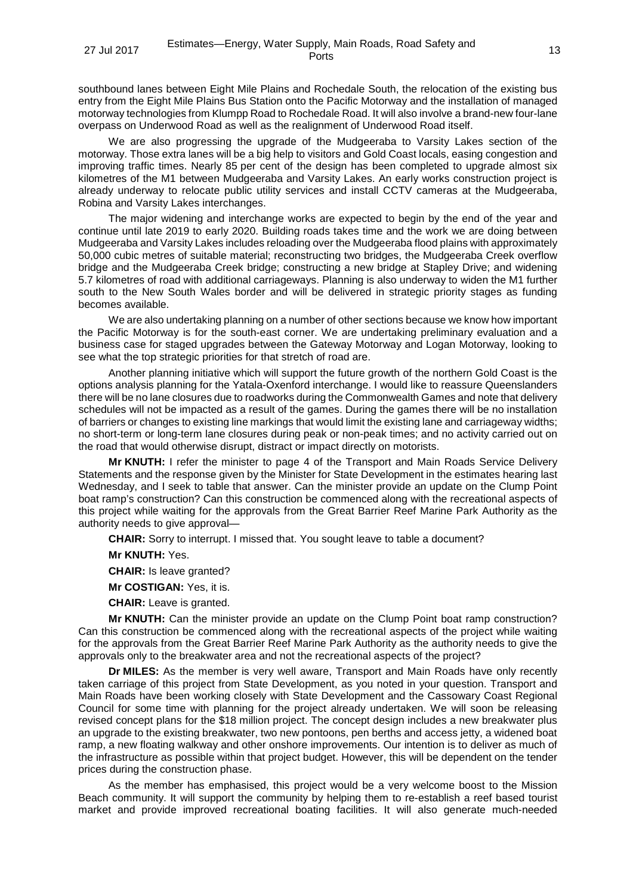southbound lanes between Eight Mile Plains and Rochedale South, the relocation of the existing bus entry from the Eight Mile Plains Bus Station onto the Pacific Motorway and the installation of managed motorway technologies from Klumpp Road to Rochedale Road. It will also involve a brand-new four-lane overpass on Underwood Road as well as the realignment of Underwood Road itself.

We are also progressing the upgrade of the Mudgeeraba to Varsity Lakes section of the motorway. Those extra lanes will be a big help to visitors and Gold Coast locals, easing congestion and improving traffic times. Nearly 85 per cent of the design has been completed to upgrade almost six kilometres of the M1 between Mudgeeraba and Varsity Lakes. An early works construction project is already underway to relocate public utility services and install CCTV cameras at the Mudgeeraba, Robina and Varsity Lakes interchanges.

The major widening and interchange works are expected to begin by the end of the year and continue until late 2019 to early 2020. Building roads takes time and the work we are doing between Mudgeeraba and Varsity Lakes includes reloading over the Mudgeeraba flood plains with approximately 50,000 cubic metres of suitable material; reconstructing two bridges, the Mudgeeraba Creek overflow bridge and the Mudgeeraba Creek bridge; constructing a new bridge at Stapley Drive; and widening 5.7 kilometres of road with additional carriageways. Planning is also underway to widen the M1 further south to the New South Wales border and will be delivered in strategic priority stages as funding becomes available.

We are also undertaking planning on a number of other sections because we know how important the Pacific Motorway is for the south-east corner. We are undertaking preliminary evaluation and a business case for staged upgrades between the Gateway Motorway and Logan Motorway, looking to see what the top strategic priorities for that stretch of road are.

Another planning initiative which will support the future growth of the northern Gold Coast is the options analysis planning for the Yatala-Oxenford interchange. I would like to reassure Queenslanders there will be no lane closures due to roadworks during the Commonwealth Games and note that delivery schedules will not be impacted as a result of the games. During the games there will be no installation of barriers or changes to existing line markings that would limit the existing lane and carriageway widths; no short-term or long-term lane closures during peak or non-peak times; and no activity carried out on the road that would otherwise disrupt, distract or impact directly on motorists.

**Mr KNUTH:** I refer the minister to page 4 of the Transport and Main Roads Service Delivery Statements and the response given by the Minister for State Development in the estimates hearing last Wednesday, and I seek to table that answer. Can the minister provide an update on the Clump Point boat ramp's construction? Can this construction be commenced along with the recreational aspects of this project while waiting for the approvals from the Great Barrier Reef Marine Park Authority as the authority needs to give approval—

**CHAIR:** Sorry to interrupt. I missed that. You sought leave to table a document?

**Mr KNUTH:** Yes.

**CHAIR:** Is leave granted?

**Mr COSTIGAN:** Yes, it is.

**CHAIR:** Leave is granted.

**Mr KNUTH:** Can the minister provide an update on the Clump Point boat ramp construction? Can this construction be commenced along with the recreational aspects of the project while waiting for the approvals from the Great Barrier Reef Marine Park Authority as the authority needs to give the approvals only to the breakwater area and not the recreational aspects of the project?

**Dr MILES:** As the member is very well aware, Transport and Main Roads have only recently taken carriage of this project from State Development, as you noted in your question. Transport and Main Roads have been working closely with State Development and the Cassowary Coast Regional Council for some time with planning for the project already undertaken. We will soon be releasing revised concept plans for the $18 million project. The concept design includes a new breakwater plus an upgrade to the existing breakwater, two new pontoons, pen berths and access jetty, a widened boat ramp, a new floating walkway and other onshore improvements. Our intention is to deliver as much of the infrastructure as possible within that project budget. However, this will be dependent on the tender prices during the construction phase.

As the member has emphasised, this project would be a very welcome boost to the Mission Beach community. It will support the community by helping them to re-establish a reef based tourist market and provide improved recreational boating facilities. It will also generate much-needed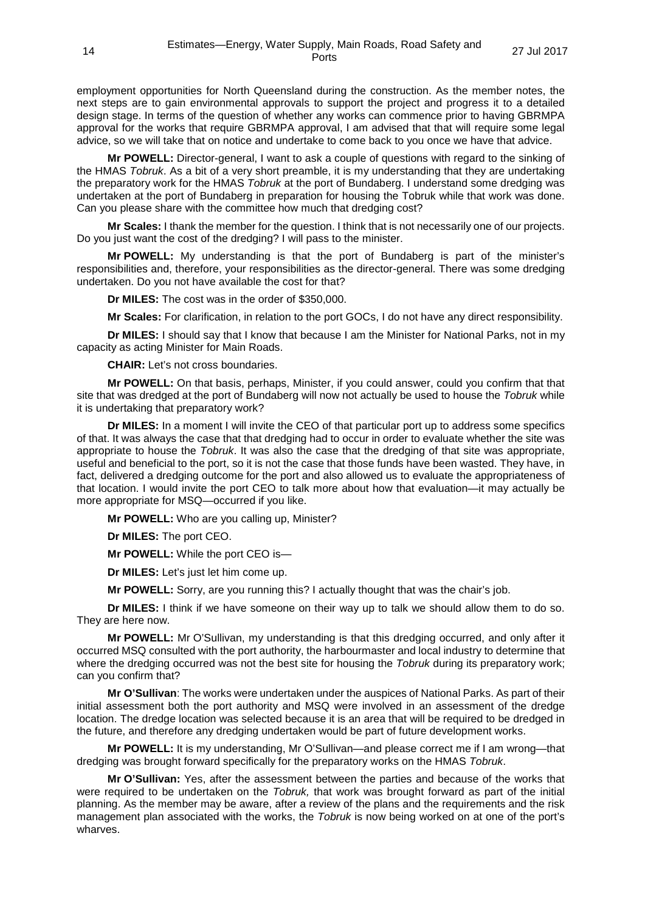employment opportunities for North Queensland during the construction. As the member notes, the next steps are to gain environmental approvals to support the project and progress it to a detailed design stage. In terms of the question of whether any works can commence prior to having GBRMPA approval for the works that require GBRMPA approval, I am advised that that will require some legal advice, so we will take that on notice and undertake to come back to you once we have that advice.

**Mr POWELL:** Director-general, I want to ask a couple of questions with regard to the sinking of the HMAS *Tobruk*. As a bit of a very short preamble, it is my understanding that they are undertaking the preparatory work for the HMAS *Tobruk* at the port of Bundaberg. I understand some dredging was undertaken at the port of Bundaberg in preparation for housing the Tobruk while that work was done. Can you please share with the committee how much that dredging cost?

**Mr Scales:** I thank the member for the question. I think that is not necessarily one of our projects. Do you just want the cost of the dredging? I will pass to the minister.

**Mr POWELL:** My understanding is that the port of Bundaberg is part of the minister's responsibilities and, therefore, your responsibilities as the director-general. There was some dredging undertaken. Do you not have available the cost for that?

**Dr MILES:** The cost was in the order of $350,000.

**Mr Scales:** For clarification, in relation to the port GOCs, I do not have any direct responsibility.

**Dr MILES:** I should say that I know that because I am the Minister for National Parks, not in my capacity as acting Minister for Main Roads.

**CHAIR:** Let's not cross boundaries.

**Mr POWELL:** On that basis, perhaps, Minister, if you could answer, could you confirm that that site that was dredged at the port of Bundaberg will now not actually be used to house the *Tobruk* while it is undertaking that preparatory work?

**Dr MILES:** In a moment I will invite the CEO of that particular port up to address some specifics of that. It was always the case that that dredging had to occur in order to evaluate whether the site was appropriate to house the *Tobruk*. It was also the case that the dredging of that site was appropriate, useful and beneficial to the port, so it is not the case that those funds have been wasted. They have, in fact, delivered a dredging outcome for the port and also allowed us to evaluate the appropriateness of that location. I would invite the port CEO to talk more about how that evaluation—it may actually be more appropriate for MSQ—occurred if you like.

**Mr POWELL:** Who are you calling up, Minister?

**Dr MILES:** The port CEO.

**Mr POWELL:** While the port CEO is—

**Dr MILES:** Let's just let him come up.

**Mr POWELL:** Sorry, are you running this? I actually thought that was the chair's job.

**Dr MILES:** I think if we have someone on their way up to talk we should allow them to do so. They are here now.

**Mr POWELL:** Mr O'Sullivan, my understanding is that this dredging occurred, and only after it occurred MSQ consulted with the port authority, the harbourmaster and local industry to determine that where the dredging occurred was not the best site for housing the *Tobruk* during its preparatory work; can you confirm that?

**Mr O'Sullivan**: The works were undertaken under the auspices of National Parks. As part of their initial assessment both the port authority and MSQ were involved in an assessment of the dredge location. The dredge location was selected because it is an area that will be required to be dredged in the future, and therefore any dredging undertaken would be part of future development works.

**Mr POWELL:** It is my understanding, Mr O'Sullivan—and please correct me if I am wrong—that dredging was brought forward specifically for the preparatory works on the HMAS *Tobruk*.

**Mr O'Sullivan:** Yes, after the assessment between the parties and because of the works that were required to be undertaken on the *Tobruk,* that work was brought forward as part of the initial planning. As the member may be aware, after a review of the plans and the requirements and the risk management plan associated with the works, the *Tobruk* is now being worked on at one of the port's wharves.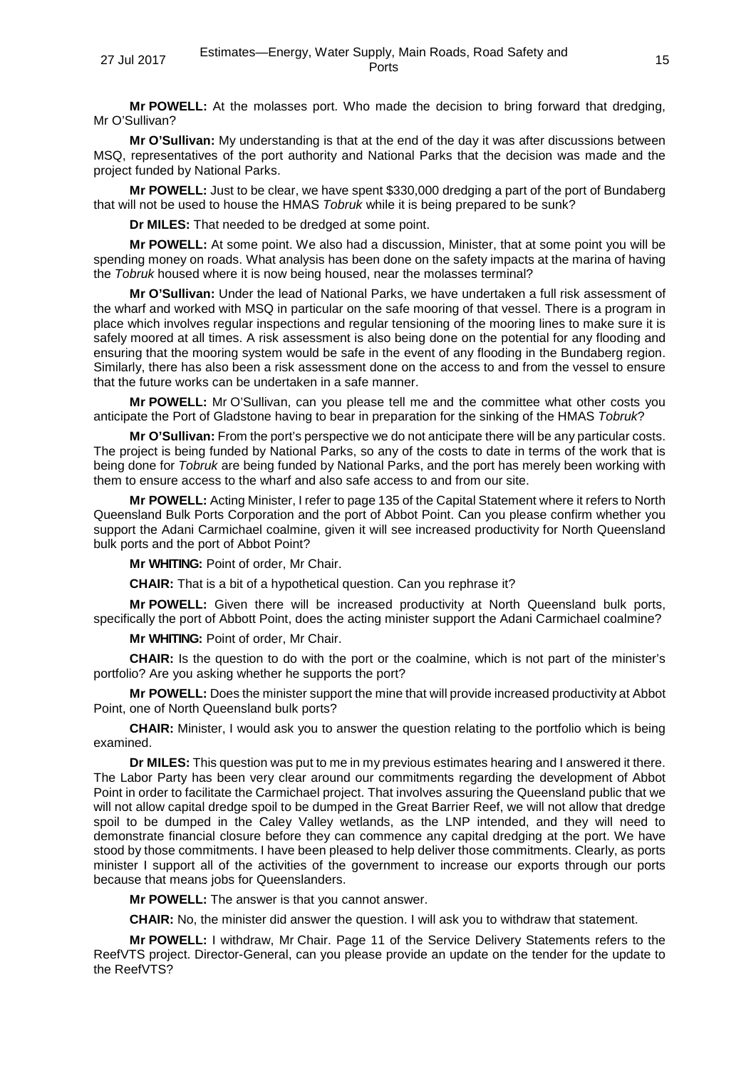**Mr POWELL:** At the molasses port. Who made the decision to bring forward that dredging, Mr O'Sullivan?

**Mr O'Sullivan:** My understanding is that at the end of the day it was after discussions between MSQ, representatives of the port authority and National Parks that the decision was made and the project funded by National Parks.

**Mr POWELL:** Just to be clear, we have spent $330,000 dredging a part of the port of Bundaberg that will not be used to house the HMAS *Tobruk* while it is being prepared to be sunk?

**Dr MILES:** That needed to be dredged at some point.

**Mr POWELL:** At some point. We also had a discussion, Minister, that at some point you will be spending money on roads. What analysis has been done on the safety impacts at the marina of having the *Tobruk* housed where it is now being housed, near the molasses terminal?

**Mr O'Sullivan:** Under the lead of National Parks, we have undertaken a full risk assessment of the wharf and worked with MSQ in particular on the safe mooring of that vessel. There is a program in place which involves regular inspections and regular tensioning of the mooring lines to make sure it is safely moored at all times. A risk assessment is also being done on the potential for any flooding and ensuring that the mooring system would be safe in the event of any flooding in the Bundaberg region. Similarly, there has also been a risk assessment done on the access to and from the vessel to ensure that the future works can be undertaken in a safe manner.

**Mr POWELL:** Mr O'Sullivan, can you please tell me and the committee what other costs you anticipate the Port of Gladstone having to bear in preparation for the sinking of the HMAS *Tobruk*?

**Mr O'Sullivan:** From the port's perspective we do not anticipate there will be any particular costs. The project is being funded by National Parks, so any of the costs to date in terms of the work that is being done for *Tobruk* are being funded by National Parks, and the port has merely been working with them to ensure access to the wharf and also safe access to and from our site.

**Mr POWELL:** Acting Minister, I refer to page 135 of the Capital Statement where it refers to North Queensland Bulk Ports Corporation and the port of Abbot Point. Can you please confirm whether you support the Adani Carmichael coalmine, given it will see increased productivity for North Queensland bulk ports and the port of Abbot Point?

**Mr WHITING:** Point of order, Mr Chair.

**CHAIR:** That is a bit of a hypothetical question. Can you rephrase it?

**Mr POWELL:** Given there will be increased productivity at North Queensland bulk ports, specifically the port of Abbott Point, does the acting minister support the Adani Carmichael coalmine?

**Mr WHITING:** Point of order, Mr Chair.

**CHAIR:** Is the question to do with the port or the coalmine, which is not part of the minister's portfolio? Are you asking whether he supports the port?

**Mr POWELL:** Does the minister support the mine that will provide increased productivity at Abbot Point, one of North Queensland bulk ports?

**CHAIR:** Minister, I would ask you to answer the question relating to the portfolio which is being examined.

**Dr MILES:** This question was put to me in my previous estimates hearing and I answered it there. The Labor Party has been very clear around our commitments regarding the development of Abbot Point in order to facilitate the Carmichael project. That involves assuring the Queensland public that we will not allow capital dredge spoil to be dumped in the Great Barrier Reef, we will not allow that dredge spoil to be dumped in the Caley Valley wetlands, as the LNP intended, and they will need to demonstrate financial closure before they can commence any capital dredging at the port. We have stood by those commitments. I have been pleased to help deliver those commitments. Clearly, as ports minister I support all of the activities of the government to increase our exports through our ports because that means jobs for Queenslanders.

**Mr POWELL:** The answer is that you cannot answer.

**CHAIR:** No, the minister did answer the question. I will ask you to withdraw that statement.

**Mr POWELL:** I withdraw, Mr Chair. Page 11 of the Service Delivery Statements refers to the ReefVTS project. Director-General, can you please provide an update on the tender for the update to the ReefVTS?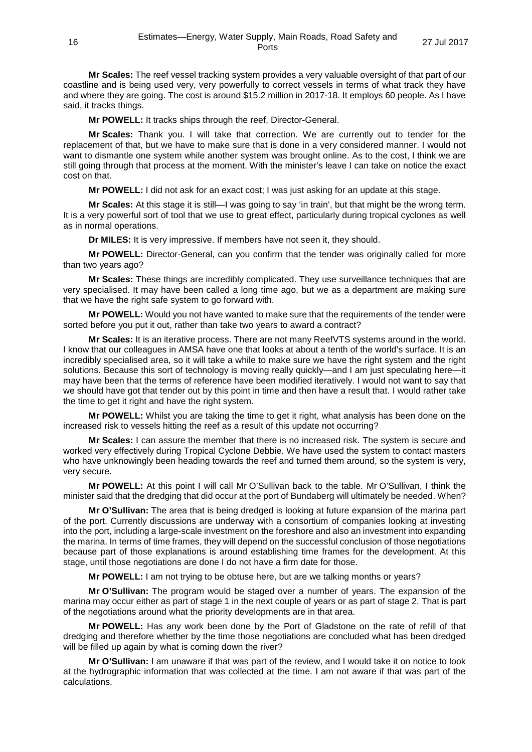**Mr Scales:** The reef vessel tracking system provides a very valuable oversight of that part of our coastline and is being used very, very powerfully to correct vessels in terms of what track they have and where they are going. The cost is around $15.2 million in 2017-18. It employs 60 people. As I have said, it tracks things.

**Mr POWELL:** It tracks ships through the reef, Director-General.

**Mr Scales:** Thank you. I will take that correction. We are currently out to tender for the replacement of that, but we have to make sure that is done in a very considered manner. I would not want to dismantle one system while another system was brought online. As to the cost, I think we are still going through that process at the moment. With the minister's leave I can take on notice the exact cost on that.

**Mr POWELL:** I did not ask for an exact cost; I was just asking for an update at this stage.

**Mr Scales:** At this stage it is still—I was going to say 'in train', but that might be the wrong term. It is a very powerful sort of tool that we use to great effect, particularly during tropical cyclones as well as in normal operations.

**Dr MILES:** It is very impressive. If members have not seen it, they should.

**Mr POWELL:** Director-General, can you confirm that the tender was originally called for more than two years ago?

**Mr Scales:** These things are incredibly complicated. They use surveillance techniques that are very specialised. It may have been called a long time ago, but we as a department are making sure that we have the right safe system to go forward with.

**Mr POWELL:** Would you not have wanted to make sure that the requirements of the tender were sorted before you put it out, rather than take two years to award a contract?

**Mr Scales:** It is an iterative process. There are not many ReefVTS systems around in the world. I know that our colleagues in AMSA have one that looks at about a tenth of the world's surface. It is an incredibly specialised area, so it will take a while to make sure we have the right system and the right solutions. Because this sort of technology is moving really quickly—and I am just speculating here—it may have been that the terms of reference have been modified iteratively. I would not want to say that we should have got that tender out by this point in time and then have a result that. I would rather take the time to get it right and have the right system.

**Mr POWELL:** Whilst you are taking the time to get it right, what analysis has been done on the increased risk to vessels hitting the reef as a result of this update not occurring?

**Mr Scales:** I can assure the member that there is no increased risk. The system is secure and worked very effectively during Tropical Cyclone Debbie. We have used the system to contact masters who have unknowingly been heading towards the reef and turned them around, so the system is very, very secure.

**Mr POWELL:** At this point I will call Mr O'Sullivan back to the table. Mr O'Sullivan, I think the minister said that the dredging that did occur at the port of Bundaberg will ultimately be needed. When?

**Mr O'Sullivan:** The area that is being dredged is looking at future expansion of the marina part of the port. Currently discussions are underway with a consortium of companies looking at investing into the port, including a large-scale investment on the foreshore and also an investment into expanding the marina. In terms of time frames, they will depend on the successful conclusion of those negotiations because part of those explanations is around establishing time frames for the development. At this stage, until those negotiations are done I do not have a firm date for those.

**Mr POWELL:** I am not trying to be obtuse here, but are we talking months or years?

**Mr O'Sullivan:** The program would be staged over a number of years. The expansion of the marina may occur either as part of stage 1 in the next couple of years or as part of stage 2. That is part of the negotiations around what the priority developments are in that area.

**Mr POWELL:** Has any work been done by the Port of Gladstone on the rate of refill of that dredging and therefore whether by the time those negotiations are concluded what has been dredged will be filled up again by what is coming down the river?

**Mr O'Sullivan:** I am unaware if that was part of the review, and I would take it on notice to look at the hydrographic information that was collected at the time. I am not aware if that was part of the calculations.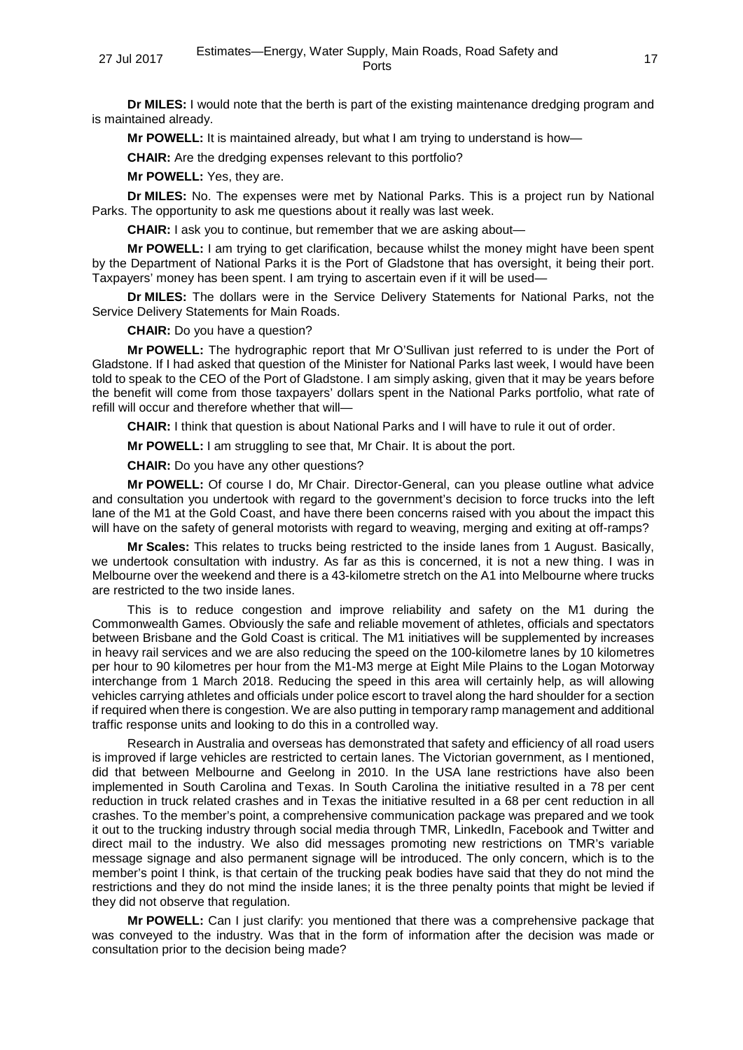**Dr MILES:** I would note that the berth is part of the existing maintenance dredging program and is maintained already.

**Mr POWELL:** It is maintained already, but what I am trying to understand is how—

**CHAIR:** Are the dredging expenses relevant to this portfolio?

**Mr POWELL:** Yes, they are.

**Dr MILES:** No. The expenses were met by National Parks. This is a project run by National Parks. The opportunity to ask me questions about it really was last week.

**CHAIR:** I ask you to continue, but remember that we are asking about—

**Mr POWELL:** I am trying to get clarification, because whilst the money might have been spent by the Department of National Parks it is the Port of Gladstone that has oversight, it being their port. Taxpayers' money has been spent. I am trying to ascertain even if it will be used—

**Dr MILES:** The dollars were in the Service Delivery Statements for National Parks, not the Service Delivery Statements for Main Roads.

**CHAIR:** Do you have a question?

**Mr POWELL:** The hydrographic report that Mr O'Sullivan just referred to is under the Port of Gladstone. If I had asked that question of the Minister for National Parks last week, I would have been told to speak to the CEO of the Port of Gladstone. I am simply asking, given that it may be years before the benefit will come from those taxpayers' dollars spent in the National Parks portfolio, what rate of refill will occur and therefore whether that will—

**CHAIR:** I think that question is about National Parks and I will have to rule it out of order.

**Mr POWELL:** I am struggling to see that, Mr Chair. It is about the port.

**CHAIR:** Do you have any other questions?

**Mr POWELL:** Of course I do, Mr Chair. Director-General, can you please outline what advice and consultation you undertook with regard to the government's decision to force trucks into the left lane of the M1 at the Gold Coast, and have there been concerns raised with you about the impact this will have on the safety of general motorists with regard to weaving, merging and exiting at off-ramps?

**Mr Scales:** This relates to trucks being restricted to the inside lanes from 1 August. Basically, we undertook consultation with industry. As far as this is concerned, it is not a new thing. I was in Melbourne over the weekend and there is a 43-kilometre stretch on the A1 into Melbourne where trucks are restricted to the two inside lanes.

This is to reduce congestion and improve reliability and safety on the M1 during the Commonwealth Games. Obviously the safe and reliable movement of athletes, officials and spectators between Brisbane and the Gold Coast is critical. The M1 initiatives will be supplemented by increases in heavy rail services and we are also reducing the speed on the 100-kilometre lanes by 10 kilometres per hour to 90 kilometres per hour from the M1-M3 merge at Eight Mile Plains to the Logan Motorway interchange from 1 March 2018. Reducing the speed in this area will certainly help, as will allowing vehicles carrying athletes and officials under police escort to travel along the hard shoulder for a section if required when there is congestion. We are also putting in temporary ramp management and additional traffic response units and looking to do this in a controlled way.

Research in Australia and overseas has demonstrated that safety and efficiency of all road users is improved if large vehicles are restricted to certain lanes. The Victorian government, as I mentioned, did that between Melbourne and Geelong in 2010. In the USA lane restrictions have also been implemented in South Carolina and Texas. In South Carolina the initiative resulted in a 78 per cent reduction in truck related crashes and in Texas the initiative resulted in a 68 per cent reduction in all crashes. To the member's point, a comprehensive communication package was prepared and we took it out to the trucking industry through social media through TMR, LinkedIn, Facebook and Twitter and direct mail to the industry. We also did messages promoting new restrictions on TMR's variable message signage and also permanent signage will be introduced. The only concern, which is to the member's point I think, is that certain of the trucking peak bodies have said that they do not mind the restrictions and they do not mind the inside lanes; it is the three penalty points that might be levied if they did not observe that regulation.

**Mr POWELL:** Can I just clarify: you mentioned that there was a comprehensive package that was conveyed to the industry. Was that in the form of information after the decision was made or consultation prior to the decision being made?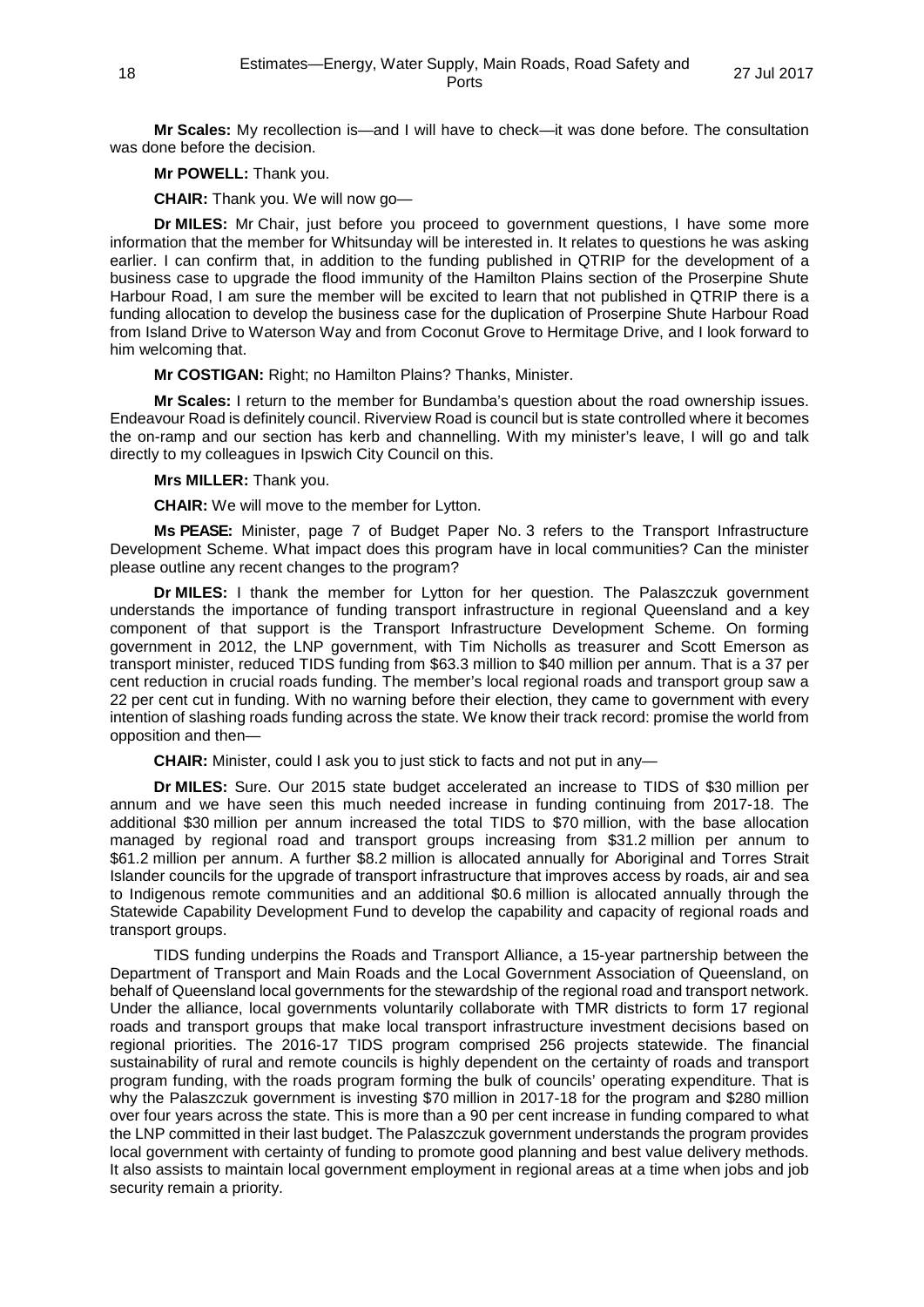**Mr Scales:** My recollection is—and I will have to check—it was done before. The consultation was done before the decision.

**Mr POWELL:** Thank you.

**CHAIR:** Thank you. We will now go—

**Dr MILES:** Mr Chair, just before you proceed to government questions, I have some more information that the member for Whitsunday will be interested in. It relates to questions he was asking earlier. I can confirm that, in addition to the funding published in QTRIP for the development of a business case to upgrade the flood immunity of the Hamilton Plains section of the Proserpine Shute Harbour Road, I am sure the member will be excited to learn that not published in QTRIP there is a funding allocation to develop the business case for the duplication of Proserpine Shute Harbour Road from Island Drive to Waterson Way and from Coconut Grove to Hermitage Drive, and I look forward to him welcoming that.

**Mr COSTIGAN:** Right; no Hamilton Plains? Thanks, Minister.

**Mr Scales:** I return to the member for Bundamba's question about the road ownership issues. Endeavour Road is definitely council. Riverview Road is council but is state controlled where it becomes the on-ramp and our section has kerb and channelling. With my minister's leave, I will go and talk directly to my colleagues in Ipswich City Council on this.

**Mrs MILLER:** Thank you.

**CHAIR:** We will move to the member for Lytton.

**Ms PEASE:** Minister, page 7 of Budget Paper No. 3 refers to the Transport Infrastructure Development Scheme. What impact does this program have in local communities? Can the minister please outline any recent changes to the program?

**Dr MILES:** I thank the member for Lytton for her question. The Palaszczuk government understands the importance of funding transport infrastructure in regional Queensland and a key component of that support is the Transport Infrastructure Development Scheme. On forming government in 2012, the LNP government, with Tim Nicholls as treasurer and Scott Emerson as transport minister, reduced TIDS funding from $63.3 million to $40 million per annum. That is a 37 per cent reduction in crucial roads funding. The member's local regional roads and transport group saw a 22 per cent cut in funding. With no warning before their election, they came to government with every intention of slashing roads funding across the state. We know their track record: promise the world from opposition and then—

**CHAIR:** Minister, could I ask you to just stick to facts and not put in any—

**Dr MILES:** Sure. Our 2015 state budget accelerated an increase to TIDS of $30 million per annum and we have seen this much needed increase in funding continuing from 2017-18. The additional $30 million per annum increased the total TIDS to $70 million, with the base allocation managed by regional road and transport groups increasing from $31.2 million per annum to $61.2 million per annum. A further $8.2 million is allocated annually for Aboriginal and Torres Strait Islander councils for the upgrade of transport infrastructure that improves access by roads, air and sea to Indigenous remote communities and an additional $0.6 million is allocated annually through the Statewide Capability Development Fund to develop the capability and capacity of regional roads and transport groups.

TIDS funding underpins the Roads and Transport Alliance, a 15-year partnership between the Department of Transport and Main Roads and the Local Government Association of Queensland, on behalf of Queensland local governments for the stewardship of the regional road and transport network. Under the alliance, local governments voluntarily collaborate with TMR districts to form 17 regional roads and transport groups that make local transport infrastructure investment decisions based on regional priorities. The 2016-17 TIDS program comprised 256 projects statewide. The financial sustainability of rural and remote councils is highly dependent on the certainty of roads and transport program funding, with the roads program forming the bulk of councils' operating expenditure. That is why the Palaszczuk government is investing $70 million in 2017-18 for the program and $280 million over four years across the state. This is more than a 90 per cent increase in funding compared to what the LNP committed in their last budget. The Palaszczuk government understands the program provides local government with certainty of funding to promote good planning and best value delivery methods. It also assists to maintain local government employment in regional areas at a time when jobs and job security remain a priority.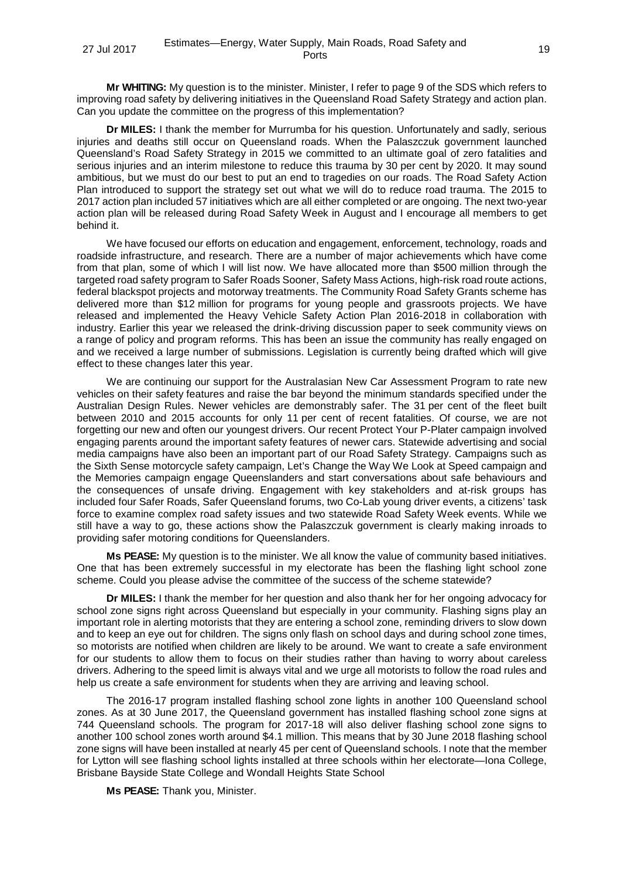**Mr WHITING:** My question is to the minister. Minister, I refer to page 9 of the SDS which refers to improving road safety by delivering initiatives in the Queensland Road Safety Strategy and action plan. Can you update the committee on the progress of this implementation?

**Dr MILES:** I thank the member for Murrumba for his question. Unfortunately and sadly, serious injuries and deaths still occur on Queensland roads. When the Palaszczuk government launched Queensland's Road Safety Strategy in 2015 we committed to an ultimate goal of zero fatalities and serious injuries and an interim milestone to reduce this trauma by 30 per cent by 2020. It may sound ambitious, but we must do our best to put an end to tragedies on our roads. The Road Safety Action Plan introduced to support the strategy set out what we will do to reduce road trauma. The 2015 to 2017 action plan included 57 initiatives which are all either completed or are ongoing. The next two-year action plan will be released during Road Safety Week in August and I encourage all members to get behind it.

We have focused our efforts on education and engagement, enforcement, technology, roads and roadside infrastructure, and research. There are a number of major achievements which have come from that plan, some of which I will list now. We have allocated more than $500 million through the targeted road safety program to Safer Roads Sooner, Safety Mass Actions, high-risk road route actions, federal blackspot projects and motorway treatments. The Community Road Safety Grants scheme has delivered more than $12 million for programs for young people and grassroots projects. We have released and implemented the Heavy Vehicle Safety Action Plan 2016-2018 in collaboration with industry. Earlier this year we released the drink-driving discussion paper to seek community views on a range of policy and program reforms. This has been an issue the community has really engaged on and we received a large number of submissions. Legislation is currently being drafted which will give effect to these changes later this year.

We are continuing our support for the Australasian New Car Assessment Program to rate new vehicles on their safety features and raise the bar beyond the minimum standards specified under the Australian Design Rules. Newer vehicles are demonstrably safer. The 31 per cent of the fleet built between 2010 and 2015 accounts for only 11 per cent of recent fatalities. Of course, we are not forgetting our new and often our youngest drivers. Our recent Protect Your P-Plater campaign involved engaging parents around the important safety features of newer cars. Statewide advertising and social media campaigns have also been an important part of our Road Safety Strategy. Campaigns such as the Sixth Sense motorcycle safety campaign, Let's Change the Way We Look at Speed campaign and the Memories campaign engage Queenslanders and start conversations about safe behaviours and the consequences of unsafe driving. Engagement with key stakeholders and at-risk groups has included four Safer Roads, Safer Queensland forums, two Co-Lab young driver events, a citizens' task force to examine complex road safety issues and two statewide Road Safety Week events. While we still have a way to go, these actions show the Palaszczuk government is clearly making inroads to providing safer motoring conditions for Queenslanders.

**Ms PEASE:** My question is to the minister. We all know the value of community based initiatives. One that has been extremely successful in my electorate has been the flashing light school zone scheme. Could you please advise the committee of the success of the scheme statewide?

**Dr MILES:** I thank the member for her question and also thank her for her ongoing advocacy for school zone signs right across Queensland but especially in your community. Flashing signs play an important role in alerting motorists that they are entering a school zone, reminding drivers to slow down and to keep an eye out for children. The signs only flash on school days and during school zone times, so motorists are notified when children are likely to be around. We want to create a safe environment for our students to allow them to focus on their studies rather than having to worry about careless drivers. Adhering to the speed limit is always vital and we urge all motorists to follow the road rules and help us create a safe environment for students when they are arriving and leaving school.

The 2016-17 program installed flashing school zone lights in another 100 Queensland school zones. As at 30 June 2017, the Queensland government has installed flashing school zone signs at 744 Queensland schools. The program for 2017-18 will also deliver flashing school zone signs to another 100 school zones worth around $4.1 million. This means that by 30 June 2018 flashing school zone signs will have been installed at nearly 45 per cent of Queensland schools. I note that the member for Lytton will see flashing school lights installed at three schools within her electorate—Iona College, Brisbane Bayside State College and Wondall Heights State School

**Ms PEASE:** Thank you, Minister.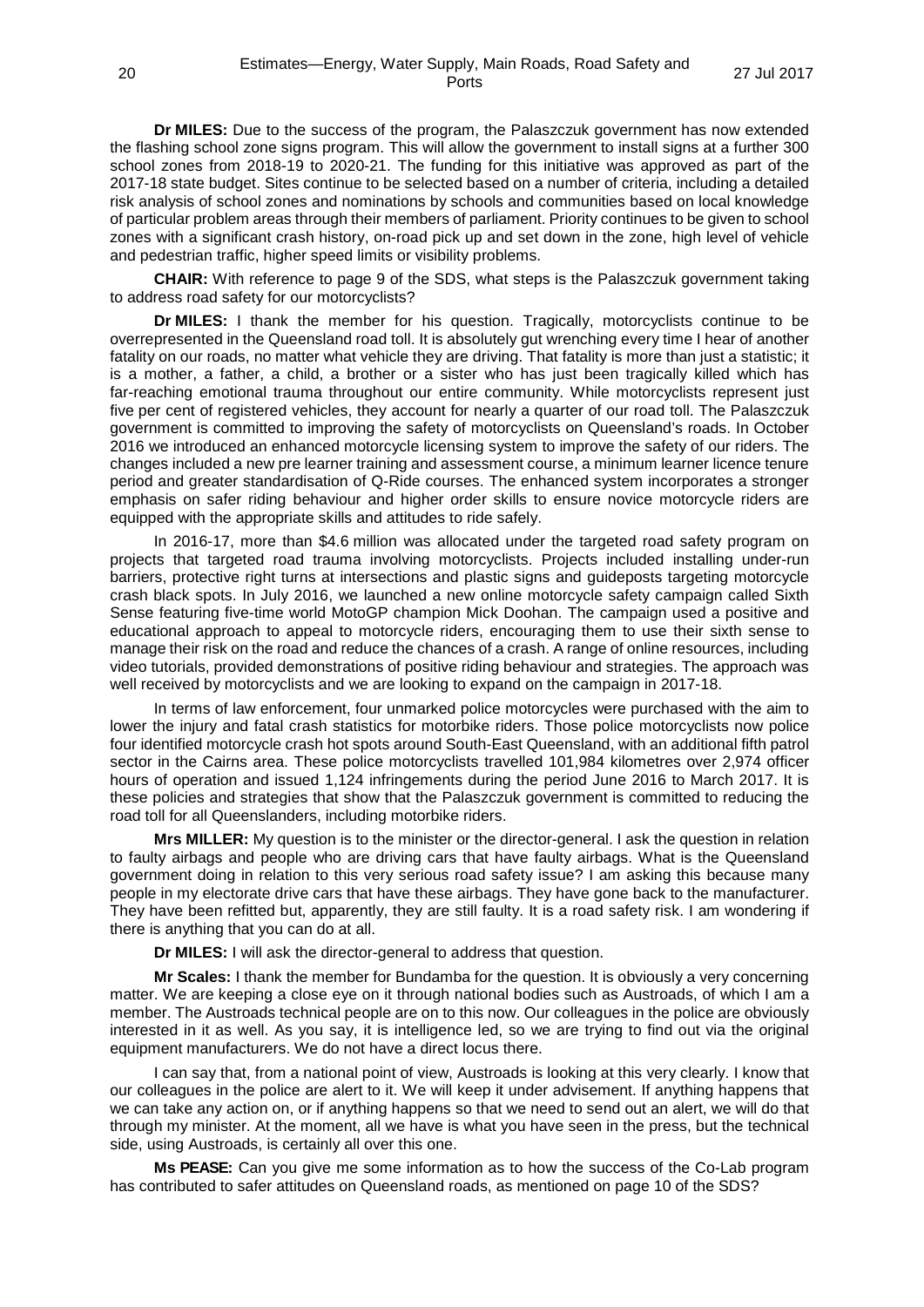**Dr MILES:** Due to the success of the program, the Palaszczuk government has now extended the flashing school zone signs program. This will allow the government to install signs at a further 300 school zones from 2018-19 to 2020-21. The funding for this initiative was approved as part of the 2017-18 state budget. Sites continue to be selected based on a number of criteria, including a detailed risk analysis of school zones and nominations by schools and communities based on local knowledge of particular problem areas through their members of parliament. Priority continues to be given to school zones with a significant crash history, on-road pick up and set down in the zone, high level of vehicle and pedestrian traffic, higher speed limits or visibility problems.

**CHAIR:** With reference to page 9 of the SDS, what steps is the Palaszczuk government taking to address road safety for our motorcyclists?

**Dr MILES:** I thank the member for his question. Tragically, motorcyclists continue to be overrepresented in the Queensland road toll. It is absolutely gut wrenching every time I hear of another fatality on our roads, no matter what vehicle they are driving. That fatality is more than just a statistic; it is a mother, a father, a child, a brother or a sister who has just been tragically killed which has far-reaching emotional trauma throughout our entire community. While motorcyclists represent just five per cent of registered vehicles, they account for nearly a quarter of our road toll. The Palaszczuk government is committed to improving the safety of motorcyclists on Queensland's roads. In October 2016 we introduced an enhanced motorcycle licensing system to improve the safety of our riders. The changes included a new pre learner training and assessment course, a minimum learner licence tenure period and greater standardisation of Q-Ride courses. The enhanced system incorporates a stronger emphasis on safer riding behaviour and higher order skills to ensure novice motorcycle riders are equipped with the appropriate skills and attitudes to ride safely.

In 2016-17, more than $4.6 million was allocated under the targeted road safety program on projects that targeted road trauma involving motorcyclists. Projects included installing under-run barriers, protective right turns at intersections and plastic signs and guideposts targeting motorcycle crash black spots. In July 2016, we launched a new online motorcycle safety campaign called Sixth Sense featuring five-time world MotoGP champion Mick Doohan. The campaign used a positive and educational approach to appeal to motorcycle riders, encouraging them to use their sixth sense to manage their risk on the road and reduce the chances of a crash. A range of online resources, including video tutorials, provided demonstrations of positive riding behaviour and strategies. The approach was well received by motorcyclists and we are looking to expand on the campaign in 2017-18.

In terms of law enforcement, four unmarked police motorcycles were purchased with the aim to lower the injury and fatal crash statistics for motorbike riders. Those police motorcyclists now police four identified motorcycle crash hot spots around South-East Queensland, with an additional fifth patrol sector in the Cairns area. These police motorcyclists travelled 101,984 kilometres over 2,974 officer hours of operation and issued 1,124 infringements during the period June 2016 to March 2017. It is these policies and strategies that show that the Palaszczuk government is committed to reducing the road toll for all Queenslanders, including motorbike riders.

**Mrs MILLER:** My question is to the minister or the director-general. I ask the question in relation to faulty airbags and people who are driving cars that have faulty airbags. What is the Queensland government doing in relation to this very serious road safety issue? I am asking this because many people in my electorate drive cars that have these airbags. They have gone back to the manufacturer. They have been refitted but, apparently, they are still faulty. It is a road safety risk. I am wondering if there is anything that you can do at all.

**Dr MILES:** I will ask the director-general to address that question.

**Mr Scales:** I thank the member for Bundamba for the question. It is obviously a very concerning matter. We are keeping a close eye on it through national bodies such as Austroads, of which I am a member. The Austroads technical people are on to this now. Our colleagues in the police are obviously interested in it as well. As you say, it is intelligence led, so we are trying to find out via the original equipment manufacturers. We do not have a direct locus there.

I can say that, from a national point of view, Austroads is looking at this very clearly. I know that our colleagues in the police are alert to it. We will keep it under advisement. If anything happens that we can take any action on, or if anything happens so that we need to send out an alert, we will do that through my minister. At the moment, all we have is what you have seen in the press, but the technical side, using Austroads, is certainly all over this one.

**Ms PEASE:** Can you give me some information as to how the success of the Co-Lab program has contributed to safer attitudes on Queensland roads, as mentioned on page 10 of the SDS?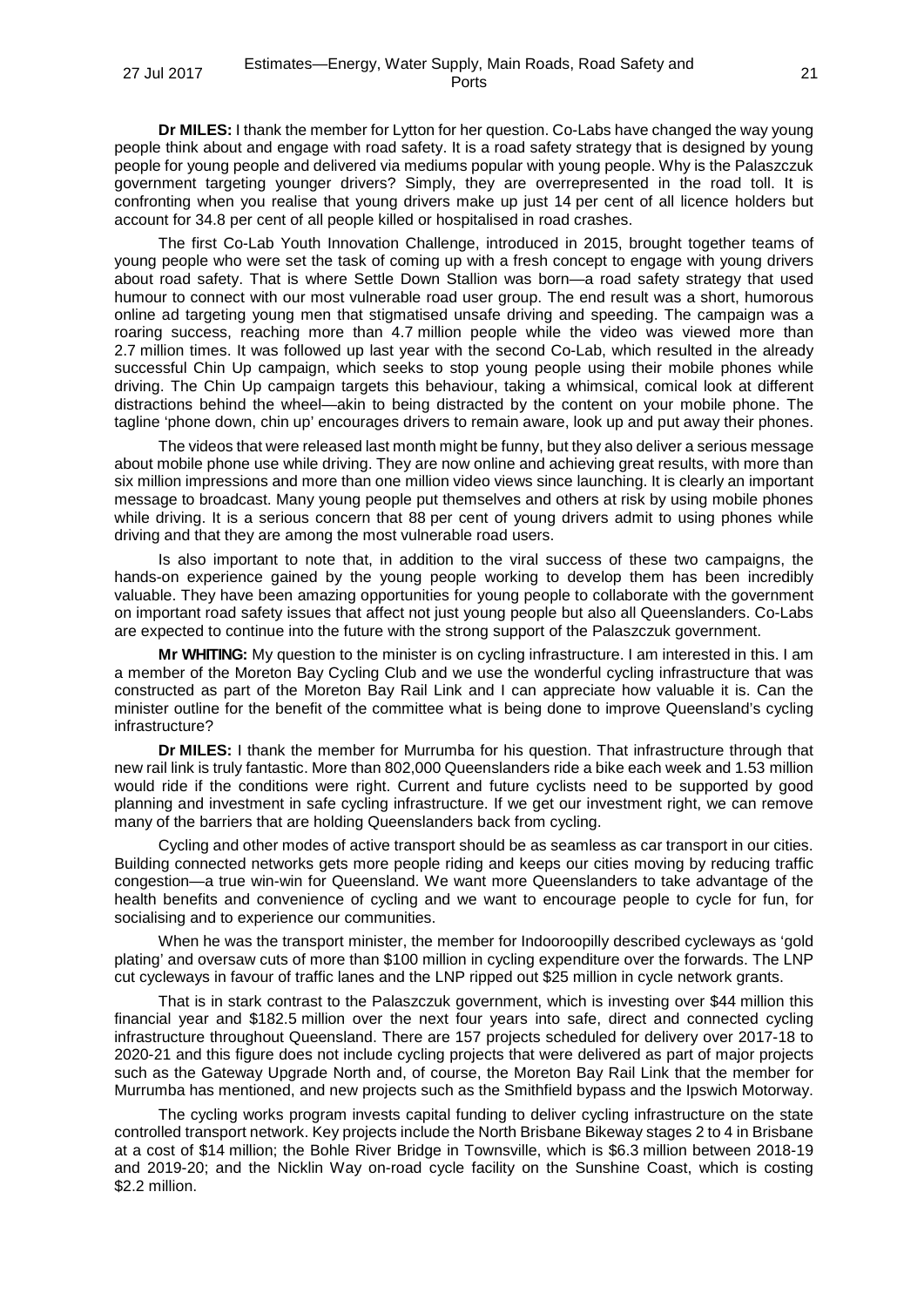**Dr MILES:** I thank the member for Lytton for her question. Co-Labs have changed the way young people think about and engage with road safety. It is a road safety strategy that is designed by young people for young people and delivered via mediums popular with young people. Why is the Palaszczuk government targeting younger drivers? Simply, they are overrepresented in the road toll. It is confronting when you realise that young drivers make up just 14 per cent of all licence holders but account for 34.8 per cent of all people killed or hospitalised in road crashes.

The first Co-Lab Youth Innovation Challenge, introduced in 2015, brought together teams of young people who were set the task of coming up with a fresh concept to engage with young drivers about road safety. That is where Settle Down Stallion was born—a road safety strategy that used humour to connect with our most vulnerable road user group. The end result was a short, humorous online ad targeting young men that stigmatised unsafe driving and speeding. The campaign was a roaring success, reaching more than 4.7 million people while the video was viewed more than 2.7 million times. It was followed up last year with the second Co-Lab, which resulted in the already successful Chin Up campaign, which seeks to stop young people using their mobile phones while driving. The Chin Up campaign targets this behaviour, taking a whimsical, comical look at different distractions behind the wheel—akin to being distracted by the content on your mobile phone. The tagline 'phone down, chin up' encourages drivers to remain aware, look up and put away their phones.

The videos that were released last month might be funny, but they also deliver a serious message about mobile phone use while driving. They are now online and achieving great results, with more than six million impressions and more than one million video views since launching. It is clearly an important message to broadcast. Many young people put themselves and others at risk by using mobile phones while driving. It is a serious concern that 88 per cent of young drivers admit to using phones while driving and that they are among the most vulnerable road users.

Is also important to note that, in addition to the viral success of these two campaigns, the hands-on experience gained by the young people working to develop them has been incredibly valuable. They have been amazing opportunities for young people to collaborate with the government on important road safety issues that affect not just young people but also all Queenslanders. Co-Labs are expected to continue into the future with the strong support of the Palaszczuk government.

**Mr WHITING:** My question to the minister is on cycling infrastructure. I am interested in this. I am a member of the Moreton Bay Cycling Club and we use the wonderful cycling infrastructure that was constructed as part of the Moreton Bay Rail Link and I can appreciate how valuable it is. Can the minister outline for the benefit of the committee what is being done to improve Queensland's cycling infrastructure?

**Dr MILES:** I thank the member for Murrumba for his question. That infrastructure through that new rail link is truly fantastic. More than 802,000 Queenslanders ride a bike each week and 1.53 million would ride if the conditions were right. Current and future cyclists need to be supported by good planning and investment in safe cycling infrastructure. If we get our investment right, we can remove many of the barriers that are holding Queenslanders back from cycling.

Cycling and other modes of active transport should be as seamless as car transport in our cities. Building connected networks gets more people riding and keeps our cities moving by reducing traffic congestion—a true win-win for Queensland. We want more Queenslanders to take advantage of the health benefits and convenience of cycling and we want to encourage people to cycle for fun, for socialising and to experience our communities.

When he was the transport minister, the member for Indooroopilly described cycleways as 'gold plating' and oversaw cuts of more than $100 million in cycling expenditure over the forwards. The LNP cut cycleways in favour of traffic lanes and the LNP ripped out $25 million in cycle network grants.

That is in stark contrast to the Palaszczuk government, which is investing over $44 million this financial year and $182.5 million over the next four years into safe, direct and connected cycling infrastructure throughout Queensland. There are 157 projects scheduled for delivery over 2017-18 to 2020-21 and this figure does not include cycling projects that were delivered as part of major projects such as the Gateway Upgrade North and, of course, the Moreton Bay Rail Link that the member for Murrumba has mentioned, and new projects such as the Smithfield bypass and the Ipswich Motorway.

The cycling works program invests capital funding to deliver cycling infrastructure on the state controlled transport network. Key projects include the North Brisbane Bikeway stages 2 to 4 in Brisbane at a cost of $14 million; the Bohle River Bridge in Townsville, which is $6.3 million between 2018-19 and 2019-20; and the Nicklin Way on-road cycle facility on the Sunshine Coast, which is costing $2.2 million.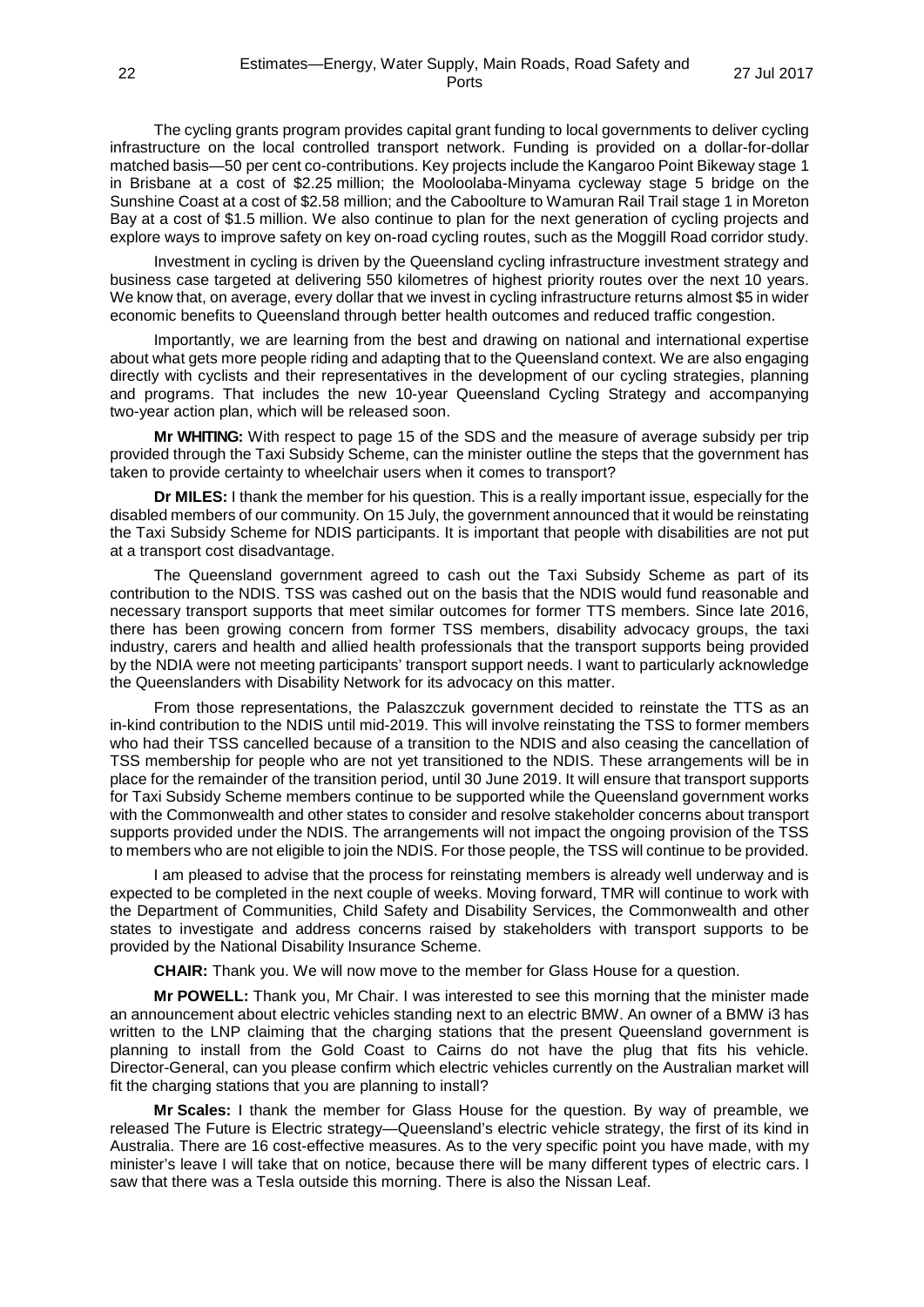The cycling grants program provides capital grant funding to local governments to deliver cycling infrastructure on the local controlled transport network. Funding is provided on a dollar-for-dollar matched basis—50 per cent co-contributions. Key projects include the Kangaroo Point Bikeway stage 1 in Brisbane at a cost of $2.25 million; the Mooloolaba-Minyama cycleway stage 5 bridge on the Sunshine Coast at a cost of $2.58 million; and the Caboolture to Wamuran Rail Trail stage 1 in Moreton Bay at a cost of $1.5 million. We also continue to plan for the next generation of cycling projects and explore ways to improve safety on key on-road cycling routes, such as the Moggill Road corridor study.

Investment in cycling is driven by the Queensland cycling infrastructure investment strategy and business case targeted at delivering 550 kilometres of highest priority routes over the next 10 years. We know that, on average, every dollar that we invest in cycling infrastructure returns almost $5 in wider economic benefits to Queensland through better health outcomes and reduced traffic congestion.

Importantly, we are learning from the best and drawing on national and international expertise about what gets more people riding and adapting that to the Queensland context. We are also engaging directly with cyclists and their representatives in the development of our cycling strategies, planning and programs. That includes the new 10-year Queensland Cycling Strategy and accompanying two-year action plan, which will be released soon.

**Mr WHITING:** With respect to page 15 of the SDS and the measure of average subsidy per trip provided through the Taxi Subsidy Scheme, can the minister outline the steps that the government has taken to provide certainty to wheelchair users when it comes to transport?

**Dr MILES:** I thank the member for his question. This is a really important issue, especially for the disabled members of our community. On 15 July, the government announced that it would be reinstating the Taxi Subsidy Scheme for NDIS participants. It is important that people with disabilities are not put at a transport cost disadvantage.

The Queensland government agreed to cash out the Taxi Subsidy Scheme as part of its contribution to the NDIS. TSS was cashed out on the basis that the NDIS would fund reasonable and necessary transport supports that meet similar outcomes for former TTS members. Since late 2016, there has been growing concern from former TSS members, disability advocacy groups, the taxi industry, carers and health and allied health professionals that the transport supports being provided by the NDIA were not meeting participants' transport support needs. I want to particularly acknowledge the Queenslanders with Disability Network for its advocacy on this matter.

From those representations, the Palaszczuk government decided to reinstate the TTS as an in-kind contribution to the NDIS until mid-2019. This will involve reinstating the TSS to former members who had their TSS cancelled because of a transition to the NDIS and also ceasing the cancellation of TSS membership for people who are not yet transitioned to the NDIS. These arrangements will be in place for the remainder of the transition period, until 30 June 2019. It will ensure that transport supports for Taxi Subsidy Scheme members continue to be supported while the Queensland government works with the Commonwealth and other states to consider and resolve stakeholder concerns about transport supports provided under the NDIS. The arrangements will not impact the ongoing provision of the TSS to members who are not eligible to join the NDIS. For those people, the TSS will continue to be provided.

I am pleased to advise that the process for reinstating members is already well underway and is expected to be completed in the next couple of weeks. Moving forward, TMR will continue to work with the Department of Communities, Child Safety and Disability Services, the Commonwealth and other states to investigate and address concerns raised by stakeholders with transport supports to be provided by the National Disability Insurance Scheme.

**CHAIR:** Thank you. We will now move to the member for Glass House for a question.

**Mr POWELL:** Thank you, Mr Chair. I was interested to see this morning that the minister made an announcement about electric vehicles standing next to an electric BMW. An owner of a BMW i3 has written to the LNP claiming that the charging stations that the present Queensland government is planning to install from the Gold Coast to Cairns do not have the plug that fits his vehicle. Director-General, can you please confirm which electric vehicles currently on the Australian market will fit the charging stations that you are planning to install?

**Mr Scales:** I thank the member for Glass House for the question. By way of preamble, we released The Future is Electric strategy—Queensland's electric vehicle strategy, the first of its kind in Australia. There are 16 cost-effective measures. As to the very specific point you have made, with my minister's leave I will take that on notice, because there will be many different types of electric cars. I saw that there was a Tesla outside this morning. There is also the Nissan Leaf.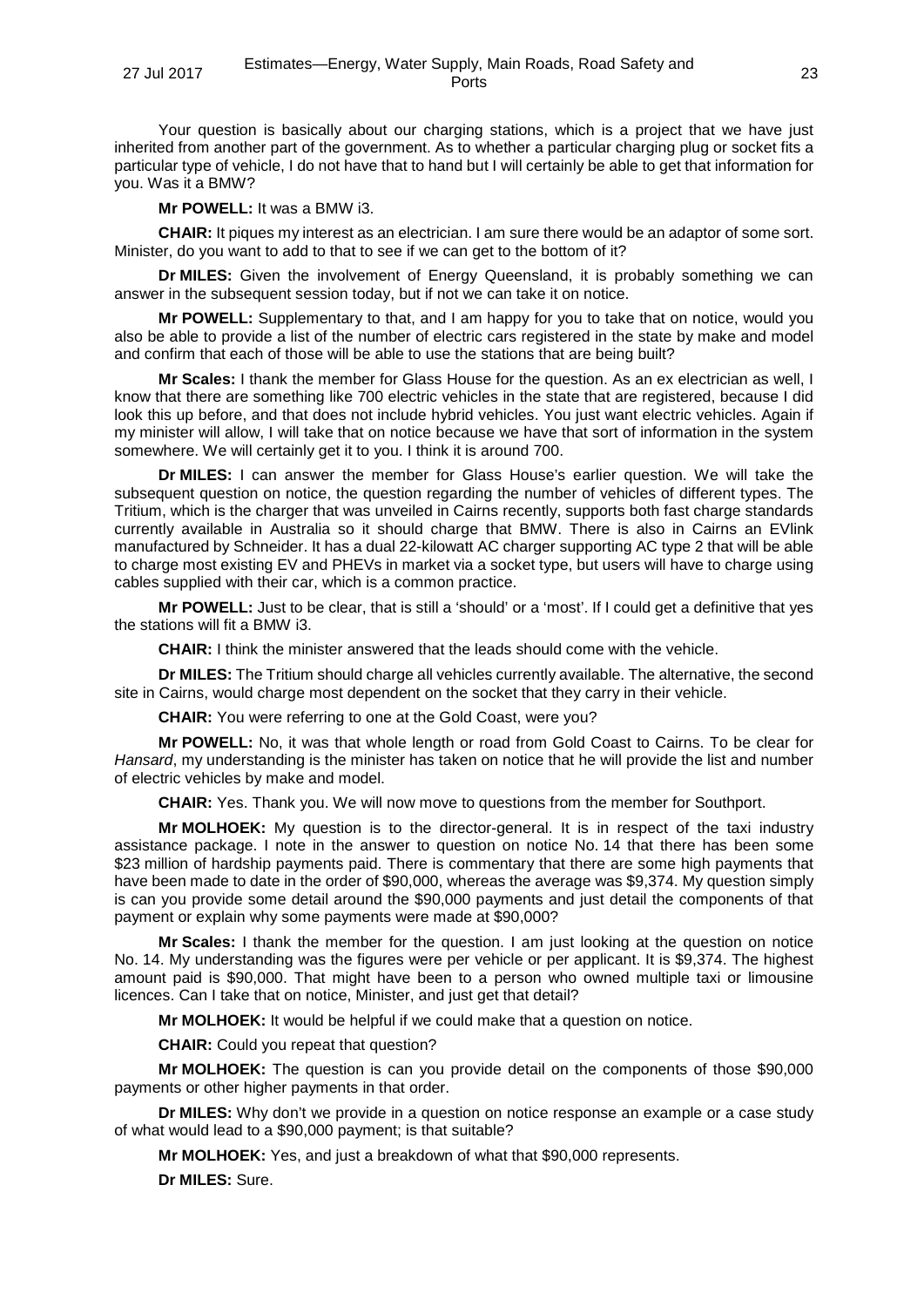Your question is basically about our charging stations, which is a project that we have just inherited from another part of the government. As to whether a particular charging plug or socket fits a particular type of vehicle, I do not have that to hand but I will certainly be able to get that information for you. Was it a BMW?

**Mr POWELL:** It was a BMW i3.

**CHAIR:** It piques my interest as an electrician. I am sure there would be an adaptor of some sort. Minister, do you want to add to that to see if we can get to the bottom of it?

**Dr MILES:** Given the involvement of Energy Queensland, it is probably something we can answer in the subsequent session today, but if not we can take it on notice.

**Mr POWELL:** Supplementary to that, and I am happy for you to take that on notice, would you also be able to provide a list of the number of electric cars registered in the state by make and model and confirm that each of those will be able to use the stations that are being built?

**Mr Scales:** I thank the member for Glass House for the question. As an ex electrician as well, I know that there are something like 700 electric vehicles in the state that are registered, because I did look this up before, and that does not include hybrid vehicles. You just want electric vehicles. Again if my minister will allow, I will take that on notice because we have that sort of information in the system somewhere. We will certainly get it to you. I think it is around 700.

**Dr MILES:** I can answer the member for Glass House's earlier question. We will take the subsequent question on notice, the question regarding the number of vehicles of different types. The Tritium, which is the charger that was unveiled in Cairns recently, supports both fast charge standards currently available in Australia so it should charge that BMW. There is also in Cairns an EVlink manufactured by Schneider. It has a dual 22-kilowatt AC charger supporting AC type 2 that will be able to charge most existing EV and PHEVs in market via a socket type, but users will have to charge using cables supplied with their car, which is a common practice.

**Mr POWELL:** Just to be clear, that is still a 'should' or a 'most'. If I could get a definitive that yes the stations will fit a BMW i3.

**CHAIR:** I think the minister answered that the leads should come with the vehicle.

**Dr MILES:** The Tritium should charge all vehicles currently available. The alternative, the second site in Cairns, would charge most dependent on the socket that they carry in their vehicle.

**CHAIR:** You were referring to one at the Gold Coast, were you?

**Mr POWELL:** No, it was that whole length or road from Gold Coast to Cairns. To be clear for *Hansard*, my understanding is the minister has taken on notice that he will provide the list and number of electric vehicles by make and model.

**CHAIR:** Yes. Thank you. We will now move to questions from the member for Southport.

**Mr MOLHOEK:** My question is to the director-general. It is in respect of the taxi industry assistance package. I note in the answer to question on notice No. 14 that there has been some $23 million of hardship payments paid. There is commentary that there are some high payments that have been made to date in the order of $90,000, whereas the average was $9,374. My question simply is can you provide some detail around the $90,000 payments and just detail the components of that payment or explain why some payments were made at $90,000?

**Mr Scales:** I thank the member for the question. I am just looking at the question on notice No. 14. My understanding was the figures were per vehicle or per applicant. It is $9,374. The highest amount paid is $90,000. That might have been to a person who owned multiple taxi or limousine licences. Can I take that on notice, Minister, and just get that detail?

**Mr MOLHOEK:** It would be helpful if we could make that a question on notice.

**CHAIR:** Could you repeat that question?

**Mr MOLHOEK:** The question is can you provide detail on the components of those $90,000 payments or other higher payments in that order.

**Dr MILES:** Why don't we provide in a question on notice response an example or a case study of what would lead to a $90,000 payment; is that suitable?

**Mr MOLHOEK:** Yes, and just a breakdown of what that $90,000 represents.

**Dr MILES:** Sure.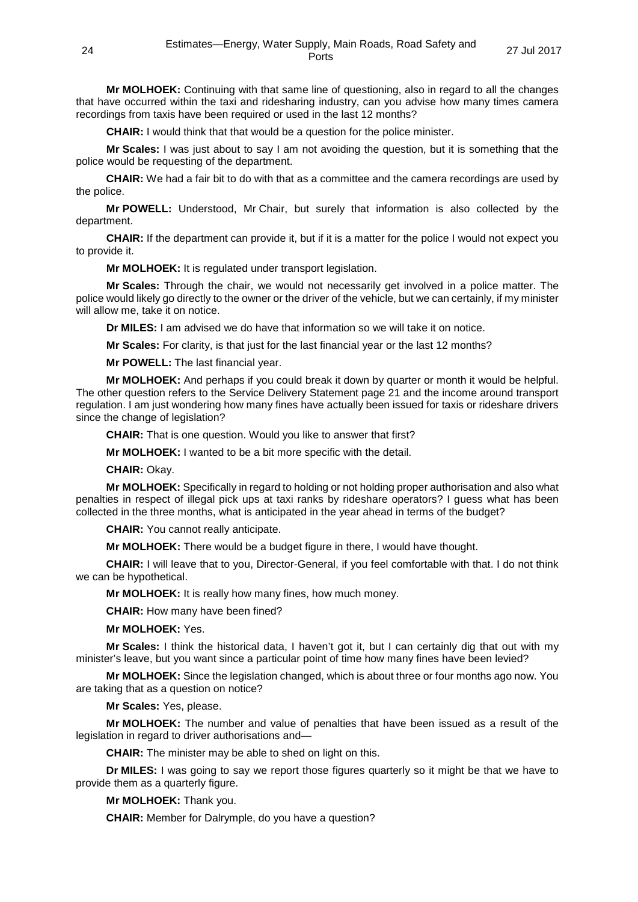**Mr MOLHOEK:** Continuing with that same line of questioning, also in regard to all the changes that have occurred within the taxi and ridesharing industry, can you advise how many times camera recordings from taxis have been required or used in the last 12 months?

**CHAIR:** I would think that that would be a question for the police minister.

**Mr Scales:** I was just about to say I am not avoiding the question, but it is something that the police would be requesting of the department.

**CHAIR:** We had a fair bit to do with that as a committee and the camera recordings are used by the police.

**Mr POWELL:** Understood, Mr Chair, but surely that information is also collected by the department.

**CHAIR:** If the department can provide it, but if it is a matter for the police I would not expect you to provide it.

**Mr MOLHOEK:** It is regulated under transport legislation.

**Mr Scales:** Through the chair, we would not necessarily get involved in a police matter. The police would likely go directly to the owner or the driver of the vehicle, but we can certainly, if my minister will allow me, take it on notice.

**Dr MILES:** I am advised we do have that information so we will take it on notice.

**Mr Scales:** For clarity, is that just for the last financial year or the last 12 months?

**Mr POWELL:** The last financial year.

**Mr MOLHOEK:** And perhaps if you could break it down by quarter or month it would be helpful. The other question refers to the Service Delivery Statement page 21 and the income around transport regulation. I am just wondering how many fines have actually been issued for taxis or rideshare drivers since the change of legislation?

**CHAIR:** That is one question. Would you like to answer that first?

**Mr MOLHOEK:** I wanted to be a bit more specific with the detail.

**CHAIR:** Okay.

**Mr MOLHOEK:** Specifically in regard to holding or not holding proper authorisation and also what penalties in respect of illegal pick ups at taxi ranks by rideshare operators? I guess what has been collected in the three months, what is anticipated in the year ahead in terms of the budget?

**CHAIR:** You cannot really anticipate.

**Mr MOLHOEK:** There would be a budget figure in there, I would have thought.

**CHAIR:** I will leave that to you, Director-General, if you feel comfortable with that. I do not think we can be hypothetical.

**Mr MOLHOEK:** It is really how many fines, how much money.

**CHAIR:** How many have been fined?

**Mr MOLHOEK:** Yes.

**Mr Scales:** I think the historical data, I haven't got it, but I can certainly dig that out with my minister's leave, but you want since a particular point of time how many fines have been levied?

**Mr MOLHOEK:** Since the legislation changed, which is about three or four months ago now. You are taking that as a question on notice?

**Mr Scales:** Yes, please.

**Mr MOLHOEK:** The number and value of penalties that have been issued as a result of the legislation in regard to driver authorisations and—

**CHAIR:** The minister may be able to shed on light on this.

**Dr MILES:** I was going to say we report those figures quarterly so it might be that we have to provide them as a quarterly figure.

**Mr MOLHOEK:** Thank you.

**CHAIR:** Member for Dalrymple, do you have a question?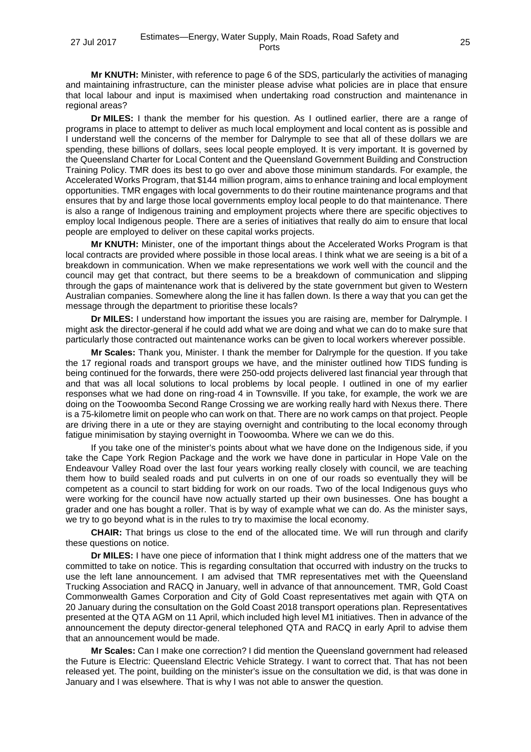**Mr KNUTH:** Minister, with reference to page 6 of the SDS, particularly the activities of managing and maintaining infrastructure, can the minister please advise what policies are in place that ensure that local labour and input is maximised when undertaking road construction and maintenance in regional areas?

**Dr MILES:** I thank the member for his question. As I outlined earlier, there are a range of programs in place to attempt to deliver as much local employment and local content as is possible and I understand well the concerns of the member for Dalrymple to see that all of these dollars we are spending, these billions of dollars, sees local people employed. It is very important. It is governed by the Queensland Charter for Local Content and the Queensland Government Building and Construction Training Policy. TMR does its best to go over and above those minimum standards. For example, the Accelerated Works Program, that $144 million program, aims to enhance training and local employment opportunities. TMR engages with local governments to do their routine maintenance programs and that ensures that by and large those local governments employ local people to do that maintenance. There is also a range of Indigenous training and employment projects where there are specific objectives to employ local Indigenous people. There are a series of initiatives that really do aim to ensure that local people are employed to deliver on these capital works projects.

**Mr KNUTH:** Minister, one of the important things about the Accelerated Works Program is that local contracts are provided where possible in those local areas. I think what we are seeing is a bit of a breakdown in communication. When we make representations we work well with the council and the council may get that contract, but there seems to be a breakdown of communication and slipping through the gaps of maintenance work that is delivered by the state government but given to Western Australian companies. Somewhere along the line it has fallen down. Is there a way that you can get the message through the department to prioritise these locals?

**Dr MILES:** I understand how important the issues you are raising are, member for Dalrymple. I might ask the director-general if he could add what we are doing and what we can do to make sure that particularly those contracted out maintenance works can be given to local workers wherever possible.

**Mr Scales:** Thank you, Minister. I thank the member for Dalrymple for the question. If you take the 17 regional roads and transport groups we have, and the minister outlined how TIDS funding is being continued for the forwards, there were 250-odd projects delivered last financial year through that and that was all local solutions to local problems by local people. I outlined in one of my earlier responses what we had done on ring-road 4 in Townsville. If you take, for example, the work we are doing on the Toowoomba Second Range Crossing we are working really hard with Nexus there. There is a 75-kilometre limit on people who can work on that. There are no work camps on that project. People are driving there in a ute or they are staying overnight and contributing to the local economy through fatigue minimisation by staying overnight in Toowoomba. Where we can we do this.

If you take one of the minister's points about what we have done on the Indigenous side, if you take the Cape York Region Package and the work we have done in particular in Hope Vale on the Endeavour Valley Road over the last four years working really closely with council, we are teaching them how to build sealed roads and put culverts in on one of our roads so eventually they will be competent as a council to start bidding for work on our roads. Two of the local Indigenous guys who were working for the council have now actually started up their own businesses. One has bought a grader and one has bought a roller. That is by way of example what we can do. As the minister says, we try to go beyond what is in the rules to try to maximise the local economy.

**CHAIR:** That brings us close to the end of the allocated time. We will run through and clarify these questions on notice.

**Dr MILES:** I have one piece of information that I think might address one of the matters that we committed to take on notice. This is regarding consultation that occurred with industry on the trucks to use the left lane announcement. I am advised that TMR representatives met with the Queensland Trucking Association and RACQ in January, well in advance of that announcement. TMR, Gold Coast Commonwealth Games Corporation and City of Gold Coast representatives met again with QTA on 20 January during the consultation on the Gold Coast 2018 transport operations plan. Representatives presented at the QTA AGM on 11 April, which included high level M1 initiatives. Then in advance of the announcement the deputy director-general telephoned QTA and RACQ in early April to advise them that an announcement would be made.

**Mr Scales:** Can I make one correction? I did mention the Queensland government had released the Future is Electric: Queensland Electric Vehicle Strategy. I want to correct that. That has not been released yet. The point, building on the minister's issue on the consultation we did, is that was done in January and I was elsewhere. That is why I was not able to answer the question.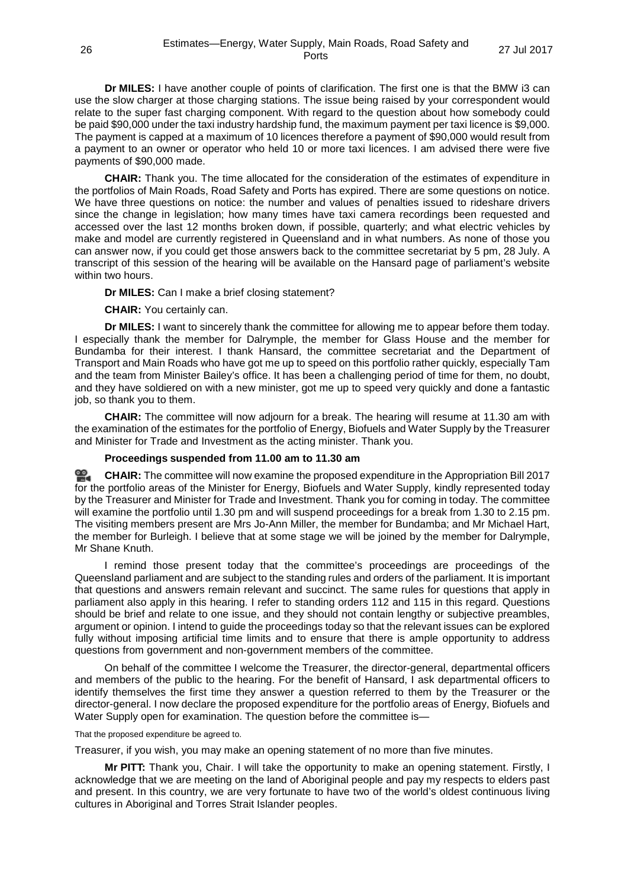**Dr MILES:** I have another couple of points of clarification. The first one is that the BMW i3 can use the slow charger at those charging stations. The issue being raised by your correspondent would relate to the super fast charging component. With regard to the question about how somebody could be paid $90,000 under the taxi industry hardship fund, the maximum payment per taxi licence is $9,000. The payment is capped at a maximum of 10 licences therefore a payment of $90,000 would result from a payment to an owner or operator who held 10 or more taxi licences. I am advised there were five payments of $90,000 made.

**CHAIR:** Thank you. The time allocated for the consideration of the estimates of expenditure in the portfolios of Main Roads, Road Safety and Ports has expired. There are some questions on notice. We have three questions on notice: the number and values of penalties issued to rideshare drivers since the change in legislation; how many times have taxi camera recordings been requested and accessed over the last 12 months broken down, if possible, quarterly; and what electric vehicles by make and model are currently registered in Queensland and in what numbers. As none of those you can answer now, if you could get those answers back to the committee secretariat by 5 pm, 28 July. A transcript of this session of the hearing will be available on the Hansard page of parliament's website within two hours.

**Dr MILES:** Can I make a brief closing statement?

**CHAIR:** You certainly can.

**Dr MILES:** I want to sincerely thank the committee for allowing me to appear before them today. I especially thank the member for Dalrymple, the member for Glass House and the member for Bundamba for their interest. I thank Hansard, the committee secretariat and the Department of Transport and Main Roads who have got me up to speed on this portfolio rather quickly, especially Tam and the team from Minister Bailey's office. It has been a challenging period of time for them, no doubt, and they have soldiered on with a new minister, got me up to speed very quickly and done a fantastic job, so thank you to them.

**CHAIR:** The committee will now adjourn for a break. The hearing will resume at 11.30 am with the examination of the estimates for the portfolio of Energy, Biofuels and Water Supply by the Treasurer and Minister for Trade and Investment as the acting minister. Thank you.

**Proceedings suspended from 11.00 am to 11.30 am**

**CHAIR:** The committee will now examine the proposed expenditure in the Appropriation Bill 2017 for the portfolio areas of the Minister for Energy, Biofuels and Water Supply, kindly represented today by the Treasurer and Minister for Trade and Investment. Thank you for coming in today. The committee will examine the portfolio until 1.30 pm and will suspend proceedings for a break from 1.30 to 2.15 pm. The visiting members present are Mrs Jo-Ann Miller, the member for Bundamba; and Mr Michael Hart, the member for Burleigh. I believe that at some stage we will be joined by the member for Dalrymple, Mr Shane Knuth.

I remind those present today that the committee's proceedings are proceedings of the Queensland parliament and are subject to the standing rules and orders of the parliament. It is important that questions and answers remain relevant and succinct. The same rules for questions that apply in parliament also apply in this hearing. I refer to standing orders 112 and 115 in this regard. Questions should be brief and relate to one issue, and they should not contain lengthy or subjective preambles, argument or opinion. I intend to guide the proceedings today so that the relevant issues can be explored fully without imposing artificial time limits and to ensure that there is ample opportunity to address questions from government and non-government members of the committee.

On behalf of the committee I welcome the Treasurer, the director-general, departmental officers and members of the public to the hearing. For the benefit of Hansard, I ask departmental officers to identify themselves the first time they answer a question referred to them by the Treasurer or the director-general. I now declare the proposed expenditure for the portfolio areas of Energy, Biofuels and Water Supply open for examination. The question before the committee is—

That the proposed expenditure be agreed to.

Treasurer, if you wish, you may make an opening statement of no more than five minutes.

**Mr PITT:** Thank you, Chair. I will take the opportunity to make an opening statement. Firstly, I acknowledge that we are meeting on the land of Aboriginal people and pay my respects to elders past and present. In this country, we are very fortunate to have two of the world's oldest continuous living cultures in Aboriginal and Torres Strait Islander peoples.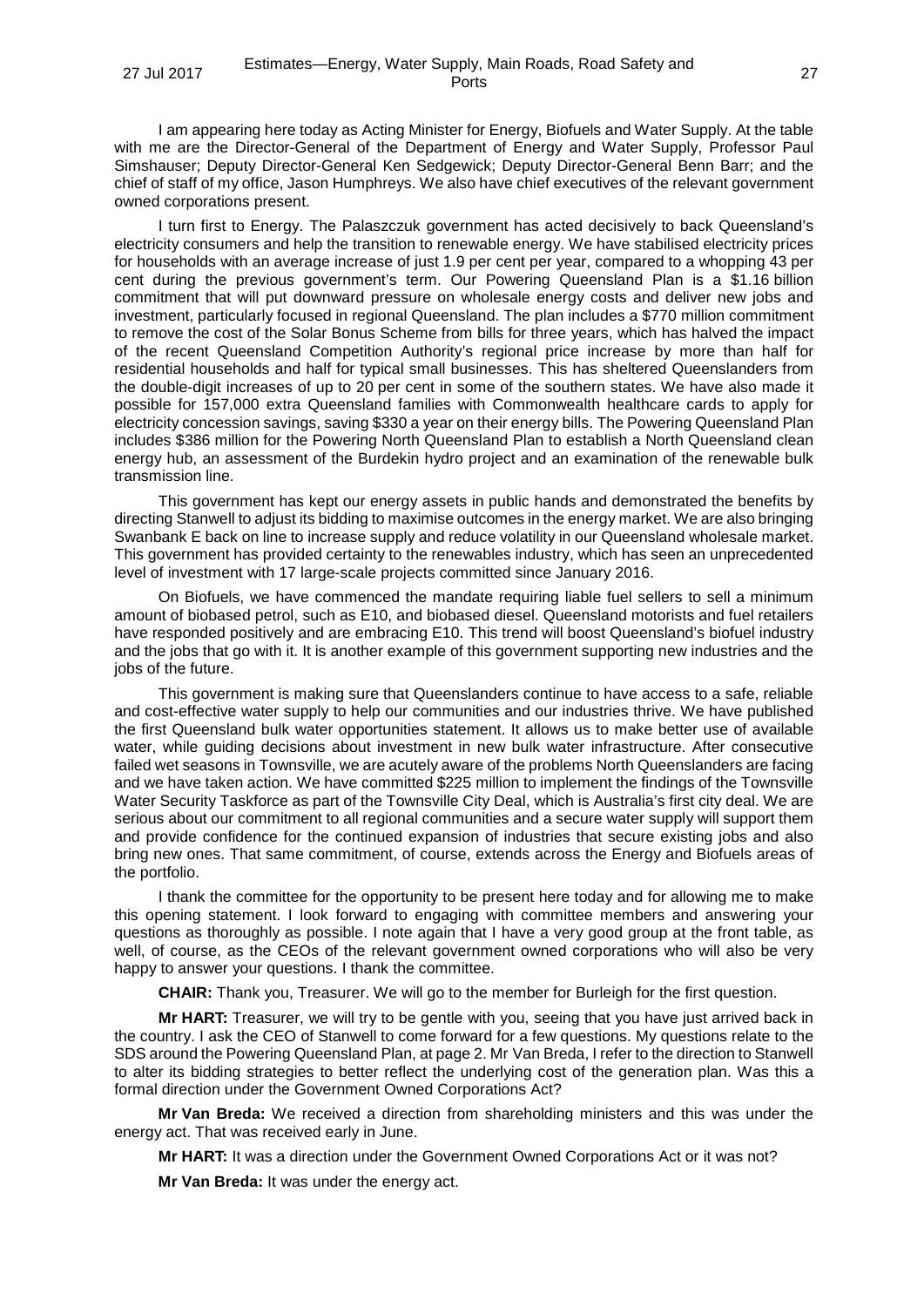I am appearing here today as Acting Minister for Energy, Biofuels and Water Supply. At the table with me are the Director-General of the Department of Energy and Water Supply, Professor Paul Simshauser; Deputy Director-General Ken Sedgewick; Deputy Director-General Benn Barr; and the chief of staff of my office, Jason Humphreys. We also have chief executives of the relevant government owned corporations present.

I turn first to Energy. The Palaszczuk government has acted decisively to back Queensland's electricity consumers and help the transition to renewable energy. We have stabilised electricity prices for households with an average increase of just 1.9 per cent per year, compared to a whopping 43 per cent during the previous government's term. Our Powering Queensland Plan is a $1.16 billion commitment that will put downward pressure on wholesale energy costs and deliver new jobs and investment, particularly focused in regional Queensland. The plan includes a $770 million commitment to remove the cost of the Solar Bonus Scheme from bills for three years, which has halved the impact of the recent Queensland Competition Authority's regional price increase by more than half for residential households and half for typical small businesses. This has sheltered Queenslanders from the double-digit increases of up to 20 per cent in some of the southern states. We have also made it possible for 157,000 extra Queensland families with Commonwealth healthcare cards to apply for electricity concession savings, saving $330 a year on their energy bills. The Powering Queensland Plan includes $386 million for the Powering North Queensland Plan to establish a North Queensland clean energy hub, an assessment of the Burdekin hydro project and an examination of the renewable bulk transmission line.

This government has kept our energy assets in public hands and demonstrated the benefits by directing Stanwell to adjust its bidding to maximise outcomes in the energy market. We are also bringing Swanbank E back on line to increase supply and reduce volatility in our Queensland wholesale market. This government has provided certainty to the renewables industry, which has seen an unprecedented level of investment with 17 large-scale projects committed since January 2016.

On Biofuels, we have commenced the mandate requiring liable fuel sellers to sell a minimum amount of biobased petrol, such as E10, and biobased diesel. Queensland motorists and fuel retailers have responded positively and are embracing E10. This trend will boost Queensland's biofuel industry and the jobs that go with it. It is another example of this government supporting new industries and the jobs of the future.

This government is making sure that Queenslanders continue to have access to a safe, reliable and cost-effective water supply to help our communities and our industries thrive. We have published the first Queensland bulk water opportunities statement. It allows us to make better use of available water, while guiding decisions about investment in new bulk water infrastructure. After consecutive failed wet seasons in Townsville, we are acutely aware of the problems North Queenslanders are facing and we have taken action. We have committed $225 million to implement the findings of the Townsville Water Security Taskforce as part of the Townsville City Deal, which is Australia's first city deal. We are serious about our commitment to all regional communities and a secure water supply will support them and provide confidence for the continued expansion of industries that secure existing jobs and also bring new ones. That same commitment, of course, extends across the Energy and Biofuels areas of the portfolio.

I thank the committee for the opportunity to be present here today and for allowing me to make this opening statement. I look forward to engaging with committee members and answering your questions as thoroughly as possible. I note again that I have a very good group at the front table, as well, of course, as the CEOs of the relevant government owned corporations who will also be very happy to answer your questions. I thank the committee.

**CHAIR:** Thank you, Treasurer. We will go to the member for Burleigh for the first question.

**Mr HART:** Treasurer, we will try to be gentle with you, seeing that you have just arrived back in the country. I ask the CEO of Stanwell to come forward for a few questions. My questions relate to the SDS around the Powering Queensland Plan, at page 2. Mr Van Breda, I refer to the direction to Stanwell to alter its bidding strategies to better reflect the underlying cost of the generation plan. Was this a formal direction under the Government Owned Corporations Act?

**Mr Van Breda:** We received a direction from shareholding ministers and this was under the energy act. That was received early in June.

**Mr HART:** It was a direction under the Government Owned Corporations Act or it was not?

**Mr Van Breda:** It was under the energy act.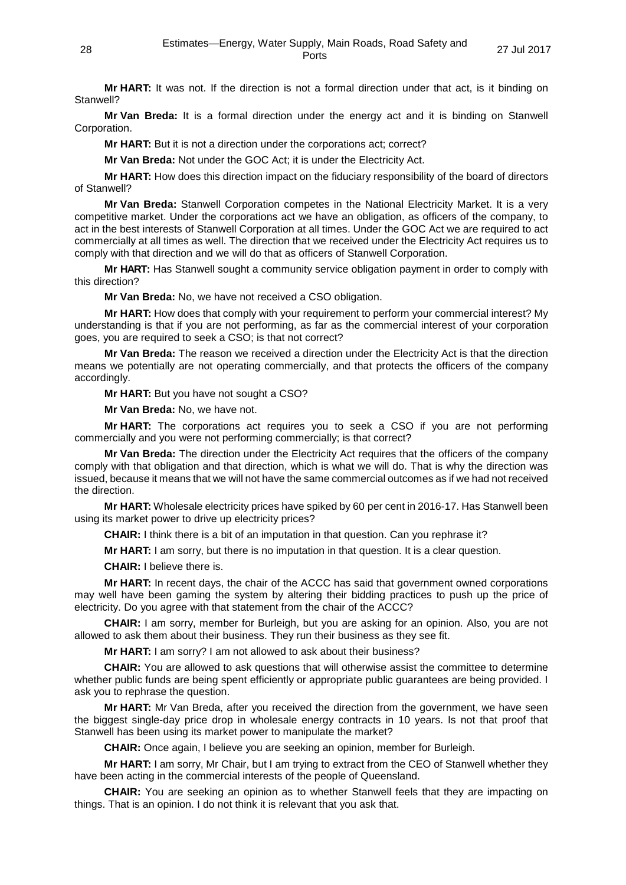**Mr HART:** It was not. If the direction is not a formal direction under that act, is it binding on Stanwell?

**Mr Van Breda:** It is a formal direction under the energy act and it is binding on Stanwell Corporation.

**Mr HART:** But it is not a direction under the corporations act; correct?

**Mr Van Breda:** Not under the GOC Act; it is under the Electricity Act.

**Mr HART:** How does this direction impact on the fiduciary responsibility of the board of directors of Stanwell?

**Mr Van Breda:** Stanwell Corporation competes in the National Electricity Market. It is a very competitive market. Under the corporations act we have an obligation, as officers of the company, to act in the best interests of Stanwell Corporation at all times. Under the GOC Act we are required to act commercially at all times as well. The direction that we received under the Electricity Act requires us to comply with that direction and we will do that as officers of Stanwell Corporation.

**Mr HART:** Has Stanwell sought a community service obligation payment in order to comply with this direction?

**Mr Van Breda:** No, we have not received a CSO obligation.

**Mr HART:** How does that comply with your requirement to perform your commercial interest? My understanding is that if you are not performing, as far as the commercial interest of your corporation goes, you are required to seek a CSO; is that not correct?

**Mr Van Breda:** The reason we received a direction under the Electricity Act is that the direction means we potentially are not operating commercially, and that protects the officers of the company accordingly.

**Mr HART:** But you have not sought a CSO?

**Mr Van Breda:** No, we have not.

**Mr HART:** The corporations act requires you to seek a CSO if you are not performing commercially and you were not performing commercially; is that correct?

**Mr Van Breda:** The direction under the Electricity Act requires that the officers of the company comply with that obligation and that direction, which is what we will do. That is why the direction was issued, because it means that we will not have the same commercial outcomes as if we had not received the direction.

**Mr HART:** Wholesale electricity prices have spiked by 60 per cent in 2016-17. Has Stanwell been using its market power to drive up electricity prices?

**CHAIR:** I think there is a bit of an imputation in that question. Can you rephrase it?

**Mr HART:** I am sorry, but there is no imputation in that question. It is a clear question.

**CHAIR:** I believe there is.

**Mr HART:** In recent days, the chair of the ACCC has said that government owned corporations may well have been gaming the system by altering their bidding practices to push up the price of electricity. Do you agree with that statement from the chair of the ACCC?

**CHAIR:** I am sorry, member for Burleigh, but you are asking for an opinion. Also, you are not allowed to ask them about their business. They run their business as they see fit.

**Mr HART:** I am sorry? I am not allowed to ask about their business?

**CHAIR:** You are allowed to ask questions that will otherwise assist the committee to determine whether public funds are being spent efficiently or appropriate public guarantees are being provided. I ask you to rephrase the question.

**Mr HART:** Mr Van Breda, after you received the direction from the government, we have seen the biggest single-day price drop in wholesale energy contracts in 10 years. Is not that proof that Stanwell has been using its market power to manipulate the market?

**CHAIR:** Once again, I believe you are seeking an opinion, member for Burleigh.

**Mr HART:** I am sorry, Mr Chair, but I am trying to extract from the CEO of Stanwell whether they have been acting in the commercial interests of the people of Queensland.

**CHAIR:** You are seeking an opinion as to whether Stanwell feels that they are impacting on things. That is an opinion. I do not think it is relevant that you ask that.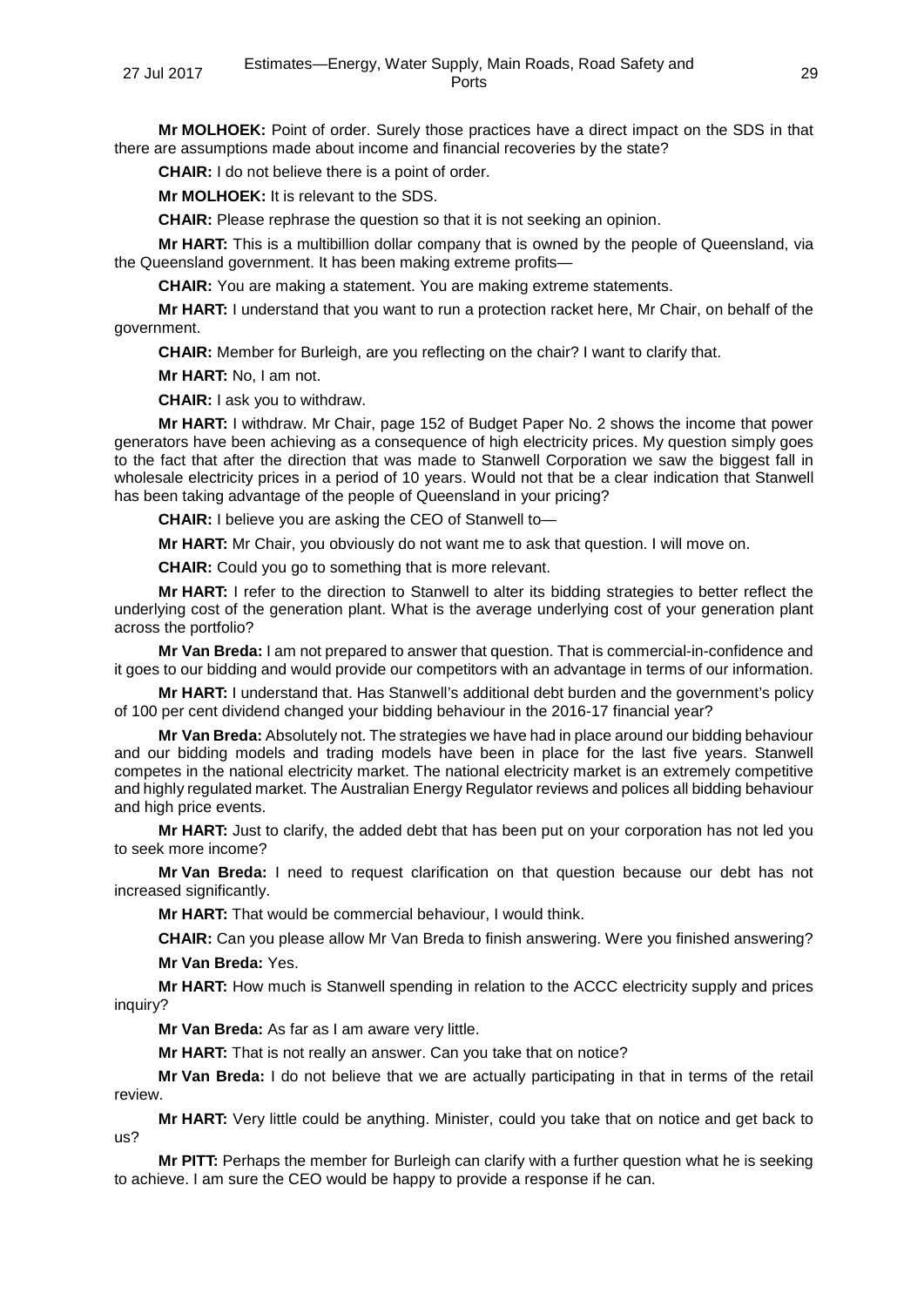**Mr MOLHOEK:** Point of order. Surely those practices have a direct impact on the SDS in that there are assumptions made about income and financial recoveries by the state?

**CHAIR:** I do not believe there is a point of order.

**Mr MOLHOEK:** It is relevant to the SDS.

**CHAIR:** Please rephrase the question so that it is not seeking an opinion.

**Mr HART:** This is a multibillion dollar company that is owned by the people of Queensland, via the Queensland government. It has been making extreme profits—

**CHAIR:** You are making a statement. You are making extreme statements.

**Mr HART:** I understand that you want to run a protection racket here, Mr Chair, on behalf of the government.

**CHAIR:** Member for Burleigh, are you reflecting on the chair? I want to clarify that.

**Mr HART:** No, I am not.

**CHAIR:** I ask you to withdraw.

**Mr HART:** I withdraw. Mr Chair, page 152 of Budget Paper No. 2 shows the income that power generators have been achieving as a consequence of high electricity prices. My question simply goes to the fact that after the direction that was made to Stanwell Corporation we saw the biggest fall in wholesale electricity prices in a period of 10 years. Would not that be a clear indication that Stanwell has been taking advantage of the people of Queensland in your pricing?

**CHAIR:** I believe you are asking the CEO of Stanwell to—

**Mr HART:** Mr Chair, you obviously do not want me to ask that question. I will move on.

**CHAIR:** Could you go to something that is more relevant.

**Mr HART:** I refer to the direction to Stanwell to alter its bidding strategies to better reflect the underlying cost of the generation plant. What is the average underlying cost of your generation plant across the portfolio?

**Mr Van Breda:** I am not prepared to answer that question. That is commercial-in-confidence and it goes to our bidding and would provide our competitors with an advantage in terms of our information.

**Mr HART:** I understand that. Has Stanwell's additional debt burden and the government's policy of 100 per cent dividend changed your bidding behaviour in the 2016-17 financial year?

**Mr Van Breda:** Absolutely not. The strategies we have had in place around our bidding behaviour and our bidding models and trading models have been in place for the last five years. Stanwell competes in the national electricity market. The national electricity market is an extremely competitive and highly regulated market. The Australian Energy Regulator reviews and polices all bidding behaviour and high price events.

**Mr HART:** Just to clarify, the added debt that has been put on your corporation has not led you to seek more income?

**Mr Van Breda:** I need to request clarification on that question because our debt has not increased significantly.

**Mr HART:** That would be commercial behaviour, I would think.

**CHAIR:** Can you please allow Mr Van Breda to finish answering. Were you finished answering?

**Mr Van Breda:** Yes.

**Mr HART:** How much is Stanwell spending in relation to the ACCC electricity supply and prices inquiry?

**Mr Van Breda:** As far as I am aware very little.

**Mr HART:** That is not really an answer. Can you take that on notice?

**Mr Van Breda:** I do not believe that we are actually participating in that in terms of the retail review.

**Mr HART:** Very little could be anything. Minister, could you take that on notice and get back to us?

**Mr PITT:** Perhaps the member for Burleigh can clarify with a further question what he is seeking to achieve. I am sure the CEO would be happy to provide a response if he can.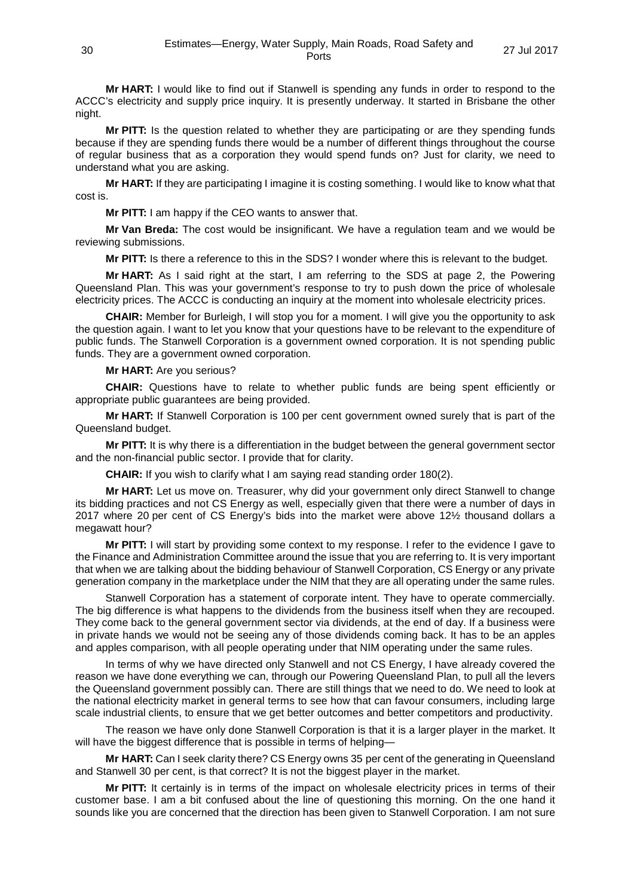**Mr HART:** I would like to find out if Stanwell is spending any funds in order to respond to the ACCC's electricity and supply price inquiry. It is presently underway. It started in Brisbane the other night.

**Mr PITT:** Is the question related to whether they are participating or are they spending funds because if they are spending funds there would be a number of different things throughout the course of regular business that as a corporation they would spend funds on? Just for clarity, we need to understand what you are asking.

**Mr HART:** If they are participating I imagine it is costing something. I would like to know what that cost is.

**Mr PITT:** I am happy if the CEO wants to answer that.

**Mr Van Breda:** The cost would be insignificant. We have a regulation team and we would be reviewing submissions.

**Mr PITT:** Is there a reference to this in the SDS? I wonder where this is relevant to the budget.

**Mr HART:** As I said right at the start, I am referring to the SDS at page 2, the Powering Queensland Plan. This was your government's response to try to push down the price of wholesale electricity prices. The ACCC is conducting an inquiry at the moment into wholesale electricity prices.

**CHAIR:** Member for Burleigh, I will stop you for a moment. I will give you the opportunity to ask the question again. I want to let you know that your questions have to be relevant to the expenditure of public funds. The Stanwell Corporation is a government owned corporation. It is not spending public funds. They are a government owned corporation.

**Mr HART:** Are you serious?

**CHAIR:** Questions have to relate to whether public funds are being spent efficiently or appropriate public guarantees are being provided.

**Mr HART:** If Stanwell Corporation is 100 per cent government owned surely that is part of the Queensland budget.

**Mr PITT:** It is why there is a differentiation in the budget between the general government sector and the non-financial public sector. I provide that for clarity.

**CHAIR:** If you wish to clarify what I am saying read standing order 180(2).

**Mr HART:** Let us move on. Treasurer, why did your government only direct Stanwell to change its bidding practices and not CS Energy as well, especially given that there were a number of days in 2017 where 20 per cent of CS Energy's bids into the market were above 12½ thousand dollars a megawatt hour?

**Mr PITT:** I will start by providing some context to my response. I refer to the evidence I gave to the Finance and Administration Committee around the issue that you are referring to. It is very important that when we are talking about the bidding behaviour of Stanwell Corporation, CS Energy or any private generation company in the marketplace under the NIM that they are all operating under the same rules.

Stanwell Corporation has a statement of corporate intent. They have to operate commercially. The big difference is what happens to the dividends from the business itself when they are recouped. They come back to the general government sector via dividends, at the end of day. If a business were in private hands we would not be seeing any of those dividends coming back. It has to be an apples and apples comparison, with all people operating under that NIM operating under the same rules.

In terms of why we have directed only Stanwell and not CS Energy, I have already covered the reason we have done everything we can, through our Powering Queensland Plan, to pull all the levers the Queensland government possibly can. There are still things that we need to do. We need to look at the national electricity market in general terms to see how that can favour consumers, including large scale industrial clients, to ensure that we get better outcomes and better competitors and productivity.

The reason we have only done Stanwell Corporation is that it is a larger player in the market. It will have the biggest difference that is possible in terms of helping—

**Mr HART:** Can I seek clarity there? CS Energy owns 35 per cent of the generating in Queensland and Stanwell 30 per cent, is that correct? It is not the biggest player in the market.

**Mr PITT:** It certainly is in terms of the impact on wholesale electricity prices in terms of their customer base. I am a bit confused about the line of questioning this morning. On the one hand it sounds like you are concerned that the direction has been given to Stanwell Corporation. I am not sure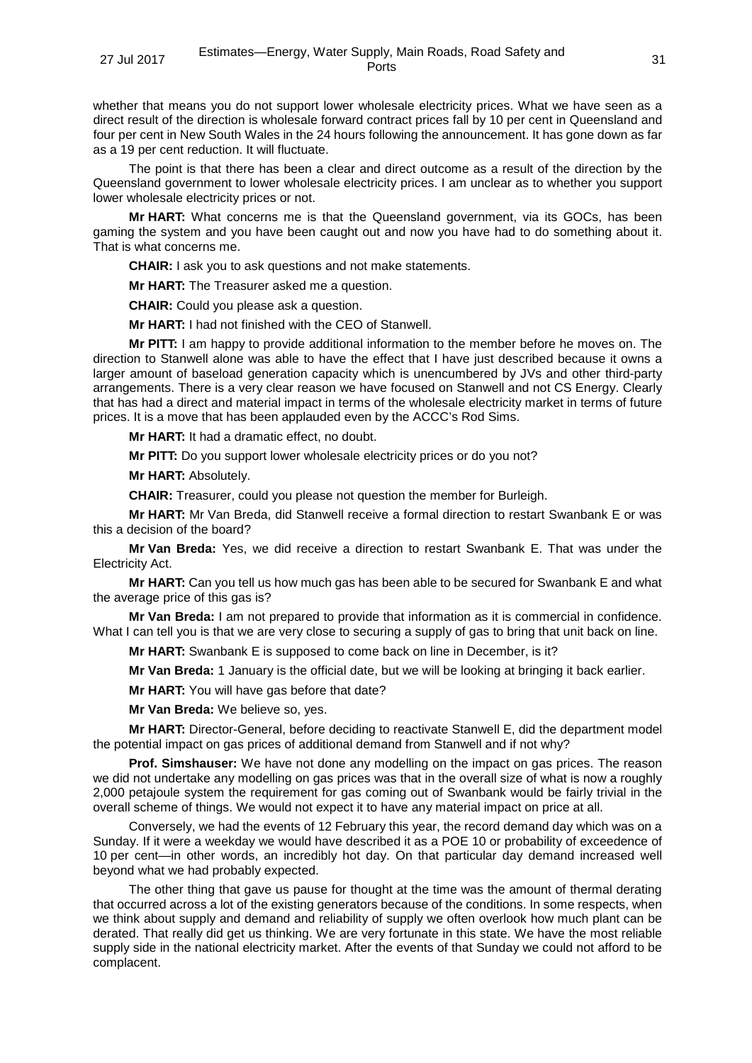whether that means you do not support lower wholesale electricity prices. What we have seen as a direct result of the direction is wholesale forward contract prices fall by 10 per cent in Queensland and four per cent in New South Wales in the 24 hours following the announcement. It has gone down as far as a 19 per cent reduction. It will fluctuate.

The point is that there has been a clear and direct outcome as a result of the direction by the Queensland government to lower wholesale electricity prices. I am unclear as to whether you support lower wholesale electricity prices or not.

**Mr HART:** What concerns me is that the Queensland government, via its GOCs, has been gaming the system and you have been caught out and now you have had to do something about it. That is what concerns me.

**CHAIR:** I ask you to ask questions and not make statements.

**Mr HART:** The Treasurer asked me a question.

**CHAIR:** Could you please ask a question.

**Mr HART:** I had not finished with the CEO of Stanwell.

**Mr PITT:** I am happy to provide additional information to the member before he moves on. The direction to Stanwell alone was able to have the effect that I have just described because it owns a larger amount of baseload generation capacity which is unencumbered by JVs and other third-party arrangements. There is a very clear reason we have focused on Stanwell and not CS Energy. Clearly that has had a direct and material impact in terms of the wholesale electricity market in terms of future prices. It is a move that has been applauded even by the ACCC's Rod Sims.

**Mr HART:** It had a dramatic effect, no doubt.

**Mr PITT:** Do you support lower wholesale electricity prices or do you not?

**Mr HART:** Absolutely.

**CHAIR:** Treasurer, could you please not question the member for Burleigh.

**Mr HART:** Mr Van Breda, did Stanwell receive a formal direction to restart Swanbank E or was this a decision of the board?

**Mr Van Breda:** Yes, we did receive a direction to restart Swanbank E. That was under the Electricity Act.

**Mr HART:** Can you tell us how much gas has been able to be secured for Swanbank E and what the average price of this gas is?

**Mr Van Breda:** I am not prepared to provide that information as it is commercial in confidence. What I can tell you is that we are very close to securing a supply of gas to bring that unit back on line.

**Mr HART:** Swanbank E is supposed to come back on line in December, is it?

**Mr Van Breda:** 1 January is the official date, but we will be looking at bringing it back earlier.

**Mr HART:** You will have gas before that date?

**Mr Van Breda:** We believe so, yes.

**Mr HART:** Director-General, before deciding to reactivate Stanwell E, did the department model the potential impact on gas prices of additional demand from Stanwell and if not why?

**Prof. Simshauser:** We have not done any modelling on the impact on gas prices. The reason we did not undertake any modelling on gas prices was that in the overall size of what is now a roughly 2,000 petajoule system the requirement for gas coming out of Swanbank would be fairly trivial in the overall scheme of things. We would not expect it to have any material impact on price at all.

Conversely, we had the events of 12 February this year, the record demand day which was on a Sunday. If it were a weekday we would have described it as a POE 10 or probability of exceedence of 10 per cent—in other words, an incredibly hot day. On that particular day demand increased well beyond what we had probably expected.

The other thing that gave us pause for thought at the time was the amount of thermal derating that occurred across a lot of the existing generators because of the conditions. In some respects, when we think about supply and demand and reliability of supply we often overlook how much plant can be derated. That really did get us thinking. We are very fortunate in this state. We have the most reliable supply side in the national electricity market. After the events of that Sunday we could not afford to be complacent.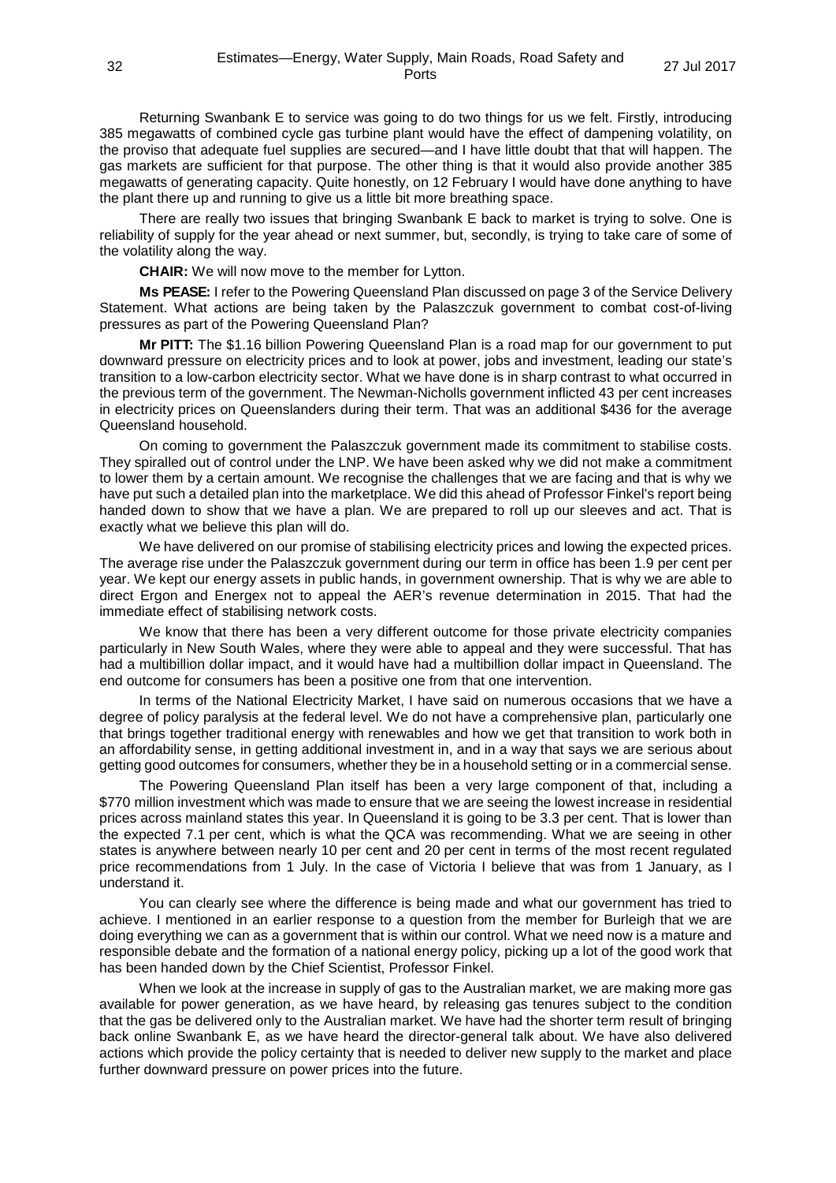Returning Swanbank E to service was going to do two things for us we felt. Firstly, introducing 385 megawatts of combined cycle gas turbine plant would have the effect of dampening volatility, on the proviso that adequate fuel supplies are secured—and I have little doubt that that will happen. The gas markets are sufficient for that purpose. The other thing is that it would also provide another 385 megawatts of generating capacity. Quite honestly, on 12 February I would have done anything to have the plant there up and running to give us a little bit more breathing space.

There are really two issues that bringing Swanbank E back to market is trying to solve. One is reliability of supply for the year ahead or next summer, but, secondly, is trying to take care of some of the volatility along the way.

**CHAIR:** We will now move to the member for Lytton.

**Ms PEASE:** I refer to the Powering Queensland Plan discussed on page 3 of the Service Delivery Statement. What actions are being taken by the Palaszczuk government to combat cost-of-living pressures as part of the Powering Queensland Plan?

**Mr PITT:** The $1.16 billion Powering Queensland Plan is a road map for our government to put downward pressure on electricity prices and to look at power, jobs and investment, leading our state's transition to a low-carbon electricity sector. What we have done is in sharp contrast to what occurred in the previous term of the government. The Newman-Nicholls government inflicted 43 per cent increases in electricity prices on Queenslanders during their term. That was an additional $436 for the average Queensland household.

On coming to government the Palaszczuk government made its commitment to stabilise costs. They spiralled out of control under the LNP. We have been asked why we did not make a commitment to lower them by a certain amount. We recognise the challenges that we are facing and that is why we have put such a detailed plan into the marketplace. We did this ahead of Professor Finkel's report being handed down to show that we have a plan. We are prepared to roll up our sleeves and act. That is exactly what we believe this plan will do.

We have delivered on our promise of stabilising electricity prices and lowing the expected prices. The average rise under the Palaszczuk government during our term in office has been 1.9 per cent per year. We kept our energy assets in public hands, in government ownership. That is why we are able to direct Ergon and Energex not to appeal the AER's revenue determination in 2015. That had the immediate effect of stabilising network costs.

We know that there has been a very different outcome for those private electricity companies particularly in New South Wales, where they were able to appeal and they were successful. That has had a multibillion dollar impact, and it would have had a multibillion dollar impact in Queensland. The end outcome for consumers has been a positive one from that one intervention.

In terms of the National Electricity Market, I have said on numerous occasions that we have a degree of policy paralysis at the federal level. We do not have a comprehensive plan, particularly one that brings together traditional energy with renewables and how we get that transition to work both in an affordability sense, in getting additional investment in, and in a way that says we are serious about getting good outcomes for consumers, whether they be in a household setting or in a commercial sense.

The Powering Queensland Plan itself has been a very large component of that, including a $770 million investment which was made to ensure that we are seeing the lowest increase in residential prices across mainland states this year. In Queensland it is going to be 3.3 per cent. That is lower than the expected 7.1 per cent, which is what the QCA was recommending. What we are seeing in other states is anywhere between nearly 10 per cent and 20 per cent in terms of the most recent regulated price recommendations from 1 July. In the case of Victoria I believe that was from 1 January, as I understand it.

You can clearly see where the difference is being made and what our government has tried to achieve. I mentioned in an earlier response to a question from the member for Burleigh that we are doing everything we can as a government that is within our control. What we need now is a mature and responsible debate and the formation of a national energy policy, picking up a lot of the good work that has been handed down by the Chief Scientist, Professor Finkel.

When we look at the increase in supply of gas to the Australian market, we are making more gas available for power generation, as we have heard, by releasing gas tenures subject to the condition that the gas be delivered only to the Australian market. We have had the shorter term result of bringing back online Swanbank E, as we have heard the director-general talk about. We have also delivered actions which provide the policy certainty that is needed to deliver new supply to the market and place further downward pressure on power prices into the future.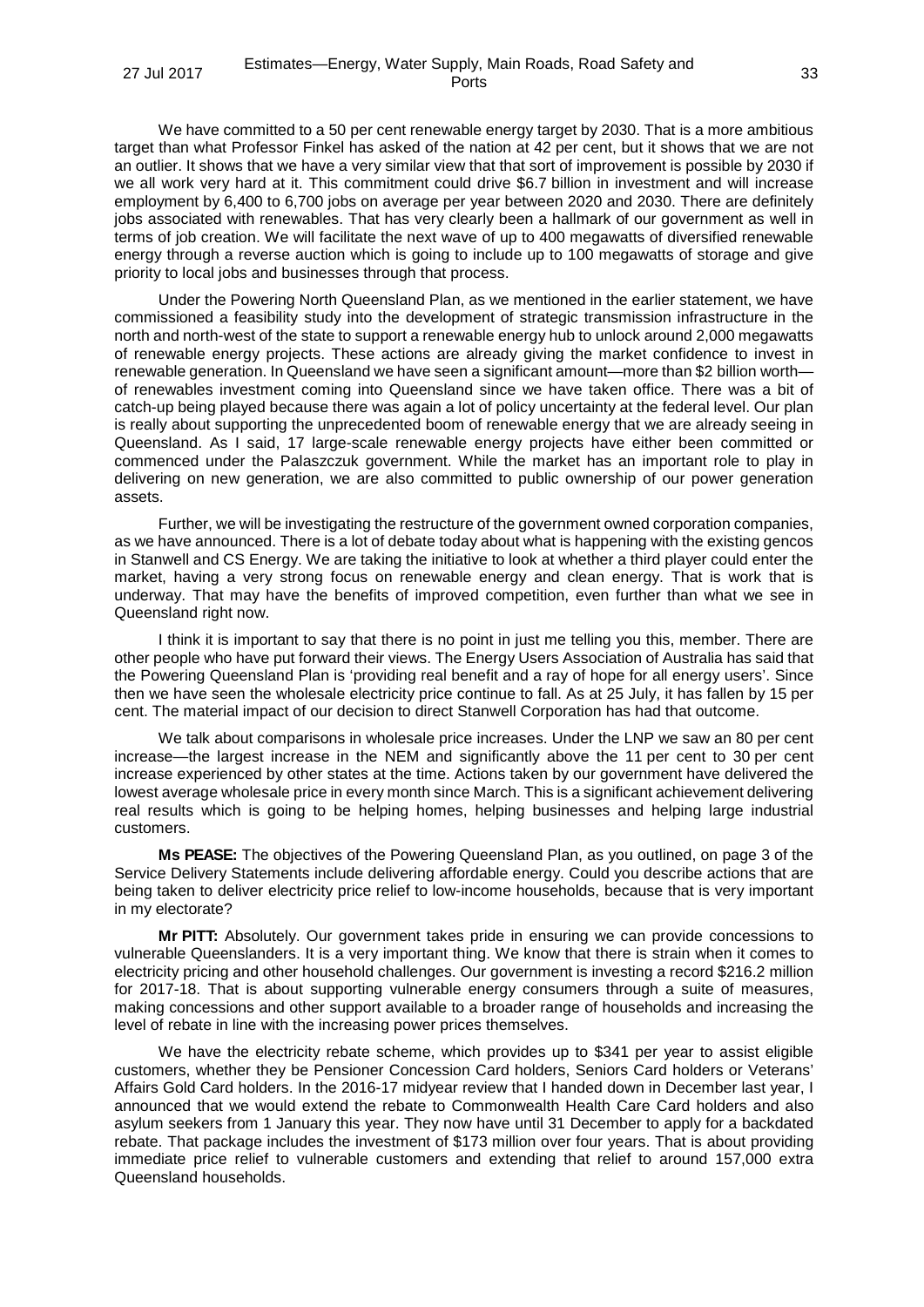We have committed to a 50 per cent renewable energy target by 2030. That is a more ambitious target than what Professor Finkel has asked of the nation at 42 per cent, but it shows that we are not an outlier. It shows that we have a very similar view that that sort of improvement is possible by 2030 if we all work very hard at it. This commitment could drive $6.7 billion in investment and will increase employment by 6,400 to 6,700 jobs on average per year between 2020 and 2030. There are definitely jobs associated with renewables. That has very clearly been a hallmark of our government as well in terms of job creation. We will facilitate the next wave of up to 400 megawatts of diversified renewable energy through a reverse auction which is going to include up to 100 megawatts of storage and give priority to local jobs and businesses through that process.

Under the Powering North Queensland Plan, as we mentioned in the earlier statement, we have commissioned a feasibility study into the development of strategic transmission infrastructure in the north and north-west of the state to support a renewable energy hub to unlock around 2,000 megawatts of renewable energy projects. These actions are already giving the market confidence to invest in renewable generation. In Queensland we have seen a significant amount—more than $2 billion worth—of renewables investment coming into Queensland since we have taken office. There was a bit of catch-up being played because there was again a lot of policy uncertainty at the federal level. Our plan is really about supporting the unprecedented boom of renewable energy that we are already seeing in Queensland. As I said, 17 large-scale renewable energy projects have either been committed or commenced under the Palaszczuk government. While the market has an important role to play in delivering on new generation, we are also committed to public ownership of our power generation assets.

Further, we will be investigating the restructure of the government owned corporation companies, as we have announced. There is a lot of debate today about what is happening with the existing gencos in Stanwell and CS Energy. We are taking the initiative to look at whether a third player could enter the market, having a very strong focus on renewable energy and clean energy. That is work that is underway. That may have the benefits of improved competition, even further than what we see in Queensland right now.

I think it is important to say that there is no point in just me telling you this, member. There are other people who have put forward their views. The Energy Users Association of Australia has said that the Powering Queensland Plan is 'providing real benefit and a ray of hope for all energy users'. Since then we have seen the wholesale electricity price continue to fall. As at 25 July, it has fallen by 15 per cent. The material impact of our decision to direct Stanwell Corporation has had that outcome.

We talk about comparisons in wholesale price increases. Under the LNP we saw an 80 per cent increase—the largest increase in the NEM and significantly above the 11 per cent to 30 per cent increase experienced by other states at the time. Actions taken by our government have delivered the lowest average wholesale price in every month since March. This is a significant achievement delivering real results which is going to be helping homes, helping businesses and helping large industrial customers.

**Ms PEASE:** The objectives of the Powering Queensland Plan, as you outlined, on page 3 of the Service Delivery Statements include delivering affordable energy. Could you describe actions that are being taken to deliver electricity price relief to low-income households, because that is very important in my electorate?

**Mr PITT:** Absolutely. Our government takes pride in ensuring we can provide concessions to vulnerable Queenslanders. It is a very important thing. We know that there is strain when it comes to electricity pricing and other household challenges. Our government is investing a record $216.2 million for 2017-18. That is about supporting vulnerable energy consumers through a suite of measures, making concessions and other support available to a broader range of households and increasing the level of rebate in line with the increasing power prices themselves.

We have the electricity rebate scheme, which provides up to $341 per year to assist eligible customers, whether they be Pensioner Concession Card holders, Seniors Card holders or Veterans' Affairs Gold Card holders. In the 2016-17 midyear review that I handed down in December last year, I announced that we would extend the rebate to Commonwealth Health Care Card holders and also asylum seekers from 1 January this year. They now have until 31 December to apply for a backdated rebate. That package includes the investment of $173 million over four years. That is about providing immediate price relief to vulnerable customers and extending that relief to around 157,000 extra Queensland households.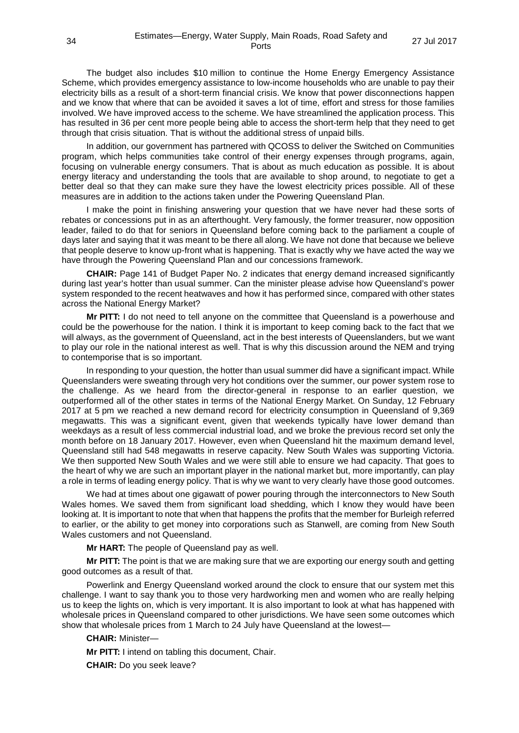The budget also includes $10 million to continue the Home Energy Emergency Assistance Scheme, which provides emergency assistance to low-income households who are unable to pay their electricity bills as a result of a short-term financial crisis. We know that power disconnections happen and we know that where that can be avoided it saves a lot of time, effort and stress for those families involved. We have improved access to the scheme. We have streamlined the application process. This has resulted in 36 per cent more people being able to access the short-term help that they need to get through that crisis situation. That is without the additional stress of unpaid bills.

In addition, our government has partnered with QCOSS to deliver the Switched on Communities program, which helps communities take control of their energy expenses through programs, again, focusing on vulnerable energy consumers. That is about as much education as possible. It is about energy literacy and understanding the tools that are available to shop around, to negotiate to get a better deal so that they can make sure they have the lowest electricity prices possible. All of these measures are in addition to the actions taken under the Powering Queensland Plan.

I make the point in finishing answering your question that we have never had these sorts of rebates or concessions put in as an afterthought. Very famously, the former treasurer, now opposition leader, failed to do that for seniors in Queensland before coming back to the parliament a couple of days later and saying that it was meant to be there all along. We have not done that because we believe that people deserve to know up-front what is happening. That is exactly why we have acted the way we have through the Powering Queensland Plan and our concessions framework.

**CHAIR:** Page 141 of Budget Paper No. 2 indicates that energy demand increased significantly during last year's hotter than usual summer. Can the minister please advise how Queensland's power system responded to the recent heatwaves and how it has performed since, compared with other states across the National Energy Market?

**Mr PITT:** I do not need to tell anyone on the committee that Queensland is a powerhouse and could be the powerhouse for the nation. I think it is important to keep coming back to the fact that we will always, as the government of Queensland, act in the best interests of Queenslanders, but we want to play our role in the national interest as well. That is why this discussion around the NEM and trying to contemporise that is so important.

In responding to your question, the hotter than usual summer did have a significant impact. While Queenslanders were sweating through very hot conditions over the summer, our power system rose to the challenge. As we heard from the director-general in response to an earlier question, we outperformed all of the other states in terms of the National Energy Market. On Sunday, 12 February 2017 at 5 pm we reached a new demand record for electricity consumption in Queensland of 9,369 megawatts. This was a significant event, given that weekends typically have lower demand than weekdays as a result of less commercial industrial load, and we broke the previous record set only the month before on 18 January 2017. However, even when Queensland hit the maximum demand level, Queensland still had 548 megawatts in reserve capacity. New South Wales was supporting Victoria. We then supported New South Wales and we were still able to ensure we had capacity. That goes to the heart of why we are such an important player in the national market but, more importantly, can play a role in terms of leading energy policy. That is why we want to very clearly have those good outcomes.

We had at times about one gigawatt of power pouring through the interconnectors to New South Wales homes. We saved them from significant load shedding, which I know they would have been looking at. It is important to note that when that happens the profits that the member for Burleigh referred to earlier, or the ability to get money into corporations such as Stanwell, are coming from New South Wales customers and not Queensland.

**Mr HART:** The people of Queensland pay as well.

**Mr PITT:** The point is that we are making sure that we are exporting our energy south and getting good outcomes as a result of that.

Powerlink and Energy Queensland worked around the clock to ensure that our system met this challenge. I want to say thank you to those very hardworking men and women who are really helping us to keep the lights on, which is very important. It is also important to look at what has happened with wholesale prices in Queensland compared to other jurisdictions. We have seen some outcomes which show that wholesale prices from 1 March to 24 July have Queensland at the lowest—

**CHAIR:** Minister—

**Mr PITT:** I intend on tabling this document, Chair.

**CHAIR:** Do you seek leave?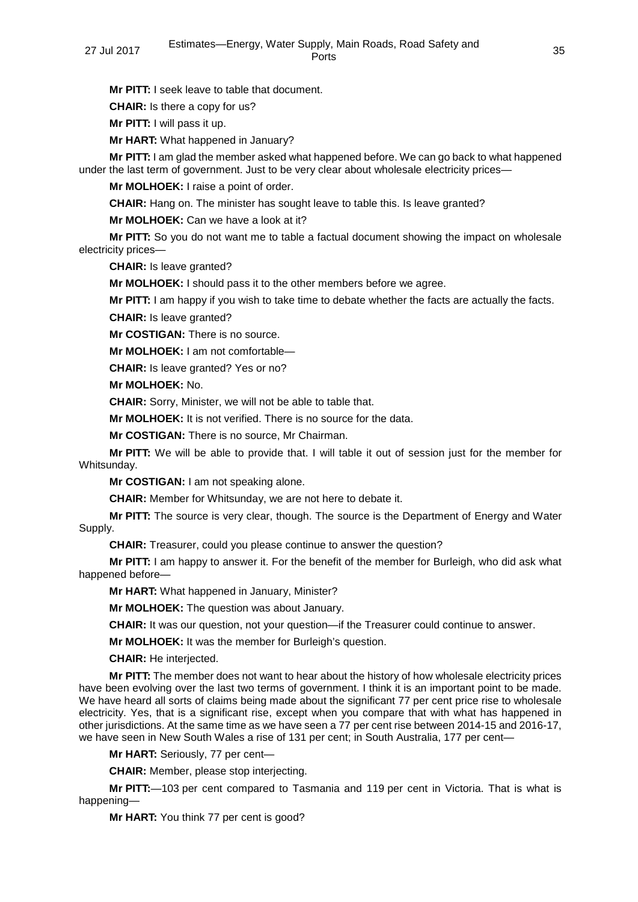**Mr PITT:** I seek leave to table that document.

**CHAIR:** Is there a copy for us?

**Mr PITT:** I will pass it up.

**Mr HART:** What happened in January?

**Mr PITT:** I am glad the member asked what happened before. We can go back to what happened under the last term of government. Just to be very clear about wholesale electricity prices—

**Mr MOLHOEK:** I raise a point of order.

**CHAIR:** Hang on. The minister has sought leave to table this. Is leave granted?

**Mr MOLHOEK:** Can we have a look at it?

**Mr PITT:** So you do not want me to table a factual document showing the impact on wholesale electricity prices—

**CHAIR:** Is leave granted?

**Mr MOLHOEK:** I should pass it to the other members before we agree.

**Mr PITT:** I am happy if you wish to take time to debate whether the facts are actually the facts.

**CHAIR:** Is leave granted?

**Mr COSTIGAN:** There is no source.

**Mr MOLHOEK:** I am not comfortable—

**CHAIR:** Is leave granted? Yes or no?

**Mr MOLHOEK:** No.

**CHAIR:** Sorry, Minister, we will not be able to table that.

**Mr MOLHOEK:** It is not verified. There is no source for the data.

**Mr COSTIGAN:** There is no source, Mr Chairman.

**Mr PITT:** We will be able to provide that. I will table it out of session just for the member for Whitsunday.

**Mr COSTIGAN:** I am not speaking alone.

**CHAIR:** Member for Whitsunday, we are not here to debate it.

**Mr PITT:** The source is very clear, though. The source is the Department of Energy and Water Supply.

**CHAIR:** Treasurer, could you please continue to answer the question?

**Mr PITT:** I am happy to answer it. For the benefit of the member for Burleigh, who did ask what happened before—

**Mr HART:** What happened in January, Minister?

**Mr MOLHOEK:** The question was about January.

**CHAIR:** It was our question, not your question—if the Treasurer could continue to answer.

**Mr MOLHOEK:** It was the member for Burleigh's question.

**CHAIR:** He interjected.

**Mr PITT:** The member does not want to hear about the history of how wholesale electricity prices have been evolving over the last two terms of government. I think it is an important point to be made. We have heard all sorts of claims being made about the significant 77 per cent price rise to wholesale electricity. Yes, that is a significant rise, except when you compare that with what has happened in other jurisdictions. At the same time as we have seen a 77 per cent rise between 2014-15 and 2016-17, we have seen in New South Wales a rise of 131 per cent; in South Australia, 177 per cent—

**Mr HART:** Seriously, 77 per cent—

**CHAIR:** Member, please stop interjecting.

**Mr PITT:**—103 per cent compared to Tasmania and 119 per cent in Victoria. That is what is happening—

**Mr HART:** You think 77 per cent is good?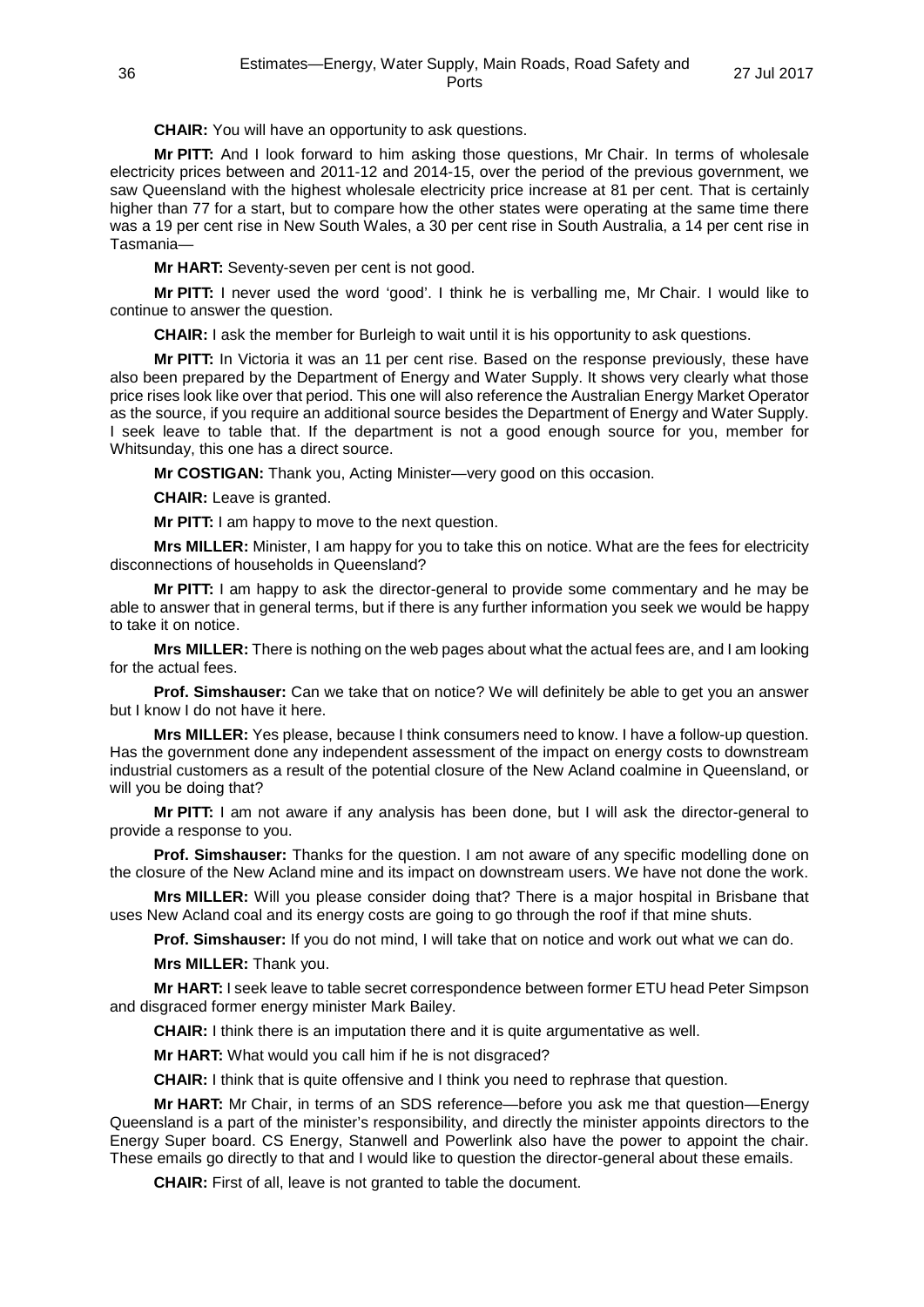**CHAIR:** You will have an opportunity to ask questions.

**Mr PITT:** And I look forward to him asking those questions, Mr Chair. In terms of wholesale electricity prices between and 2011-12 and 2014-15, over the period of the previous government, we saw Queensland with the highest wholesale electricity price increase at 81 per cent. That is certainly higher than 77 for a start, but to compare how the other states were operating at the same time there was a 19 per cent rise in New South Wales, a 30 per cent rise in South Australia, a 14 per cent rise in Tasmania—

**Mr HART:** Seventy-seven per cent is not good.

**Mr PITT:** I never used the word 'good'. I think he is verballing me, Mr Chair. I would like to continue to answer the question.

**CHAIR:** I ask the member for Burleigh to wait until it is his opportunity to ask questions.

**Mr PITT:** In Victoria it was an 11 per cent rise. Based on the response previously, these have also been prepared by the Department of Energy and Water Supply. It shows very clearly what those price rises look like over that period. This one will also reference the Australian Energy Market Operator as the source, if you require an additional source besides the Department of Energy and Water Supply. I seek leave to table that. If the department is not a good enough source for you, member for Whitsunday, this one has a direct source.

**Mr COSTIGAN:** Thank you, Acting Minister—very good on this occasion.

**CHAIR:** Leave is granted.

**Mr PITT:** I am happy to move to the next question.

**Mrs MILLER:** Minister, I am happy for you to take this on notice. What are the fees for electricity disconnections of households in Queensland?

**Mr PITT:** I am happy to ask the director-general to provide some commentary and he may be able to answer that in general terms, but if there is any further information you seek we would be happy to take it on notice.

**Mrs MILLER:** There is nothing on the web pages about what the actual fees are, and I am looking for the actual fees.

**Prof. Simshauser:** Can we take that on notice? We will definitely be able to get you an answer but I know I do not have it here.

**Mrs MILLER:** Yes please, because I think consumers need to know. I have a follow-up question. Has the government done any independent assessment of the impact on energy costs to downstream industrial customers as a result of the potential closure of the New Acland coalmine in Queensland, or will you be doing that?

**Mr PITT:** I am not aware if any analysis has been done, but I will ask the director-general to provide a response to you.

**Prof. Simshauser:** Thanks for the question. I am not aware of any specific modelling done on the closure of the New Acland mine and its impact on downstream users. We have not done the work.

**Mrs MILLER:** Will you please consider doing that? There is a major hospital in Brisbane that uses New Acland coal and its energy costs are going to go through the roof if that mine shuts.

**Prof. Simshauser:** If you do not mind, I will take that on notice and work out what we can do.

**Mrs MILLER:** Thank you.

**Mr HART:** I seek leave to table secret correspondence between former ETU head Peter Simpson and disgraced former energy minister Mark Bailey.

**CHAIR:** I think there is an imputation there and it is quite argumentative as well.

**Mr HART:** What would you call him if he is not disgraced?

**CHAIR:** I think that is quite offensive and I think you need to rephrase that question.

**Mr HART:** Mr Chair, in terms of an SDS reference—before you ask me that question—Energy Queensland is a part of the minister's responsibility, and directly the minister appoints directors to the Energy Super board. CS Energy, Stanwell and Powerlink also have the power to appoint the chair. These emails go directly to that and I would like to question the director-general about these emails.

**CHAIR:** First of all, leave is not granted to table the document.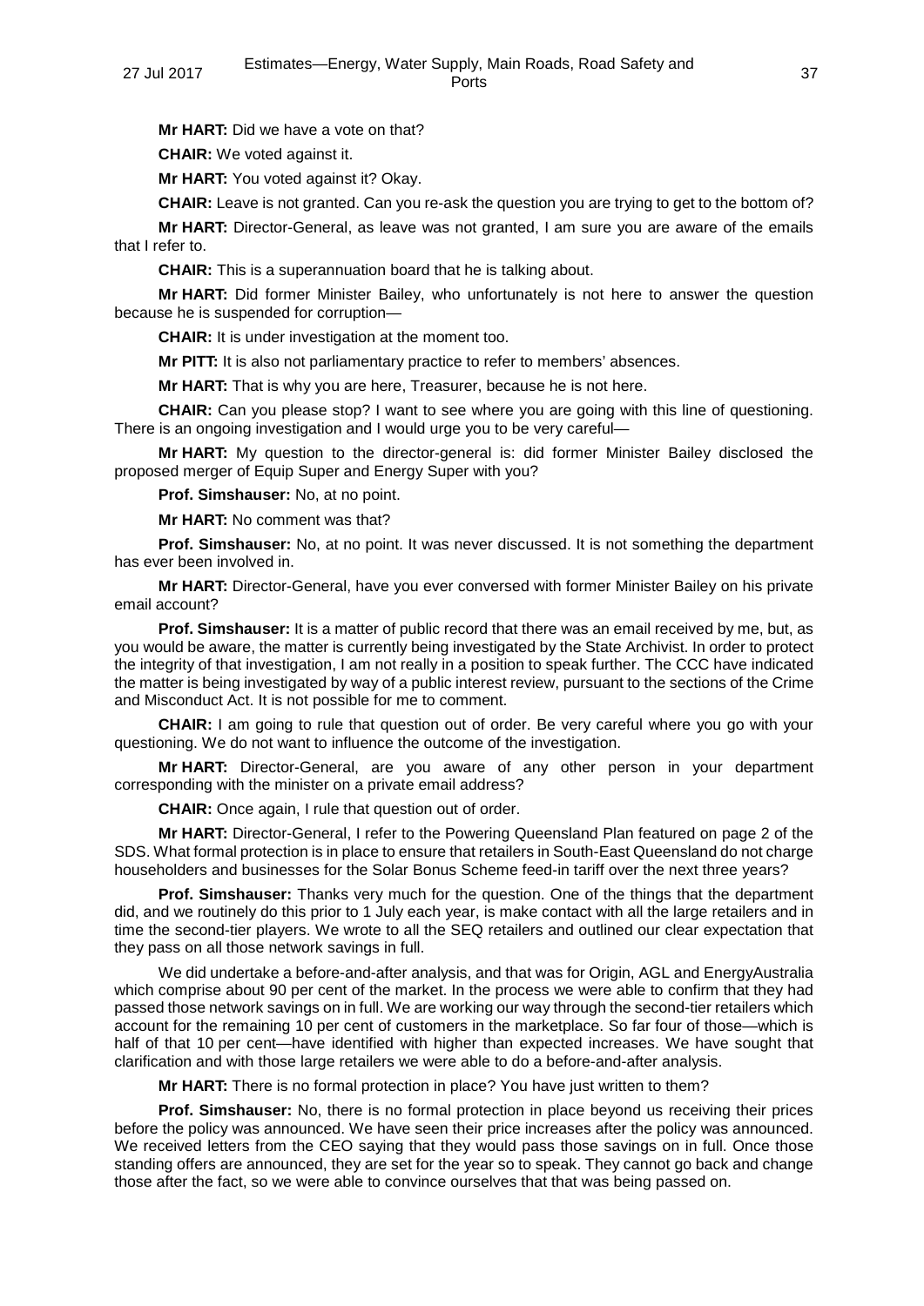**Mr HART:** Did we have a vote on that?

**CHAIR:** We voted against it.

**Mr HART:** You voted against it? Okay.

**CHAIR:** Leave is not granted. Can you re-ask the question you are trying to get to the bottom of?

**Mr HART:** Director-General, as leave was not granted, I am sure you are aware of the emails that I refer to.

**CHAIR:** This is a superannuation board that he is talking about.

**Mr HART:** Did former Minister Bailey, who unfortunately is not here to answer the question because he is suspended for corruption—

**CHAIR:** It is under investigation at the moment too.

**Mr PITT:** It is also not parliamentary practice to refer to members' absences.

**Mr HART:** That is why you are here, Treasurer, because he is not here.

**CHAIR:** Can you please stop? I want to see where you are going with this line of questioning. There is an ongoing investigation and I would urge you to be very careful—

**Mr HART:** My question to the director-general is: did former Minister Bailey disclosed the proposed merger of Equip Super and Energy Super with you?

**Prof. Simshauser:** No, at no point.

**Mr HART:** No comment was that?

**Prof. Simshauser:** No, at no point. It was never discussed. It is not something the department has ever been involved in.

**Mr HART:** Director-General, have you ever conversed with former Minister Bailey on his private email account?

**Prof. Simshauser:** It is a matter of public record that there was an email received by me, but, as you would be aware, the matter is currently being investigated by the State Archivist. In order to protect the integrity of that investigation, I am not really in a position to speak further. The CCC have indicated the matter is being investigated by way of a public interest review, pursuant to the sections of the Crime and Misconduct Act. It is not possible for me to comment.

**CHAIR:** I am going to rule that question out of order. Be very careful where you go with your questioning. We do not want to influence the outcome of the investigation.

**Mr HART:** Director-General, are you aware of any other person in your department corresponding with the minister on a private email address?

**CHAIR:** Once again, I rule that question out of order.

**Mr HART:** Director-General, I refer to the Powering Queensland Plan featured on page 2 of the SDS. What formal protection is in place to ensure that retailers in South-East Queensland do not charge householders and businesses for the Solar Bonus Scheme feed-in tariff over the next three years?

**Prof. Simshauser:** Thanks very much for the question. One of the things that the department did, and we routinely do this prior to 1 July each year, is make contact with all the large retailers and in time the second-tier players. We wrote to all the SEQ retailers and outlined our clear expectation that they pass on all those network savings in full.

We did undertake a before-and-after analysis, and that was for Origin, AGL and EnergyAustralia which comprise about 90 per cent of the market. In the process we were able to confirm that they had passed those network savings on in full. We are working our way through the second-tier retailers which account for the remaining 10 per cent of customers in the marketplace. So far four of those—which is half of that 10 per cent—have identified with higher than expected increases. We have sought that clarification and with those large retailers we were able to do a before-and-after analysis.

**Mr HART:** There is no formal protection in place? You have just written to them?

**Prof. Simshauser:** No, there is no formal protection in place beyond us receiving their prices before the policy was announced. We have seen their price increases after the policy was announced. We received letters from the CEO saying that they would pass those savings on in full. Once those standing offers are announced, they are set for the year so to speak. They cannot go back and change those after the fact, so we were able to convince ourselves that that was being passed on.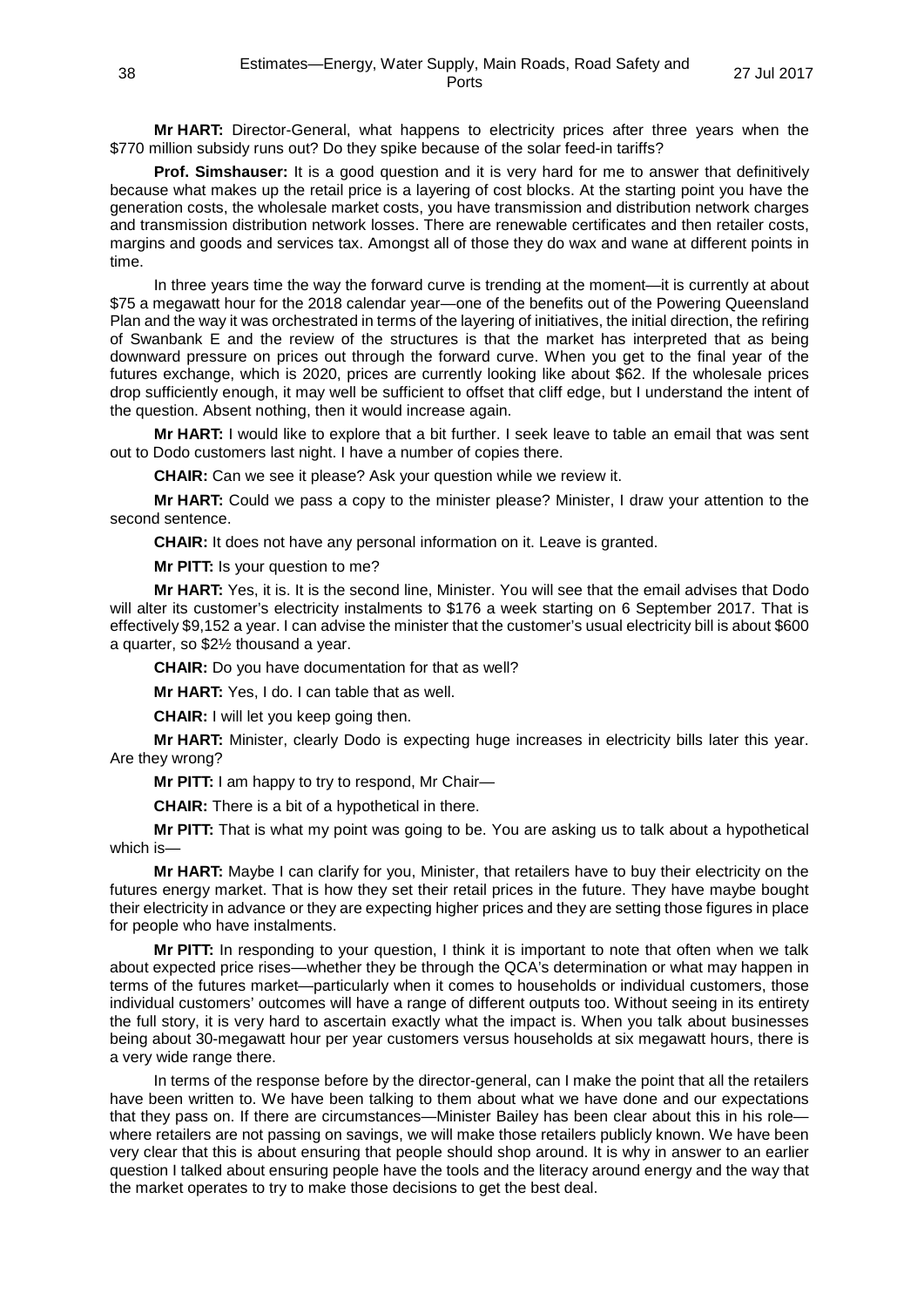**Mr HART:** Director-General, what happens to electricity prices after three years when the $770 million subsidy runs out? Do they spike because of the solar feed-in tariffs?

**Prof. Simshauser:** It is a good question and it is very hard for me to answer that definitively because what makes up the retail price is a layering of cost blocks. At the starting point you have the generation costs, the wholesale market costs, you have transmission and distribution network charges and transmission distribution network losses. There are renewable certificates and then retailer costs, margins and goods and services tax. Amongst all of those they do wax and wane at different points in time.

In three years time the way the forward curve is trending at the moment—it is currently at about $75 a megawatt hour for the 2018 calendar year—one of the benefits out of the Powering Queensland Plan and the way it was orchestrated in terms of the layering of initiatives, the initial direction, the refiring of Swanbank E and the review of the structures is that the market has interpreted that as being downward pressure on prices out through the forward curve. When you get to the final year of the futures exchange, which is 2020, prices are currently looking like about $62. If the wholesale prices drop sufficiently enough, it may well be sufficient to offset that cliff edge, but I understand the intent of the question. Absent nothing, then it would increase again.

**Mr HART:** I would like to explore that a bit further. I seek leave to table an email that was sent out to Dodo customers last night. I have a number of copies there.

**CHAIR:** Can we see it please? Ask your question while we review it.

**Mr HART:** Could we pass a copy to the minister please? Minister, I draw your attention to the second sentence.

**CHAIR:** It does not have any personal information on it. Leave is granted.

**Mr PITT:** Is your question to me?

**Mr HART:** Yes, it is. It is the second line, Minister. You will see that the email advises that Dodo will alter its customer's electricity instalments to $176 a week starting on 6 September 2017. That is effectively $9,152 a year. I can advise the minister that the customer's usual electricity bill is about $600 a quarter, so $2½ thousand a year.

**CHAIR:** Do you have documentation for that as well?

**Mr HART:** Yes, I do. I can table that as well.

**CHAIR:** I will let you keep going then.

**Mr HART:** Minister, clearly Dodo is expecting huge increases in electricity bills later this year. Are they wrong?

**Mr PITT:** I am happy to try to respond, Mr Chair—

**CHAIR:** There is a bit of a hypothetical in there.

**Mr PITT:** That is what my point was going to be. You are asking us to talk about a hypothetical which is—

**Mr HART:** Maybe I can clarify for you, Minister, that retailers have to buy their electricity on the futures energy market. That is how they set their retail prices in the future. They have maybe bought their electricity in advance or they are expecting higher prices and they are setting those figures in place for people who have instalments.

**Mr PITT:** In responding to your question, I think it is important to note that often when we talk about expected price rises—whether they be through the QCA's determination or what may happen in terms of the futures market—particularly when it comes to households or individual customers, those individual customers' outcomes will have a range of different outputs too. Without seeing in its entirety the full story, it is very hard to ascertain exactly what the impact is. When you talk about businesses being about 30-megawatt hour per year customers versus households at six megawatt hours, there is a very wide range there.

In terms of the response before by the director-general, can I make the point that all the retailers have been written to. We have been talking to them about what we have done and our expectations that they pass on. If there are circumstances—Minister Bailey has been clear about this in his role—where retailers are not passing on savings, we will make those retailers publicly known. We have been very clear that this is about ensuring that people should shop around. It is why in answer to an earlier question I talked about ensuring people have the tools and the literacy around energy and the way that the market operates to try to make those decisions to get the best deal.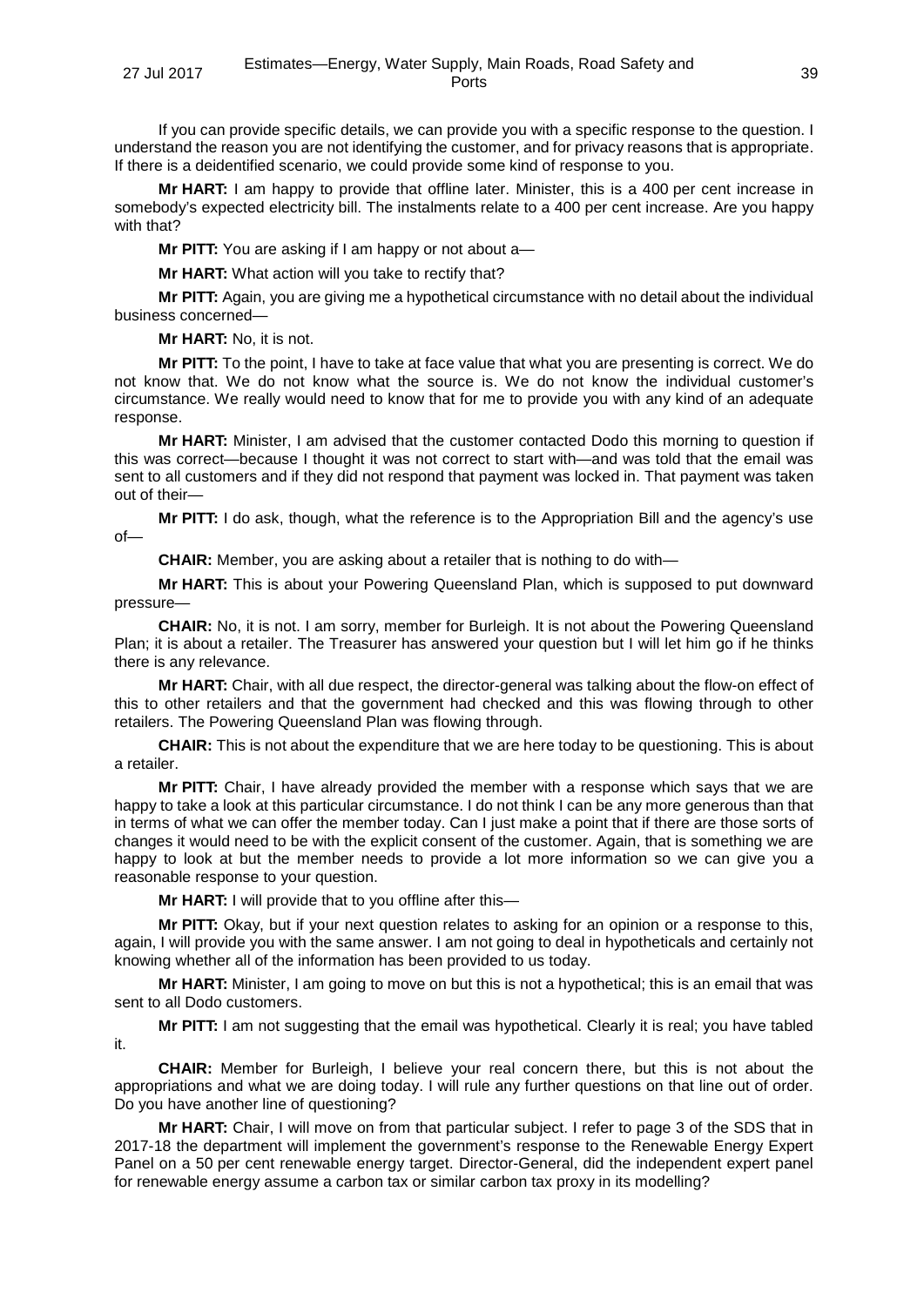If you can provide specific details, we can provide you with a specific response to the question. I understand the reason you are not identifying the customer, and for privacy reasons that is appropriate. If there is a deidentified scenario, we could provide some kind of response to you.

**Mr HART:** I am happy to provide that offline later. Minister, this is a 400 per cent increase in somebody's expected electricity bill. The instalments relate to a 400 per cent increase. Are you happy with that?

**Mr PITT:** You are asking if I am happy or not about a—

**Mr HART:** What action will you take to rectify that?

**Mr PITT:** Again, you are giving me a hypothetical circumstance with no detail about the individual business concerned—

**Mr HART:** No, it is not.

**Mr PITT:** To the point, I have to take at face value that what you are presenting is correct. We do not know that. We do not know what the source is. We do not know the individual customer's circumstance. We really would need to know that for me to provide you with any kind of an adequate response.

**Mr HART:** Minister, I am advised that the customer contacted Dodo this morning to question if this was correct—because I thought it was not correct to start with—and was told that the email was sent to all customers and if they did not respond that payment was locked in. That payment was taken out of their—

**Mr PITT:** I do ask, though, what the reference is to the Appropriation Bill and the agency's use of—

**CHAIR:** Member, you are asking about a retailer that is nothing to do with—

**Mr HART:** This is about your Powering Queensland Plan, which is supposed to put downward pressure—

**CHAIR:** No, it is not. I am sorry, member for Burleigh. It is not about the Powering Queensland Plan; it is about a retailer. The Treasurer has answered your question but I will let him go if he thinks there is any relevance.

**Mr HART:** Chair, with all due respect, the director-general was talking about the flow-on effect of this to other retailers and that the government had checked and this was flowing through to other retailers. The Powering Queensland Plan was flowing through.

**CHAIR:** This is not about the expenditure that we are here today to be questioning. This is about a retailer.

**Mr PITT:** Chair, I have already provided the member with a response which says that we are happy to take a look at this particular circumstance. I do not think I can be any more generous than that in terms of what we can offer the member today. Can I just make a point that if there are those sorts of changes it would need to be with the explicit consent of the customer. Again, that is something we are happy to look at but the member needs to provide a lot more information so we can give you a reasonable response to your question.

**Mr HART:** I will provide that to you offline after this—

**Mr PITT:** Okay, but if your next question relates to asking for an opinion or a response to this, again, I will provide you with the same answer. I am not going to deal in hypotheticals and certainly not knowing whether all of the information has been provided to us today.

**Mr HART:** Minister, I am going to move on but this is not a hypothetical; this is an email that was sent to all Dodo customers.

**Mr PITT:** I am not suggesting that the email was hypothetical. Clearly it is real; you have tabled it.

**CHAIR:** Member for Burleigh, I believe your real concern there, but this is not about the appropriations and what we are doing today. I will rule any further questions on that line out of order. Do you have another line of questioning?

**Mr HART:** Chair, I will move on from that particular subject. I refer to page 3 of the SDS that in 2017-18 the department will implement the government's response to the Renewable Energy Expert Panel on a 50 per cent renewable energy target. Director-General, did the independent expert panel for renewable energy assume a carbon tax or similar carbon tax proxy in its modelling?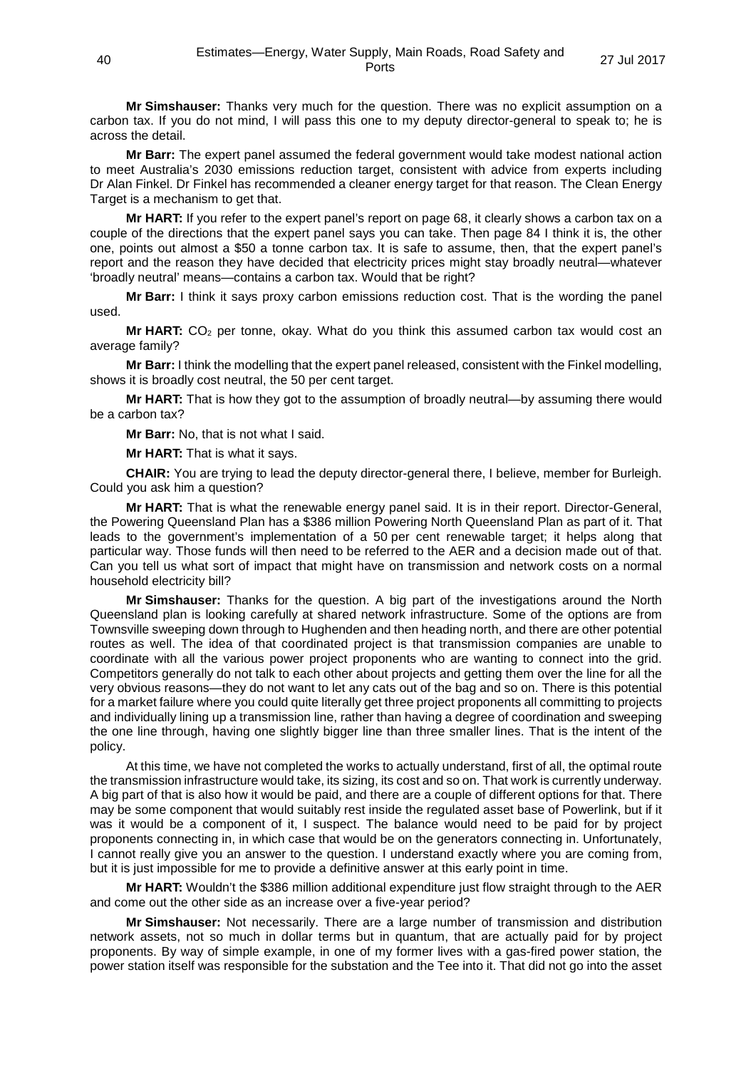**Mr Simshauser:** Thanks very much for the question. There was no explicit assumption on a carbon tax. If you do not mind, I will pass this one to my deputy director-general to speak to; he is across the detail.

**Mr Barr:** The expert panel assumed the federal government would take modest national action to meet Australia's 2030 emissions reduction target, consistent with advice from experts including Dr Alan Finkel. Dr Finkel has recommended a cleaner energy target for that reason. The Clean Energy Target is a mechanism to get that.

**Mr HART:** If you refer to the expert panel's report on page 68, it clearly shows a carbon tax on a couple of the directions that the expert panel says you can take. Then page 84 I think it is, the other one, points out almost a $50 a tonne carbon tax. It is safe to assume, then, that the expert panel's report and the reason they have decided that electricity prices might stay broadly neutral—whatever 'broadly neutral' means—contains a carbon tax. Would that be right?

**Mr Barr:** I think it says proxy carbon emissions reduction cost. That is the wording the panel used.

**Mr HART:** $CO_2$ per tonne, okay. What do you think this assumed carbon tax would cost an average family?

**Mr Barr:** I think the modelling that the expert panel released, consistent with the Finkel modelling, shows it is broadly cost neutral, the 50 per cent target.

**Mr HART:** That is how they got to the assumption of broadly neutral—by assuming there would be a carbon tax?

**Mr Barr:** No, that is not what I said.

**Mr HART:** That is what it says.

**CHAIR:** You are trying to lead the deputy director-general there, I believe, member for Burleigh. Could you ask him a question?

**Mr HART:** That is what the renewable energy panel said. It is in their report. Director-General, the Powering Queensland Plan has a $386 million Powering North Queensland Plan as part of it. That leads to the government's implementation of a 50 per cent renewable target; it helps along that particular way. Those funds will then need to be referred to the AER and a decision made out of that. Can you tell us what sort of impact that might have on transmission and network costs on a normal household electricity bill?

**Mr Simshauser:** Thanks for the question. A big part of the investigations around the North Queensland plan is looking carefully at shared network infrastructure. Some of the options are from Townsville sweeping down through to Hughenden and then heading north, and there are other potential routes as well. The idea of that coordinated project is that transmission companies are unable to coordinate with all the various power project proponents who are wanting to connect into the grid. Competitors generally do not talk to each other about projects and getting them over the line for all the very obvious reasons—they do not want to let any cats out of the bag and so on. There is this potential for a market failure where you could quite literally get three project proponents all committing to projects and individually lining up a transmission line, rather than having a degree of coordination and sweeping the one line through, having one slightly bigger line than three smaller lines. That is the intent of the policy.

At this time, we have not completed the works to actually understand, first of all, the optimal route the transmission infrastructure would take, its sizing, its cost and so on. That work is currently underway. A big part of that is also how it would be paid, and there are a couple of different options for that. There may be some component that would suitably rest inside the regulated asset base of Powerlink, but if it was it would be a component of it, I suspect. The balance would need to be paid for by project proponents connecting in, in which case that would be on the generators connecting in. Unfortunately, I cannot really give you an answer to the question. I understand exactly where you are coming from, but it is just impossible for me to provide a definitive answer at this early point in time.

**Mr HART:** Wouldn't the $386 million additional expenditure just flow straight through to the AER and come out the other side as an increase over a five-year period?

**Mr Simshauser:** Not necessarily. There are a large number of transmission and distribution network assets, not so much in dollar terms but in quantum, that are actually paid for by project proponents. By way of simple example, in one of my former lives with a gas-fired power station, the power station itself was responsible for the substation and the Tee into it. That did not go into the asset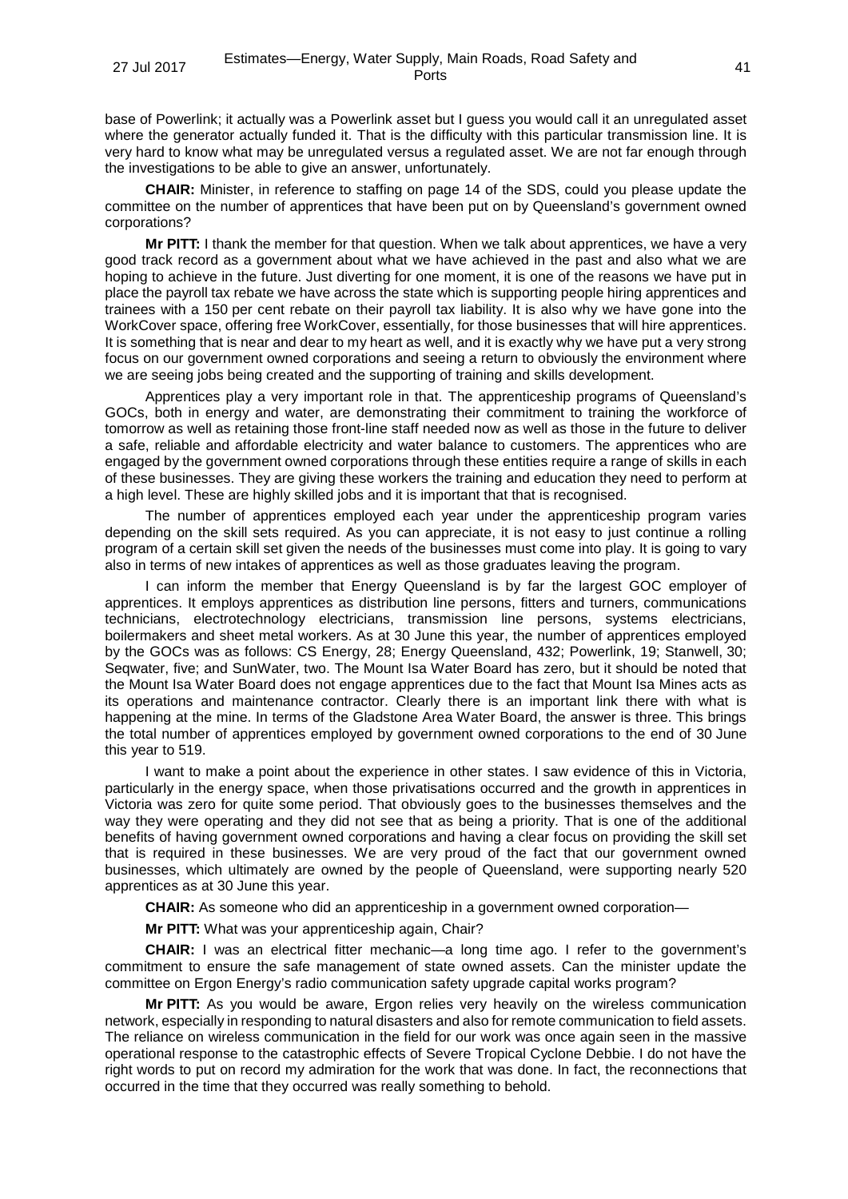base of Powerlink; it actually was a Powerlink asset but I guess you would call it an unregulated asset where the generator actually funded it. That is the difficulty with this particular transmission line. It is very hard to know what may be unregulated versus a regulated asset. We are not far enough through the investigations to be able to give an answer, unfortunately.

**CHAIR:** Minister, in reference to staffing on page 14 of the SDS, could you please update the committee on the number of apprentices that have been put on by Queensland's government owned corporations?

**Mr PITT:** I thank the member for that question. When we talk about apprentices, we have a very good track record as a government about what we have achieved in the past and also what we are hoping to achieve in the future. Just diverting for one moment, it is one of the reasons we have put in place the payroll tax rebate we have across the state which is supporting people hiring apprentices and trainees with a 150 per cent rebate on their payroll tax liability. It is also why we have gone into the WorkCover space, offering free WorkCover, essentially, for those businesses that will hire apprentices. It is something that is near and dear to my heart as well, and it is exactly why we have put a very strong focus on our government owned corporations and seeing a return to obviously the environment where we are seeing jobs being created and the supporting of training and skills development.

Apprentices play a very important role in that. The apprenticeship programs of Queensland's GOCs, both in energy and water, are demonstrating their commitment to training the workforce of tomorrow as well as retaining those front-line staff needed now as well as those in the future to deliver a safe, reliable and affordable electricity and water balance to customers. The apprentices who are engaged by the government owned corporations through these entities require a range of skills in each of these businesses. They are giving these workers the training and education they need to perform at a high level. These are highly skilled jobs and it is important that that is recognised.

The number of apprentices employed each year under the apprenticeship program varies depending on the skill sets required. As you can appreciate, it is not easy to just continue a rolling program of a certain skill set given the needs of the businesses must come into play. It is going to vary also in terms of new intakes of apprentices as well as those graduates leaving the program.

I can inform the member that Energy Queensland is by far the largest GOC employer of apprentices. It employs apprentices as distribution line persons, fitters and turners, communications technicians, electrotechnology electricians, transmission line persons, systems electricians, boilermakers and sheet metal workers. As at 30 June this year, the number of apprentices employed by the GOCs was as follows: CS Energy, 28; Energy Queensland, 432; Powerlink, 19; Stanwell, 30; Seqwater, five; and SunWater, two. The Mount Isa Water Board has zero, but it should be noted that the Mount Isa Water Board does not engage apprentices due to the fact that Mount Isa Mines acts as its operations and maintenance contractor. Clearly there is an important link there with what is happening at the mine. In terms of the Gladstone Area Water Board, the answer is three. This brings the total number of apprentices employed by government owned corporations to the end of 30 June this year to 519.

I want to make a point about the experience in other states. I saw evidence of this in Victoria, particularly in the energy space, when those privatisations occurred and the growth in apprentices in Victoria was zero for quite some period. That obviously goes to the businesses themselves and the way they were operating and they did not see that as being a priority. That is one of the additional benefits of having government owned corporations and having a clear focus on providing the skill set that is required in these businesses. We are very proud of the fact that our government owned businesses, which ultimately are owned by the people of Queensland, were supporting nearly 520 apprentices as at 30 June this year.

**CHAIR:** As someone who did an apprenticeship in a government owned corporation—

**Mr PITT:** What was your apprenticeship again, Chair?

**CHAIR:** I was an electrical fitter mechanic—a long time ago. I refer to the government's commitment to ensure the safe management of state owned assets. Can the minister update the committee on Ergon Energy's radio communication safety upgrade capital works program?

**Mr PITT:** As you would be aware, Ergon relies very heavily on the wireless communication network, especially in responding to natural disasters and also for remote communication to field assets. The reliance on wireless communication in the field for our work was once again seen in the massive operational response to the catastrophic effects of Severe Tropical Cyclone Debbie. I do not have the right words to put on record my admiration for the work that was done. In fact, the reconnections that occurred in the time that they occurred was really something to behold.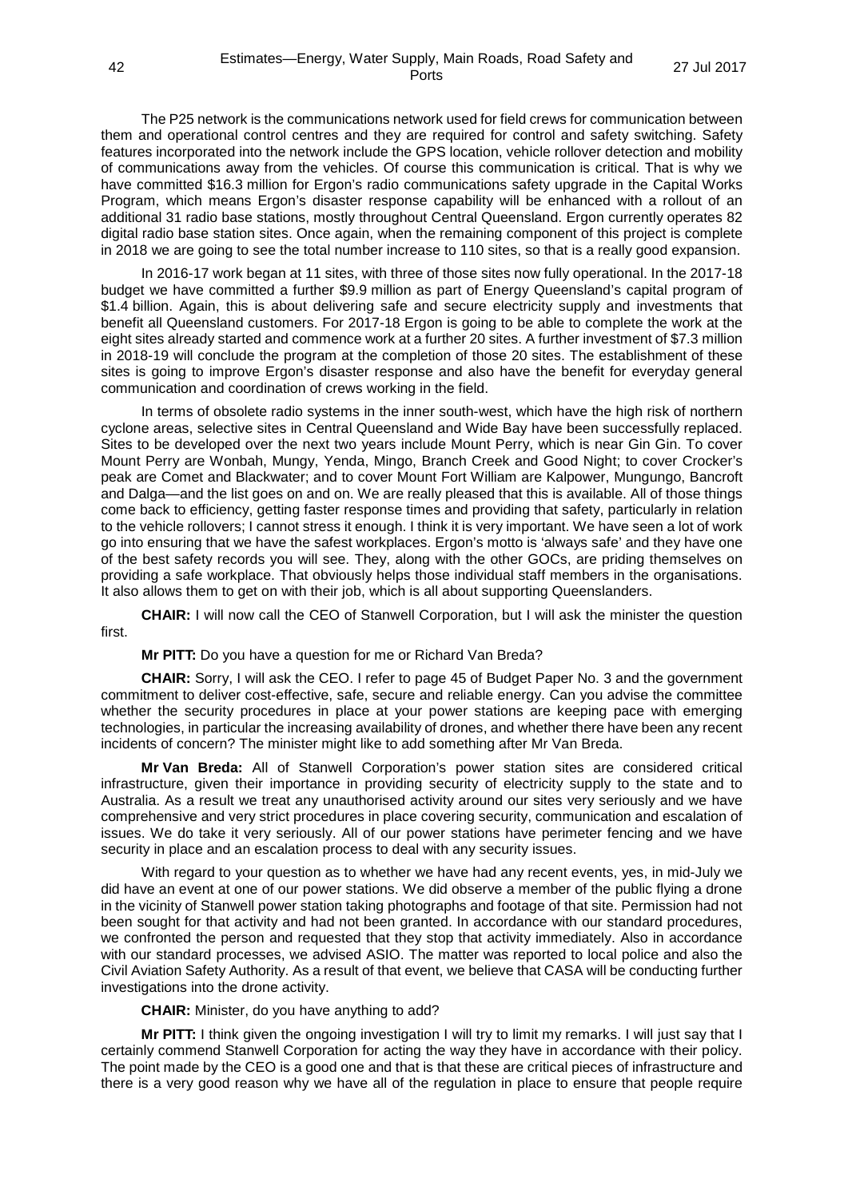The P25 network is the communications network used for field crews for communication between them and operational control centres and they are required for control and safety switching. Safety features incorporated into the network include the GPS location, vehicle rollover detection and mobility of communications away from the vehicles. Of course this communication is critical. That is why we have committed $16.3 million for Ergon's radio communications safety upgrade in the Capital Works Program, which means Ergon's disaster response capability will be enhanced with a rollout of an additional 31 radio base stations, mostly throughout Central Queensland. Ergon currently operates 82 digital radio base station sites. Once again, when the remaining component of this project is complete in 2018 we are going to see the total number increase to 110 sites, so that is a really good expansion.

In 2016-17 work began at 11 sites, with three of those sites now fully operational. In the 2017-18 budget we have committed a further $9.9 million as part of Energy Queensland's capital program of $1.4 billion. Again, this is about delivering safe and secure electricity supply and investments that benefit all Queensland customers. For 2017-18 Ergon is going to be able to complete the work at the eight sites already started and commence work at a further 20 sites. A further investment of $7.3 million in 2018-19 will conclude the program at the completion of those 20 sites. The establishment of these sites is going to improve Ergon's disaster response and also have the benefit for everyday general communication and coordination of crews working in the field.

In terms of obsolete radio systems in the inner south-west, which have the high risk of northern cyclone areas, selective sites in Central Queensland and Wide Bay have been successfully replaced. Sites to be developed over the next two years include Mount Perry, which is near Gin Gin. To cover Mount Perry are Wonbah, Mungy, Yenda, Mingo, Branch Creek and Good Night; to cover Crocker's peak are Comet and Blackwater; and to cover Mount Fort William are Kalpower, Mungungo, Bancroft and Dalga—and the list goes on and on. We are really pleased that this is available. All of those things come back to efficiency, getting faster response times and providing that safety, particularly in relation to the vehicle rollovers; I cannot stress it enough. I think it is very important. We have seen a lot of work go into ensuring that we have the safest workplaces. Ergon's motto is 'always safe' and they have one of the best safety records you will see. They, along with the other GOCs, are priding themselves on providing a safe workplace. That obviously helps those individual staff members in the organisations. It also allows them to get on with their job, which is all about supporting Queenslanders.

**CHAIR:** I will now call the CEO of Stanwell Corporation, but I will ask the minister the question first.

**Mr PITT:** Do you have a question for me or Richard Van Breda?

**CHAIR:** Sorry, I will ask the CEO. I refer to page 45 of Budget Paper No. 3 and the government commitment to deliver cost-effective, safe, secure and reliable energy. Can you advise the committee whether the security procedures in place at your power stations are keeping pace with emerging technologies, in particular the increasing availability of drones, and whether there have been any recent incidents of concern? The minister might like to add something after Mr Van Breda.

**Mr Van Breda:** All of Stanwell Corporation's power station sites are considered critical infrastructure, given their importance in providing security of electricity supply to the state and to Australia. As a result we treat any unauthorised activity around our sites very seriously and we have comprehensive and very strict procedures in place covering security, communication and escalation of issues. We do take it very seriously. All of our power stations have perimeter fencing and we have security in place and an escalation process to deal with any security issues.

With regard to your question as to whether we have had any recent events, yes, in mid-July we did have an event at one of our power stations. We did observe a member of the public flying a drone in the vicinity of Stanwell power station taking photographs and footage of that site. Permission had not been sought for that activity and had not been granted. In accordance with our standard procedures, we confronted the person and requested that they stop that activity immediately. Also in accordance with our standard processes, we advised ASIO. The matter was reported to local police and also the Civil Aviation Safety Authority. As a result of that event, we believe that CASA will be conducting further investigations into the drone activity.

**CHAIR:** Minister, do you have anything to add?

**Mr PITT:** I think given the ongoing investigation I will try to limit my remarks. I will just say that I certainly commend Stanwell Corporation for acting the way they have in accordance with their policy. The point made by the CEO is a good one and that is that these are critical pieces of infrastructure and there is a very good reason why we have all of the regulation in place to ensure that people require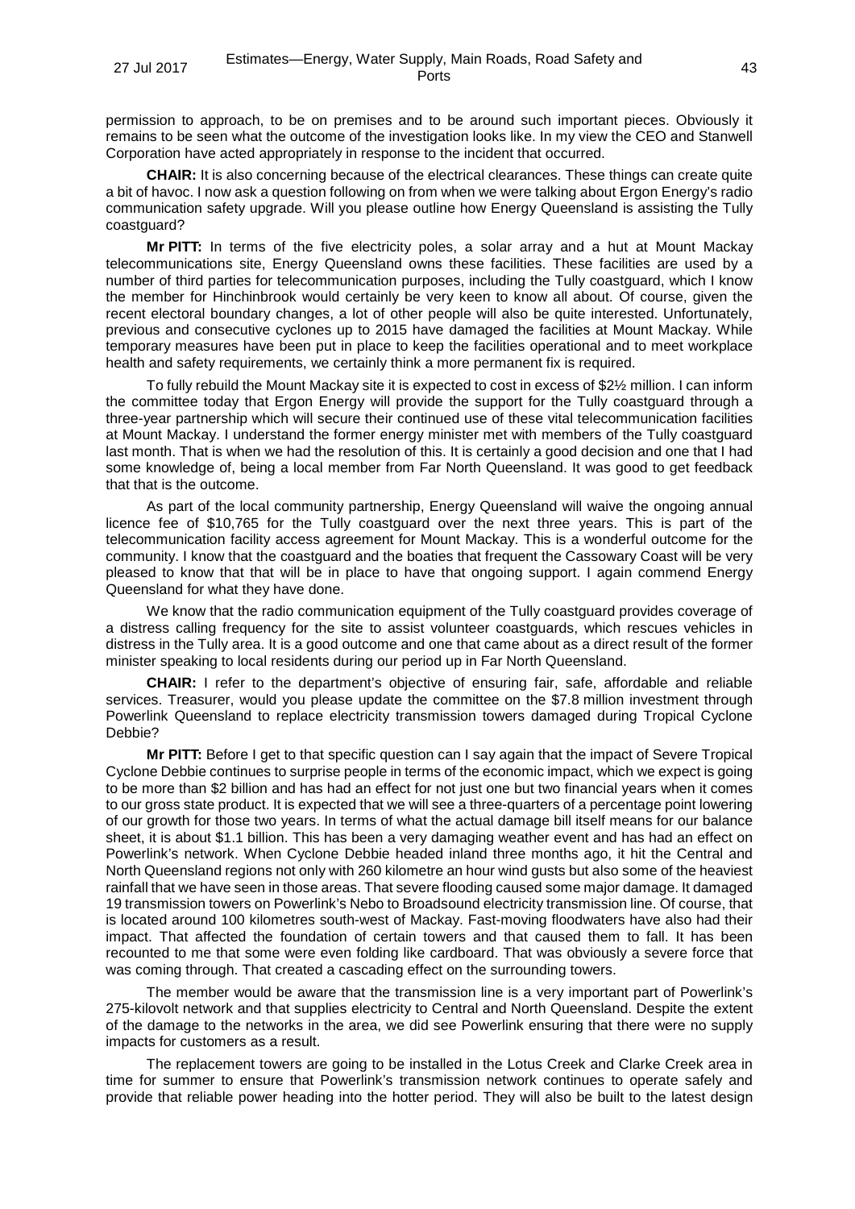permission to approach, to be on premises and to be around such important pieces. Obviously it remains to be seen what the outcome of the investigation looks like. In my view the CEO and Stanwell Corporation have acted appropriately in response to the incident that occurred.

**CHAIR:** It is also concerning because of the electrical clearances. These things can create quite a bit of havoc. I now ask a question following on from when we were talking about Ergon Energy's radio communication safety upgrade. Will you please outline how Energy Queensland is assisting the Tully coastguard?

**Mr PITT:** In terms of the five electricity poles, a solar array and a hut at Mount Mackay telecommunications site, Energy Queensland owns these facilities. These facilities are used by a number of third parties for telecommunication purposes, including the Tully coastguard, which I know the member for Hinchinbrook would certainly be very keen to know all about. Of course, given the recent electoral boundary changes, a lot of other people will also be quite interested. Unfortunately, previous and consecutive cyclones up to 2015 have damaged the facilities at Mount Mackay. While temporary measures have been put in place to keep the facilities operational and to meet workplace health and safety requirements, we certainly think a more permanent fix is required.

To fully rebuild the Mount Mackay site it is expected to cost in excess of $2½ million. I can inform the committee today that Ergon Energy will provide the support for the Tully coastguard through a three-year partnership which will secure their continued use of these vital telecommunication facilities at Mount Mackay. I understand the former energy minister met with members of the Tully coastguard last month. That is when we had the resolution of this. It is certainly a good decision and one that I had some knowledge of, being a local member from Far North Queensland. It was good to get feedback that that is the outcome.

As part of the local community partnership, Energy Queensland will waive the ongoing annual licence fee of $10,765 for the Tully coastguard over the next three years. This is part of the telecommunication facility access agreement for Mount Mackay. This is a wonderful outcome for the community. I know that the coastguard and the boaties that frequent the Cassowary Coast will be very pleased to know that that will be in place to have that ongoing support. I again commend Energy Queensland for what they have done.

We know that the radio communication equipment of the Tully coastguard provides coverage of a distress calling frequency for the site to assist volunteer coastguards, which rescues vehicles in distress in the Tully area. It is a good outcome and one that came about as a direct result of the former minister speaking to local residents during our period up in Far North Queensland.

**CHAIR:** I refer to the department's objective of ensuring fair, safe, affordable and reliable services. Treasurer, would you please update the committee on the $7.8 million investment through Powerlink Queensland to replace electricity transmission towers damaged during Tropical Cyclone Debbie?

**Mr PITT:** Before I get to that specific question can I say again that the impact of Severe Tropical Cyclone Debbie continues to surprise people in terms of the economic impact, which we expect is going to be more than $2 billion and has had an effect for not just one but two financial years when it comes to our gross state product. It is expected that we will see a three-quarters of a percentage point lowering of our growth for those two years. In terms of what the actual damage bill itself means for our balance sheet, it is about $1.1 billion. This has been a very damaging weather event and has had an effect on Powerlink's network. When Cyclone Debbie headed inland three months ago, it hit the Central and North Queensland regions not only with 260 kilometre an hour wind gusts but also some of the heaviest rainfall that we have seen in those areas. That severe flooding caused some major damage. It damaged 19 transmission towers on Powerlink's Nebo to Broadsound electricity transmission line. Of course, that is located around 100 kilometres south-west of Mackay. Fast-moving floodwaters have also had their impact. That affected the foundation of certain towers and that caused them to fall. It has been recounted to me that some were even folding like cardboard. That was obviously a severe force that was coming through. That created a cascading effect on the surrounding towers.

The member would be aware that the transmission line is a very important part of Powerlink's 275-kilovolt network and that supplies electricity to Central and North Queensland. Despite the extent of the damage to the networks in the area, we did see Powerlink ensuring that there were no supply impacts for customers as a result.

The replacement towers are going to be installed in the Lotus Creek and Clarke Creek area in time for summer to ensure that Powerlink's transmission network continues to operate safely and provide that reliable power heading into the hotter period. They will also be built to the latest design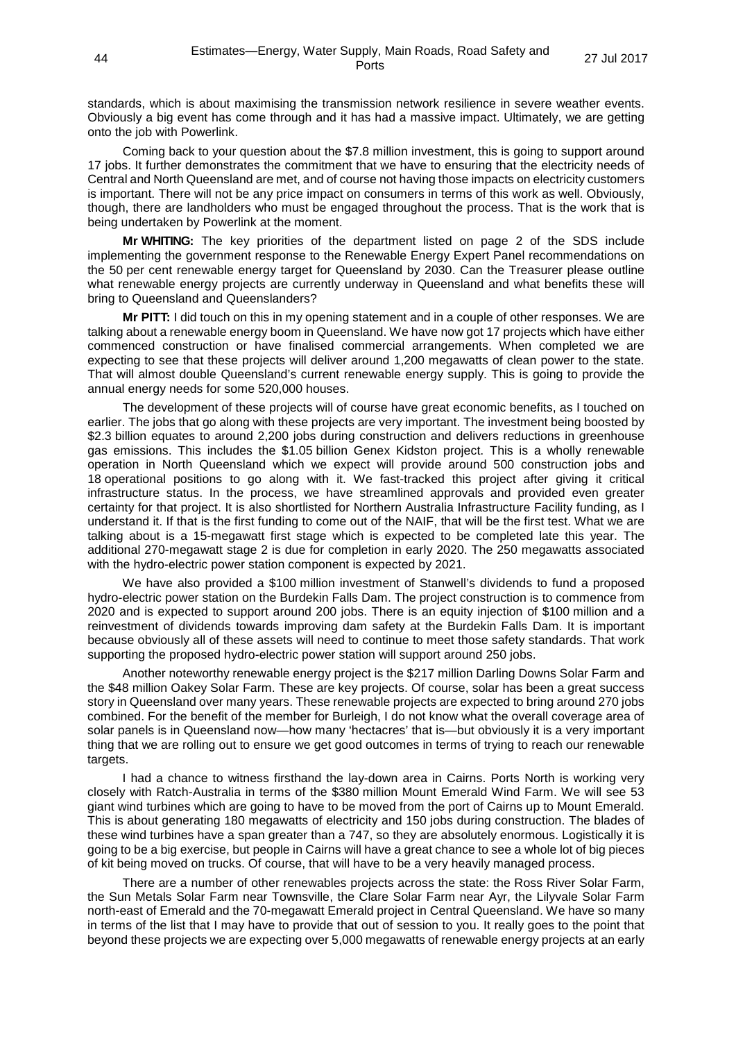standards, which is about maximising the transmission network resilience in severe weather events. Obviously a big event has come through and it has had a massive impact. Ultimately, we are getting onto the job with Powerlink.

Coming back to your question about the $7.8 million investment, this is going to support around 17 jobs. It further demonstrates the commitment that we have to ensuring that the electricity needs of Central and North Queensland are met, and of course not having those impacts on electricity customers is important. There will not be any price impact on consumers in terms of this work as well. Obviously, though, there are landholders who must be engaged throughout the process. That is the work that is being undertaken by Powerlink at the moment.

**Mr WHITING:** The key priorities of the department listed on page 2 of the SDS include implementing the government response to the Renewable Energy Expert Panel recommendations on the 50 per cent renewable energy target for Queensland by 2030. Can the Treasurer please outline what renewable energy projects are currently underway in Queensland and what benefits these will bring to Queensland and Queenslanders?

**Mr PITT:** I did touch on this in my opening statement and in a couple of other responses. We are talking about a renewable energy boom in Queensland. We have now got 17 projects which have either commenced construction or have finalised commercial arrangements. When completed we are expecting to see that these projects will deliver around 1,200 megawatts of clean power to the state. That will almost double Queensland's current renewable energy supply. This is going to provide the annual energy needs for some 520,000 houses.

The development of these projects will of course have great economic benefits, as I touched on earlier. The jobs that go along with these projects are very important. The investment being boosted by $2.3 billion equates to around 2,200 jobs during construction and delivers reductions in greenhouse gas emissions. This includes the $1.05 billion Genex Kidston project. This is a wholly renewable operation in North Queensland which we expect will provide around 500 construction jobs and 18 operational positions to go along with it. We fast-tracked this project after giving it critical infrastructure status. In the process, we have streamlined approvals and provided even greater certainty for that project. It is also shortlisted for Northern Australia Infrastructure Facility funding, as I understand it. If that is the first funding to come out of the NAIF, that will be the first test. What we are talking about is a 15-megawatt first stage which is expected to be completed late this year. The additional 270-megawatt stage 2 is due for completion in early 2020. The 250 megawatts associated with the hydro-electric power station component is expected by 2021.

We have also provided a $100 million investment of Stanwell's dividends to fund a proposed hydro-electric power station on the Burdekin Falls Dam. The project construction is to commence from 2020 and is expected to support around 200 jobs. There is an equity injection of $100 million and a reinvestment of dividends towards improving dam safety at the Burdekin Falls Dam. It is important because obviously all of these assets will need to continue to meet those safety standards. That work supporting the proposed hydro-electric power station will support around 250 jobs.

Another noteworthy renewable energy project is the $217 million Darling Downs Solar Farm and the $48 million Oakey Solar Farm. These are key projects. Of course, solar has been a great success story in Queensland over many years. These renewable projects are expected to bring around 270 jobs combined. For the benefit of the member for Burleigh, I do not know what the overall coverage area of solar panels is in Queensland now—how many 'hectacres' that is—but obviously it is a very important thing that we are rolling out to ensure we get good outcomes in terms of trying to reach our renewable targets.

I had a chance to witness firsthand the lay-down area in Cairns. Ports North is working very closely with Ratch-Australia in terms of the $380 million Mount Emerald Wind Farm. We will see 53 giant wind turbines which are going to have to be moved from the port of Cairns up to Mount Emerald. This is about generating 180 megawatts of electricity and 150 jobs during construction. The blades of these wind turbines have a span greater than a 747, so they are absolutely enormous. Logistically it is going to be a big exercise, but people in Cairns will have a great chance to see a whole lot of big pieces of kit being moved on trucks. Of course, that will have to be a very heavily managed process.

There are a number of other renewables projects across the state: the Ross River Solar Farm, the Sun Metals Solar Farm near Townsville, the Clare Solar Farm near Ayr, the Lilyvale Solar Farm north-east of Emerald and the 70-megawatt Emerald project in Central Queensland. We have so many in terms of the list that I may have to provide that out of session to you. It really goes to the point that beyond these projects we are expecting over 5,000 megawatts of renewable energy projects at an early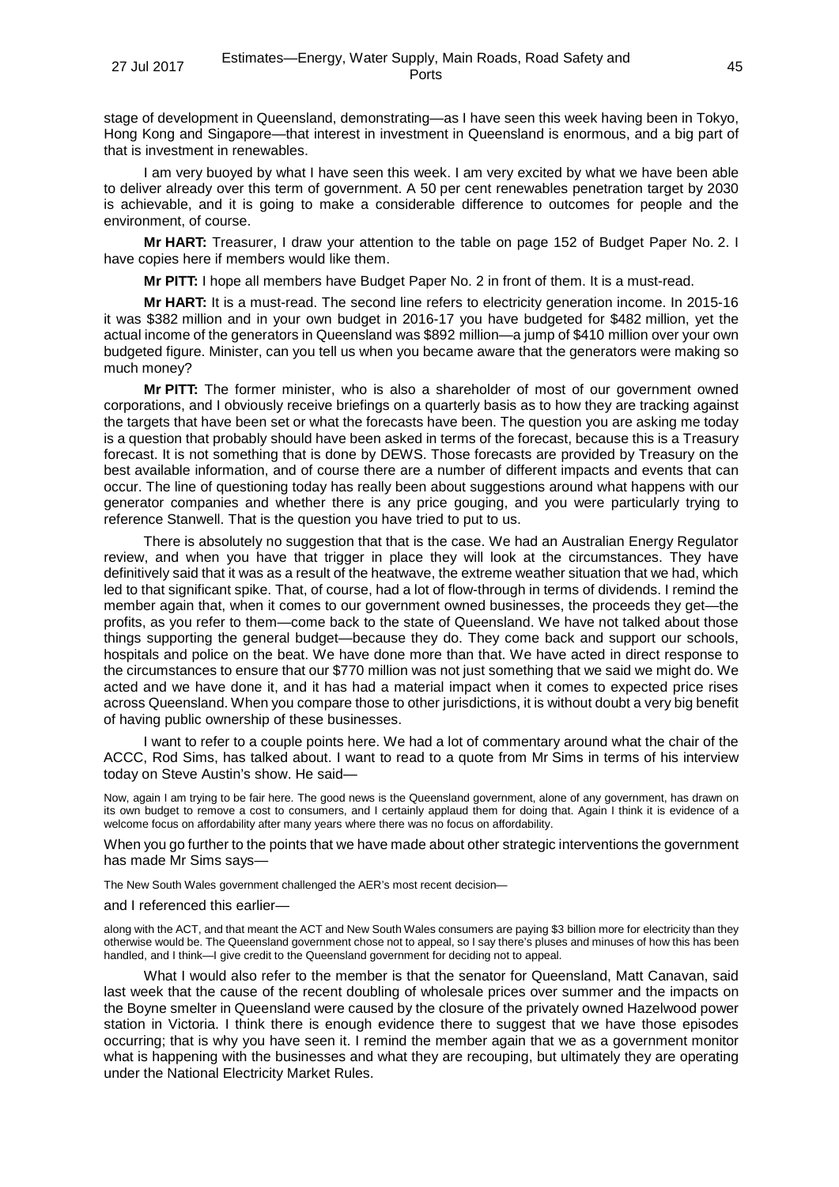stage of development in Queensland, demonstrating—as I have seen this week having been in Tokyo, Hong Kong and Singapore—that interest in investment in Queensland is enormous, and a big part of that is investment in renewables.

I am very buoyed by what I have seen this week. I am very excited by what we have been able to deliver already over this term of government. A 50 per cent renewables penetration target by 2030 is achievable, and it is going to make a considerable difference to outcomes for people and the environment, of course.

**Mr HART:** Treasurer, I draw your attention to the table on page 152 of Budget Paper No. 2. I have copies here if members would like them.

**Mr PITT:** I hope all members have Budget Paper No. 2 in front of them. It is a must-read.

**Mr HART:** It is a must-read. The second line refers to electricity generation income. In 2015-16 it was $382 million and in your own budget in 2016-17 you have budgeted for $482 million, yet the actual income of the generators in Queensland was $892 million—a jump of $410 million over your own budgeted figure. Minister, can you tell us when you became aware that the generators were making so much money?

**Mr PITT:** The former minister, who is also a shareholder of most of our government owned corporations, and I obviously receive briefings on a quarterly basis as to how they are tracking against the targets that have been set or what the forecasts have been. The question you are asking me today is a question that probably should have been asked in terms of the forecast, because this is a Treasury forecast. It is not something that is done by DEWS. Those forecasts are provided by Treasury on the best available information, and of course there are a number of different impacts and events that can occur. The line of questioning today has really been about suggestions around what happens with our generator companies and whether there is any price gouging, and you were particularly trying to reference Stanwell. That is the question you have tried to put to us.

There is absolutely no suggestion that that is the case. We had an Australian Energy Regulator review, and when you have that trigger in place they will look at the circumstances. They have definitively said that it was as a result of the heatwave, the extreme weather situation that we had, which led to that significant spike. That, of course, had a lot of flow-through in terms of dividends. I remind the member again that, when it comes to our government owned businesses, the proceeds they get—the profits, as you refer to them—come back to the state of Queensland. We have not talked about those things supporting the general budget—because they do. They come back and support our schools, hospitals and police on the beat. We have done more than that. We have acted in direct response to the circumstances to ensure that our $770 million was not just something that we said we might do. We acted and we have done it, and it has had a material impact when it comes to expected price rises across Queensland. When you compare those to other jurisdictions, it is without doubt a very big benefit of having public ownership of these businesses.

I want to refer to a couple points here. We had a lot of commentary around what the chair of the ACCC, Rod Sims, has talked about. I want to read to a quote from Mr Sims in terms of his interview today on Steve Austin's show. He said—

> Now, again I am trying to be fair here. The good news is the Queensland government, alone of any government, has drawn on its own budget to remove a cost to consumers, and I certainly applaud them for doing that. Again I think it is evidence of a welcome focus on affordability after many years where there was no focus on affordability.

When you go further to the points that we have made about other strategic interventions the government has made Mr Sims says—

> The New South Wales government challenged the AER's most recent decision—

and I referenced this earlier—

> along with the ACT, and that meant the ACT and New South Wales consumers are paying $3 billion more for electricity than they otherwise would be. The Queensland government chose not to appeal, so I say there's pluses and minuses of how this has been handled, and I think—I give credit to the Queensland government for deciding not to appeal.

What I would also refer to the member is that the senator for Queensland, Matt Canavan, said last week that the cause of the recent doubling of wholesale prices over summer and the impacts on the Boyne smelter in Queensland were caused by the closure of the privately owned Hazelwood power station in Victoria. I think there is enough evidence there to suggest that we have those episodes occurring; that is why you have seen it. I remind the member again that we as a government monitor what is happening with the businesses and what they are recouping, but ultimately they are operating under the National Electricity Market Rules.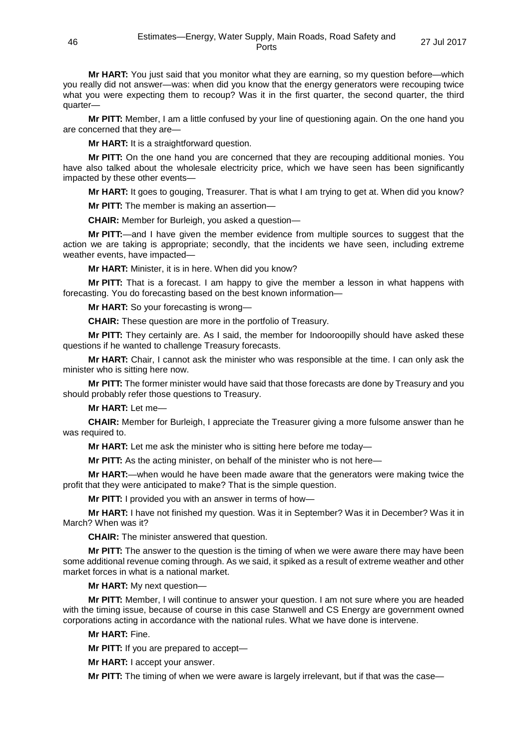**Mr HART:** You just said that you monitor what they are earning, so my question before—which you really did not answer—was: when did you know that the energy generators were recouping twice what you were expecting them to recoup? Was it in the first quarter, the second quarter, the third quarter—

**Mr PITT:** Member, I am a little confused by your line of questioning again. On the one hand you are concerned that they are—

**Mr HART:** It is a straightforward question.

**Mr PITT:** On the one hand you are concerned that they are recouping additional monies. You have also talked about the wholesale electricity price, which we have seen has been significantly impacted by these other events—

**Mr HART:** It goes to gouging, Treasurer. That is what I am trying to get at. When did you know?

**Mr PITT:** The member is making an assertion—

**CHAIR:** Member for Burleigh, you asked a question—

**Mr PITT:**—and I have given the member evidence from multiple sources to suggest that the action we are taking is appropriate; secondly, that the incidents we have seen, including extreme weather events, have impacted—

**Mr HART:** Minister, it is in here. When did you know?

**Mr PITT:** That is a forecast. I am happy to give the member a lesson in what happens with forecasting. You do forecasting based on the best known information—

**Mr HART:** So your forecasting is wrong—

**CHAIR:** These question are more in the portfolio of Treasury.

**Mr PITT:** They certainly are. As I said, the member for Indooroopilly should have asked these questions if he wanted to challenge Treasury forecasts.

**Mr HART:** Chair, I cannot ask the minister who was responsible at the time. I can only ask the minister who is sitting here now.

**Mr PITT:** The former minister would have said that those forecasts are done by Treasury and you should probably refer those questions to Treasury.

**Mr HART:** Let me—

**CHAIR:** Member for Burleigh, I appreciate the Treasurer giving a more fulsome answer than he was required to.

**Mr HART:** Let me ask the minister who is sitting here before me today—

**Mr PITT:** As the acting minister, on behalf of the minister who is not here—

**Mr HART:**—when would he have been made aware that the generators were making twice the profit that they were anticipated to make? That is the simple question.

**Mr PITT:** I provided you with an answer in terms of how—

**Mr HART:** I have not finished my question. Was it in September? Was it in December? Was it in March? When was it?

**CHAIR:** The minister answered that question.

**Mr PITT:** The answer to the question is the timing of when we were aware there may have been some additional revenue coming through. As we said, it spiked as a result of extreme weather and other market forces in what is a national market.

**Mr HART:** My next question—

**Mr PITT:** Member, I will continue to answer your question. I am not sure where you are headed with the timing issue, because of course in this case Stanwell and CS Energy are government owned corporations acting in accordance with the national rules. What we have done is intervene.

**Mr HART:** Fine.

**Mr PITT:** If you are prepared to accept—

**Mr HART:** I accept your answer.

**Mr PITT:** The timing of when we were aware is largely irrelevant, but if that was the case—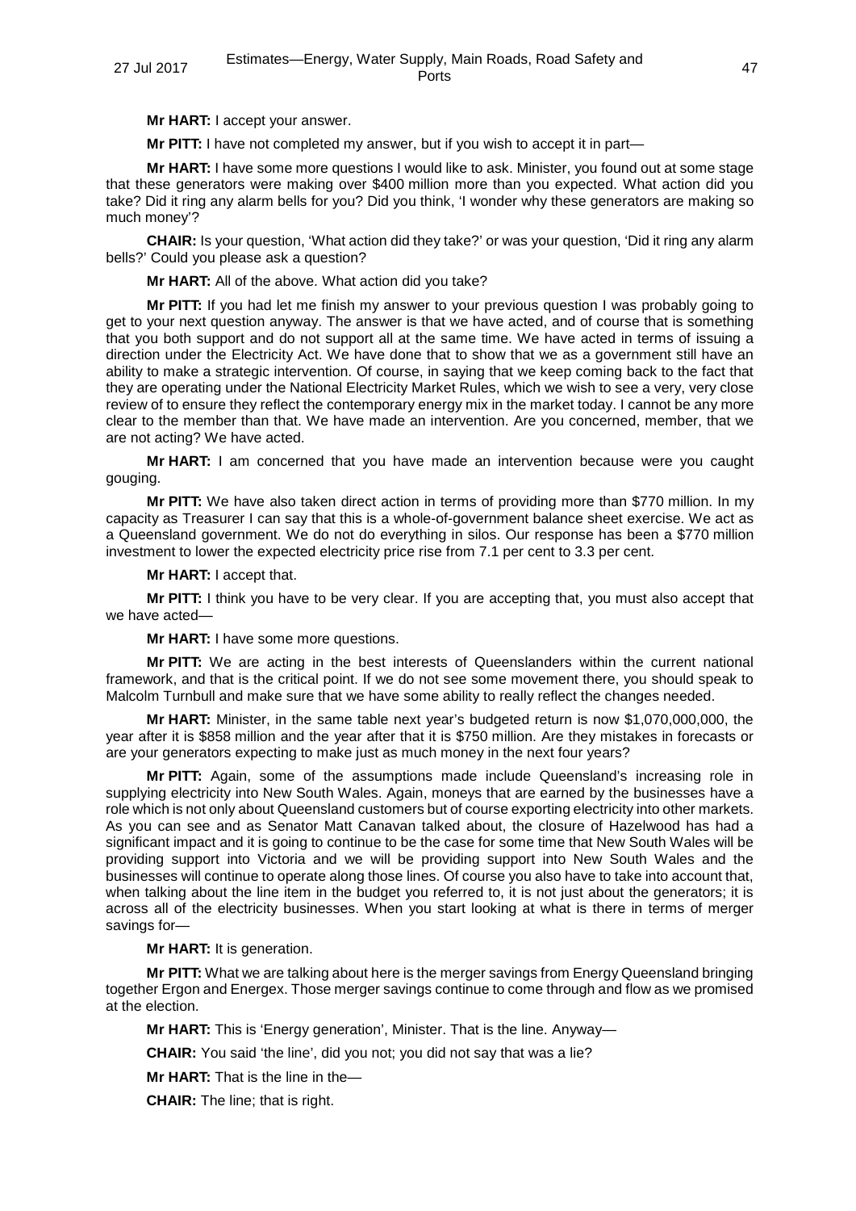**Mr HART:** I accept your answer.

**Mr PITT:** I have not completed my answer, but if you wish to accept it in part—

**Mr HART:** I have some more questions I would like to ask. Minister, you found out at some stage that these generators were making over $400 million more than you expected. What action did you take? Did it ring any alarm bells for you? Did you think, 'I wonder why these generators are making so much money'?

**CHAIR:** Is your question, 'What action did they take?' or was your question, 'Did it ring any alarm bells?' Could you please ask a question?

**Mr HART:** All of the above. What action did you take?

**Mr PITT:** If you had let me finish my answer to your previous question I was probably going to get to your next question anyway. The answer is that we have acted, and of course that is something that you both support and do not support all at the same time. We have acted in terms of issuing a direction under the Electricity Act. We have done that to show that we as a government still have an ability to make a strategic intervention. Of course, in saying that we keep coming back to the fact that they are operating under the National Electricity Market Rules, which we wish to see a very, very close review of to ensure they reflect the contemporary energy mix in the market today. I cannot be any more clear to the member than that. We have made an intervention. Are you concerned, member, that we are not acting? We have acted.

**Mr HART:** I am concerned that you have made an intervention because were you caught gouging.

**Mr PITT:** We have also taken direct action in terms of providing more than $770 million. In my capacity as Treasurer I can say that this is a whole-of-government balance sheet exercise. We act as a Queensland government. We do not do everything in silos. Our response has been a $770 million investment to lower the expected electricity price rise from 7.1 per cent to 3.3 per cent.

**Mr HART:** I accept that.

**Mr PITT:** I think you have to be very clear. If you are accepting that, you must also accept that we have acted—

**Mr HART:** I have some more questions.

**Mr PITT:** We are acting in the best interests of Queenslanders within the current national framework, and that is the critical point. If we do not see some movement there, you should speak to Malcolm Turnbull and make sure that we have some ability to really reflect the changes needed.

**Mr HART:** Minister, in the same table next year's budgeted return is now $1,070,000,000, the year after it is $858 million and the year after that it is $750 million. Are they mistakes in forecasts or are your generators expecting to make just as much money in the next four years?

**Mr PITT:** Again, some of the assumptions made include Queensland's increasing role in supplying electricity into New South Wales. Again, moneys that are earned by the businesses have a role which is not only about Queensland customers but of course exporting electricity into other markets. As you can see and as Senator Matt Canavan talked about, the closure of Hazelwood has had a significant impact and it is going to continue to be the case for some time that New South Wales will be providing support into Victoria and we will be providing support into New South Wales and the businesses will continue to operate along those lines. Of course you also have to take into account that, when talking about the line item in the budget you referred to, it is not just about the generators; it is across all of the electricity businesses. When you start looking at what is there in terms of merger savings for—

**Mr HART:** It is generation.

**Mr PITT:** What we are talking about here is the merger savings from Energy Queensland bringing together Ergon and Energex. Those merger savings continue to come through and flow as we promised at the election.

**Mr HART:** This is 'Energy generation', Minister. That is the line. Anyway—

**CHAIR:** You said 'the line', did you not; you did not say that was a lie?

**Mr HART:** That is the line in the—

**CHAIR:** The line; that is right.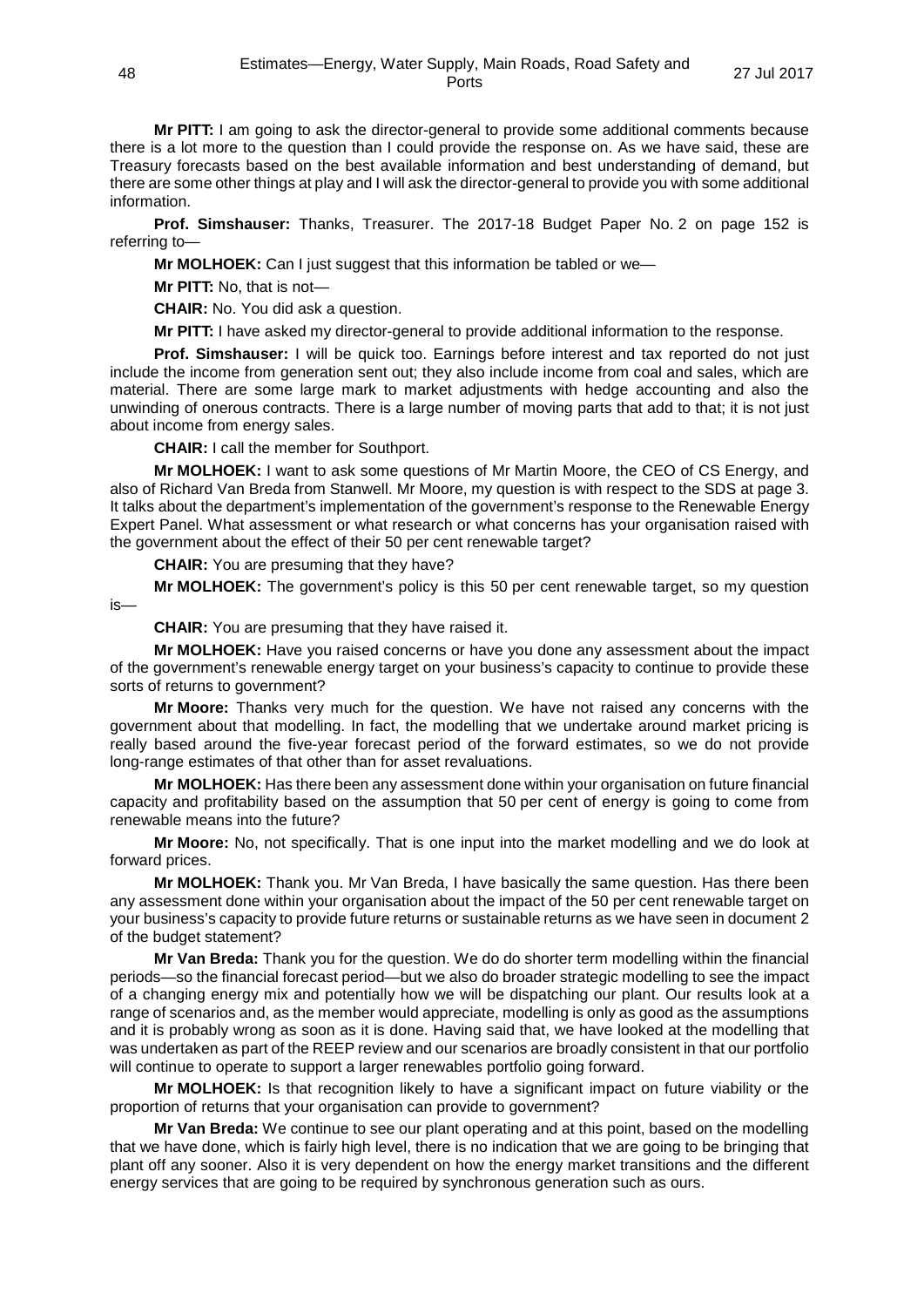**Mr PITT:** I am going to ask the director-general to provide some additional comments because there is a lot more to the question than I could provide the response on. As we have said, these are Treasury forecasts based on the best available information and best understanding of demand, but there are some other things at play and I will ask the director-general to provide you with some additional information.

**Prof. Simshauser:** Thanks, Treasurer. The 2017-18 Budget Paper No. 2 on page 152 is referring to—

**Mr MOLHOEK:** Can I just suggest that this information be tabled or we—

**Mr PITT:** No, that is not—

**CHAIR:** No. You did ask a question.

**Mr PITT:** I have asked my director-general to provide additional information to the response.

**Prof. Simshauser:** I will be quick too. Earnings before interest and tax reported do not just include the income from generation sent out; they also include income from coal and sales, which are material. There are some large mark to market adjustments with hedge accounting and also the unwinding of onerous contracts. There is a large number of moving parts that add to that; it is not just about income from energy sales.

**CHAIR:** I call the member for Southport.

**Mr MOLHOEK:** I want to ask some questions of Mr Martin Moore, the CEO of CS Energy, and also of Richard Van Breda from Stanwell. Mr Moore, my question is with respect to the SDS at page 3. It talks about the department's implementation of the government's response to the Renewable Energy Expert Panel. What assessment or what research or what concerns has your organisation raised with the government about the effect of their 50 per cent renewable target?

**CHAIR:** You are presuming that they have?

**Mr MOLHOEK:** The government's policy is this 50 per cent renewable target, so my question is—

**CHAIR:** You are presuming that they have raised it.

**Mr MOLHOEK:** Have you raised concerns or have you done any assessment about the impact of the government's renewable energy target on your business's capacity to continue to provide these sorts of returns to government?

**Mr Moore:** Thanks very much for the question. We have not raised any concerns with the government about that modelling. In fact, the modelling that we undertake around market pricing is really based around the five-year forecast period of the forward estimates, so we do not provide long-range estimates of that other than for asset revaluations.

**Mr MOLHOEK:** Has there been any assessment done within your organisation on future financial capacity and profitability based on the assumption that 50 per cent of energy is going to come from renewable means into the future?

**Mr Moore:** No, not specifically. That is one input into the market modelling and we do look at forward prices.

**Mr MOLHOEK:** Thank you. Mr Van Breda, I have basically the same question. Has there been any assessment done within your organisation about the impact of the 50 per cent renewable target on your business's capacity to provide future returns or sustainable returns as we have seen in document 2 of the budget statement?

**Mr Van Breda:** Thank you for the question. We do do shorter term modelling within the financial periods—so the financial forecast period—but we also do broader strategic modelling to see the impact of a changing energy mix and potentially how we will be dispatching our plant. Our results look at a range of scenarios and, as the member would appreciate, modelling is only as good as the assumptions and it is probably wrong as soon as it is done. Having said that, we have looked at the modelling that was undertaken as part of the REEP review and our scenarios are broadly consistent in that our portfolio will continue to operate to support a larger renewables portfolio going forward.

**Mr MOLHOEK:** Is that recognition likely to have a significant impact on future viability or the proportion of returns that your organisation can provide to government?

**Mr Van Breda:** We continue to see our plant operating and at this point, based on the modelling that we have done, which is fairly high level, there is no indication that we are going to be bringing that plant off any sooner. Also it is very dependent on how the energy market transitions and the different energy services that are going to be required by synchronous generation such as ours.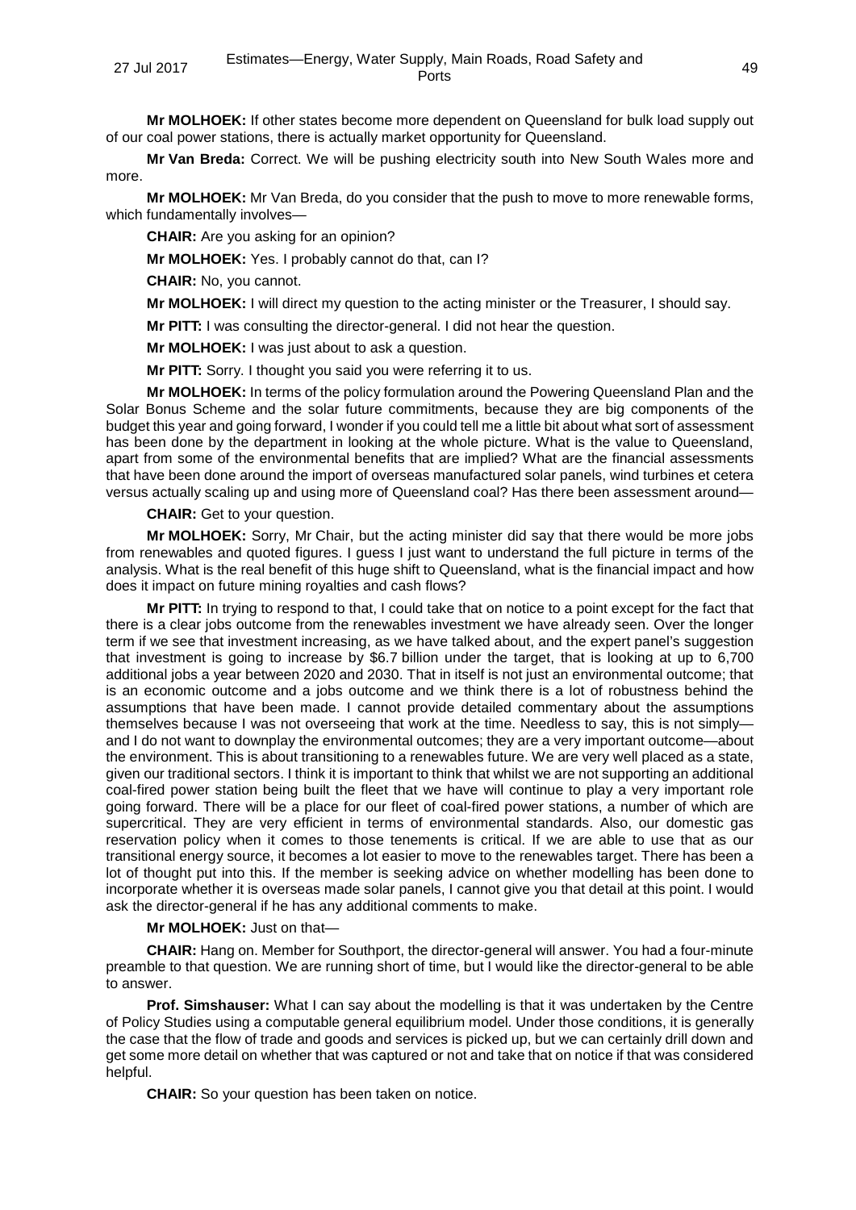**Mr MOLHOEK:** If other states become more dependent on Queensland for bulk load supply out of our coal power stations, there is actually market opportunity for Queensland.

**Mr Van Breda:** Correct. We will be pushing electricity south into New South Wales more and more.

**Mr MOLHOEK:** Mr Van Breda, do you consider that the push to move to more renewable forms, which fundamentally involves—

**CHAIR:** Are you asking for an opinion?

**Mr MOLHOEK:** Yes. I probably cannot do that, can I?

**CHAIR:** No, you cannot.

**Mr MOLHOEK:** I will direct my question to the acting minister or the Treasurer, I should say.

**Mr PITT:** I was consulting the director-general. I did not hear the question.

**Mr MOLHOEK:** I was just about to ask a question.

**Mr PITT:** Sorry. I thought you said you were referring it to us.

**Mr MOLHOEK:** In terms of the policy formulation around the Powering Queensland Plan and the Solar Bonus Scheme and the solar future commitments, because they are big components of the budget this year and going forward, I wonder if you could tell me a little bit about what sort of assessment has been done by the department in looking at the whole picture. What is the value to Queensland, apart from some of the environmental benefits that are implied? What are the financial assessments that have been done around the import of overseas manufactured solar panels, wind turbines et cetera versus actually scaling up and using more of Queensland coal? Has there been assessment around—

**CHAIR:** Get to your question.

**Mr MOLHOEK:** Sorry, Mr Chair, but the acting minister did say that there would be more jobs from renewables and quoted figures. I guess I just want to understand the full picture in terms of the analysis. What is the real benefit of this huge shift to Queensland, what is the financial impact and how does it impact on future mining royalties and cash flows?

**Mr PITT:** In trying to respond to that, I could take that on notice to a point except for the fact that there is a clear jobs outcome from the renewables investment we have already seen. Over the longer term if we see that investment increasing, as we have talked about, and the expert panel's suggestion that investment is going to increase by $6.7 billion under the target, that is looking at up to 6,700 additional jobs a year between 2020 and 2030. That in itself is not just an environmental outcome; that is an economic outcome and a jobs outcome and we think there is a lot of robustness behind the assumptions that have been made. I cannot provide detailed commentary about the assumptions themselves because I was not overseeing that work at the time. Needless to say, this is not simply—and I do not want to downplay the environmental outcomes; they are a very important outcome—about the environment. This is about transitioning to a renewables future. We are very well placed as a state, given our traditional sectors. I think it is important to think that whilst we are not supporting an additional coal-fired power station being built the fleet that we have will continue to play a very important role going forward. There will be a place for our fleet of coal-fired power stations, a number of which are supercritical. They are very efficient in terms of environmental standards. Also, our domestic gas reservation policy when it comes to those tenements is critical. If we are able to use that as our transitional energy source, it becomes a lot easier to move to the renewables target. There has been a lot of thought put into this. If the member is seeking advice on whether modelling has been done to incorporate whether it is overseas made solar panels, I cannot give you that detail at this point. I would ask the director-general if he has any additional comments to make.

**Mr MOLHOEK:** Just on that—

**CHAIR:** Hang on. Member for Southport, the director-general will answer. You had a four-minute preamble to that question. We are running short of time, but I would like the director-general to be able to answer.

**Prof. Simshauser:** What I can say about the modelling is that it was undertaken by the Centre of Policy Studies using a computable general equilibrium model. Under those conditions, it is generally the case that the flow of trade and goods and services is picked up, but we can certainly drill down and get some more detail on whether that was captured or not and take that on notice if that was considered helpful.

**CHAIR:** So your question has been taken on notice.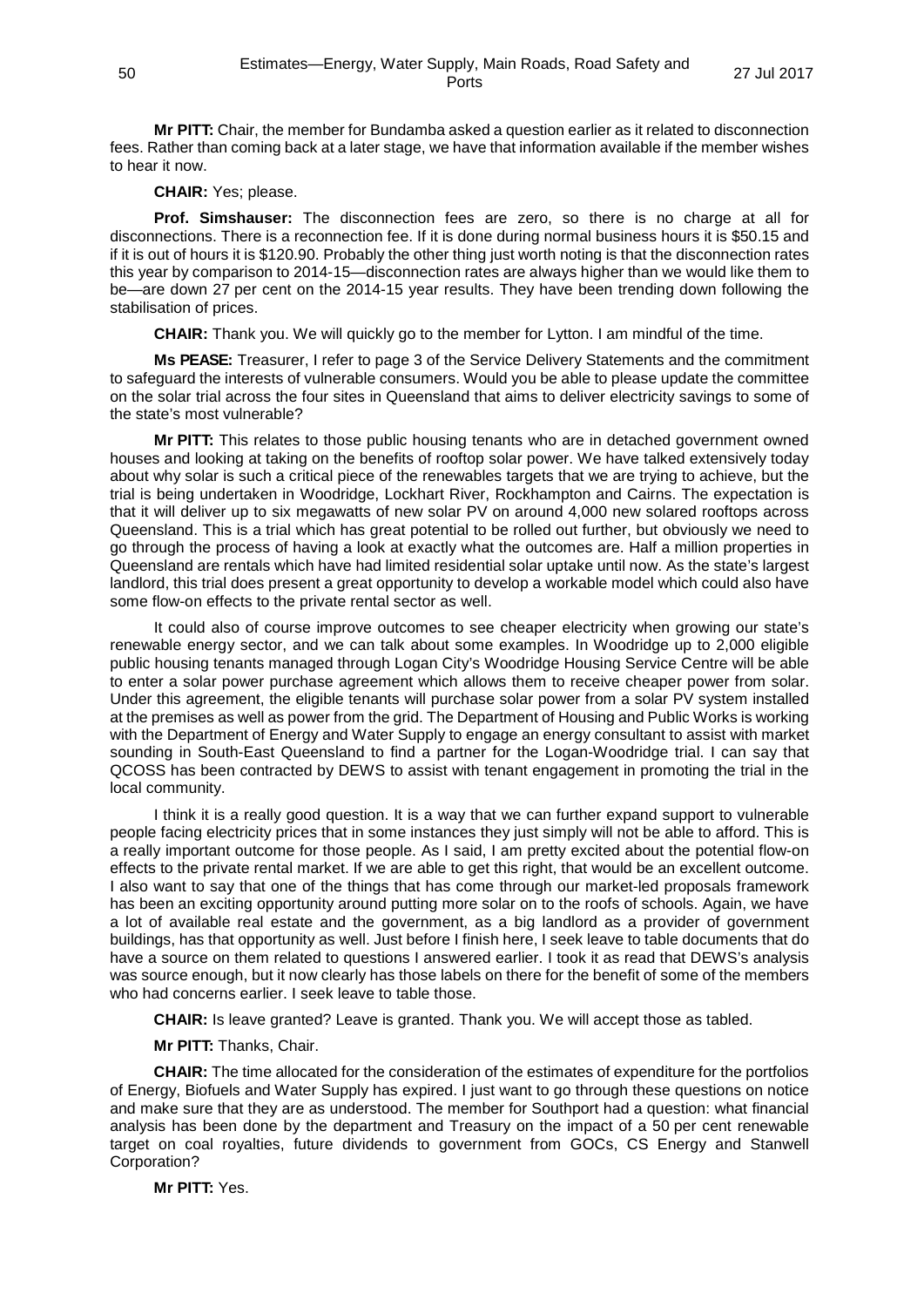**Mr PITT:** Chair, the member for Bundamba asked a question earlier as it related to disconnection fees. Rather than coming back at a later stage, we have that information available if the member wishes to hear it now.

**CHAIR:** Yes; please.

**Prof. Simshauser:** The disconnection fees are zero, so there is no charge at all for disconnections. There is a reconnection fee. If it is done during normal business hours it is $50.15 and if it is out of hours it is $120.90. Probably the other thing just worth noting is that the disconnection rates this year by comparison to 2014-15—disconnection rates are always higher than we would like them to be—are down 27 per cent on the 2014-15 year results. They have been trending down following the stabilisation of prices.

**CHAIR:** Thank you. We will quickly go to the member for Lytton. I am mindful of the time.

**Ms PEASE:** Treasurer, I refer to page 3 of the Service Delivery Statements and the commitment to safeguard the interests of vulnerable consumers. Would you be able to please update the committee on the solar trial across the four sites in Queensland that aims to deliver electricity savings to some of the state's most vulnerable?

**Mr PITT:** This relates to those public housing tenants who are in detached government owned houses and looking at taking on the benefits of rooftop solar power. We have talked extensively today about why solar is such a critical piece of the renewables targets that we are trying to achieve, but the trial is being undertaken in Woodridge, Lockhart River, Rockhampton and Cairns. The expectation is that it will deliver up to six megawatts of new solar PV on around 4,000 new solared rooftops across Queensland. This is a trial which has great potential to be rolled out further, but obviously we need to go through the process of having a look at exactly what the outcomes are. Half a million properties in Queensland are rentals which have had limited residential solar uptake until now. As the state's largest landlord, this trial does present a great opportunity to develop a workable model which could also have some flow-on effects to the private rental sector as well.

It could also of course improve outcomes to see cheaper electricity when growing our state's renewable energy sector, and we can talk about some examples. In Woodridge up to 2,000 eligible public housing tenants managed through Logan City's Woodridge Housing Service Centre will be able to enter a solar power purchase agreement which allows them to receive cheaper power from solar. Under this agreement, the eligible tenants will purchase solar power from a solar PV system installed at the premises as well as power from the grid. The Department of Housing and Public Works is working with the Department of Energy and Water Supply to engage an energy consultant to assist with market sounding in South-East Queensland to find a partner for the Logan-Woodridge trial. I can say that QCOSS has been contracted by DEWS to assist with tenant engagement in promoting the trial in the local community.

I think it is a really good question. It is a way that we can further expand support to vulnerable people facing electricity prices that in some instances they just simply will not be able to afford. This is a really important outcome for those people. As I said, I am pretty excited about the potential flow-on effects to the private rental market. If we are able to get this right, that would be an excellent outcome. I also want to say that one of the things that has come through our market-led proposals framework has been an exciting opportunity around putting more solar on to the roofs of schools. Again, we have a lot of available real estate and the government, as a big landlord as a provider of government buildings, has that opportunity as well. Just before I finish here, I seek leave to table documents that do have a source on them related to questions I answered earlier. I took it as read that DEWS's analysis was source enough, but it now clearly has those labels on there for the benefit of some of the members who had concerns earlier. I seek leave to table those.

**CHAIR:** Is leave granted? Leave is granted. Thank you. We will accept those as tabled.

**Mr PITT:** Thanks, Chair.

**CHAIR:** The time allocated for the consideration of the estimates of expenditure for the portfolios of Energy, Biofuels and Water Supply has expired. I just want to go through these questions on notice and make sure that they are as understood. The member for Southport had a question: what financial analysis has been done by the department and Treasury on the impact of a 50 per cent renewable target on coal royalties, future dividends to government from GOCs, CS Energy and Stanwell Corporation?

**Mr PITT:** Yes.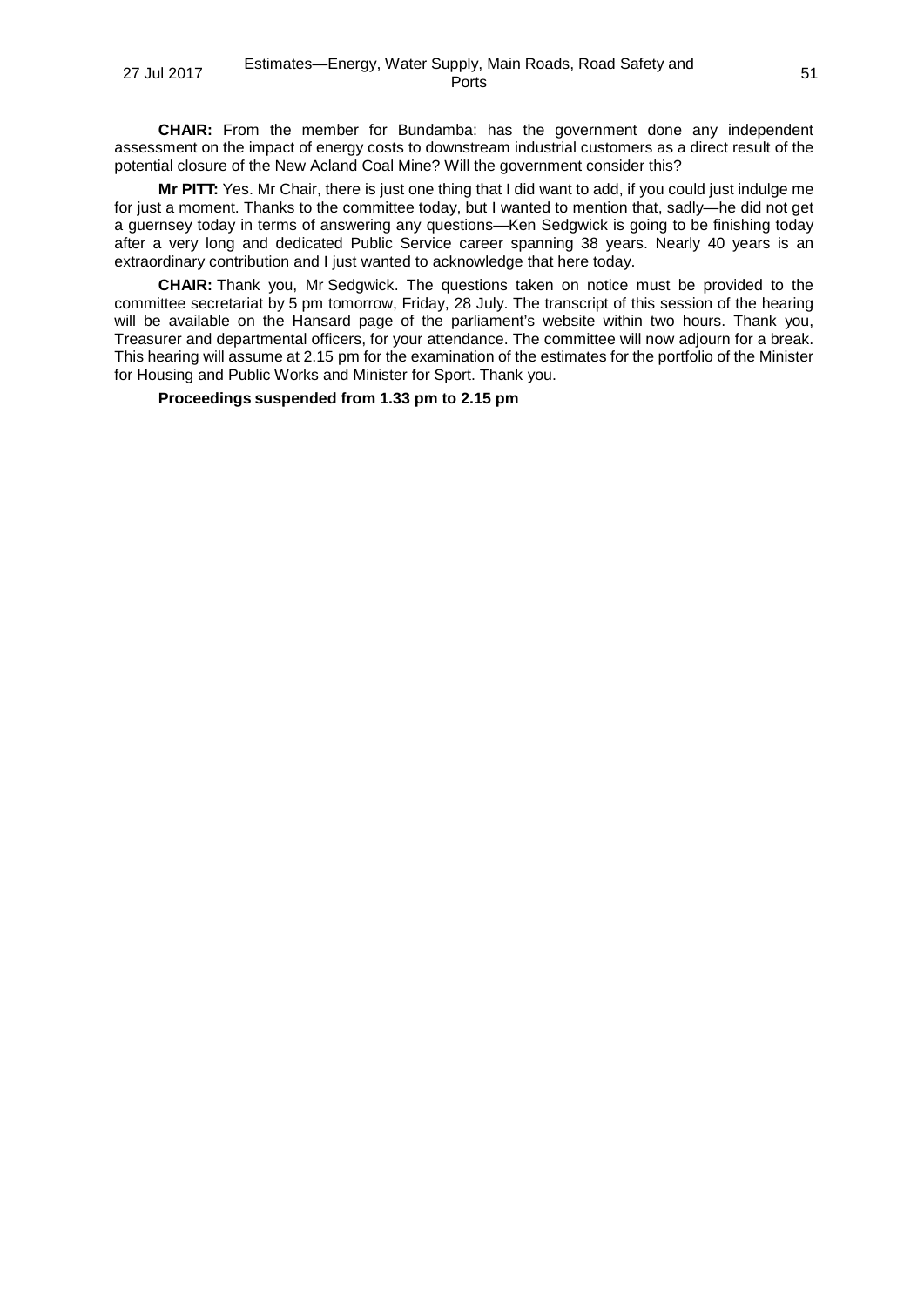**CHAIR:** From the member for Bundamba: has the government done any independent assessment on the impact of energy costs to downstream industrial customers as a direct result of the potential closure of the New Acland Coal Mine? Will the government consider this?

**Mr PITT:** Yes. Mr Chair, there is just one thing that I did want to add, if you could just indulge me for just a moment. Thanks to the committee today, but I wanted to mention that, sadly—he did not get a guernsey today in terms of answering any questions—Ken Sedgwick is going to be finishing today after a very long and dedicated Public Service career spanning 38 years. Nearly 40 years is an extraordinary contribution and I just wanted to acknowledge that here today.

**CHAIR:** Thank you, Mr Sedgwick. The questions taken on notice must be provided to the committee secretariat by 5 pm tomorrow, Friday, 28 July. The transcript of this session of the hearing will be available on the Hansard page of the parliament's website within two hours. Thank you, Treasurer and departmental officers, for your attendance. The committee will now adjourn for a break. This hearing will assume at 2.15 pm for the examination of the estimates for the portfolio of the Minister for Housing and Public Works and Minister for Sport. Thank you.

**Proceedings suspended from 1.33 pm to 2.15 pm**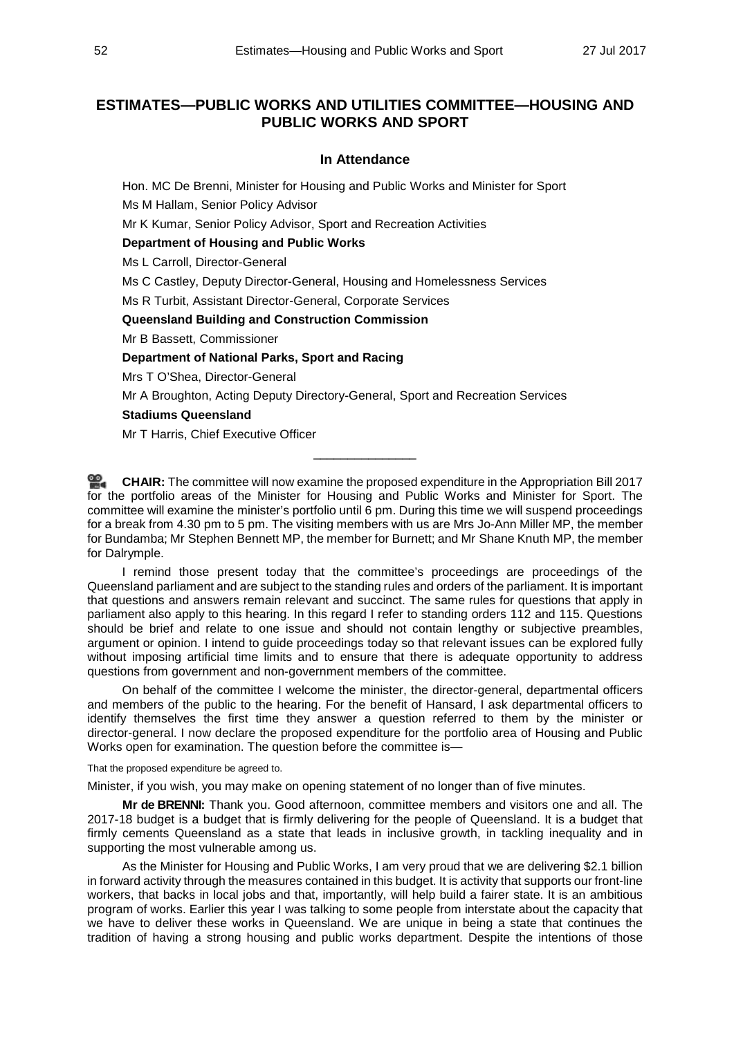## ESTIMATES—PUBLIC WORKS AND UTILITIES COMMITTEE—HOUSING AND PUBLIC WORKS AND SPORT

### In Attendance

Hon. MC De Brenni, Minister for Housing and Public Works and Minister for Sport

Ms M Hallam, Senior Policy Advisor

Mr K Kumar, Senior Policy Advisor, Sport and Recreation Activities

**Department of Housing and Public Works**

Ms L Carroll, Director-General

Ms C Castley, Deputy Director-General, Housing and Homelessness Services

Ms R Turbit, Assistant Director-General, Corporate Services

**Queensland Building and Construction Commission**

Mr B Bassett, Commissioner

**Department of National Parks, Sport and Racing**

Mrs T O'Shea, Director-General

Mr A Broughton, Acting Deputy Directory-General, Sport and Recreation Services

**Stadiums Queensland**

Mr T Harris, Chief Executive Officer

---

**CHAIR:** The committee will now examine the proposed expenditure in the Appropriation Bill 2017 for the portfolio areas of the Minister for Housing and Public Works and Minister for Sport. The committee will examine the minister's portfolio until 6 pm. During this time we will suspend proceedings for a break from 4.30 pm to 5 pm. The visiting members with us are Mrs Jo-Ann Miller MP, the member for Bundamba; Mr Stephen Bennett MP, the member for Burnett; and Mr Shane Knuth MP, the member for Dalrymple.

I remind those present today that the committee's proceedings are proceedings of the Queensland parliament and are subject to the standing rules and orders of the parliament. It is important that questions and answers remain relevant and succinct. The same rules for questions that apply in parliament also apply to this hearing. In this regard I refer to standing orders 112 and 115. Questions should be brief and relate to one issue and should not contain lengthy or subjective preambles, argument or opinion. I intend to guide proceedings today so that relevant issues can be explored fully without imposing artificial time limits and to ensure that there is adequate opportunity to address questions from government and non-government members of the committee.

On behalf of the committee I welcome the minister, the director-general, departmental officers and members of the public to the hearing. For the benefit of Hansard, I ask departmental officers to identify themselves the first time they answer a question referred to them by the minister or director-general. I now declare the proposed expenditure for the portfolio area of Housing and Public Works open for examination. The question before the committee is—

That the proposed expenditure be agreed to.

Minister, if you wish, you may make on opening statement of no longer than of five minutes.

**Mr de BRENNI:** Thank you. Good afternoon, committee members and visitors one and all. The 2017-18 budget is a budget that is firmly delivering for the people of Queensland. It is a budget that firmly cements Queensland as a state that leads in inclusive growth, in tackling inequality and in supporting the most vulnerable among us.

As the Minister for Housing and Public Works, I am very proud that we are delivering $2.1 billion in forward activity through the measures contained in this budget. It is activity that supports our front-line workers, that backs in local jobs and that, importantly, will help build a fairer state. It is an ambitious program of works. Earlier this year I was talking to some people from interstate about the capacity that we have to deliver these works in Queensland. We are unique in being a state that continues the tradition of having a strong housing and public works department. Despite the intentions of those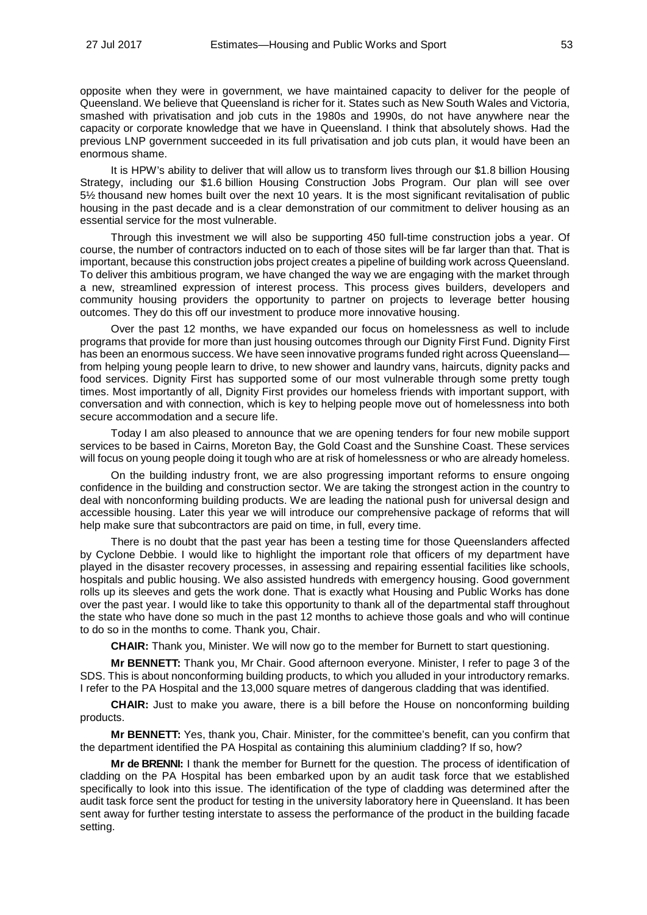opposite when they were in government, we have maintained capacity to deliver for the people of Queensland. We believe that Queensland is richer for it. States such as New South Wales and Victoria, smashed with privatisation and job cuts in the 1980s and 1990s, do not have anywhere near the capacity or corporate knowledge that we have in Queensland. I think that absolutely shows. Had the previous LNP government succeeded in its full privatisation and job cuts plan, it would have been an enormous shame.

It is HPW's ability to deliver that will allow us to transform lives through our $1.8 billion Housing Strategy, including our $1.6 billion Housing Construction Jobs Program. Our plan will see over 5½ thousand new homes built over the next 10 years. It is the most significant revitalisation of public housing in the past decade and is a clear demonstration of our commitment to deliver housing as an essential service for the most vulnerable.

Through this investment we will also be supporting 450 full-time construction jobs a year. Of course, the number of contractors inducted on to each of those sites will be far larger than that. That is important, because this construction jobs project creates a pipeline of building work across Queensland. To deliver this ambitious program, we have changed the way we are engaging with the market through a new, streamlined expression of interest process. This process gives builders, developers and community housing providers the opportunity to partner on projects to leverage better housing outcomes. They do this off our investment to produce more innovative housing.

Over the past 12 months, we have expanded our focus on homelessness as well to include programs that provide for more than just housing outcomes through our Dignity First Fund. Dignity First has been an enormous success. We have seen innovative programs funded right across Queensland—from helping young people learn to drive, to new shower and laundry vans, haircuts, dignity packs and food services. Dignity First has supported some of our most vulnerable through some pretty tough times. Most importantly of all, Dignity First provides our homeless friends with important support, with conversation and with connection, which is key to helping people move out of homelessness into both secure accommodation and a secure life.

Today I am also pleased to announce that we are opening tenders for four new mobile support services to be based in Cairns, Moreton Bay, the Gold Coast and the Sunshine Coast. These services will focus on young people doing it tough who are at risk of homelessness or who are already homeless.

On the building industry front, we are also progressing important reforms to ensure ongoing confidence in the building and construction sector. We are taking the strongest action in the country to deal with nonconforming building products. We are leading the national push for universal design and accessible housing. Later this year we will introduce our comprehensive package of reforms that will help make sure that subcontractors are paid on time, in full, every time.

There is no doubt that the past year has been a testing time for those Queenslanders affected by Cyclone Debbie. I would like to highlight the important role that officers of my department have played in the disaster recovery processes, in assessing and repairing essential facilities like schools, hospitals and public housing. We also assisted hundreds with emergency housing. Good government rolls up its sleeves and gets the work done. That is exactly what Housing and Public Works has done over the past year. I would like to take this opportunity to thank all of the departmental staff throughout the state who have done so much in the past 12 months to achieve those goals and who will continue to do so in the months to come. Thank you, Chair.

**CHAIR:** Thank you, Minister. We will now go to the member for Burnett to start questioning.

**Mr BENNETT:** Thank you, Mr Chair. Good afternoon everyone. Minister, I refer to page 3 of the SDS. This is about nonconforming building products, to which you alluded in your introductory remarks. I refer to the PA Hospital and the 13,000 square metres of dangerous cladding that was identified.

**CHAIR:** Just to make you aware, there is a bill before the House on nonconforming building products.

**Mr BENNETT:** Yes, thank you, Chair. Minister, for the committee's benefit, can you confirm that the department identified the PA Hospital as containing this aluminium cladding? If so, how?

**Mr de BRENNI:** I thank the member for Burnett for the question. The process of identification of cladding on the PA Hospital has been embarked upon by an audit task force that we established specifically to look into this issue. The identification of the type of cladding was determined after the audit task force sent the product for testing in the university laboratory here in Queensland. It has been sent away for further testing interstate to assess the performance of the product in the building facade setting.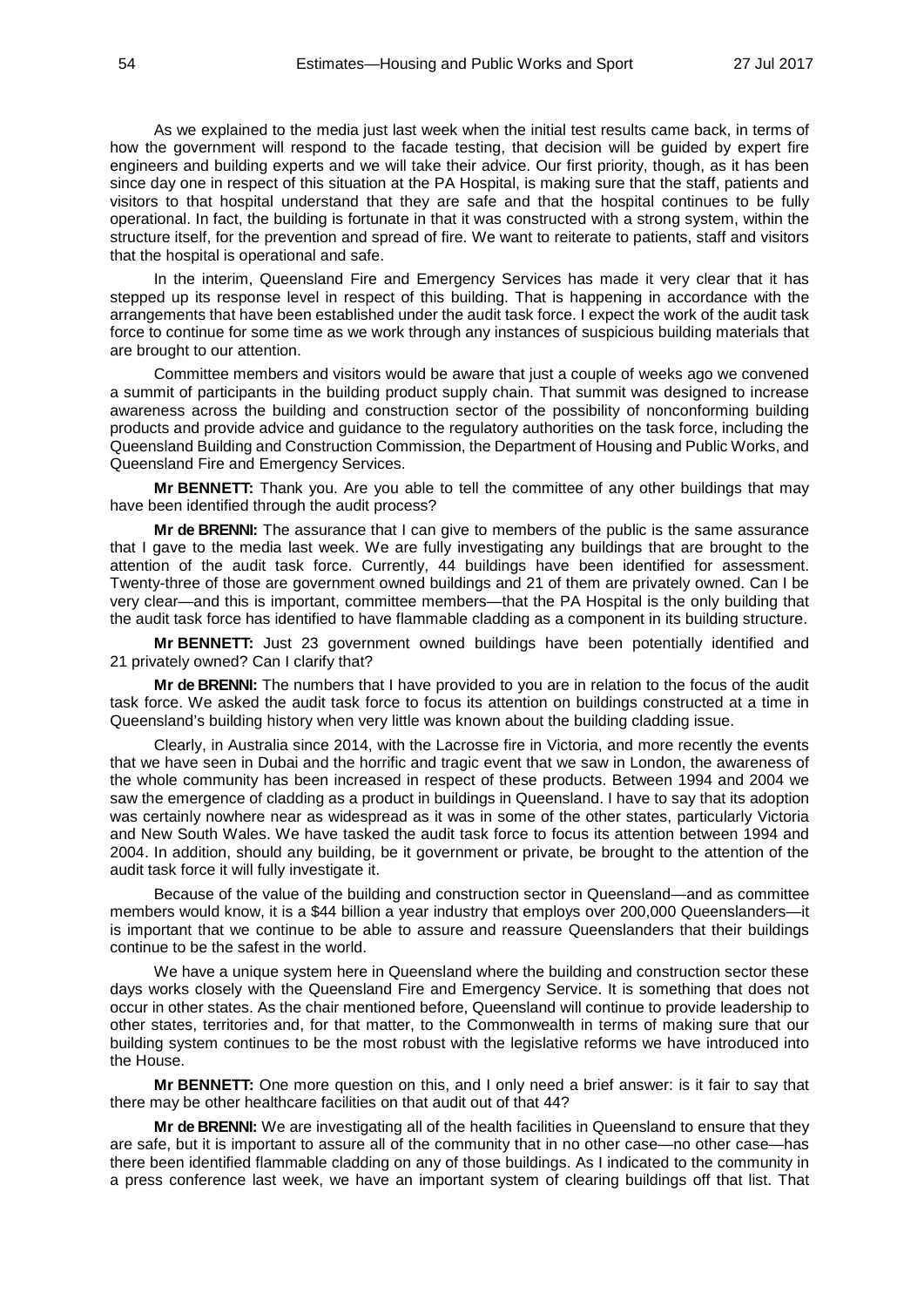As we explained to the media just last week when the initial test results came back, in terms of how the government will respond to the facade testing, that decision will be guided by expert fire engineers and building experts and we will take their advice. Our first priority, though, as it has been since day one in respect of this situation at the PA Hospital, is making sure that the staff, patients and visitors to that hospital understand that they are safe and that the hospital continues to be fully operational. In fact, the building is fortunate in that it was constructed with a strong system, within the structure itself, for the prevention and spread of fire. We want to reiterate to patients, staff and visitors that the hospital is operational and safe.

In the interim, Queensland Fire and Emergency Services has made it very clear that it has stepped up its response level in respect of this building. That is happening in accordance with the arrangements that have been established under the audit task force. I expect the work of the audit task force to continue for some time as we work through any instances of suspicious building materials that are brought to our attention.

Committee members and visitors would be aware that just a couple of weeks ago we convened a summit of participants in the building product supply chain. That summit was designed to increase awareness across the building and construction sector of the possibility of nonconforming building products and provide advice and guidance to the regulatory authorities on the task force, including the Queensland Building and Construction Commission, the Department of Housing and Public Works, and Queensland Fire and Emergency Services.

**Mr BENNETT:** Thank you. Are you able to tell the committee of any other buildings that may have been identified through the audit process?

**Mr de BRENNI:** The assurance that I can give to members of the public is the same assurance that I gave to the media last week. We are fully investigating any buildings that are brought to the attention of the audit task force. Currently, 44 buildings have been identified for assessment. Twenty-three of those are government owned buildings and 21 of them are privately owned. Can I be very clear—and this is important, committee members—that the PA Hospital is the only building that the audit task force has identified to have flammable cladding as a component in its building structure.

**Mr BENNETT:** Just 23 government owned buildings have been potentially identified and 21 privately owned? Can I clarify that?

**Mr de BRENNI:** The numbers that I have provided to you are in relation to the focus of the audit task force. We asked the audit task force to focus its attention on buildings constructed at a time in Queensland's building history when very little was known about the building cladding issue.

Clearly, in Australia since 2014, with the Lacrosse fire in Victoria, and more recently the events that we have seen in Dubai and the horrific and tragic event that we saw in London, the awareness of the whole community has been increased in respect of these products. Between 1994 and 2004 we saw the emergence of cladding as a product in buildings in Queensland. I have to say that its adoption was certainly nowhere near as widespread as it was in some of the other states, particularly Victoria and New South Wales. We have tasked the audit task force to focus its attention between 1994 and 2004. In addition, should any building, be it government or private, be brought to the attention of the audit task force it will fully investigate it.

Because of the value of the building and construction sector in Queensland—and as committee members would know, it is a $44 billion a year industry that employs over 200,000 Queenslanders—it is important that we continue to be able to assure and reassure Queenslanders that their buildings continue to be the safest in the world.

We have a unique system here in Queensland where the building and construction sector these days works closely with the Queensland Fire and Emergency Service. It is something that does not occur in other states. As the chair mentioned before, Queensland will continue to provide leadership to other states, territories and, for that matter, to the Commonwealth in terms of making sure that our building system continues to be the most robust with the legislative reforms we have introduced into the House.

**Mr BENNETT:** One more question on this, and I only need a brief answer: is it fair to say that there may be other healthcare facilities on that audit out of that 44?

**Mr de BRENNI:** We are investigating all of the health facilities in Queensland to ensure that they are safe, but it is important to assure all of the community that in no other case—no other case—has there been identified flammable cladding on any of those buildings. As I indicated to the community in a press conference last week, we have an important system of clearing buildings off that list. That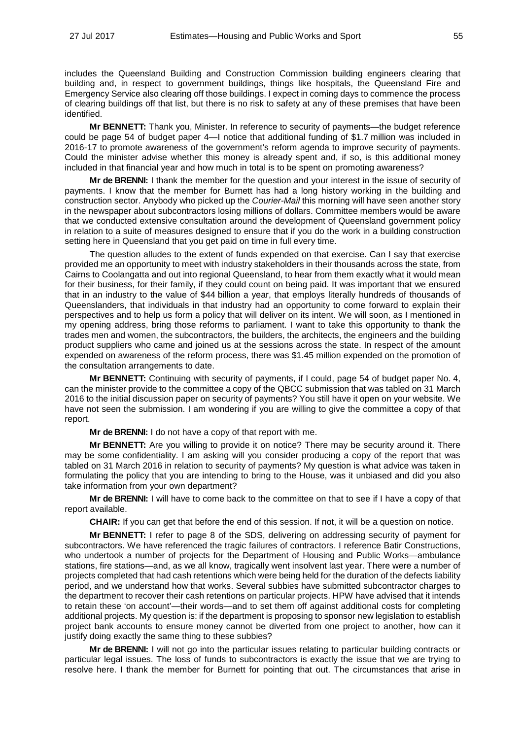includes the Queensland Building and Construction Commission building engineers clearing that building and, in respect to government buildings, things like hospitals, the Queensland Fire and Emergency Service also clearing off those buildings. I expect in coming days to commence the process of clearing buildings off that list, but there is no risk to safety at any of these premises that have been identified.

**Mr BENNETT:** Thank you, Minister. In reference to security of payments—the budget reference could be page 54 of budget paper 4—I notice that additional funding of $1.7 million was included in 2016-17 to promote awareness of the government's reform agenda to improve security of payments. Could the minister advise whether this money is already spent and, if so, is this additional money included in that financial year and how much in total is to be spent on promoting awareness?

**Mr de BRENNI:** I thank the member for the question and your interest in the issue of security of payments. I know that the member for Burnett has had a long history working in the building and construction sector. Anybody who picked up the *Courier-Mail* this morning will have seen another story in the newspaper about subcontractors losing millions of dollars. Committee members would be aware that we conducted extensive consultation around the development of Queensland government policy in relation to a suite of measures designed to ensure that if you do the work in a building construction setting here in Queensland that you get paid on time in full every time.

The question alludes to the extent of funds expended on that exercise. Can I say that exercise provided me an opportunity to meet with industry stakeholders in their thousands across the state, from Cairns to Coolangatta and out into regional Queensland, to hear from them exactly what it would mean for their business, for their family, if they could count on being paid. It was important that we ensured that in an industry to the value of $44 billion a year, that employs literally hundreds of thousands of Queenslanders, that individuals in that industry had an opportunity to come forward to explain their perspectives and to help us form a policy that will deliver on its intent. We will soon, as I mentioned in my opening address, bring those reforms to parliament. I want to take this opportunity to thank the trades men and women, the subcontractors, the builders, the architects, the engineers and the building product suppliers who came and joined us at the sessions across the state. In respect of the amount expended on awareness of the reform process, there was $1.45 million expended on the promotion of the consultation arrangements to date.

**Mr BENNETT:** Continuing with security of payments, if I could, page 54 of budget paper No. 4, can the minister provide to the committee a copy of the QBCC submission that was tabled on 31 March 2016 to the initial discussion paper on security of payments? You still have it open on your website. We have not seen the submission. I am wondering if you are willing to give the committee a copy of that report.

**Mr de BRENNI:** I do not have a copy of that report with me.

**Mr BENNETT:** Are you willing to provide it on notice? There may be security around it. There may be some confidentiality. I am asking will you consider producing a copy of the report that was tabled on 31 March 2016 in relation to security of payments? My question is what advice was taken in formulating the policy that you are intending to bring to the House, was it unbiased and did you also take information from your own department?

**Mr de BRENNI:** I will have to come back to the committee on that to see if I have a copy of that report available.

**CHAIR:** If you can get that before the end of this session. If not, it will be a question on notice.

**Mr BENNETT:** I refer to page 8 of the SDS, delivering on addressing security of payment for subcontractors. We have referenced the tragic failures of contractors. I reference Batir Constructions, who undertook a number of projects for the Department of Housing and Public Works—ambulance stations, fire stations—and, as we all know, tragically went insolvent last year. There were a number of projects completed that had cash retentions which were being held for the duration of the defects liability period, and we understand how that works. Several subbies have submitted subcontractor charges to the department to recover their cash retentions on particular projects. HPW have advised that it intends to retain these 'on account'—their words—and to set them off against additional costs for completing additional projects. My question is: if the department is proposing to sponsor new legislation to establish project bank accounts to ensure money cannot be diverted from one project to another, how can it justify doing exactly the same thing to these subbies?

**Mr de BRENNI:** I will not go into the particular issues relating to particular building contracts or particular legal issues. The loss of funds to subcontractors is exactly the issue that we are trying to resolve here. I thank the member for Burnett for pointing that out. The circumstances that arise in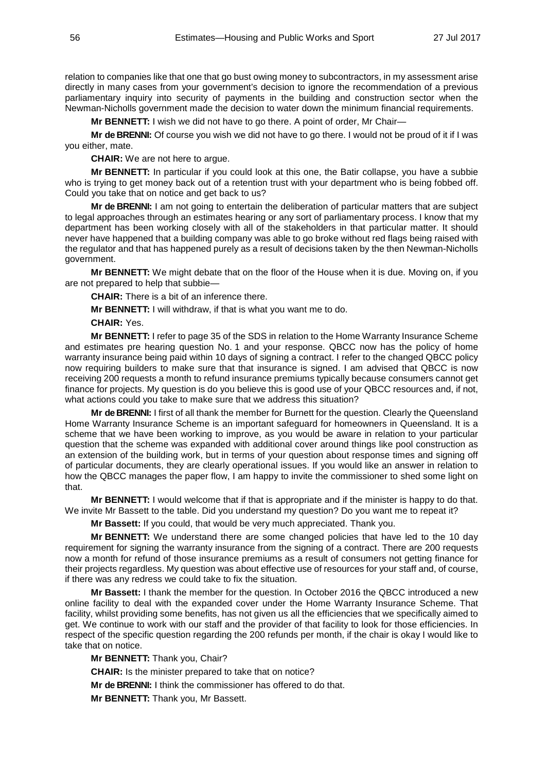relation to companies like that one that go bust owing money to subcontractors, in my assessment arise directly in many cases from your government's decision to ignore the recommendation of a previous parliamentary inquiry into security of payments in the building and construction sector when the Newman-Nicholls government made the decision to water down the minimum financial requirements.

**Mr BENNETT:** I wish we did not have to go there. A point of order, Mr Chair—

**Mr de BRENNI:** Of course you wish we did not have to go there. I would not be proud of it if I was you either, mate.

**CHAIR:** We are not here to argue.

**Mr BENNETT:** In particular if you could look at this one, the Batir collapse, you have a subbie who is trying to get money back out of a retention trust with your department who is being fobbed off. Could you take that on notice and get back to us?

**Mr de BRENNI:** I am not going to entertain the deliberation of particular matters that are subject to legal approaches through an estimates hearing or any sort of parliamentary process. I know that my department has been working closely with all of the stakeholders in that particular matter. It should never have happened that a building company was able to go broke without red flags being raised with the regulator and that has happened purely as a result of decisions taken by the then Newman-Nicholls government.

**Mr BENNETT:** We might debate that on the floor of the House when it is due. Moving on, if you are not prepared to help that subbie—

**CHAIR:** There is a bit of an inference there.

**Mr BENNETT:** I will withdraw, if that is what you want me to do.

**CHAIR:** Yes.

**Mr BENNETT:** I refer to page 35 of the SDS in relation to the Home Warranty Insurance Scheme and estimates pre hearing question No. 1 and your response. QBCC now has the policy of home warranty insurance being paid within 10 days of signing a contract. I refer to the changed QBCC policy now requiring builders to make sure that that insurance is signed. I am advised that QBCC is now receiving 200 requests a month to refund insurance premiums typically because consumers cannot get finance for projects. My question is do you believe this is good use of your QBCC resources and, if not, what actions could you take to make sure that we address this situation?

**Mr de BRENNI:** I first of all thank the member for Burnett for the question. Clearly the Queensland Home Warranty Insurance Scheme is an important safeguard for homeowners in Queensland. It is a scheme that we have been working to improve, as you would be aware in relation to your particular question that the scheme was expanded with additional cover around things like pool construction as an extension of the building work, but in terms of your question about response times and signing off of particular documents, they are clearly operational issues. If you would like an answer in relation to how the QBCC manages the paper flow, I am happy to invite the commissioner to shed some light on that.

**Mr BENNETT:** I would welcome that if that is appropriate and if the minister is happy to do that. We invite Mr Bassett to the table. Did you understand my question? Do you want me to repeat it?

**Mr Bassett:** If you could, that would be very much appreciated. Thank you.

**Mr BENNETT:** We understand there are some changed policies that have led to the 10 day requirement for signing the warranty insurance from the signing of a contract. There are 200 requests now a month for refund of those insurance premiums as a result of consumers not getting finance for their projects regardless. My question was about effective use of resources for your staff and, of course, if there was any redress we could take to fix the situation.

**Mr Bassett:** I thank the member for the question. In October 2016 the QBCC introduced a new online facility to deal with the expanded cover under the Home Warranty Insurance Scheme. That facility, whilst providing some benefits, has not given us all the efficiencies that we specifically aimed to get. We continue to work with our staff and the provider of that facility to look for those efficiencies. In respect of the specific question regarding the 200 refunds per month, if the chair is okay I would like to take that on notice.

**Mr BENNETT:** Thank you, Chair?

**CHAIR:** Is the minister prepared to take that on notice?

**Mr de BRENNI:** I think the commissioner has offered to do that.

**Mr BENNETT:** Thank you, Mr Bassett.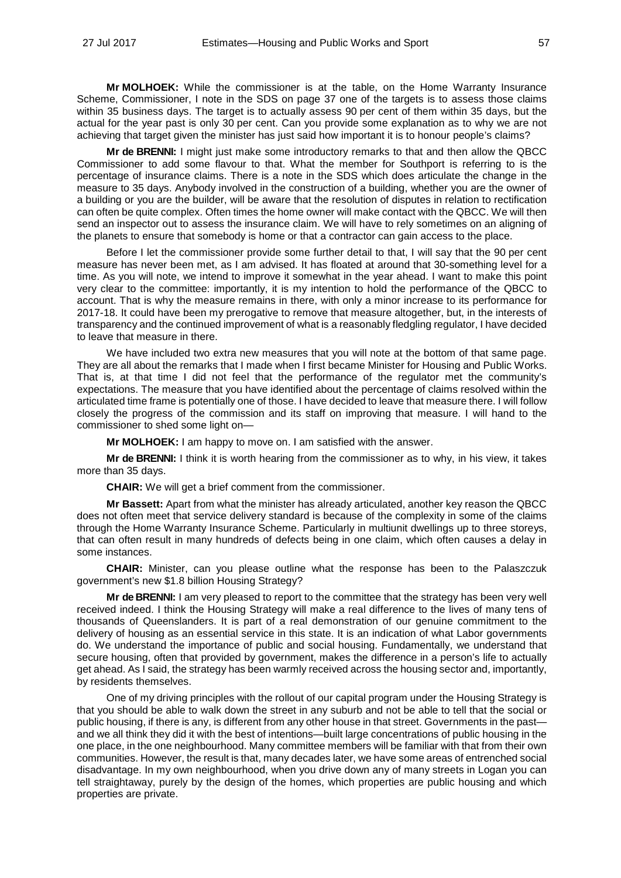**Mr MOLHOEK:** While the commissioner is at the table, on the Home Warranty Insurance Scheme, Commissioner, I note in the SDS on page 37 one of the targets is to assess those claims within 35 business days. The target is to actually assess 90 per cent of them within 35 days, but the actual for the year past is only 30 per cent. Can you provide some explanation as to why we are not achieving that target given the minister has just said how important it is to honour people's claims?

**Mr de BRENNI:** I might just make some introductory remarks to that and then allow the QBCC Commissioner to add some flavour to that. What the member for Southport is referring to is the percentage of insurance claims. There is a note in the SDS which does articulate the change in the measure to 35 days. Anybody involved in the construction of a building, whether you are the owner of a building or you are the builder, will be aware that the resolution of disputes in relation to rectification can often be quite complex. Often times the home owner will make contact with the QBCC. We will then send an inspector out to assess the insurance claim. We will have to rely sometimes on an aligning of the planets to ensure that somebody is home or that a contractor can gain access to the place.

Before I let the commissioner provide some further detail to that, I will say that the 90 per cent measure has never been met, as I am advised. It has floated at around that 30-something level for a time. As you will note, we intend to improve it somewhat in the year ahead. I want to make this point very clear to the committee: importantly, it is my intention to hold the performance of the QBCC to account. That is why the measure remains in there, with only a minor increase to its performance for 2017-18. It could have been my prerogative to remove that measure altogether, but, in the interests of transparency and the continued improvement of what is a reasonably fledgling regulator, I have decided to leave that measure in there.

We have included two extra new measures that you will note at the bottom of that same page. They are all about the remarks that I made when I first became Minister for Housing and Public Works. That is, at that time I did not feel that the performance of the regulator met the community's expectations. The measure that you have identified about the percentage of claims resolved within the articulated time frame is potentially one of those. I have decided to leave that measure there. I will follow closely the progress of the commission and its staff on improving that measure. I will hand to the commissioner to shed some light on—

**Mr MOLHOEK:** I am happy to move on. I am satisfied with the answer.

**Mr de BRENNI:** I think it is worth hearing from the commissioner as to why, in his view, it takes more than 35 days.

**CHAIR:** We will get a brief comment from the commissioner.

**Mr Bassett:** Apart from what the minister has already articulated, another key reason the QBCC does not often meet that service delivery standard is because of the complexity in some of the claims through the Home Warranty Insurance Scheme. Particularly in multiunit dwellings up to three storeys, that can often result in many hundreds of defects being in one claim, which often causes a delay in some instances.

**CHAIR:** Minister, can you please outline what the response has been to the Palaszczuk government's new $1.8 billion Housing Strategy?

**Mr de BRENNI:** I am very pleased to report to the committee that the strategy has been very well received indeed. I think the Housing Strategy will make a real difference to the lives of many tens of thousands of Queenslanders. It is part of a real demonstration of our genuine commitment to the delivery of housing as an essential service in this state. It is an indication of what Labor governments do. We understand the importance of public and social housing. Fundamentally, we understand that secure housing, often that provided by government, makes the difference in a person's life to actually get ahead. As I said, the strategy has been warmly received across the housing sector and, importantly, by residents themselves.

One of my driving principles with the rollout of our capital program under the Housing Strategy is that you should be able to walk down the street in any suburb and not be able to tell that the social or public housing, if there is any, is different from any other house in that street. Governments in the past—and we all think they did it with the best of intentions—built large concentrations of public housing in the one place, in the one neighbourhood. Many committee members will be familiar with that from their own communities. However, the result is that, many decades later, we have some areas of entrenched social disadvantage. In my own neighbourhood, when you drive down any of many streets in Logan you can tell straightaway, purely by the design of the homes, which properties are public housing and which properties are private.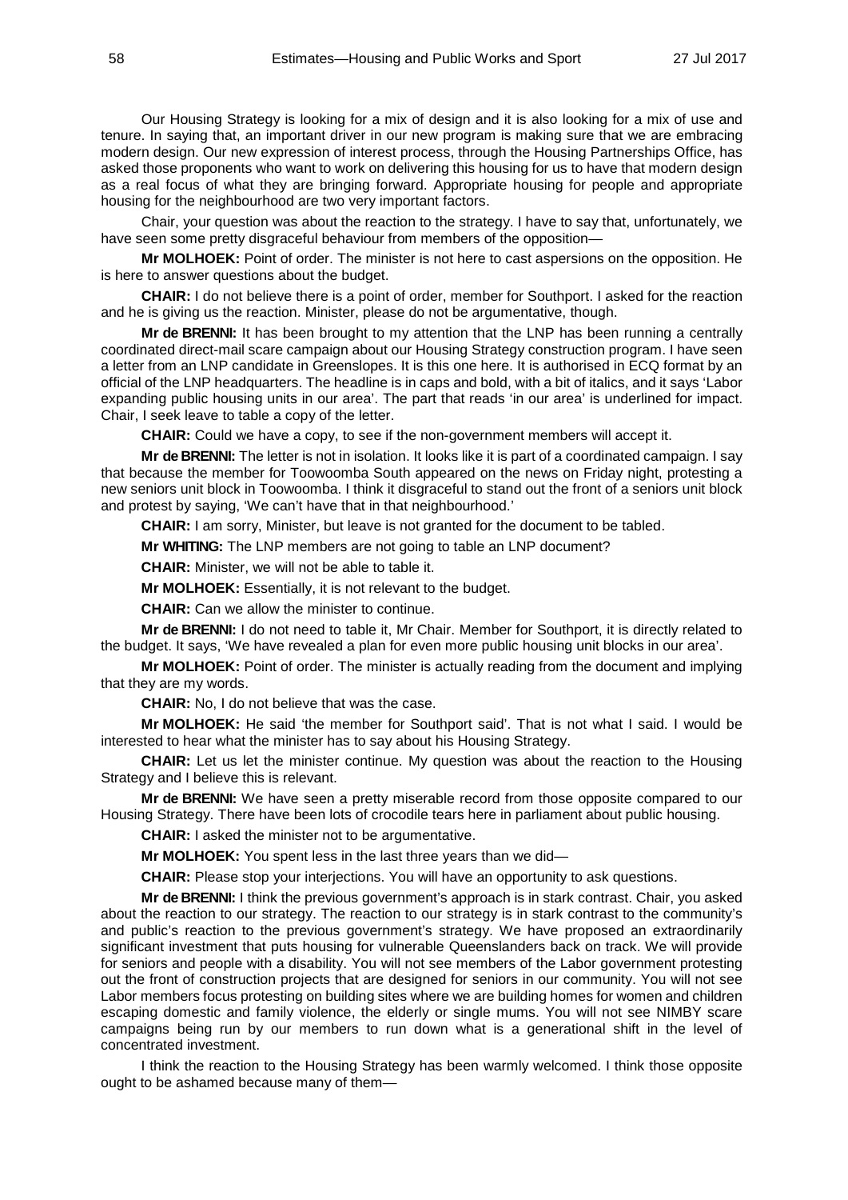Our Housing Strategy is looking for a mix of design and it is also looking for a mix of use and tenure. In saying that, an important driver in our new program is making sure that we are embracing modern design. Our new expression of interest process, through the Housing Partnerships Office, has asked those proponents who want to work on delivering this housing for us to have that modern design as a real focus of what they are bringing forward. Appropriate housing for people and appropriate housing for the neighbourhood are two very important factors.

Chair, your question was about the reaction to the strategy. I have to say that, unfortunately, we have seen some pretty disgraceful behaviour from members of the opposition—

**Mr MOLHOEK:** Point of order. The minister is not here to cast aspersions on the opposition. He is here to answer questions about the budget.

**CHAIR:** I do not believe there is a point of order, member for Southport. I asked for the reaction and he is giving us the reaction. Minister, please do not be argumentative, though.

**Mr de BRENNI:** It has been brought to my attention that the LNP has been running a centrally coordinated direct-mail scare campaign about our Housing Strategy construction program. I have seen a letter from an LNP candidate in Greenslopes. It is this one here. It is authorised in ECQ format by an official of the LNP headquarters. The headline is in caps and bold, with a bit of italics, and it says 'Labor expanding public housing units in our area'. The part that reads 'in our area' is underlined for impact. Chair, I seek leave to table a copy of the letter.

**CHAIR:** Could we have a copy, to see if the non-government members will accept it.

**Mr de BRENNI:** The letter is not in isolation. It looks like it is part of a coordinated campaign. I say that because the member for Toowoomba South appeared on the news on Friday night, protesting a new seniors unit block in Toowoomba. I think it disgraceful to stand out the front of a seniors unit block and protest by saying, 'We can't have that in that neighbourhood.'

**CHAIR:** I am sorry, Minister, but leave is not granted for the document to be tabled.

**Mr WHITING:** The LNP members are not going to table an LNP document?

**CHAIR:** Minister, we will not be able to table it.

**Mr MOLHOEK:** Essentially, it is not relevant to the budget.

**CHAIR:** Can we allow the minister to continue.

**Mr de BRENNI:** I do not need to table it, Mr Chair. Member for Southport, it is directly related to the budget. It says, 'We have revealed a plan for even more public housing unit blocks in our area'.

**Mr MOLHOEK:** Point of order. The minister is actually reading from the document and implying that they are my words.

**CHAIR:** No, I do not believe that was the case.

**Mr MOLHOEK:** He said 'the member for Southport said'. That is not what I said. I would be interested to hear what the minister has to say about his Housing Strategy.

**CHAIR:** Let us let the minister continue. My question was about the reaction to the Housing Strategy and I believe this is relevant.

**Mr de BRENNI:** We have seen a pretty miserable record from those opposite compared to our Housing Strategy. There have been lots of crocodile tears here in parliament about public housing.

**CHAIR:** I asked the minister not to be argumentative.

**Mr MOLHOEK:** You spent less in the last three years than we did—

**CHAIR:** Please stop your interjections. You will have an opportunity to ask questions.

**Mr de BRENNI:** I think the previous government's approach is in stark contrast. Chair, you asked about the reaction to our strategy. The reaction to our strategy is in stark contrast to the community's and public's reaction to the previous government's strategy. We have proposed an extraordinarily significant investment that puts housing for vulnerable Queenslanders back on track. We will provide for seniors and people with a disability. You will not see members of the Labor government protesting out the front of construction projects that are designed for seniors in our community. You will not see Labor members focus protesting on building sites where we are building homes for women and children escaping domestic and family violence, the elderly or single mums. You will not see NIMBY scare campaigns being run by our members to run down what is a generational shift in the level of concentrated investment.

I think the reaction to the Housing Strategy has been warmly welcomed. I think those opposite ought to be ashamed because many of them—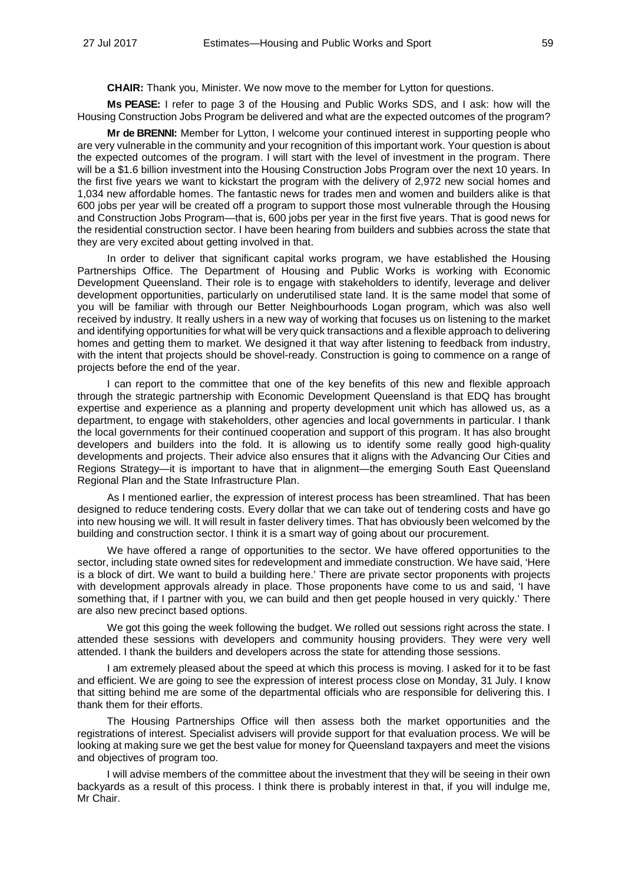**CHAIR:** Thank you, Minister. We now move to the member for Lytton for questions.

**Ms PEASE:** I refer to page 3 of the Housing and Public Works SDS, and I ask: how will the Housing Construction Jobs Program be delivered and what are the expected outcomes of the program?

**Mr de BRENNI:** Member for Lytton, I welcome your continued interest in supporting people who are very vulnerable in the community and your recognition of this important work. Your question is about the expected outcomes of the program. I will start with the level of investment in the program. There will be a $1.6 billion investment into the Housing Construction Jobs Program over the next 10 years. In the first five years we want to kickstart the program with the delivery of 2,972 new social homes and 1,034 new affordable homes. The fantastic news for trades men and women and builders alike is that 600 jobs per year will be created off a program to support those most vulnerable through the Housing and Construction Jobs Program—that is, 600 jobs per year in the first five years. That is good news for the residential construction sector. I have been hearing from builders and subbies across the state that they are very excited about getting involved in that.

In order to deliver that significant capital works program, we have established the Housing Partnerships Office. The Department of Housing and Public Works is working with Economic Development Queensland. Their role is to engage with stakeholders to identify, leverage and deliver development opportunities, particularly on underutilised state land. It is the same model that some of you will be familiar with through our Better Neighbourhoods Logan program, which was also well received by industry. It really ushers in a new way of working that focuses us on listening to the market and identifying opportunities for what will be very quick transactions and a flexible approach to delivering homes and getting them to market. We designed it that way after listening to feedback from industry, with the intent that projects should be shovel-ready. Construction is going to commence on a range of projects before the end of the year.

I can report to the committee that one of the key benefits of this new and flexible approach through the strategic partnership with Economic Development Queensland is that EDQ has brought expertise and experience as a planning and property development unit which has allowed us, as a department, to engage with stakeholders, other agencies and local governments in particular. I thank the local governments for their continued cooperation and support of this program. It has also brought developers and builders into the fold. It is allowing us to identify some really good high-quality developments and projects. Their advice also ensures that it aligns with the Advancing Our Cities and Regions Strategy—it is important to have that in alignment—the emerging South East Queensland Regional Plan and the State Infrastructure Plan.

As I mentioned earlier, the expression of interest process has been streamlined. That has been designed to reduce tendering costs. Every dollar that we can take out of tendering costs and have go into new housing we will. It will result in faster delivery times. That has obviously been welcomed by the building and construction sector. I think it is a smart way of going about our procurement.

We have offered a range of opportunities to the sector. We have offered opportunities to the sector, including state owned sites for redevelopment and immediate construction. We have said, 'Here is a block of dirt. We want to build a building here.' There are private sector proponents with projects with development approvals already in place. Those proponents have come to us and said, 'I have something that, if I partner with you, we can build and then get people housed in very quickly.' There are also new precinct based options.

We got this going the week following the budget. We rolled out sessions right across the state. I attended these sessions with developers and community housing providers. They were very well attended. I thank the builders and developers across the state for attending those sessions.

I am extremely pleased about the speed at which this process is moving. I asked for it to be fast and efficient. We are going to see the expression of interest process close on Monday, 31 July. I know that sitting behind me are some of the departmental officials who are responsible for delivering this. I thank them for their efforts.

The Housing Partnerships Office will then assess both the market opportunities and the registrations of interest. Specialist advisers will provide support for that evaluation process. We will be looking at making sure we get the best value for money for Queensland taxpayers and meet the visions and objectives of program too.

I will advise members of the committee about the investment that they will be seeing in their own backyards as a result of this process. I think there is probably interest in that, if you will indulge me, Mr Chair.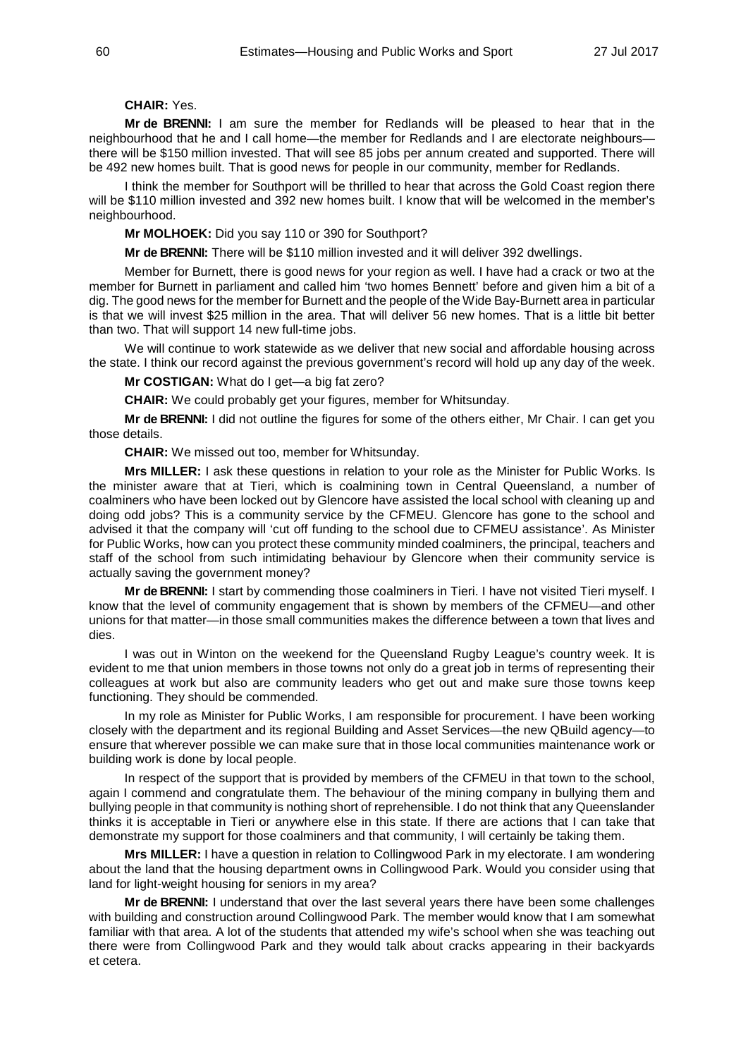**CHAIR:** Yes.

**Mr de BRENNI:** I am sure the member for Redlands will be pleased to hear that in the neighbourhood that he and I call home—the member for Redlands and I are electorate neighbours—there will be $150 million invested. That will see 85 jobs per annum created and supported. There will be 492 new homes built. That is good news for people in our community, member for Redlands.

I think the member for Southport will be thrilled to hear that across the Gold Coast region there will be $110 million invested and 392 new homes built. I know that will be welcomed in the member's neighbourhood.

**Mr MOLHOEK:** Did you say 110 or 390 for Southport?

**Mr de BRENNI:** There will be $110 million invested and it will deliver 392 dwellings.

Member for Burnett, there is good news for your region as well. I have had a crack or two at the member for Burnett in parliament and called him 'two homes Bennett' before and given him a bit of a dig. The good news for the member for Burnett and the people of the Wide Bay-Burnett area in particular is that we will invest $25 million in the area. That will deliver 56 new homes. That is a little bit better than two. That will support 14 new full-time jobs.

We will continue to work statewide as we deliver that new social and affordable housing across the state. I think our record against the previous government's record will hold up any day of the week.

**Mr COSTIGAN:** What do I get—a big fat zero?

**CHAIR:** We could probably get your figures, member for Whitsunday.

**Mr de BRENNI:** I did not outline the figures for some of the others either, Mr Chair. I can get you those details.

**CHAIR:** We missed out too, member for Whitsunday.

**Mrs MILLER:** I ask these questions in relation to your role as the Minister for Public Works. Is the minister aware that at Tieri, which is coalmining town in Central Queensland, a number of coalminers who have been locked out by Glencore have assisted the local school with cleaning up and doing odd jobs? This is a community service by the CFMEU. Glencore has gone to the school and advised it that the company will 'cut off funding to the school due to CFMEU assistance'. As Minister for Public Works, how can you protect these community minded coalminers, the principal, teachers and staff of the school from such intimidating behaviour by Glencore when their community service is actually saving the government money?

**Mr de BRENNI:** I start by commending those coalminers in Tieri. I have not visited Tieri myself. I know that the level of community engagement that is shown by members of the CFMEU—and other unions for that matter—in those small communities makes the difference between a town that lives and dies.

I was out in Winton on the weekend for the Queensland Rugby League's country week. It is evident to me that union members in those towns not only do a great job in terms of representing their colleagues at work but also are community leaders who get out and make sure those towns keep functioning. They should be commended.

In my role as Minister for Public Works, I am responsible for procurement. I have been working closely with the department and its regional Building and Asset Services—the new QBuild agency—to ensure that wherever possible we can make sure that in those local communities maintenance work or building work is done by local people.

In respect of the support that is provided by members of the CFMEU in that town to the school, again I commend and congratulate them. The behaviour of the mining company in bullying them and bullying people in that community is nothing short of reprehensible. I do not think that any Queenslander thinks it is acceptable in Tieri or anywhere else in this state. If there are actions that I can take that demonstrate my support for those coalminers and that community, I will certainly be taking them.

**Mrs MILLER:** I have a question in relation to Collingwood Park in my electorate. I am wondering about the land that the housing department owns in Collingwood Park. Would you consider using that land for light-weight housing for seniors in my area?

**Mr de BRENNI:** I understand that over the last several years there have been some challenges with building and construction around Collingwood Park. The member would know that I am somewhat familiar with that area. A lot of the students that attended my wife's school when she was teaching out there were from Collingwood Park and they would talk about cracks appearing in their backyards et cetera.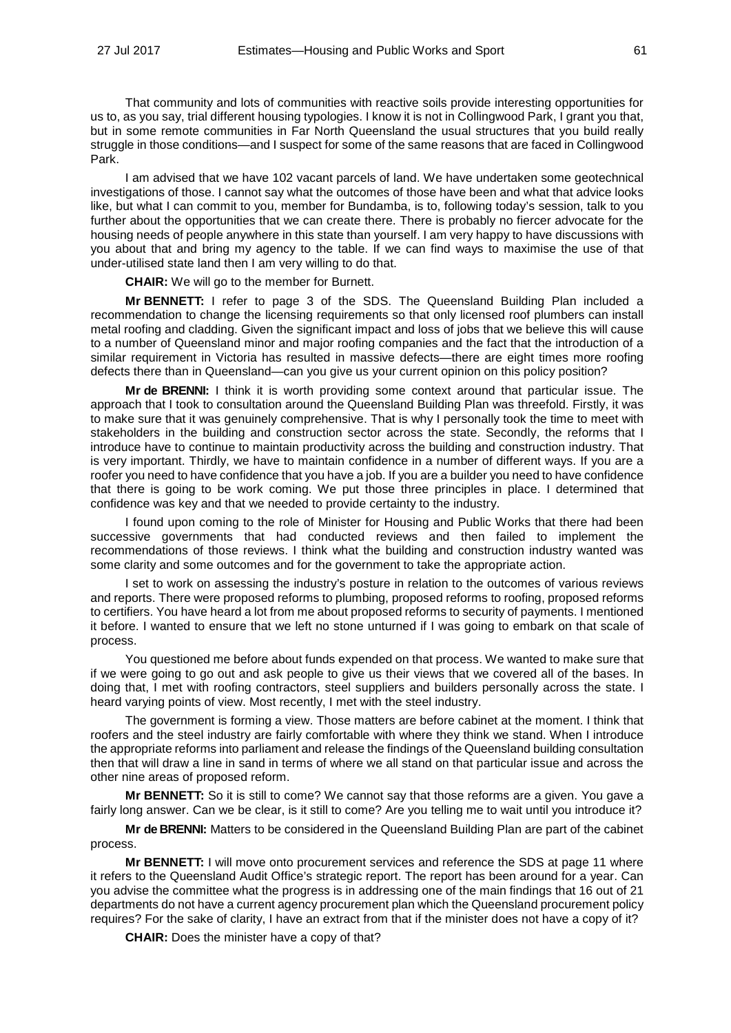That community and lots of communities with reactive soils provide interesting opportunities for us to, as you say, trial different housing typologies. I know it is not in Collingwood Park, I grant you that, but in some remote communities in Far North Queensland the usual structures that you build really struggle in those conditions—and I suspect for some of the same reasons that are faced in Collingwood Park.

I am advised that we have 102 vacant parcels of land. We have undertaken some geotechnical investigations of those. I cannot say what the outcomes of those have been and what that advice looks like, but what I can commit to you, member for Bundamba, is to, following today's session, talk to you further about the opportunities that we can create there. There is probably no fiercer advocate for the housing needs of people anywhere in this state than yourself. I am very happy to have discussions with you about that and bring my agency to the table. If we can find ways to maximise the use of that under-utilised state land then I am very willing to do that.

**CHAIR:** We will go to the member for Burnett.

**Mr BENNETT:** I refer to page 3 of the SDS. The Queensland Building Plan included a recommendation to change the licensing requirements so that only licensed roof plumbers can install metal roofing and cladding. Given the significant impact and loss of jobs that we believe this will cause to a number of Queensland minor and major roofing companies and the fact that the introduction of a similar requirement in Victoria has resulted in massive defects—there are eight times more roofing defects there than in Queensland—can you give us your current opinion on this policy position?

**Mr de BRENNI:** I think it is worth providing some context around that particular issue. The approach that I took to consultation around the Queensland Building Plan was threefold. Firstly, it was to make sure that it was genuinely comprehensive. That is why I personally took the time to meet with stakeholders in the building and construction sector across the state. Secondly, the reforms that I introduce have to continue to maintain productivity across the building and construction industry. That is very important. Thirdly, we have to maintain confidence in a number of different ways. If you are a roofer you need to have confidence that you have a job. If you are a builder you need to have confidence that there is going to be work coming. We put those three principles in place. I determined that confidence was key and that we needed to provide certainty to the industry.

I found upon coming to the role of Minister for Housing and Public Works that there had been successive governments that had conducted reviews and then failed to implement the recommendations of those reviews. I think what the building and construction industry wanted was some clarity and some outcomes and for the government to take the appropriate action.

I set to work on assessing the industry's posture in relation to the outcomes of various reviews and reports. There were proposed reforms to plumbing, proposed reforms to roofing, proposed reforms to certifiers. You have heard a lot from me about proposed reforms to security of payments. I mentioned it before. I wanted to ensure that we left no stone unturned if I was going to embark on that scale of process.

You questioned me before about funds expended on that process. We wanted to make sure that if we were going to go out and ask people to give us their views that we covered all of the bases. In doing that, I met with roofing contractors, steel suppliers and builders personally across the state. I heard varying points of view. Most recently, I met with the steel industry.

The government is forming a view. Those matters are before cabinet at the moment. I think that roofers and the steel industry are fairly comfortable with where they think we stand. When I introduce the appropriate reforms into parliament and release the findings of the Queensland building consultation then that will draw a line in sand in terms of where we all stand on that particular issue and across the other nine areas of proposed reform.

**Mr BENNETT:** So it is still to come? We cannot say that those reforms are a given. You gave a fairly long answer. Can we be clear, is it still to come? Are you telling me to wait until you introduce it?

**Mr de BRENNI:** Matters to be considered in the Queensland Building Plan are part of the cabinet process.

**Mr BENNETT:** I will move onto procurement services and reference the SDS at page 11 where it refers to the Queensland Audit Office's strategic report. The report has been around for a year. Can you advise the committee what the progress is in addressing one of the main findings that 16 out of 21 departments do not have a current agency procurement plan which the Queensland procurement policy requires? For the sake of clarity, I have an extract from that if the minister does not have a copy of it?

**CHAIR:** Does the minister have a copy of that?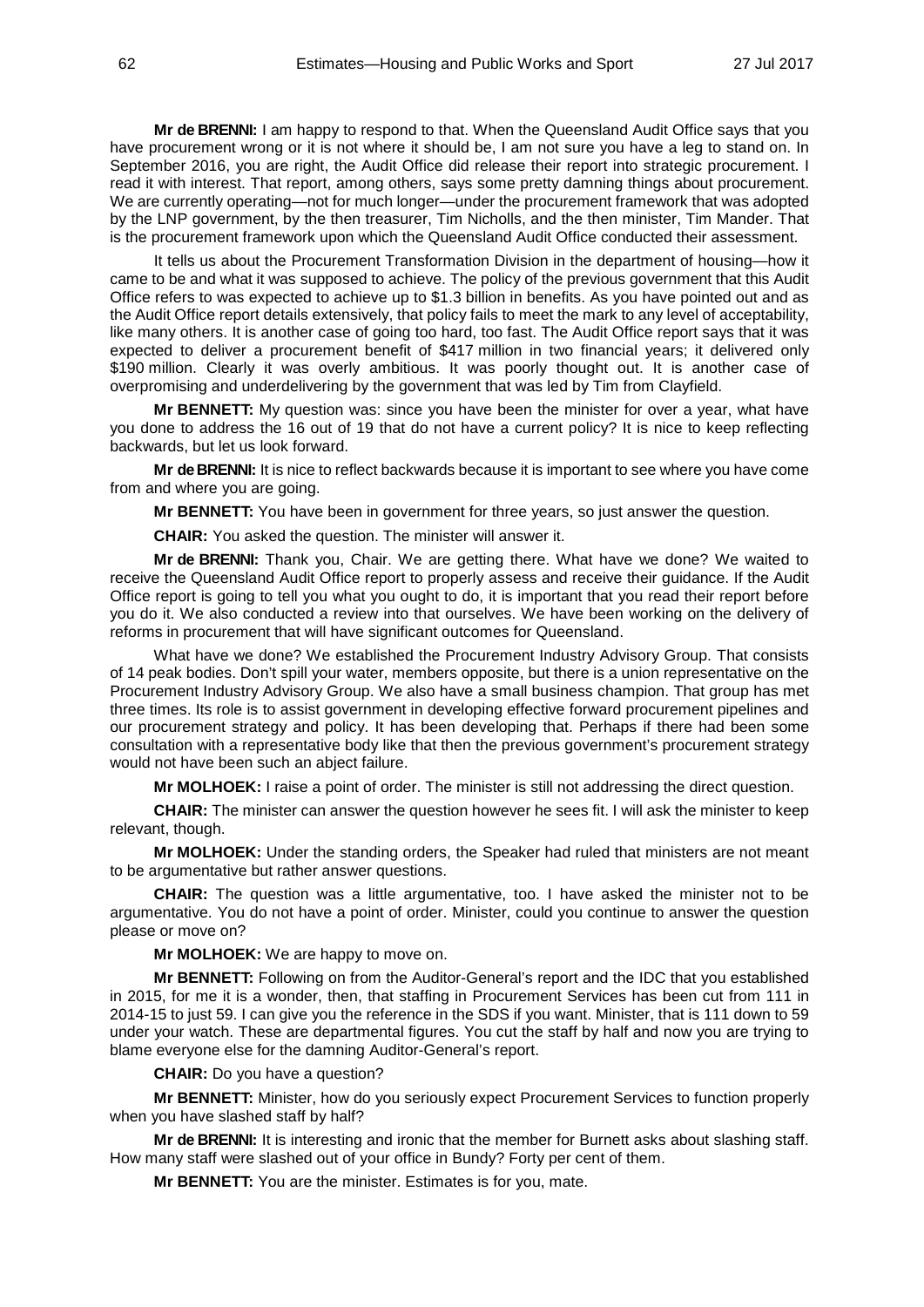**Mr de BRENNI:** I am happy to respond to that. When the Queensland Audit Office says that you have procurement wrong or it is not where it should be, I am not sure you have a leg to stand on. In September 2016, you are right, the Audit Office did release their report into strategic procurement. I read it with interest. That report, among others, says some pretty damning things about procurement. We are currently operating—not for much longer—under the procurement framework that was adopted by the LNP government, by the then treasurer, Tim Nicholls, and the then minister, Tim Mander. That is the procurement framework upon which the Queensland Audit Office conducted their assessment.

It tells us about the Procurement Transformation Division in the department of housing—how it came to be and what it was supposed to achieve. The policy of the previous government that this Audit Office refers to was expected to achieve up to $1.3 billion in benefits. As you have pointed out and as the Audit Office report details extensively, that policy fails to meet the mark to any level of acceptability, like many others. It is another case of going too hard, too fast. The Audit Office report says that it was expected to deliver a procurement benefit of $417 million in two financial years; it delivered only $190 million. Clearly it was overly ambitious. It was poorly thought out. It is another case of overpromising and underdelivering by the government that was led by Tim from Clayfield.

**Mr BENNETT:** My question was: since you have been the minister for over a year, what have you done to address the 16 out of 19 that do not have a current policy? It is nice to keep reflecting backwards, but let us look forward.

**Mr de BRENNI:** It is nice to reflect backwards because it is important to see where you have come from and where you are going.

**Mr BENNETT:** You have been in government for three years, so just answer the question.

**CHAIR:** You asked the question. The minister will answer it.

**Mr de BRENNI:** Thank you, Chair. We are getting there. What have we done? We waited to receive the Queensland Audit Office report to properly assess and receive their guidance. If the Audit Office report is going to tell you what you ought to do, it is important that you read their report before you do it. We also conducted a review into that ourselves. We have been working on the delivery of reforms in procurement that will have significant outcomes for Queensland.

What have we done? We established the Procurement Industry Advisory Group. That consists of 14 peak bodies. Don't spill your water, members opposite, but there is a union representative on the Procurement Industry Advisory Group. We also have a small business champion. That group has met three times. Its role is to assist government in developing effective forward procurement pipelines and our procurement strategy and policy. It has been developing that. Perhaps if there had been some consultation with a representative body like that then the previous government's procurement strategy would not have been such an abject failure.

**Mr MOLHOEK:** I raise a point of order. The minister is still not addressing the direct question.

**CHAIR:** The minister can answer the question however he sees fit. I will ask the minister to keep relevant, though.

**Mr MOLHOEK:** Under the standing orders, the Speaker had ruled that ministers are not meant to be argumentative but rather answer questions.

**CHAIR:** The question was a little argumentative, too. I have asked the minister not to be argumentative. You do not have a point of order. Minister, could you continue to answer the question please or move on?

**Mr MOLHOEK:** We are happy to move on.

**Mr BENNETT:** Following on from the Auditor-General's report and the IDC that you established in 2015, for me it is a wonder, then, that staffing in Procurement Services has been cut from 111 in 2014-15 to just 59. I can give you the reference in the SDS if you want. Minister, that is 111 down to 59 under your watch. These are departmental figures. You cut the staff by half and now you are trying to blame everyone else for the damning Auditor-General's report.

**CHAIR:** Do you have a question?

**Mr BENNETT:** Minister, how do you seriously expect Procurement Services to function properly when you have slashed staff by half?

**Mr de BRENNI:** It is interesting and ironic that the member for Burnett asks about slashing staff. How many staff were slashed out of your office in Bundy? Forty per cent of them.

**Mr BENNETT:** You are the minister. Estimates is for you, mate.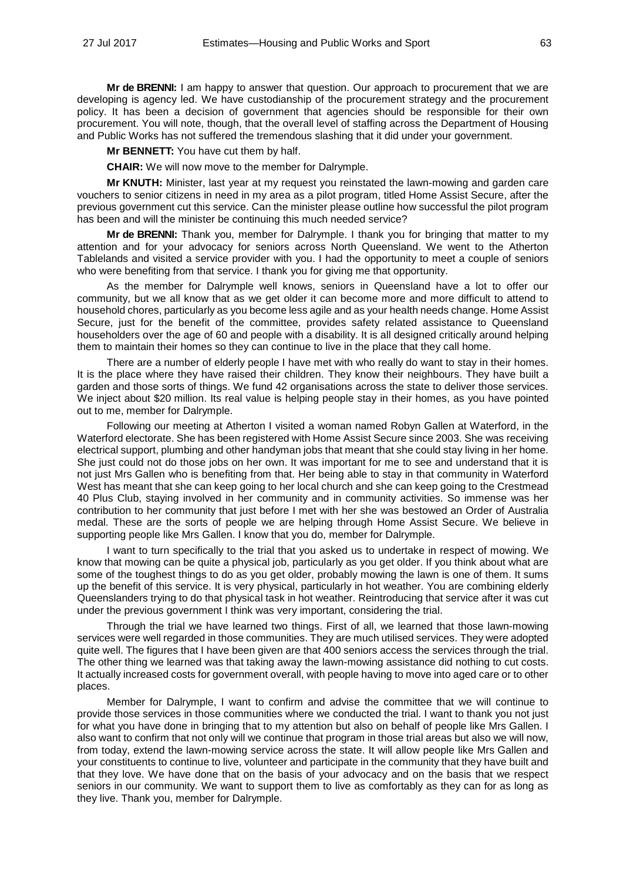**Mr de BRENNI:** I am happy to answer that question. Our approach to procurement that we are developing is agency led. We have custodianship of the procurement strategy and the procurement policy. It has been a decision of government that agencies should be responsible for their own procurement. You will note, though, that the overall level of staffing across the Department of Housing and Public Works has not suffered the tremendous slashing that it did under your government.

**Mr BENNETT:** You have cut them by half.

**CHAIR:** We will now move to the member for Dalrymple.

**Mr KNUTH:** Minister, last year at my request you reinstated the lawn-mowing and garden care vouchers to senior citizens in need in my area as a pilot program, titled Home Assist Secure, after the previous government cut this service. Can the minister please outline how successful the pilot program has been and will the minister be continuing this much needed service?

**Mr de BRENNI:** Thank you, member for Dalrymple. I thank you for bringing that matter to my attention and for your advocacy for seniors across North Queensland. We went to the Atherton Tablelands and visited a service provider with you. I had the opportunity to meet a couple of seniors who were benefiting from that service. I thank you for giving me that opportunity.

As the member for Dalrymple well knows, seniors in Queensland have a lot to offer our community, but we all know that as we get older it can become more and more difficult to attend to household chores, particularly as you become less agile and as your health needs change. Home Assist Secure, just for the benefit of the committee, provides safety related assistance to Queensland householders over the age of 60 and people with a disability. It is all designed critically around helping them to maintain their homes so they can continue to live in the place that they call home.

There are a number of elderly people I have met with who really do want to stay in their homes. It is the place where they have raised their children. They know their neighbours. They have built a garden and those sorts of things. We fund 42 organisations across the state to deliver those services. We inject about \$20 million. Its real value is helping people stay in their homes, as you have pointed out to me, member for Dalrymple.

Following our meeting at Atherton I visited a woman named Robyn Gallen at Waterford, in the Waterford electorate. She has been registered with Home Assist Secure since 2003. She was receiving electrical support, plumbing and other handyman jobs that meant that she could stay living in her home. She just could not do those jobs on her own. It was important for me to see and understand that it is not just Mrs Gallen who is benefiting from that. Her being able to stay in that community in Waterford West has meant that she can keep going to her local church and she can keep going to the Crestmead 40 Plus Club, staying involved in her community and in community activities. So immense was her contribution to her community that just before I met with her she was bestowed an Order of Australia medal. These are the sorts of people we are helping through Home Assist Secure. We believe in supporting people like Mrs Gallen. I know that you do, member for Dalrymple.

I want to turn specifically to the trial that you asked us to undertake in respect of mowing. We know that mowing can be quite a physical job, particularly as you get older. If you think about what are some of the toughest things to do as you get older, probably mowing the lawn is one of them. It sums up the benefit of this service. It is very physical, particularly in hot weather. You are combining elderly Queenslanders trying to do that physical task in hot weather. Reintroducing that service after it was cut under the previous government I think was very important, considering the trial.

Through the trial we have learned two things. First of all, we learned that those lawn-mowing services were well regarded in those communities. They are much utilised services. They were adopted quite well. The figures that I have been given are that 400 seniors access the services through the trial. The other thing we learned was that taking away the lawn-mowing assistance did nothing to cut costs. It actually increased costs for government overall, with people having to move into aged care or to other places.

Member for Dalrymple, I want to confirm and advise the committee that we will continue to provide those services in those communities where we conducted the trial. I want to thank you not just for what you have done in bringing that to my attention but also on behalf of people like Mrs Gallen. I also want to confirm that not only will we continue that program in those trial areas but also we will now, from today, extend the lawn-mowing service across the state. It will allow people like Mrs Gallen and your constituents to continue to live, volunteer and participate in the community that they have built and that they love. We have done that on the basis of your advocacy and on the basis that we respect seniors in our community. We want to support them to live as comfortably as they can for as long as they live. Thank you, member for Dalrymple.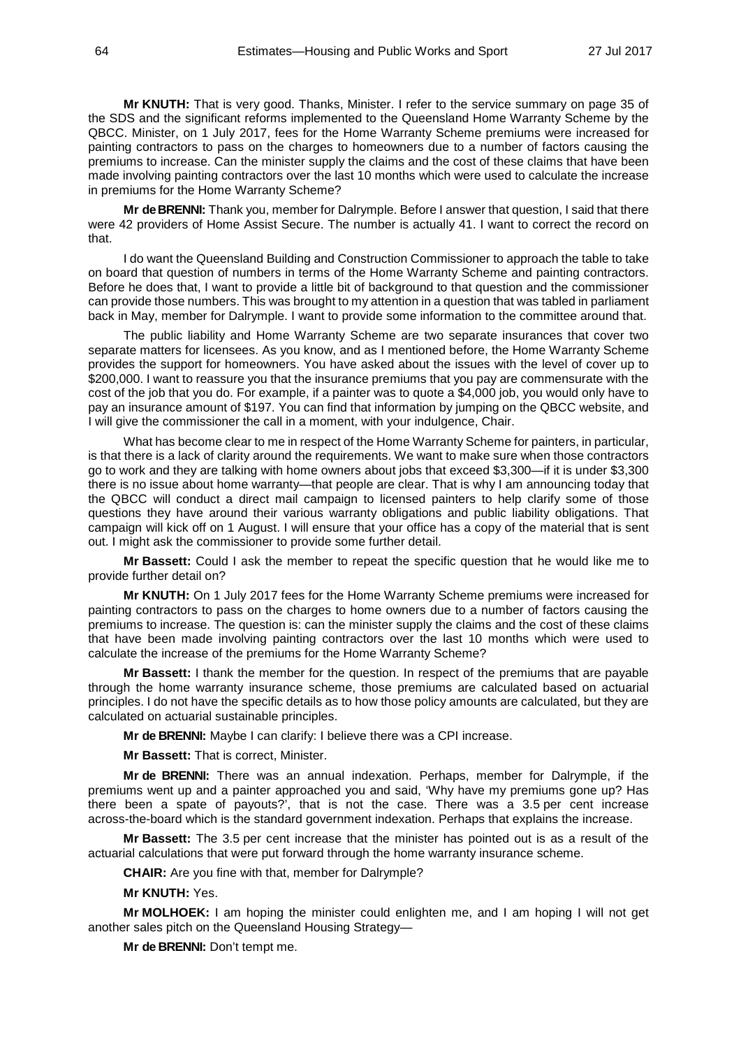**Mr KNUTH:** That is very good. Thanks, Minister. I refer to the service summary on page 35 of the SDS and the significant reforms implemented to the Queensland Home Warranty Scheme by the QBCC. Minister, on 1 July 2017, fees for the Home Warranty Scheme premiums were increased for painting contractors to pass on the charges to homeowners due to a number of factors causing the premiums to increase. Can the minister supply the claims and the cost of these claims that have been made involving painting contractors over the last 10 months which were used to calculate the increase in premiums for the Home Warranty Scheme?

**Mr de BRENNI:** Thank you, member for Dalrymple. Before I answer that question, I said that there were 42 providers of Home Assist Secure. The number is actually 41. I want to correct the record on that.

I do want the Queensland Building and Construction Commissioner to approach the table to take on board that question of numbers in terms of the Home Warranty Scheme and painting contractors. Before he does that, I want to provide a little bit of background to that question and the commissioner can provide those numbers. This was brought to my attention in a question that was tabled in parliament back in May, member for Dalrymple. I want to provide some information to the committee around that.

The public liability and Home Warranty Scheme are two separate insurances that cover two separate matters for licensees. As you know, and as I mentioned before, the Home Warranty Scheme provides the support for homeowners. You have asked about the issues with the level of cover up to $200,000. I want to reassure you that the insurance premiums that you pay are commensurate with the cost of the job that you do. For example, if a painter was to quote a $4,000 job, you would only have to pay an insurance amount of $197. You can find that information by jumping on the QBCC website, and I will give the commissioner the call in a moment, with your indulgence, Chair.

What has become clear to me in respect of the Home Warranty Scheme for painters, in particular, is that there is a lack of clarity around the requirements. We want to make sure when those contractors go to work and they are talking with home owners about jobs that exceed $3,300—if it is under $3,300 there is no issue about home warranty—that people are clear. That is why I am announcing today that the QBCC will conduct a direct mail campaign to licensed painters to help clarify some of those questions they have around their various warranty obligations and public liability obligations. That campaign will kick off on 1 August. I will ensure that your office has a copy of the material that is sent out. I might ask the commissioner to provide some further detail.

**Mr Bassett:** Could I ask the member to repeat the specific question that he would like me to provide further detail on?

**Mr KNUTH:** On 1 July 2017 fees for the Home Warranty Scheme premiums were increased for painting contractors to pass on the charges to home owners due to a number of factors causing the premiums to increase. The question is: can the minister supply the claims and the cost of these claims that have been made involving painting contractors over the last 10 months which were used to calculate the increase of the premiums for the Home Warranty Scheme?

**Mr Bassett:** I thank the member for the question. In respect of the premiums that are payable through the home warranty insurance scheme, those premiums are calculated based on actuarial principles. I do not have the specific details as to how those policy amounts are calculated, but they are calculated on actuarial sustainable principles.

**Mr de BRENNI:** Maybe I can clarify: I believe there was a CPI increase.

**Mr Bassett:** That is correct, Minister.

**Mr de BRENNI:** There was an annual indexation. Perhaps, member for Dalrymple, if the premiums went up and a painter approached you and said, 'Why have my premiums gone up? Has there been a spate of payouts?', that is not the case. There was a 3.5 per cent increase across-the-board which is the standard government indexation. Perhaps that explains the increase.

**Mr Bassett:** The 3.5 per cent increase that the minister has pointed out is as a result of the actuarial calculations that were put forward through the home warranty insurance scheme.

**CHAIR:** Are you fine with that, member for Dalrymple?

**Mr KNUTH:** Yes.

**Mr MOLHOEK:** I am hoping the minister could enlighten me, and I am hoping I will not get another sales pitch on the Queensland Housing Strategy—

**Mr de BRENNI:** Don't tempt me.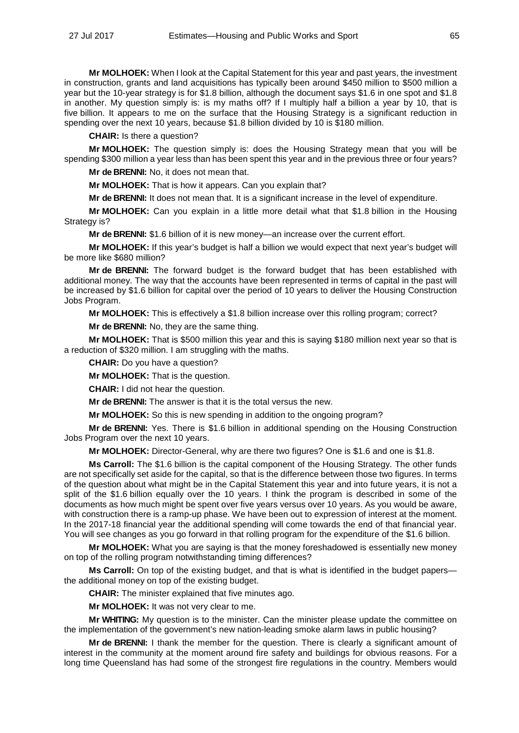**Mr MOLHOEK:** When I look at the Capital Statement for this year and past years, the investment in construction, grants and land acquisitions has typically been around $450 million to $500 million a year but the 10-year strategy is for $1.8 billion, although the document says $1.6 in one spot and $1.8 in another. My question simply is: is my maths off? If I multiply half a billion a year by 10, that is five billion. It appears to me on the surface that the Housing Strategy is a significant reduction in spending over the next 10 years, because $1.8 billion divided by 10 is $180 million.

**CHAIR:** Is there a question?

**Mr MOLHOEK:** The question simply is: does the Housing Strategy mean that you will be spending $300 million a year less than has been spent this year and in the previous three or four years?

**Mr de BRENNI:** No, it does not mean that.

**Mr MOLHOEK:** That is how it appears. Can you explain that?

**Mr de BRENNI:** It does not mean that. It is a significant increase in the level of expenditure.

**Mr MOLHOEK:** Can you explain in a little more detail what that $1.8 billion in the Housing Strategy is?

**Mr de BRENNI:** $1.6 billion of it is new money—an increase over the current effort.

**Mr MOLHOEK:** If this year's budget is half a billion we would expect that next year's budget will be more like $680 million?

**Mr de BRENNI:** The forward budget is the forward budget that has been established with additional money. The way that the accounts have been represented in terms of capital in the past will be increased by $1.6 billion for capital over the period of 10 years to deliver the Housing Construction Jobs Program.

**Mr MOLHOEK:** This is effectively a $1.8 billion increase over this rolling program; correct?

**Mr de BRENNI:** No, they are the same thing.

**Mr MOLHOEK:** That is $500 million this year and this is saying $180 million next year so that is a reduction of $320 million. I am struggling with the maths.

**CHAIR:** Do you have a question?

**Mr MOLHOEK:** That is the question.

**CHAIR:** I did not hear the question.

**Mr de BRENNI:** The answer is that it is the total versus the new.

**Mr MOLHOEK:** So this is new spending in addition to the ongoing program?

**Mr de BRENNI:** Yes. There is $1.6 billion in additional spending on the Housing Construction Jobs Program over the next 10 years.

**Mr MOLHOEK:** Director-General, why are there two figures? One is $1.6 and one is $1.8.

**Ms Carroll:** The $1.6 billion is the capital component of the Housing Strategy. The other funds are not specifically set aside for the capital, so that is the difference between those two figures. In terms of the question about what might be in the Capital Statement this year and into future years, it is not a split of the $1.6 billion equally over the 10 years. I think the program is described in some of the documents as how much might be spent over five years versus over 10 years. As you would be aware, with construction there is a ramp-up phase. We have been out to expression of interest at the moment. In the 2017-18 financial year the additional spending will come towards the end of that financial year. You will see changes as you go forward in that rolling program for the expenditure of the $1.6 billion.

**Mr MOLHOEK:** What you are saying is that the money foreshadowed is essentially new money on top of the rolling program notwithstanding timing differences?

**Ms Carroll:** On top of the existing budget, and that is what is identified in the budget papers—the additional money on top of the existing budget.

**CHAIR:** The minister explained that five minutes ago.

**Mr MOLHOEK:** It was not very clear to me.

**Mr WHITING:** My question is to the minister. Can the minister please update the committee on the implementation of the government's new nation-leading smoke alarm laws in public housing?

**Mr de BRENNI:** I thank the member for the question. There is clearly a significant amount of interest in the community at the moment around fire safety and buildings for obvious reasons. For a long time Queensland has had some of the strongest fire regulations in the country. Members would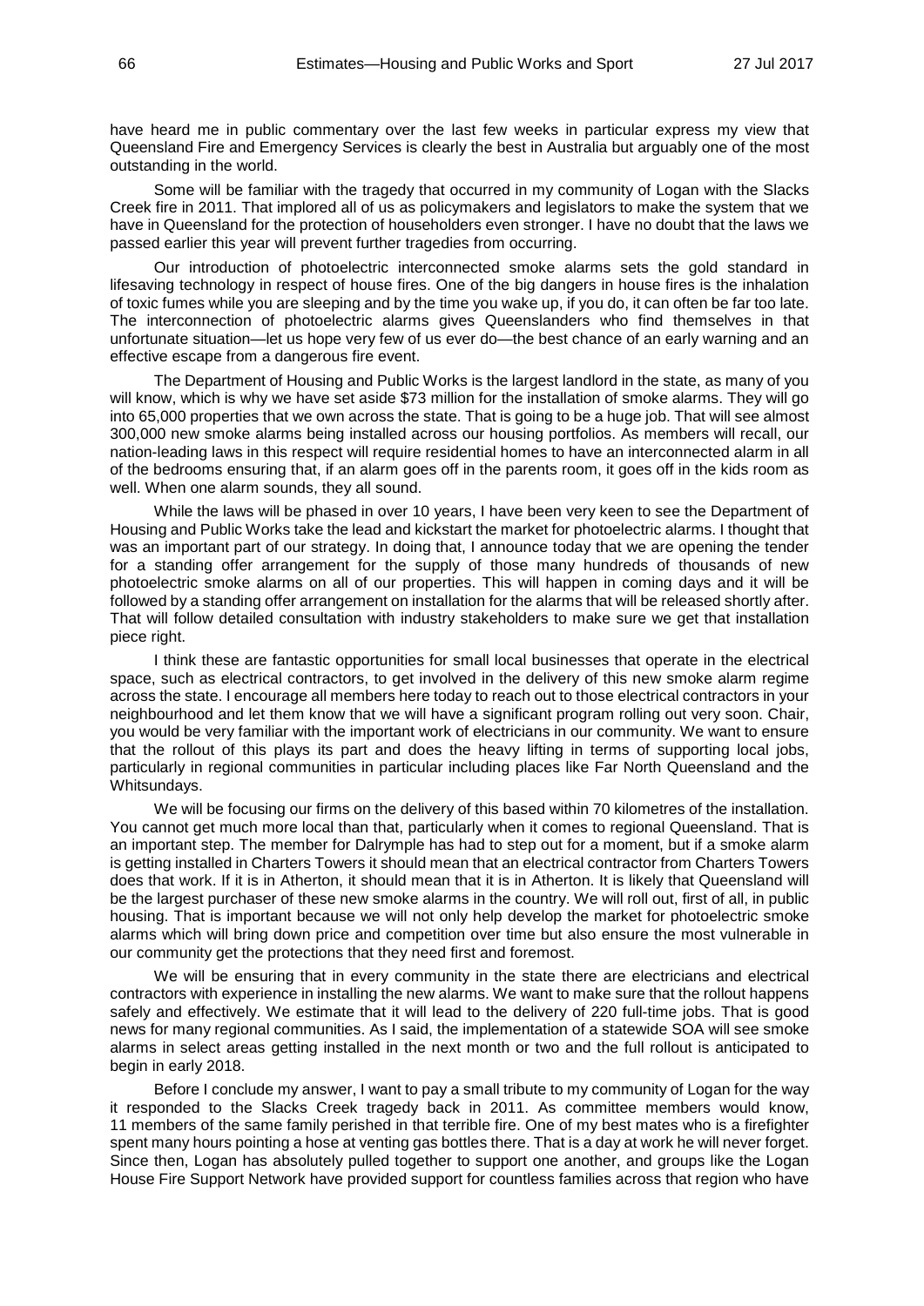have heard me in public commentary over the last few weeks in particular express my view that Queensland Fire and Emergency Services is clearly the best in Australia but arguably one of the most outstanding in the world.

Some will be familiar with the tragedy that occurred in my community of Logan with the Slacks Creek fire in 2011. That implored all of us as policymakers and legislators to make the system that we have in Queensland for the protection of householders even stronger. I have no doubt that the laws we passed earlier this year will prevent further tragedies from occurring.

Our introduction of photoelectric interconnected smoke alarms sets the gold standard in lifesaving technology in respect of house fires. One of the big dangers in house fires is the inhalation of toxic fumes while you are sleeping and by the time you wake up, if you do, it can often be far too late. The interconnection of photoelectric alarms gives Queenslanders who find themselves in that unfortunate situation—let us hope very few of us ever do—the best chance of an early warning and an effective escape from a dangerous fire event.

The Department of Housing and Public Works is the largest landlord in the state, as many of you will know, which is why we have set aside $73 million for the installation of smoke alarms. They will go into 65,000 properties that we own across the state. That is going to be a huge job. That will see almost 300,000 new smoke alarms being installed across our housing portfolios. As members will recall, our nation-leading laws in this respect will require residential homes to have an interconnected alarm in all of the bedrooms ensuring that, if an alarm goes off in the parents room, it goes off in the kids room as well. When one alarm sounds, they all sound.

While the laws will be phased in over 10 years, I have been very keen to see the Department of Housing and Public Works take the lead and kickstart the market for photoelectric alarms. I thought that was an important part of our strategy. In doing that, I announce today that we are opening the tender for a standing offer arrangement for the supply of those many hundreds of thousands of new photoelectric smoke alarms on all of our properties. This will happen in coming days and it will be followed by a standing offer arrangement on installation for the alarms that will be released shortly after. That will follow detailed consultation with industry stakeholders to make sure we get that installation piece right.

I think these are fantastic opportunities for small local businesses that operate in the electrical space, such as electrical contractors, to get involved in the delivery of this new smoke alarm regime across the state. I encourage all members here today to reach out to those electrical contractors in your neighbourhood and let them know that we will have a significant program rolling out very soon. Chair, you would be very familiar with the important work of electricians in our community. We want to ensure that the rollout of this plays its part and does the heavy lifting in terms of supporting local jobs, particularly in regional communities in particular including places like Far North Queensland and the Whitsundays.

We will be focusing our firms on the delivery of this based within 70 kilometres of the installation. You cannot get much more local than that, particularly when it comes to regional Queensland. That is an important step. The member for Dalrymple has had to step out for a moment, but if a smoke alarm is getting installed in Charters Towers it should mean that an electrical contractor from Charters Towers does that work. If it is in Atherton, it should mean that it is in Atherton. It is likely that Queensland will be the largest purchaser of these new smoke alarms in the country. We will roll out, first of all, in public housing. That is important because we will not only help develop the market for photoelectric smoke alarms which will bring down price and competition over time but also ensure the most vulnerable in our community get the protections that they need first and foremost.

We will be ensuring that in every community in the state there are electricians and electrical contractors with experience in installing the new alarms. We want to make sure that the rollout happens safely and effectively. We estimate that it will lead to the delivery of 220 full-time jobs. That is good news for many regional communities. As I said, the implementation of a statewide SOA will see smoke alarms in select areas getting installed in the next month or two and the full rollout is anticipated to begin in early 2018.

Before I conclude my answer, I want to pay a small tribute to my community of Logan for the way it responded to the Slacks Creek tragedy back in 2011. As committee members would know, 11 members of the same family perished in that terrible fire. One of my best mates who is a firefighter spent many hours pointing a hose at venting gas bottles there. That is a day at work he will never forget. Since then, Logan has absolutely pulled together to support one another, and groups like the Logan House Fire Support Network have provided support for countless families across that region who have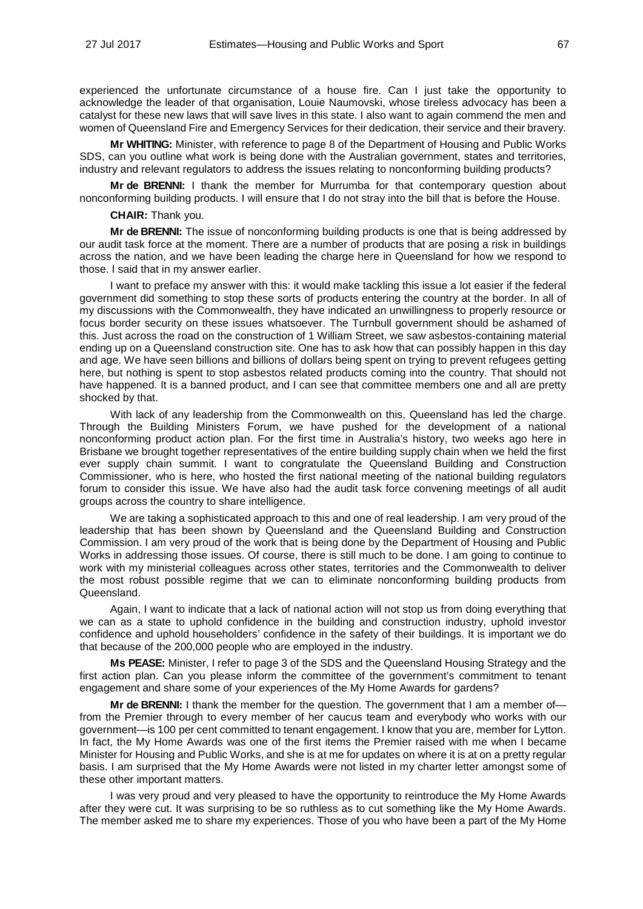experienced the unfortunate circumstance of a house fire. Can I just take the opportunity to acknowledge the leader of that organisation, Louie Naumovski, whose tireless advocacy has been a catalyst for these new laws that will save lives in this state. I also want to again commend the men and women of Queensland Fire and Emergency Services for their dedication, their service and their bravery.

**Mr WHITING:** Minister, with reference to page 8 of the Department of Housing and Public Works SDS, can you outline what work is being done with the Australian government, states and territories, industry and relevant regulators to address the issues relating to nonconforming building products?

**Mr de BRENNI:** I thank the member for Murrumba for that contemporary question about nonconforming building products. I will ensure that I do not stray into the bill that is before the House.

**CHAIR:** Thank you.

**Mr de BRENNI:** The issue of nonconforming building products is one that is being addressed by our audit task force at the moment. There are a number of products that are posing a risk in buildings across the nation, and we have been leading the charge here in Queensland for how we respond to those. I said that in my answer earlier.

I want to preface my answer with this: it would make tackling this issue a lot easier if the federal government did something to stop these sorts of products entering the country at the border. In all of my discussions with the Commonwealth, they have indicated an unwillingness to properly resource or focus border security on these issues whatsoever. The Turnbull government should be ashamed of this. Just across the road on the construction of 1 William Street, we saw asbestos-containing material ending up on a Queensland construction site. One has to ask how that can possibly happen in this day and age. We have seen billions and billions of dollars being spent on trying to prevent refugees getting here, but nothing is spent to stop asbestos related products coming into the country. That should not have happened. It is a banned product, and I can see that committee members one and all are pretty shocked by that.

With lack of any leadership from the Commonwealth on this, Queensland has led the charge. Through the Building Ministers Forum, we have pushed for the development of a national nonconforming product action plan. For the first time in Australia's history, two weeks ago here in Brisbane we brought together representatives of the entire building supply chain when we held the first ever supply chain summit. I want to congratulate the Queensland Building and Construction Commissioner, who is here, who hosted the first national meeting of the national building regulators forum to consider this issue. We have also had the audit task force convening meetings of all audit groups across the country to share intelligence.

We are taking a sophisticated approach to this and one of real leadership. I am very proud of the leadership that has been shown by Queensland and the Queensland Building and Construction Commission. I am very proud of the work that is being done by the Department of Housing and Public Works in addressing those issues. Of course, there is still much to be done. I am going to continue to work with my ministerial colleagues across other states, territories and the Commonwealth to deliver the most robust possible regime that we can to eliminate nonconforming building products from Queensland.

Again, I want to indicate that a lack of national action will not stop us from doing everything that we can as a state to uphold confidence in the building and construction industry, uphold investor confidence and uphold householders' confidence in the safety of their buildings. It is important we do that because of the 200,000 people who are employed in the industry.

**Ms PEASE:** Minister, I refer to page 3 of the SDS and the Queensland Housing Strategy and the first action plan. Can you please inform the committee of the government's commitment to tenant engagement and share some of your experiences of the My Home Awards for gardens?

**Mr de BRENNI:** I thank the member for the question. The government that I am a member of—from the Premier through to every member of her caucus team and everybody who works with our government—is 100 per cent committed to tenant engagement. I know that you are, member for Lytton. In fact, the My Home Awards was one of the first items the Premier raised with me when I became Minister for Housing and Public Works, and she is at me for updates on where it is at on a pretty regular basis. I am surprised that the My Home Awards were not listed in my charter letter amongst some of these other important matters.

I was very proud and very pleased to have the opportunity to reintroduce the My Home Awards after they were cut. It was surprising to be so ruthless as to cut something like the My Home Awards. The member asked me to share my experiences. Those of you who have been a part of the My Home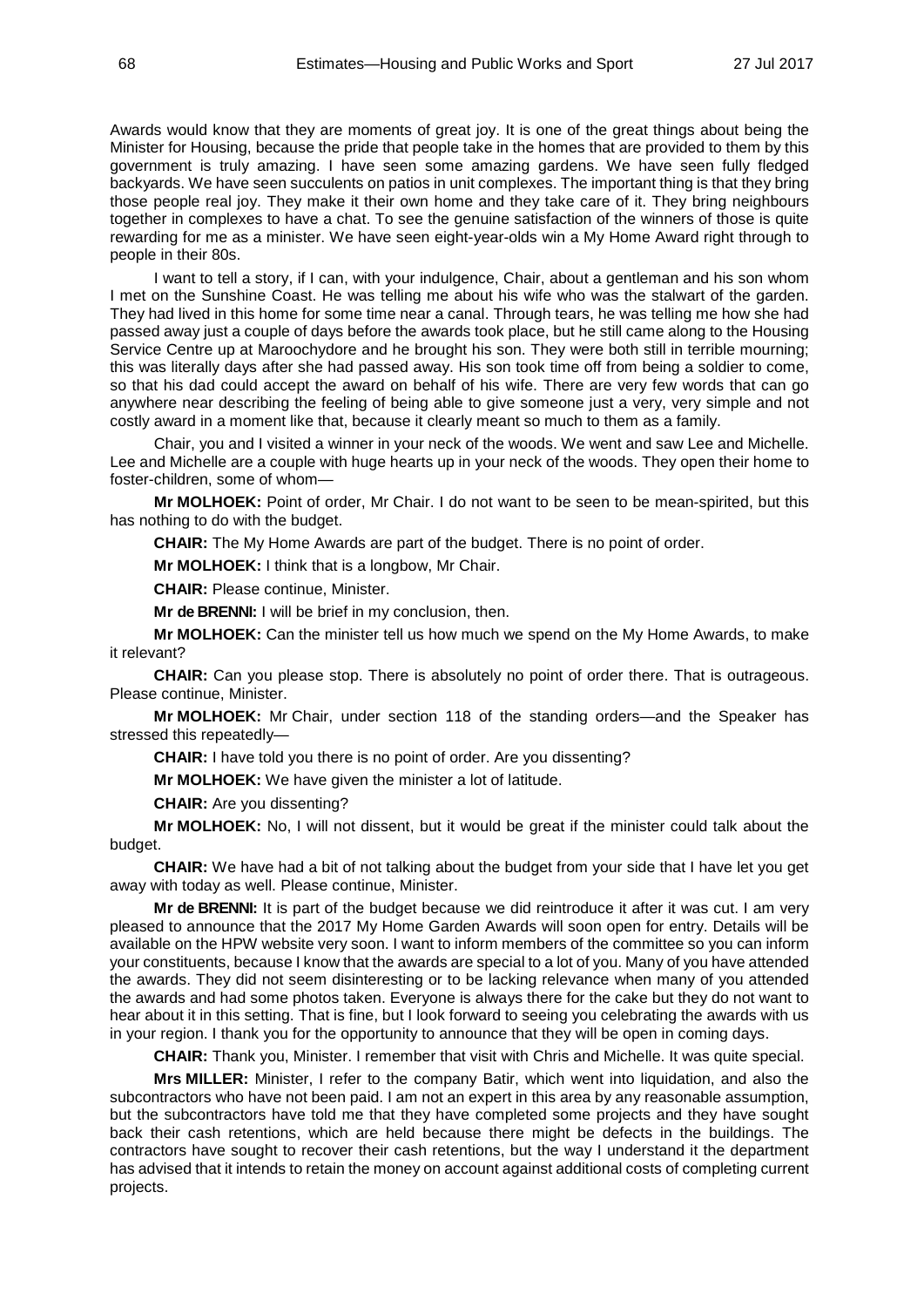Awards would know that they are moments of great joy. It is one of the great things about being the Minister for Housing, because the pride that people take in the homes that are provided to them by this government is truly amazing. I have seen some amazing gardens. We have seen fully fledged backyards. We have seen succulents on patios in unit complexes. The important thing is that they bring those people real joy. They make it their own home and they take care of it. They bring neighbours together in complexes to have a chat. To see the genuine satisfaction of the winners of those is quite rewarding for me as a minister. We have seen eight-year-olds win a My Home Award right through to people in their 80s.

I want to tell a story, if I can, with your indulgence, Chair, about a gentleman and his son whom I met on the Sunshine Coast. He was telling me about his wife who was the stalwart of the garden. They had lived in this home for some time near a canal. Through tears, he was telling me how she had passed away just a couple of days before the awards took place, but he still came along to the Housing Service Centre up at Maroochydore and he brought his son. They were both still in terrible mourning; this was literally days after she had passed away. His son took time off from being a soldier to come, so that his dad could accept the award on behalf of his wife. There are very few words that can go anywhere near describing the feeling of being able to give someone just a very, very simple and not costly award in a moment like that, because it clearly meant so much to them as a family.

Chair, you and I visited a winner in your neck of the woods. We went and saw Lee and Michelle. Lee and Michelle are a couple with huge hearts up in your neck of the woods. They open their home to foster-children, some of whom—

**Mr MOLHOEK:** Point of order, Mr Chair. I do not want to be seen to be mean-spirited, but this has nothing to do with the budget.

**CHAIR:** The My Home Awards are part of the budget. There is no point of order.

**Mr MOLHOEK:** I think that is a longbow, Mr Chair.

**CHAIR:** Please continue, Minister.

**Mr de BRENNI:** I will be brief in my conclusion, then.

**Mr MOLHOEK:** Can the minister tell us how much we spend on the My Home Awards, to make it relevant?

**CHAIR:** Can you please stop. There is absolutely no point of order there. That is outrageous. Please continue, Minister.

**Mr MOLHOEK:** Mr Chair, under section 118 of the standing orders—and the Speaker has stressed this repeatedly—

**CHAIR:** I have told you there is no point of order. Are you dissenting?

**Mr MOLHOEK:** We have given the minister a lot of latitude.

**CHAIR:** Are you dissenting?

**Mr MOLHOEK:** No, I will not dissent, but it would be great if the minister could talk about the budget.

**CHAIR:** We have had a bit of not talking about the budget from your side that I have let you get away with today as well. Please continue, Minister.

**Mr de BRENNI:** It is part of the budget because we did reintroduce it after it was cut. I am very pleased to announce that the 2017 My Home Garden Awards will soon open for entry. Details will be available on the HPW website very soon. I want to inform members of the committee so you can inform your constituents, because I know that the awards are special to a lot of you. Many of you have attended the awards. They did not seem disinteresting or to be lacking relevance when many of you attended the awards and had some photos taken. Everyone is always there for the cake but they do not want to hear about it in this setting. That is fine, but I look forward to seeing you celebrating the awards with us in your region. I thank you for the opportunity to announce that they will be open in coming days.

**CHAIR:** Thank you, Minister. I remember that visit with Chris and Michelle. It was quite special.

**Mrs MILLER:** Minister, I refer to the company Batir, which went into liquidation, and also the subcontractors who have not been paid. I am not an expert in this area by any reasonable assumption, but the subcontractors have told me that they have completed some projects and they have sought back their cash retentions, which are held because there might be defects in the buildings. The contractors have sought to recover their cash retentions, but the way I understand it the department has advised that it intends to retain the money on account against additional costs of completing current projects.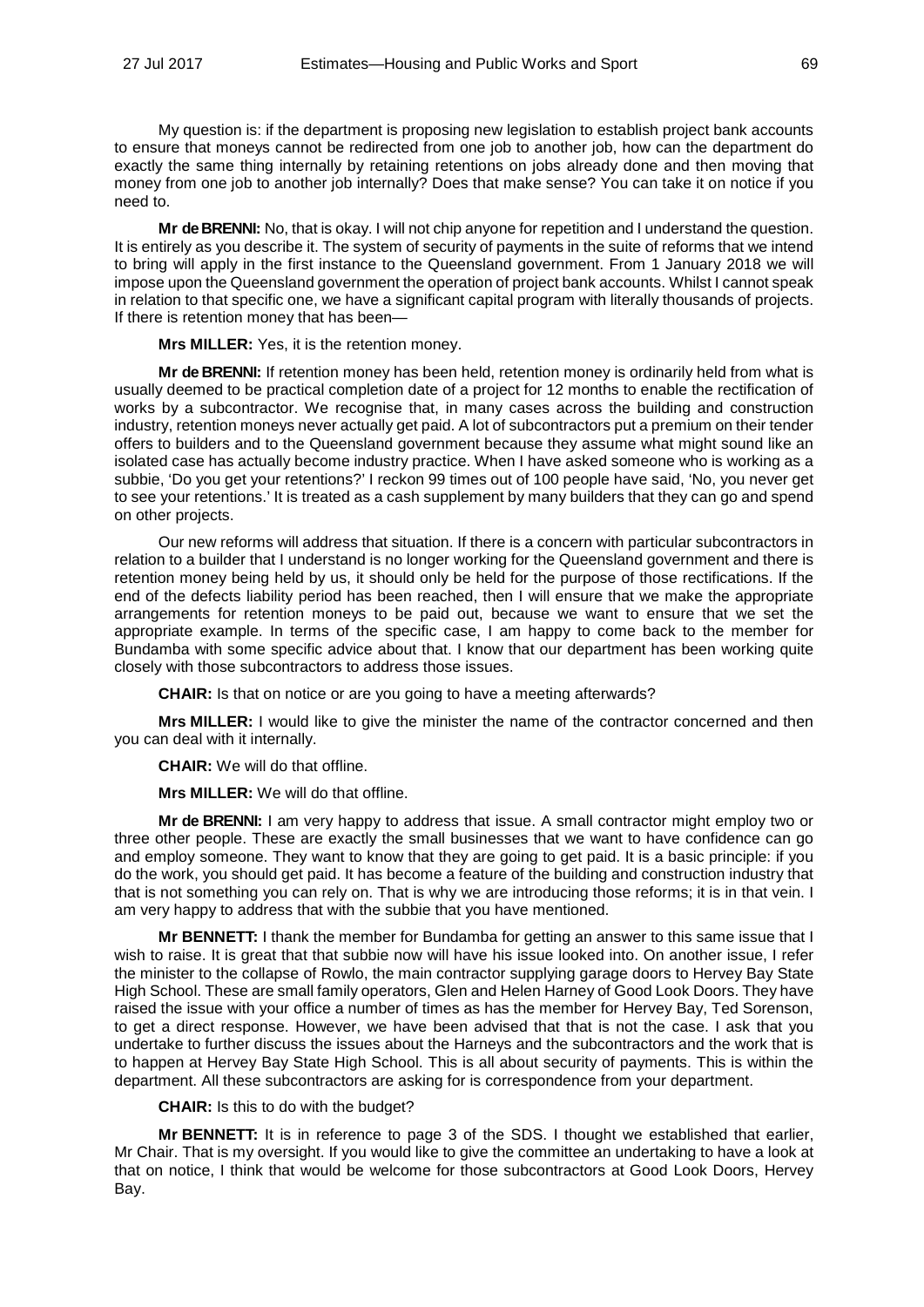My question is: if the department is proposing new legislation to establish project bank accounts to ensure that moneys cannot be redirected from one job to another job, how can the department do exactly the same thing internally by retaining retentions on jobs already done and then moving that money from one job to another job internally? Does that make sense? You can take it on notice if you need to.

**Mr de BRENNI:** No, that is okay. I will not chip anyone for repetition and I understand the question. It is entirely as you describe it. The system of security of payments in the suite of reforms that we intend to bring will apply in the first instance to the Queensland government. From 1 January 2018 we will impose upon the Queensland government the operation of project bank accounts. Whilst I cannot speak in relation to that specific one, we have a significant capital program with literally thousands of projects. If there is retention money that has been—

**Mrs MILLER:** Yes, it is the retention money.

**Mr de BRENNI:** If retention money has been held, retention money is ordinarily held from what is usually deemed to be practical completion date of a project for 12 months to enable the rectification of works by a subcontractor. We recognise that, in many cases across the building and construction industry, retention moneys never actually get paid. A lot of subcontractors put a premium on their tender offers to builders and to the Queensland government because they assume what might sound like an isolated case has actually become industry practice. When I have asked someone who is working as a subbie, 'Do you get your retentions?' I reckon 99 times out of 100 people have said, 'No, you never get to see your retentions.' It is treated as a cash supplement by many builders that they can go and spend on other projects.

Our new reforms will address that situation. If there is a concern with particular subcontractors in relation to a builder that I understand is no longer working for the Queensland government and there is retention money being held by us, it should only be held for the purpose of those rectifications. If the end of the defects liability period has been reached, then I will ensure that we make the appropriate arrangements for retention moneys to be paid out, because we want to ensure that we set the appropriate example. In terms of the specific case, I am happy to come back to the member for Bundamba with some specific advice about that. I know that our department has been working quite closely with those subcontractors to address those issues.

**CHAIR:** Is that on notice or are you going to have a meeting afterwards?

**Mrs MILLER:** I would like to give the minister the name of the contractor concerned and then you can deal with it internally.

**CHAIR:** We will do that offline.

**Mrs MILLER:** We will do that offline.

**Mr de BRENNI:** I am very happy to address that issue. A small contractor might employ two or three other people. These are exactly the small businesses that we want to have confidence can go and employ someone. They want to know that they are going to get paid. It is a basic principle: if you do the work, you should get paid. It has become a feature of the building and construction industry that that is not something you can rely on. That is why we are introducing those reforms; it is in that vein. I am very happy to address that with the subbie that you have mentioned.

**Mr BENNETT:** I thank the member for Bundamba for getting an answer to this same issue that I wish to raise. It is great that that subbie now will have his issue looked into. On another issue, I refer the minister to the collapse of Rowlo, the main contractor supplying garage doors to Hervey Bay State High School. These are small family operators, Glen and Helen Harney of Good Look Doors. They have raised the issue with your office a number of times as has the member for Hervey Bay, Ted Sorenson, to get a direct response. However, we have been advised that that is not the case. I ask that you undertake to further discuss the issues about the Harneys and the subcontractors and the work that is to happen at Hervey Bay State High School. This is all about security of payments. This is within the department. All these subcontractors are asking for is correspondence from your department.

**CHAIR:** Is this to do with the budget?

**Mr BENNETT:** It is in reference to page 3 of the SDS. I thought we established that earlier, Mr Chair. That is my oversight. If you would like to give the committee an undertaking to have a look at that on notice, I think that would be welcome for those subcontractors at Good Look Doors, Hervey Bay.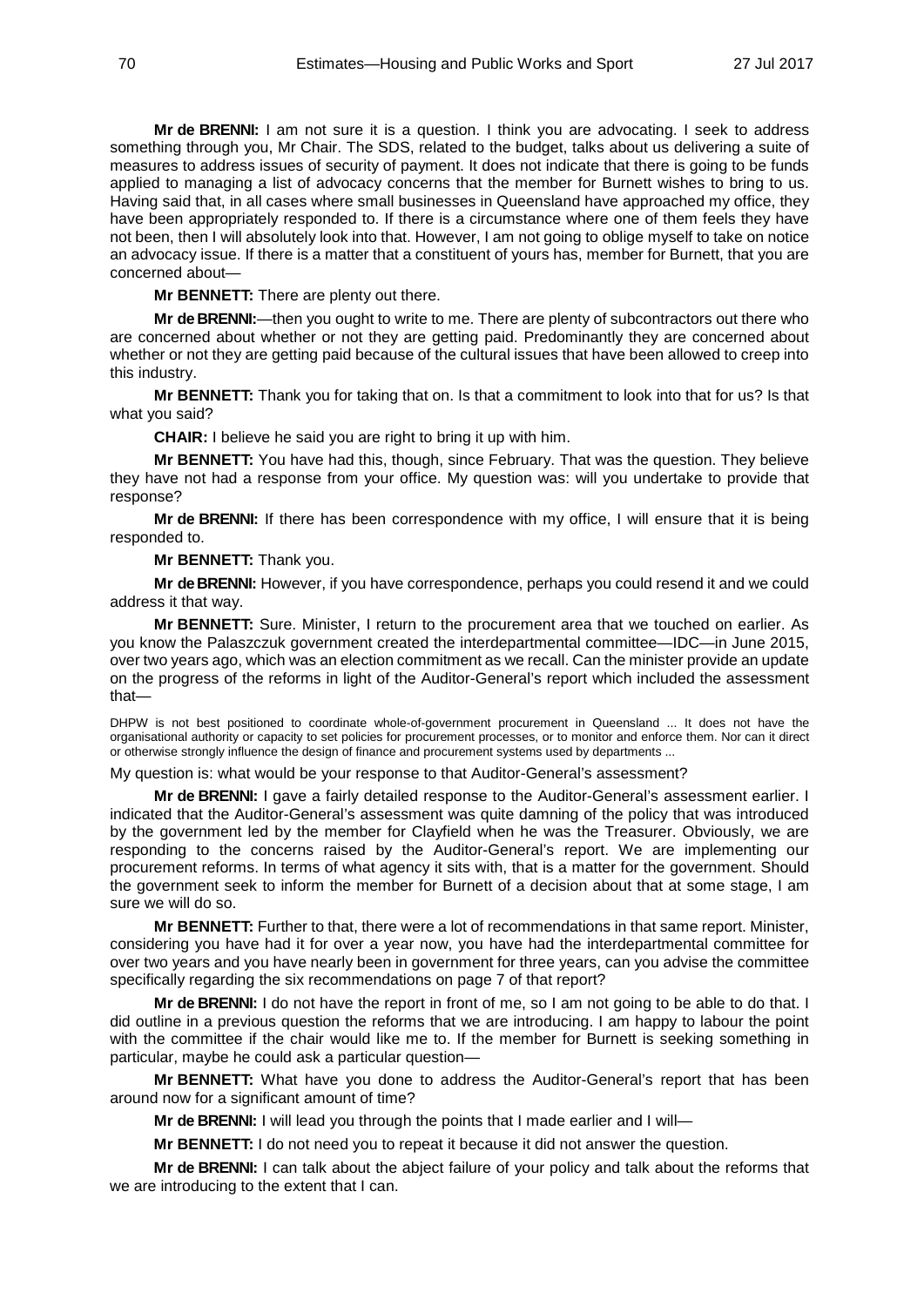**Mr de BRENNI:** I am not sure it is a question. I think you are advocating. I seek to address something through you, Mr Chair. The SDS, related to the budget, talks about us delivering a suite of measures to address issues of security of payment. It does not indicate that there is going to be funds applied to managing a list of advocacy concerns that the member for Burnett wishes to bring to us. Having said that, in all cases where small businesses in Queensland have approached my office, they have been appropriately responded to. If there is a circumstance where one of them feels they have not been, then I will absolutely look into that. However, I am not going to oblige myself to take on notice an advocacy issue. If there is a matter that a constituent of yours has, member for Burnett, that you are concerned about—

**Mr BENNETT:** There are plenty out there.

**Mr de BRENNI:**—then you ought to write to me. There are plenty of subcontractors out there who are concerned about whether or not they are getting paid. Predominantly they are concerned about whether or not they are getting paid because of the cultural issues that have been allowed to creep into this industry.

**Mr BENNETT:** Thank you for taking that on. Is that a commitment to look into that for us? Is that what you said?

**CHAIR:** I believe he said you are right to bring it up with him.

**Mr BENNETT:** You have had this, though, since February. That was the question. They believe they have not had a response from your office. My question was: will you undertake to provide that response?

**Mr de BRENNI:** If there has been correspondence with my office, I will ensure that it is being responded to.

**Mr BENNETT:** Thank you.

**Mr de BRENNI:** However, if you have correspondence, perhaps you could resend it and we could address it that way.

**Mr BENNETT:** Sure. Minister, I return to the procurement area that we touched on earlier. As you know the Palaszczuk government created the interdepartmental committee—IDC—in June 2015, over two years ago, which was an election commitment as we recall. Can the minister provide an update on the progress of the reforms in light of the Auditor-General's report which included the assessment that—

DHPW is not best positioned to coordinate whole-of-government procurement in Queensland ... It does not have the organisational authority or capacity to set policies for procurement processes, or to monitor and enforce them. Nor can it direct or otherwise strongly influence the design of finance and procurement systems used by departments ...

My question is: what would be your response to that Auditor-General's assessment?

**Mr de BRENNI:** I gave a fairly detailed response to the Auditor-General's assessment earlier. I indicated that the Auditor-General's assessment was quite damning of the policy that was introduced by the government led by the member for Clayfield when he was the Treasurer. Obviously, we are responding to the concerns raised by the Auditor-General's report. We are implementing our procurement reforms. In terms of what agency it sits with, that is a matter for the government. Should the government seek to inform the member for Burnett of a decision about that at some stage, I am sure we will do so.

**Mr BENNETT:** Further to that, there were a lot of recommendations in that same report. Minister, considering you have had it for over a year now, you have had the interdepartmental committee for over two years and you have nearly been in government for three years, can you advise the committee specifically regarding the six recommendations on page 7 of that report?

**Mr de BRENNI:** I do not have the report in front of me, so I am not going to be able to do that. I did outline in a previous question the reforms that we are introducing. I am happy to labour the point with the committee if the chair would like me to. If the member for Burnett is seeking something in particular, maybe he could ask a particular question—

**Mr BENNETT:** What have you done to address the Auditor-General's report that has been around now for a significant amount of time?

**Mr de BRENNI:** I will lead you through the points that I made earlier and I will—

**Mr BENNETT:** I do not need you to repeat it because it did not answer the question.

**Mr de BRENNI:** I can talk about the abject failure of your policy and talk about the reforms that we are introducing to the extent that I can.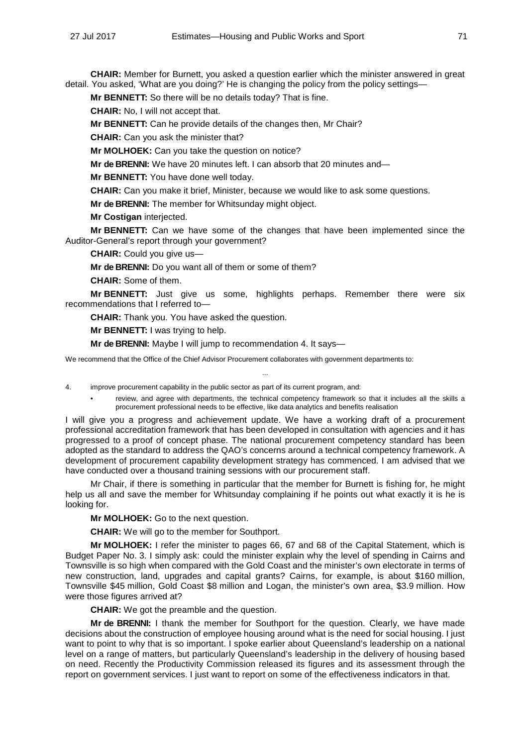**CHAIR:** Member for Burnett, you asked a question earlier which the minister answered in great detail. You asked, 'What are you doing?' He is changing the policy from the policy settings—

**Mr BENNETT:** So there will be no details today? That is fine.

**CHAIR:** No, I will not accept that.

**Mr BENNETT:** Can he provide details of the changes then, Mr Chair?

**CHAIR:** Can you ask the minister that?

**Mr MOLHOEK:** Can you take the question on notice?

**Mr de BRENNI:** We have 20 minutes left. I can absorb that 20 minutes and—

**Mr BENNETT:** You have done well today.

**CHAIR:** Can you make it brief, Minister, because we would like to ask some questions.

**Mr de BRENNI:** The member for Whitsunday might object.

**Mr Costigan** interjected.

**Mr BENNETT:** Can we have some of the changes that have been implemented since the Auditor-General's report through your government?

**CHAIR:** Could you give us—

**Mr de BRENNI:** Do you want all of them or some of them?

**CHAIR:** Some of them.

**Mr BENNETT:** Just give us some, highlights perhaps. Remember there were six recommendations that I referred to—

**CHAIR:** Thank you. You have asked the question.

**Mr BENNETT:** I was trying to help.

**Mr de BRENNI:** Maybe I will jump to recommendation 4. It says—

We recommend that the Office of the Chief Advisor Procurement collaborates with government departments to:

...

4. improve procurement capability in the public sector as part of its current program, and:
   - review, and agree with departments, the technical competency framework so that it includes all the skills a procurement professional needs to be effective, like data analytics and benefits realisation

I will give you a progress and achievement update. We have a working draft of a procurement professional accreditation framework that has been developed in consultation with agencies and it has progressed to a proof of concept phase. The national procurement competency standard has been adopted as the standard to address the QAO's concerns around a technical competency framework. A development of procurement capability development strategy has commenced. I am advised that we have conducted over a thousand training sessions with our procurement staff.

Mr Chair, if there is something in particular that the member for Burnett is fishing for, he might help us all and save the member for Whitsunday complaining if he points out what exactly it is he is looking for.

**Mr MOLHOEK:** Go to the next question.

**CHAIR:** We will go to the member for Southport.

**Mr MOLHOEK:** I refer the minister to pages 66, 67 and 68 of the Capital Statement, which is Budget Paper No. 3. I simply ask: could the minister explain why the level of spending in Cairns and Townsville is so high when compared with the Gold Coast and the minister's own electorate in terms of new construction, land, upgrades and capital grants? Cairns, for example, is about $160 million, Townsville $45 million, Gold Coast $8 million and Logan, the minister's own area, $3.9 million. How were those figures arrived at?

**CHAIR:** We got the preamble and the question.

**Mr de BRENNI:** I thank the member for Southport for the question. Clearly, we have made decisions about the construction of employee housing around what is the need for social housing. I just want to point to why that is so important. I spoke earlier about Queensland's leadership on a national level on a range of matters, but particularly Queensland's leadership in the delivery of housing based on need. Recently the Productivity Commission released its figures and its assessment through the report on government services. I just want to report on some of the effectiveness indicators in that.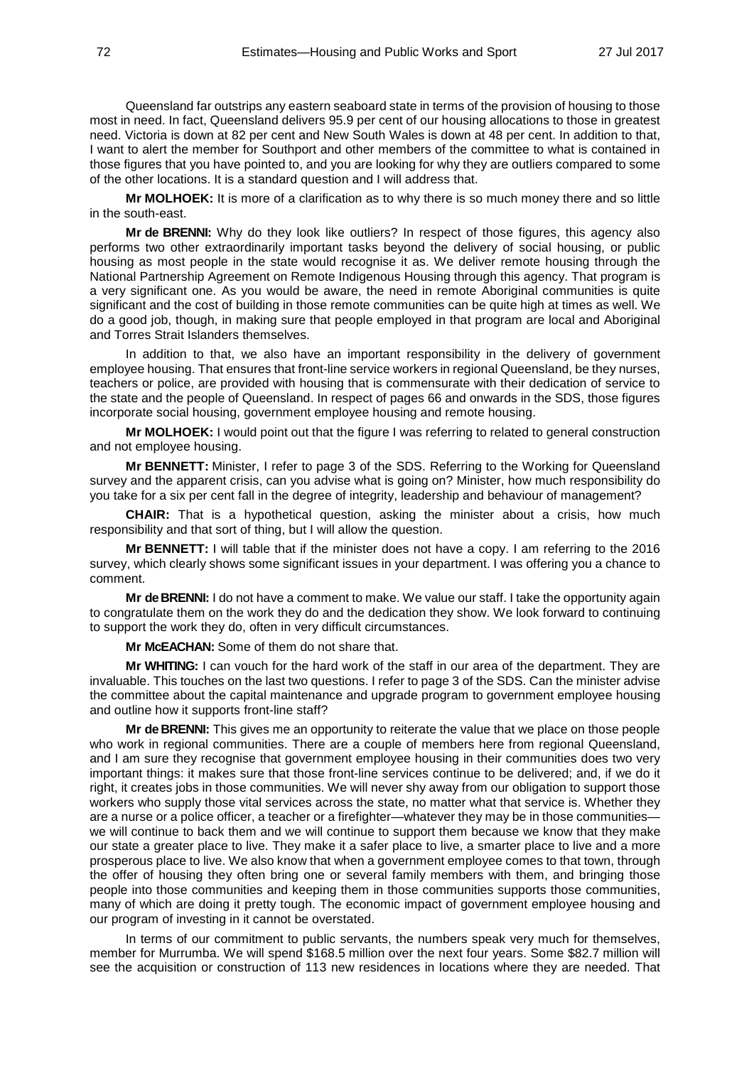Queensland far outstrips any eastern seaboard state in terms of the provision of housing to those most in need. In fact, Queensland delivers 95.9 per cent of our housing allocations to those in greatest need. Victoria is down at 82 per cent and New South Wales is down at 48 per cent. In addition to that, I want to alert the member for Southport and other members of the committee to what is contained in those figures that you have pointed to, and you are looking for why they are outliers compared to some of the other locations. It is a standard question and I will address that.

**Mr MOLHOEK:** It is more of a clarification as to why there is so much money there and so little in the south-east.

**Mr de BRENNI:** Why do they look like outliers? In respect of those figures, this agency also performs two other extraordinarily important tasks beyond the delivery of social housing, or public housing as most people in the state would recognise it as. We deliver remote housing through the National Partnership Agreement on Remote Indigenous Housing through this agency. That program is a very significant one. As you would be aware, the need in remote Aboriginal communities is quite significant and the cost of building in those remote communities can be quite high at times as well. We do a good job, though, in making sure that people employed in that program are local and Aboriginal and Torres Strait Islanders themselves.

In addition to that, we also have an important responsibility in the delivery of government employee housing. That ensures that front-line service workers in regional Queensland, be they nurses, teachers or police, are provided with housing that is commensurate with their dedication of service to the state and the people of Queensland. In respect of pages 66 and onwards in the SDS, those figures incorporate social housing, government employee housing and remote housing.

**Mr MOLHOEK:** I would point out that the figure I was referring to related to general construction and not employee housing.

**Mr BENNETT:** Minister, I refer to page 3 of the SDS. Referring to the Working for Queensland survey and the apparent crisis, can you advise what is going on? Minister, how much responsibility do you take for a six per cent fall in the degree of integrity, leadership and behaviour of management?

**CHAIR:** That is a hypothetical question, asking the minister about a crisis, how much responsibility and that sort of thing, but I will allow the question.

**Mr BENNETT:** I will table that if the minister does not have a copy. I am referring to the 2016 survey, which clearly shows some significant issues in your department. I was offering you a chance to comment.

**Mr de BRENNI:** I do not have a comment to make. We value our staff. I take the opportunity again to congratulate them on the work they do and the dedication they show. We look forward to continuing to support the work they do, often in very difficult circumstances.

**Mr McEACHAN:** Some of them do not share that.

**Mr WHITING:** I can vouch for the hard work of the staff in our area of the department. They are invaluable. This touches on the last two questions. I refer to page 3 of the SDS. Can the minister advise the committee about the capital maintenance and upgrade program to government employee housing and outline how it supports front-line staff?

**Mr de BRENNI:** This gives me an opportunity to reiterate the value that we place on those people who work in regional communities. There are a couple of members here from regional Queensland, and I am sure they recognise that government employee housing in their communities does two very important things: it makes sure that those front-line services continue to be delivered; and, if we do it right, it creates jobs in those communities. We will never shy away from our obligation to support those workers who supply those vital services across the state, no matter what that service is. Whether they are a nurse or a police officer, a teacher or a firefighter—whatever they may be in those communities—we will continue to back them and we will continue to support them because we know that they make our state a greater place to live. They make it a safer place to live, a smarter place to live and a more prosperous place to live. We also know that when a government employee comes to that town, through the offer of housing they often bring one or several family members with them, and bringing those people into those communities and keeping them in those communities supports those communities, many of which are doing it pretty tough. The economic impact of government employee housing and our program of investing in it cannot be overstated.

In terms of our commitment to public servants, the numbers speak very much for themselves, member for Murrumba. We will spend $168.5 million over the next four years. Some $82.7 million will see the acquisition or construction of 113 new residences in locations where they are needed. That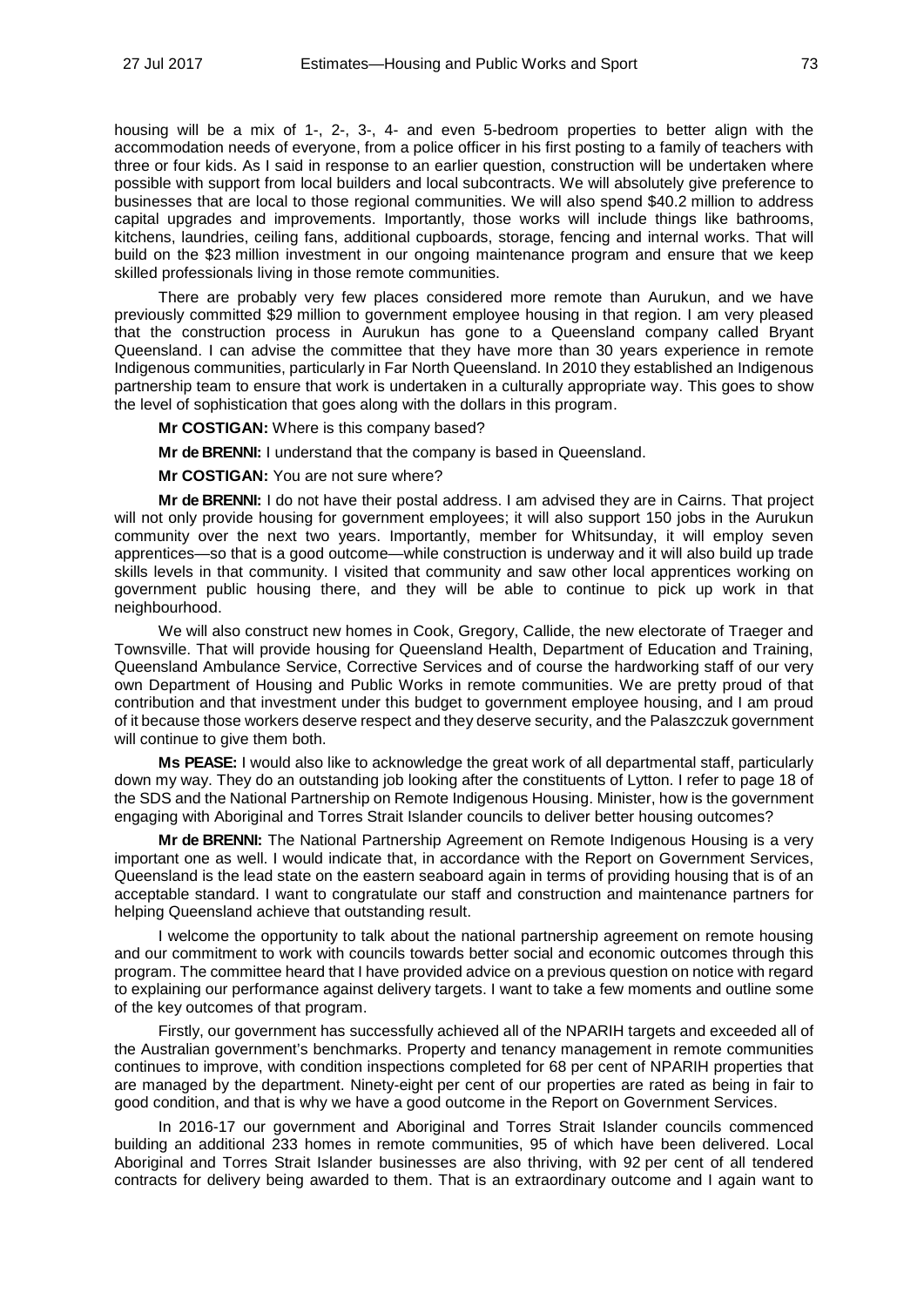housing will be a mix of 1-, 2-, 3-, 4- and even 5-bedroom properties to better align with the accommodation needs of everyone, from a police officer in his first posting to a family of teachers with three or four kids. As I said in response to an earlier question, construction will be undertaken where possible with support from local builders and local subcontracts. We will absolutely give preference to businesses that are local to those regional communities. We will also spend $40.2 million to address capital upgrades and improvements. Importantly, those works will include things like bathrooms, kitchens, laundries, ceiling fans, additional cupboards, storage, fencing and internal works. That will build on the $23 million investment in our ongoing maintenance program and ensure that we keep skilled professionals living in those remote communities.

There are probably very few places considered more remote than Aurukun, and we have previously committed $29 million to government employee housing in that region. I am very pleased that the construction process in Aurukun has gone to a Queensland company called Bryant Queensland. I can advise the committee that they have more than 30 years experience in remote Indigenous communities, particularly in Far North Queensland. In 2010 they established an Indigenous partnership team to ensure that work is undertaken in a culturally appropriate way. This goes to show the level of sophistication that goes along with the dollars in this program.

**Mr COSTIGAN:** Where is this company based?

**Mr de BRENNI:** I understand that the company is based in Queensland.

**Mr COSTIGAN:** You are not sure where?

**Mr de BRENNI:** I do not have their postal address. I am advised they are in Cairns. That project will not only provide housing for government employees; it will also support 150 jobs in the Aurukun community over the next two years. Importantly, member for Whitsunday, it will employ seven apprentices—so that is a good outcome—while construction is underway and it will also build up trade skills levels in that community. I visited that community and saw other local apprentices working on government public housing there, and they will be able to continue to pick up work in that neighbourhood.

We will also construct new homes in Cook, Gregory, Callide, the new electorate of Traeger and Townsville. That will provide housing for Queensland Health, Department of Education and Training, Queensland Ambulance Service, Corrective Services and of course the hardworking staff of our very own Department of Housing and Public Works in remote communities. We are pretty proud of that contribution and that investment under this budget to government employee housing, and I am proud of it because those workers deserve respect and they deserve security, and the Palaszczuk government will continue to give them both.

**Ms PEASE:** I would also like to acknowledge the great work of all departmental staff, particularly down my way. They do an outstanding job looking after the constituents of Lytton. I refer to page 18 of the SDS and the National Partnership on Remote Indigenous Housing. Minister, how is the government engaging with Aboriginal and Torres Strait Islander councils to deliver better housing outcomes?

**Mr de BRENNI:** The National Partnership Agreement on Remote Indigenous Housing is a very important one as well. I would indicate that, in accordance with the Report on Government Services, Queensland is the lead state on the eastern seaboard again in terms of providing housing that is of an acceptable standard. I want to congratulate our staff and construction and maintenance partners for helping Queensland achieve that outstanding result.

I welcome the opportunity to talk about the national partnership agreement on remote housing and our commitment to work with councils towards better social and economic outcomes through this program. The committee heard that I have provided advice on a previous question on notice with regard to explaining our performance against delivery targets. I want to take a few moments and outline some of the key outcomes of that program.

Firstly, our government has successfully achieved all of the NPARIH targets and exceeded all of the Australian government's benchmarks. Property and tenancy management in remote communities continues to improve, with condition inspections completed for 68 per cent of NPARIH properties that are managed by the department. Ninety-eight per cent of our properties are rated as being in fair to good condition, and that is why we have a good outcome in the Report on Government Services.

In 2016-17 our government and Aboriginal and Torres Strait Islander councils commenced building an additional 233 homes in remote communities, 95 of which have been delivered. Local Aboriginal and Torres Strait Islander businesses are also thriving, with 92 per cent of all tendered contracts for delivery being awarded to them. That is an extraordinary outcome and I again want to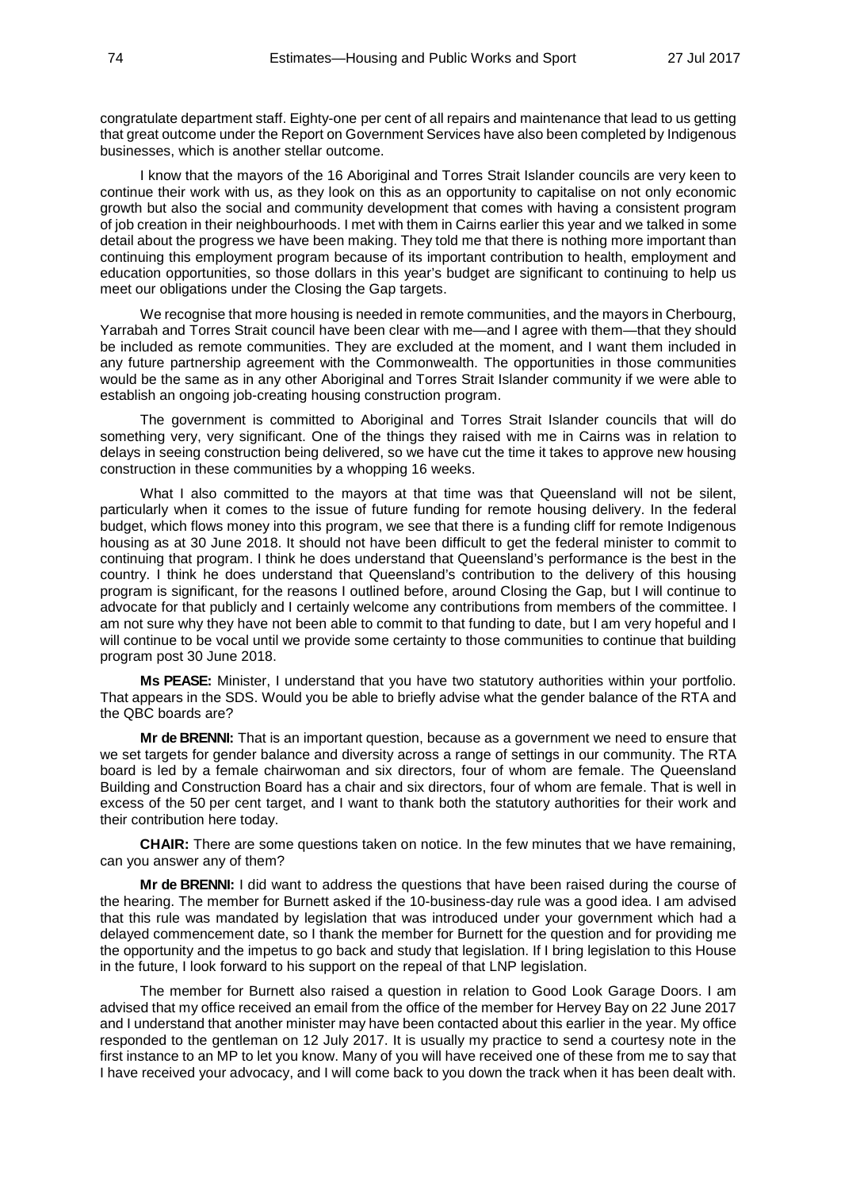congratulate department staff. Eighty-one per cent of all repairs and maintenance that lead to us getting that great outcome under the Report on Government Services have also been completed by Indigenous businesses, which is another stellar outcome.

I know that the mayors of the 16 Aboriginal and Torres Strait Islander councils are very keen to continue their work with us, as they look on this as an opportunity to capitalise on not only economic growth but also the social and community development that comes with having a consistent program of job creation in their neighbourhoods. I met with them in Cairns earlier this year and we talked in some detail about the progress we have been making. They told me that there is nothing more important than continuing this employment program because of its important contribution to health, employment and education opportunities, so those dollars in this year's budget are significant to continuing to help us meet our obligations under the Closing the Gap targets.

We recognise that more housing is needed in remote communities, and the mayors in Cherbourg, Yarrabah and Torres Strait council have been clear with me—and I agree with them—that they should be included as remote communities. They are excluded at the moment, and I want them included in any future partnership agreement with the Commonwealth. The opportunities in those communities would be the same as in any other Aboriginal and Torres Strait Islander community if we were able to establish an ongoing job-creating housing construction program.

The government is committed to Aboriginal and Torres Strait Islander councils that will do something very, very significant. One of the things they raised with me in Cairns was in relation to delays in seeing construction being delivered, so we have cut the time it takes to approve new housing construction in these communities by a whopping 16 weeks.

What I also committed to the mayors at that time was that Queensland will not be silent, particularly when it comes to the issue of future funding for remote housing delivery. In the federal budget, which flows money into this program, we see that there is a funding cliff for remote Indigenous housing as at 30 June 2018. It should not have been difficult to get the federal minister to commit to continuing that program. I think he does understand that Queensland's performance is the best in the country. I think he does understand that Queensland's contribution to the delivery of this housing program is significant, for the reasons I outlined before, around Closing the Gap, but I will continue to advocate for that publicly and I certainly welcome any contributions from members of the committee. I am not sure why they have not been able to commit to that funding to date, but I am very hopeful and I will continue to be vocal until we provide some certainty to those communities to continue that building program post 30 June 2018.

**Ms PEASE:** Minister, I understand that you have two statutory authorities within your portfolio. That appears in the SDS. Would you be able to briefly advise what the gender balance of the RTA and the QBC boards are?

**Mr de BRENNI:** That is an important question, because as a government we need to ensure that we set targets for gender balance and diversity across a range of settings in our community. The RTA board is led by a female chairwoman and six directors, four of whom are female. The Queensland Building and Construction Board has a chair and six directors, four of whom are female. That is well in excess of the 50 per cent target, and I want to thank both the statutory authorities for their work and their contribution here today.

**CHAIR:** There are some questions taken on notice. In the few minutes that we have remaining, can you answer any of them?

**Mr de BRENNI:** I did want to address the questions that have been raised during the course of the hearing. The member for Burnett asked if the 10-business-day rule was a good idea. I am advised that this rule was mandated by legislation that was introduced under your government which had a delayed commencement date, so I thank the member for Burnett for the question and for providing me the opportunity and the impetus to go back and study that legislation. If I bring legislation to this House in the future, I look forward to his support on the repeal of that LNP legislation.

The member for Burnett also raised a question in relation to Good Look Garage Doors. I am advised that my office received an email from the office of the member for Hervey Bay on 22 June 2017 and I understand that another minister may have been contacted about this earlier in the year. My office responded to the gentleman on 12 July 2017. It is usually my practice to send a courtesy note in the first instance to an MP to let you know. Many of you will have received one of these from me to say that I have received your advocacy, and I will come back to you down the track when it has been dealt with.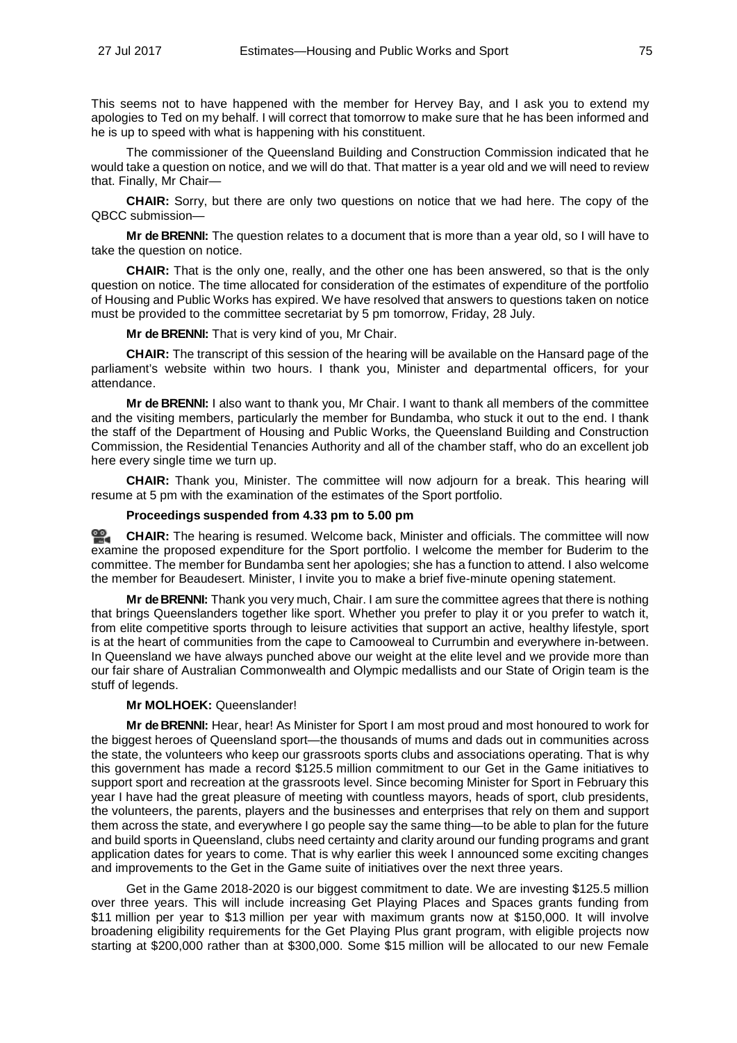This seems not to have happened with the member for Hervey Bay, and I ask you to extend my apologies to Ted on my behalf. I will correct that tomorrow to make sure that he has been informed and he is up to speed with what is happening with his constituent.

The commissioner of the Queensland Building and Construction Commission indicated that he would take a question on notice, and we will do that. That matter is a year old and we will need to review that. Finally, Mr Chair—

**CHAIR:** Sorry, but there are only two questions on notice that we had here. The copy of the QBCC submission—

**Mr de BRENNI:** The question relates to a document that is more than a year old, so I will have to take the question on notice.

**CHAIR:** That is the only one, really, and the other one has been answered, so that is the only question on notice. The time allocated for consideration of the estimates of expenditure of the portfolio of Housing and Public Works has expired. We have resolved that answers to questions taken on notice must be provided to the committee secretariat by 5 pm tomorrow, Friday, 28 July.

**Mr de BRENNI:** That is very kind of you, Mr Chair.

**CHAIR:** The transcript of this session of the hearing will be available on the Hansard page of the parliament's website within two hours. I thank you, Minister and departmental officers, for your attendance.

**Mr de BRENNI:** I also want to thank you, Mr Chair. I want to thank all members of the committee and the visiting members, particularly the member for Bundamba, who stuck it out to the end. I thank the staff of the Department of Housing and Public Works, the Queensland Building and Construction Commission, the Residential Tenancies Authority and all of the chamber staff, who do an excellent job here every single time we turn up.

**CHAIR:** Thank you, Minister. The committee will now adjourn for a break. This hearing will resume at 5 pm with the examination of the estimates of the Sport portfolio.

**Proceedings suspended from 4.33 pm to 5.00 pm**

**CHAIR:** The hearing is resumed. Welcome back, Minister and officials. The committee will now examine the proposed expenditure for the Sport portfolio. I welcome the member for Buderim to the committee. The member for Bundamba sent her apologies; she has a function to attend. I also welcome the member for Beaudesert. Minister, I invite you to make a brief five-minute opening statement.

**Mr de BRENNI:** Thank you very much, Chair. I am sure the committee agrees that there is nothing that brings Queenslanders together like sport. Whether you prefer to play it or you prefer to watch it, from elite competitive sports through to leisure activities that support an active, healthy lifestyle, sport is at the heart of communities from the cape to Camooweal to Currumbin and everywhere in-between. In Queensland we have always punched above our weight at the elite level and we provide more than our fair share of Australian Commonwealth and Olympic medallists and our State of Origin team is the stuff of legends.

**Mr MOLHOEK:** Queenslander!

**Mr de BRENNI:** Hear, hear! As Minister for Sport I am most proud and most honoured to work for the biggest heroes of Queensland sport—the thousands of mums and dads out in communities across the state, the volunteers who keep our grassroots sports clubs and associations operating. That is why this government has made a record $125.5 million commitment to our Get in the Game initiatives to support sport and recreation at the grassroots level. Since becoming Minister for Sport in February this year I have had the great pleasure of meeting with countless mayors, heads of sport, club presidents, the volunteers, the parents, players and the businesses and enterprises that rely on them and support them across the state, and everywhere I go people say the same thing—to be able to plan for the future and build sports in Queensland, clubs need certainty and clarity around our funding programs and grant application dates for years to come. That is why earlier this week I announced some exciting changes and improvements to the Get in the Game suite of initiatives over the next three years.

Get in the Game 2018-2020 is our biggest commitment to date. We are investing $125.5 million over three years. This will include increasing Get Playing Places and Spaces grants funding from $11 million per year to $13 million per year with maximum grants now at $150,000. It will involve broadening eligibility requirements for the Get Playing Plus grant program, with eligible projects now starting at $200,000 rather than at $300,000. Some $15 million will be allocated to our new Female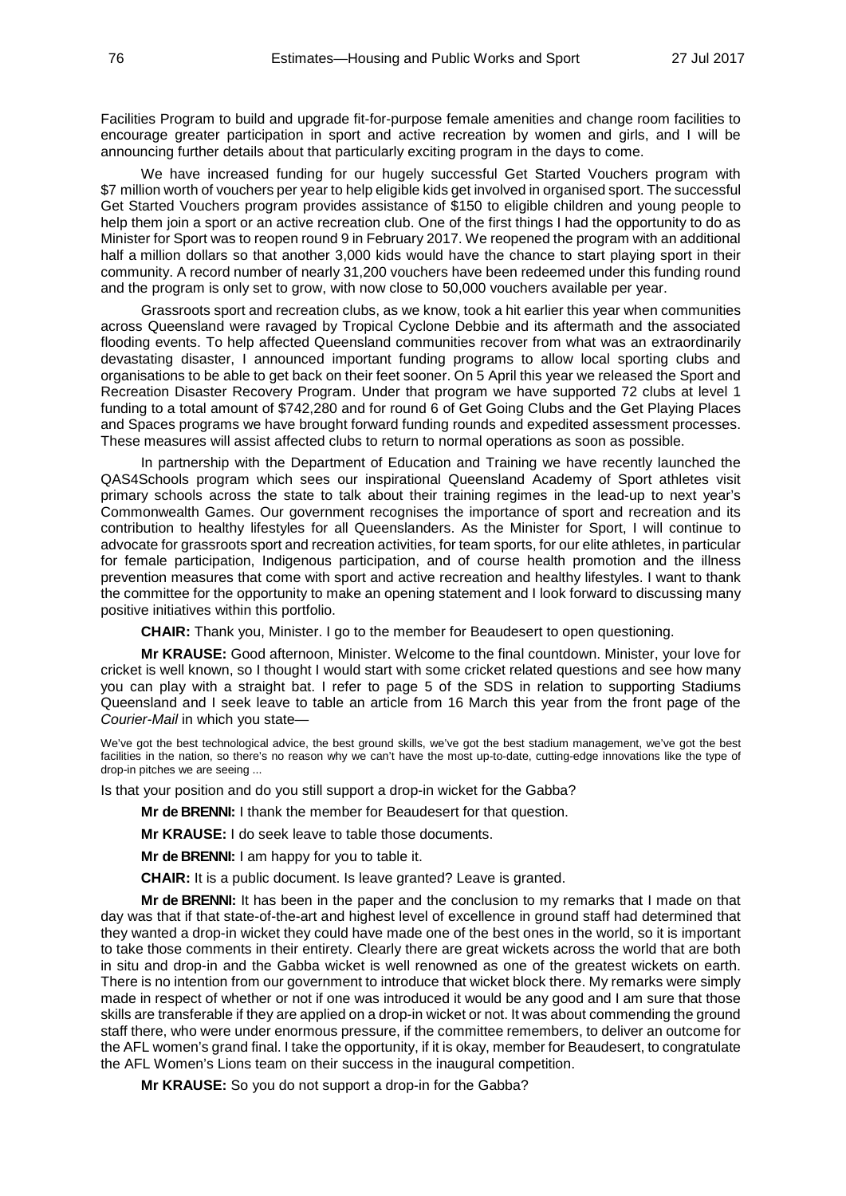Facilities Program to build and upgrade fit-for-purpose female amenities and change room facilities to encourage greater participation in sport and active recreation by women and girls, and I will be announcing further details about that particularly exciting program in the days to come.

We have increased funding for our hugely successful Get Started Vouchers program with $7 million worth of vouchers per year to help eligible kids get involved in organised sport. The successful Get Started Vouchers program provides assistance of $150 to eligible children and young people to help them join a sport or an active recreation club. One of the first things I had the opportunity to do as Minister for Sport was to reopen round 9 in February 2017. We reopened the program with an additional half a million dollars so that another 3,000 kids would have the chance to start playing sport in their community. A record number of nearly 31,200 vouchers have been redeemed under this funding round and the program is only set to grow, with now close to 50,000 vouchers available per year.

Grassroots sport and recreation clubs, as we know, took a hit earlier this year when communities across Queensland were ravaged by Tropical Cyclone Debbie and its aftermath and the associated flooding events. To help affected Queensland communities recover from what was an extraordinarily devastating disaster, I announced important funding programs to allow local sporting clubs and organisations to be able to get back on their feet sooner. On 5 April this year we released the Sport and Recreation Disaster Recovery Program. Under that program we have supported 72 clubs at level 1 funding to a total amount of $742,280 and for round 6 of Get Going Clubs and the Get Playing Places and Spaces programs we have brought forward funding rounds and expedited assessment processes. These measures will assist affected clubs to return to normal operations as soon as possible.

In partnership with the Department of Education and Training we have recently launched the QAS4Schools program which sees our inspirational Queensland Academy of Sport athletes visit primary schools across the state to talk about their training regimes in the lead-up to next year's Commonwealth Games. Our government recognises the importance of sport and recreation and its contribution to healthy lifestyles for all Queenslanders. As the Minister for Sport, I will continue to advocate for grassroots sport and recreation activities, for team sports, for our elite athletes, in particular for female participation, Indigenous participation, and of course health promotion and the illness prevention measures that come with sport and active recreation and healthy lifestyles. I want to thank the committee for the opportunity to make an opening statement and I look forward to discussing many positive initiatives within this portfolio.

**CHAIR:** Thank you, Minister. I go to the member for Beaudesert to open questioning.

**Mr KRAUSE:** Good afternoon, Minister. Welcome to the final countdown. Minister, your love for cricket is well known, so I thought I would start with some cricket related questions and see how many you can play with a straight bat. I refer to page 5 of the SDS in relation to supporting Stadiums Queensland and I seek leave to table an article from 16 March this year from the front page of the *Courier-Mail* in which you state—

> We've got the best technological advice, the best ground skills, we've got the best stadium management, we've got the best facilities in the nation, so there's no reason why we can't have the most up-to-date, cutting-edge innovations like the type of drop-in pitches we are seeing ...

Is that your position and do you still support a drop-in wicket for the Gabba?

**Mr de BRENNI:** I thank the member for Beaudesert for that question.

**Mr KRAUSE:** I do seek leave to table those documents.

**Mr de BRENNI:** I am happy for you to table it.

**CHAIR:** It is a public document. Is leave granted? Leave is granted.

**Mr de BRENNI:** It has been in the paper and the conclusion to my remarks that I made on that day was that if that state-of-the-art and highest level of excellence in ground staff had determined that they wanted a drop-in wicket they could have made one of the best ones in the world, so it is important to take those comments in their entirety. Clearly there are great wickets across the world that are both in situ and drop-in and the Gabba wicket is well renowned as one of the greatest wickets on earth. There is no intention from our government to introduce that wicket block there. My remarks were simply made in respect of whether or not if one was introduced it would be any good and I am sure that those skills are transferable if they are applied on a drop-in wicket or not. It was about commending the ground staff there, who were under enormous pressure, if the committee remembers, to deliver an outcome for the AFL women's grand final. I take the opportunity, if it is okay, member for Beaudesert, to congratulate the AFL Women's Lions team on their success in the inaugural competition.

**Mr KRAUSE:** So you do not support a drop-in for the Gabba?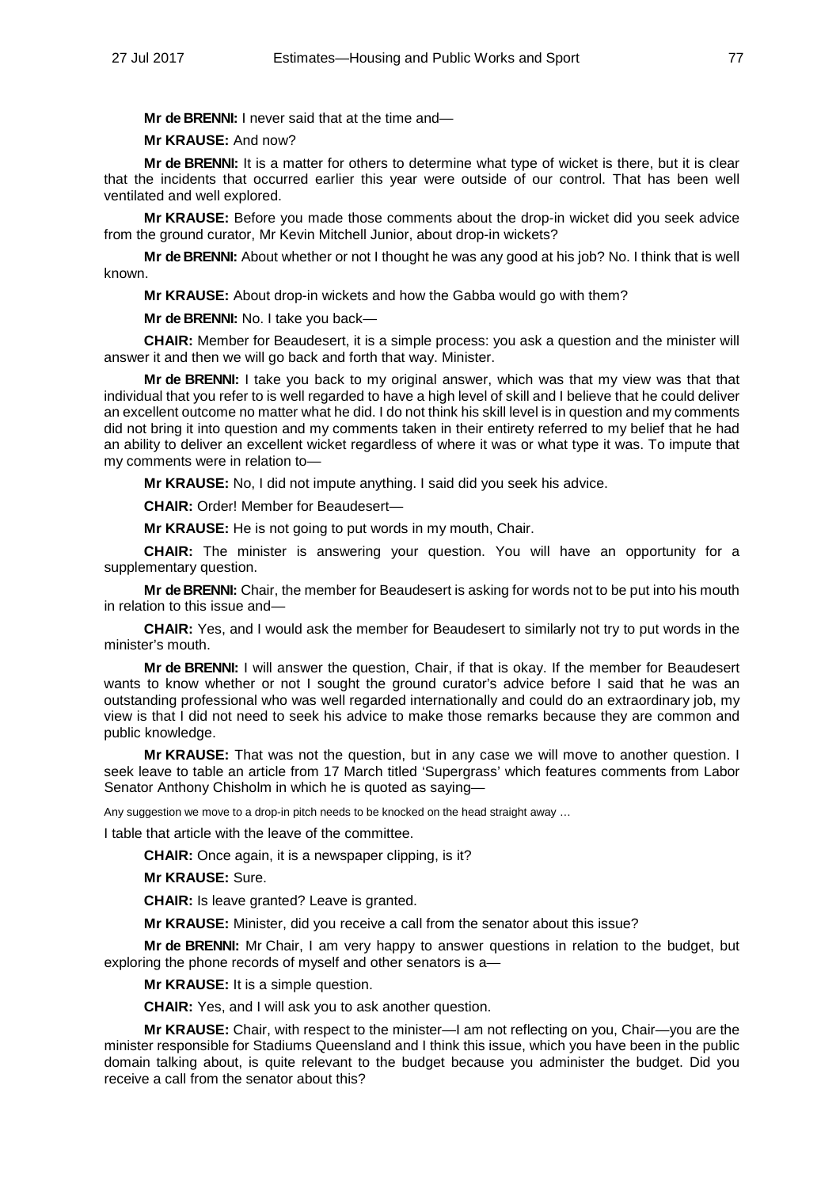**Mr de BRENNI:** I never said that at the time and—

**Mr KRAUSE:** And now?

**Mr de BRENNI:** It is a matter for others to determine what type of wicket is there, but it is clear that the incidents that occurred earlier this year were outside of our control. That has been well ventilated and well explored.

**Mr KRAUSE:** Before you made those comments about the drop-in wicket did you seek advice from the ground curator, Mr Kevin Mitchell Junior, about drop-in wickets?

**Mr de BRENNI:** About whether or not I thought he was any good at his job? No. I think that is well known.

**Mr KRAUSE:** About drop-in wickets and how the Gabba would go with them?

**Mr de BRENNI:** No. I take you back—

**CHAIR:** Member for Beaudesert, it is a simple process: you ask a question and the minister will answer it and then we will go back and forth that way. Minister.

**Mr de BRENNI:** I take you back to my original answer, which was that my view was that that individual that you refer to is well regarded to have a high level of skill and I believe that he could deliver an excellent outcome no matter what he did. I do not think his skill level is in question and my comments did not bring it into question and my comments taken in their entirety referred to my belief that he had an ability to deliver an excellent wicket regardless of where it was or what type it was. To impute that my comments were in relation to—

**Mr KRAUSE:** No, I did not impute anything. I said did you seek his advice.

**CHAIR:** Order! Member for Beaudesert—

**Mr KRAUSE:** He is not going to put words in my mouth, Chair.

**CHAIR:** The minister is answering your question. You will have an opportunity for a supplementary question.

**Mr de BRENNI:** Chair, the member for Beaudesert is asking for words not to be put into his mouth in relation to this issue and—

**CHAIR:** Yes, and I would ask the member for Beaudesert to similarly not try to put words in the minister's mouth.

**Mr de BRENNI:** I will answer the question, Chair, if that is okay. If the member for Beaudesert wants to know whether or not I sought the ground curator's advice before I said that he was an outstanding professional who was well regarded internationally and could do an extraordinary job, my view is that I did not need to seek his advice to make those remarks because they are common and public knowledge.

**Mr KRAUSE:** That was not the question, but in any case we will move to another question. I seek leave to table an article from 17 March titled 'Supergrass' which features comments from Labor Senator Anthony Chisholm in which he is quoted as saying—

> Any suggestion we move to a drop-in pitch needs to be knocked on the head straight away …

I table that article with the leave of the committee.

**CHAIR:** Once again, it is a newspaper clipping, is it?

**Mr KRAUSE:** Sure.

**CHAIR:** Is leave granted? Leave is granted.

**Mr KRAUSE:** Minister, did you receive a call from the senator about this issue?

**Mr de BRENNI:** Mr Chair, I am very happy to answer questions in relation to the budget, but exploring the phone records of myself and other senators is a—

**Mr KRAUSE:** It is a simple question.

**CHAIR:** Yes, and I will ask you to ask another question.

**Mr KRAUSE:** Chair, with respect to the minister—I am not reflecting on you, Chair—you are the minister responsible for Stadiums Queensland and I think this issue, which you have been in the public domain talking about, is quite relevant to the budget because you administer the budget. Did you receive a call from the senator about this?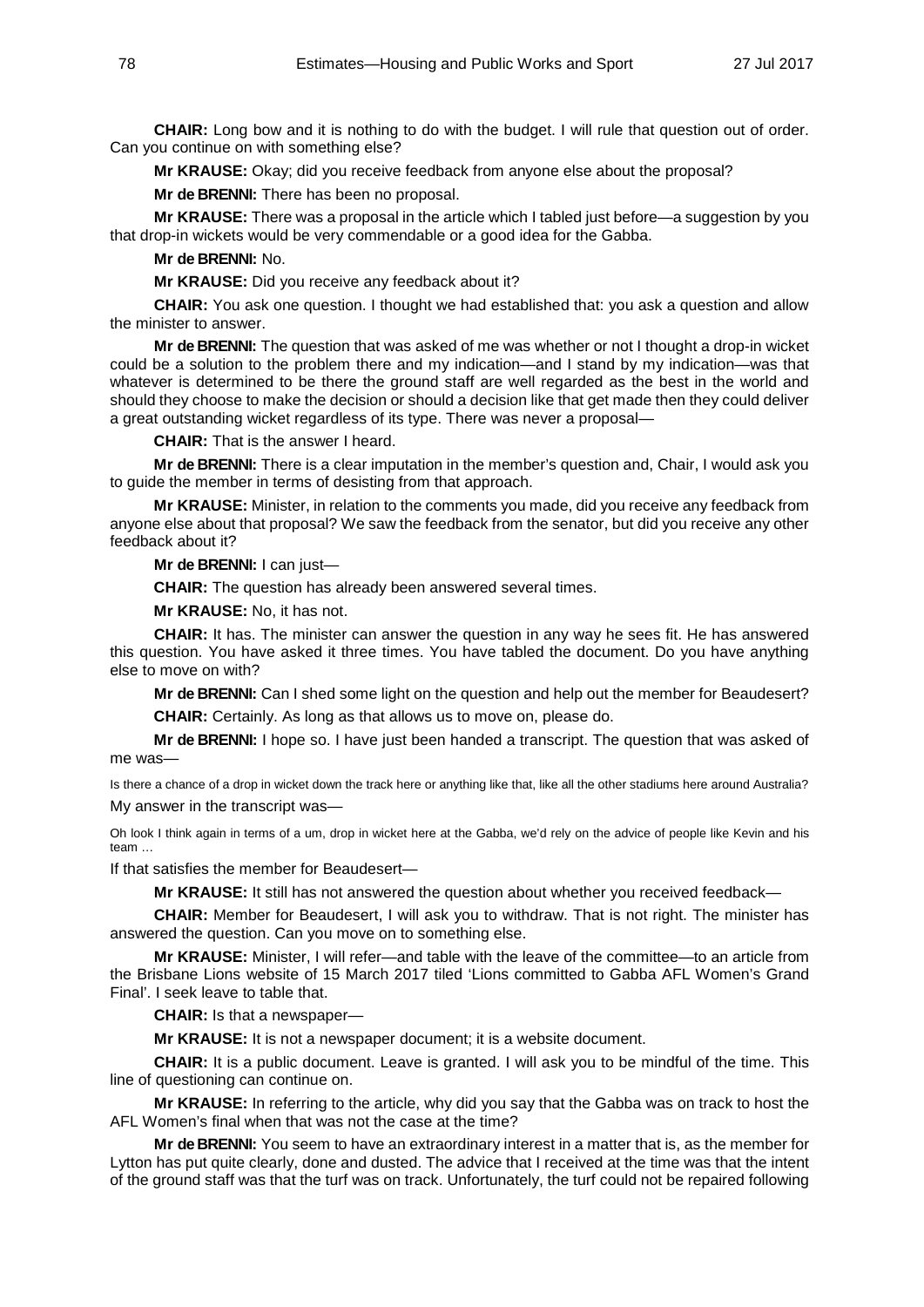**CHAIR:** Long bow and it is nothing to do with the budget. I will rule that question out of order. Can you continue on with something else?

**Mr KRAUSE:** Okay; did you receive feedback from anyone else about the proposal?

**Mr de BRENNI:** There has been no proposal.

**Mr KRAUSE:** There was a proposal in the article which I tabled just before—a suggestion by you that drop-in wickets would be very commendable or a good idea for the Gabba.

**Mr de BRENNI:** No.

**Mr KRAUSE:** Did you receive any feedback about it?

**CHAIR:** You ask one question. I thought we had established that: you ask a question and allow the minister to answer.

**Mr de BRENNI:** The question that was asked of me was whether or not I thought a drop-in wicket could be a solution to the problem there and my indication—and I stand by my indication—was that whatever is determined to be there the ground staff are well regarded as the best in the world and should they choose to make the decision or should a decision like that get made then they could deliver a great outstanding wicket regardless of its type. There was never a proposal—

**CHAIR:** That is the answer I heard.

**Mr de BRENNI:** There is a clear imputation in the member's question and, Chair, I would ask you to guide the member in terms of desisting from that approach.

**Mr KRAUSE:** Minister, in relation to the comments you made, did you receive any feedback from anyone else about that proposal? We saw the feedback from the senator, but did you receive any other feedback about it?

**Mr de BRENNI:** I can just—

**CHAIR:** The question has already been answered several times.

**Mr KRAUSE:** No, it has not.

**CHAIR:** It has. The minister can answer the question in any way he sees fit. He has answered this question. You have asked it three times. You have tabled the document. Do you have anything else to move on with?

**Mr de BRENNI:** Can I shed some light on the question and help out the member for Beaudesert?

**CHAIR:** Certainly. As long as that allows us to move on, please do.

**Mr de BRENNI:** I hope so. I have just been handed a transcript. The question that was asked of me was—

> Is there a chance of a drop in wicket down the track here or anything like that, like all the other stadiums here around Australia?

My answer in the transcript was—

> Oh look I think again in terms of a um, drop in wicket here at the Gabba, we'd rely on the advice of people like Kevin and his team …

If that satisfies the member for Beaudesert—

**Mr KRAUSE:** It still has not answered the question about whether you received feedback—

**CHAIR:** Member for Beaudesert, I will ask you to withdraw. That is not right. The minister has answered the question. Can you move on to something else.

**Mr KRAUSE:** Minister, I will refer—and table with the leave of the committee—to an article from the Brisbane Lions website of 15 March 2017 tiled 'Lions committed to Gabba AFL Women's Grand Final'. I seek leave to table that.

**CHAIR:** Is that a newspaper—

**Mr KRAUSE:** It is not a newspaper document; it is a website document.

**CHAIR:** It is a public document. Leave is granted. I will ask you to be mindful of the time. This line of questioning can continue on.

**Mr KRAUSE:** In referring to the article, why did you say that the Gabba was on track to host the AFL Women's final when that was not the case at the time?

**Mr de BRENNI:** You seem to have an extraordinary interest in a matter that is, as the member for Lytton has put quite clearly, done and dusted. The advice that I received at the time was that the intent of the ground staff was that the turf was on track. Unfortunately, the turf could not be repaired following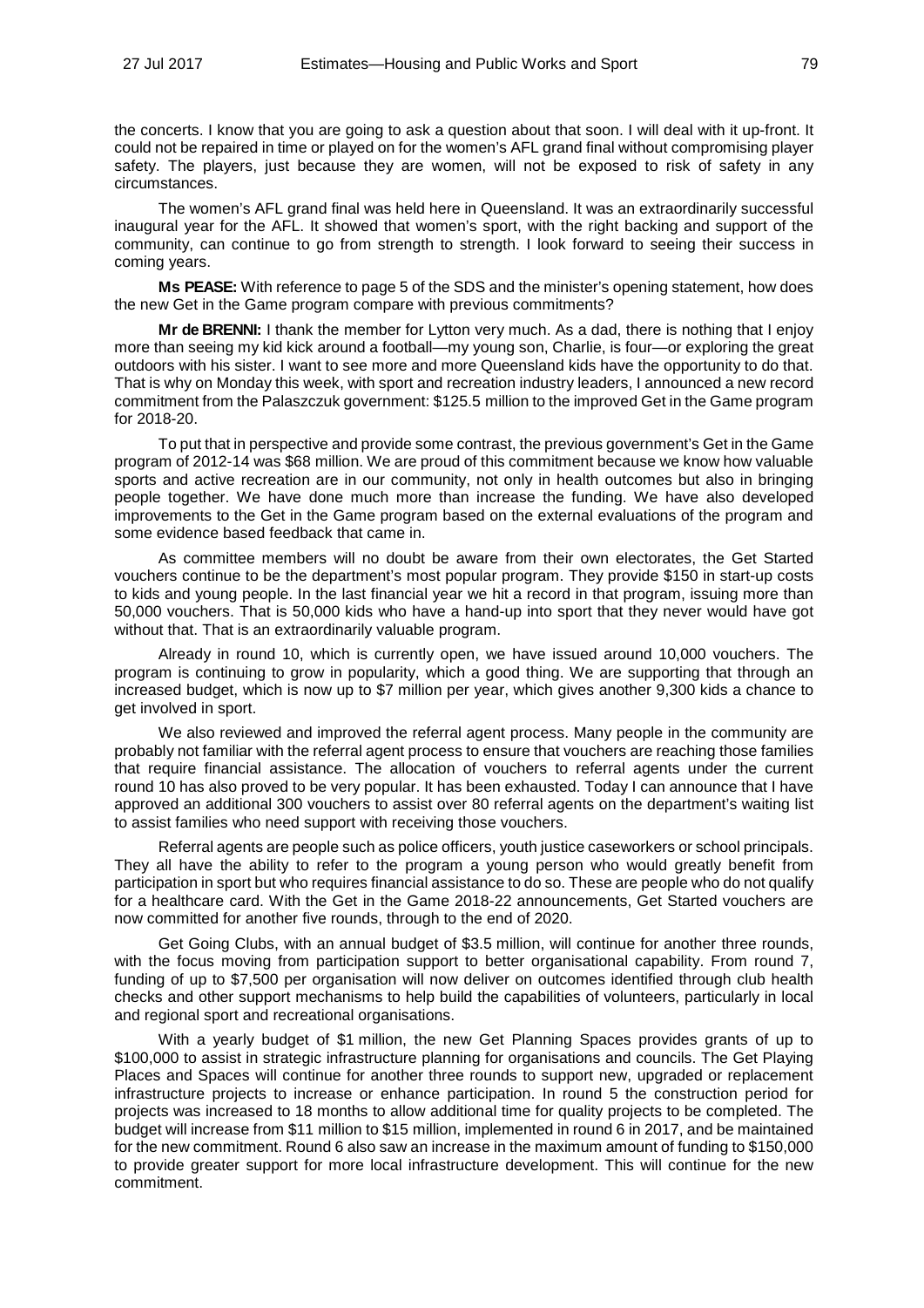the concerts. I know that you are going to ask a question about that soon. I will deal with it up-front. It could not be repaired in time or played on for the women's AFL grand final without compromising player safety. The players, just because they are women, will not be exposed to risk of safety in any circumstances.

The women's AFL grand final was held here in Queensland. It was an extraordinarily successful inaugural year for the AFL. It showed that women's sport, with the right backing and support of the community, can continue to go from strength to strength. I look forward to seeing their success in coming years.

**Ms PEASE:** With reference to page 5 of the SDS and the minister's opening statement, how does the new Get in the Game program compare with previous commitments?

**Mr de BRENNI:** I thank the member for Lytton very much. As a dad, there is nothing that I enjoy more than seeing my kid kick around a football—my young son, Charlie, is four—or exploring the great outdoors with his sister. I want to see more and more Queensland kids have the opportunity to do that. That is why on Monday this week, with sport and recreation industry leaders, I announced a new record commitment from the Palaszczuk government: $125.5 million to the improved Get in the Game program for 2018-20.

To put that in perspective and provide some contrast, the previous government's Get in the Game program of 2012-14 was $68 million. We are proud of this commitment because we know how valuable sports and active recreation are in our community, not only in health outcomes but also in bringing people together. We have done much more than increase the funding. We have also developed improvements to the Get in the Game program based on the external evaluations of the program and some evidence based feedback that came in.

As committee members will no doubt be aware from their own electorates, the Get Started vouchers continue to be the department's most popular program. They provide $150 in start-up costs to kids and young people. In the last financial year we hit a record in that program, issuing more than 50,000 vouchers. That is 50,000 kids who have a hand-up into sport that they never would have got without that. That is an extraordinarily valuable program.

Already in round 10, which is currently open, we have issued around 10,000 vouchers. The program is continuing to grow in popularity, which a good thing. We are supporting that through an increased budget, which is now up to $7 million per year, which gives another 9,300 kids a chance to get involved in sport.

We also reviewed and improved the referral agent process. Many people in the community are probably not familiar with the referral agent process to ensure that vouchers are reaching those families that require financial assistance. The allocation of vouchers to referral agents under the current round 10 has also proved to be very popular. It has been exhausted. Today I can announce that I have approved an additional 300 vouchers to assist over 80 referral agents on the department's waiting list to assist families who need support with receiving those vouchers.

Referral agents are people such as police officers, youth justice caseworkers or school principals. They all have the ability to refer to the program a young person who would greatly benefit from participation in sport but who requires financial assistance to do so. These are people who do not qualify for a healthcare card. With the Get in the Game 2018-22 announcements, Get Started vouchers are now committed for another five rounds, through to the end of 2020.

Get Going Clubs, with an annual budget of $3.5 million, will continue for another three rounds, with the focus moving from participation support to better organisational capability. From round 7, funding of up to $7,500 per organisation will now deliver on outcomes identified through club health checks and other support mechanisms to help build the capabilities of volunteers, particularly in local and regional sport and recreational organisations.

With a yearly budget of $1 million, the new Get Planning Spaces provides grants of up to $100,000 to assist in strategic infrastructure planning for organisations and councils. The Get Playing Places and Spaces will continue for another three rounds to support new, upgraded or replacement infrastructure projects to increase or enhance participation. In round 5 the construction period for projects was increased to 18 months to allow additional time for quality projects to be completed. The budget will increase from $11 million to $15 million, implemented in round 6 in 2017, and be maintained for the new commitment. Round 6 also saw an increase in the maximum amount of funding to $150,000 to provide greater support for more local infrastructure development. This will continue for the new commitment.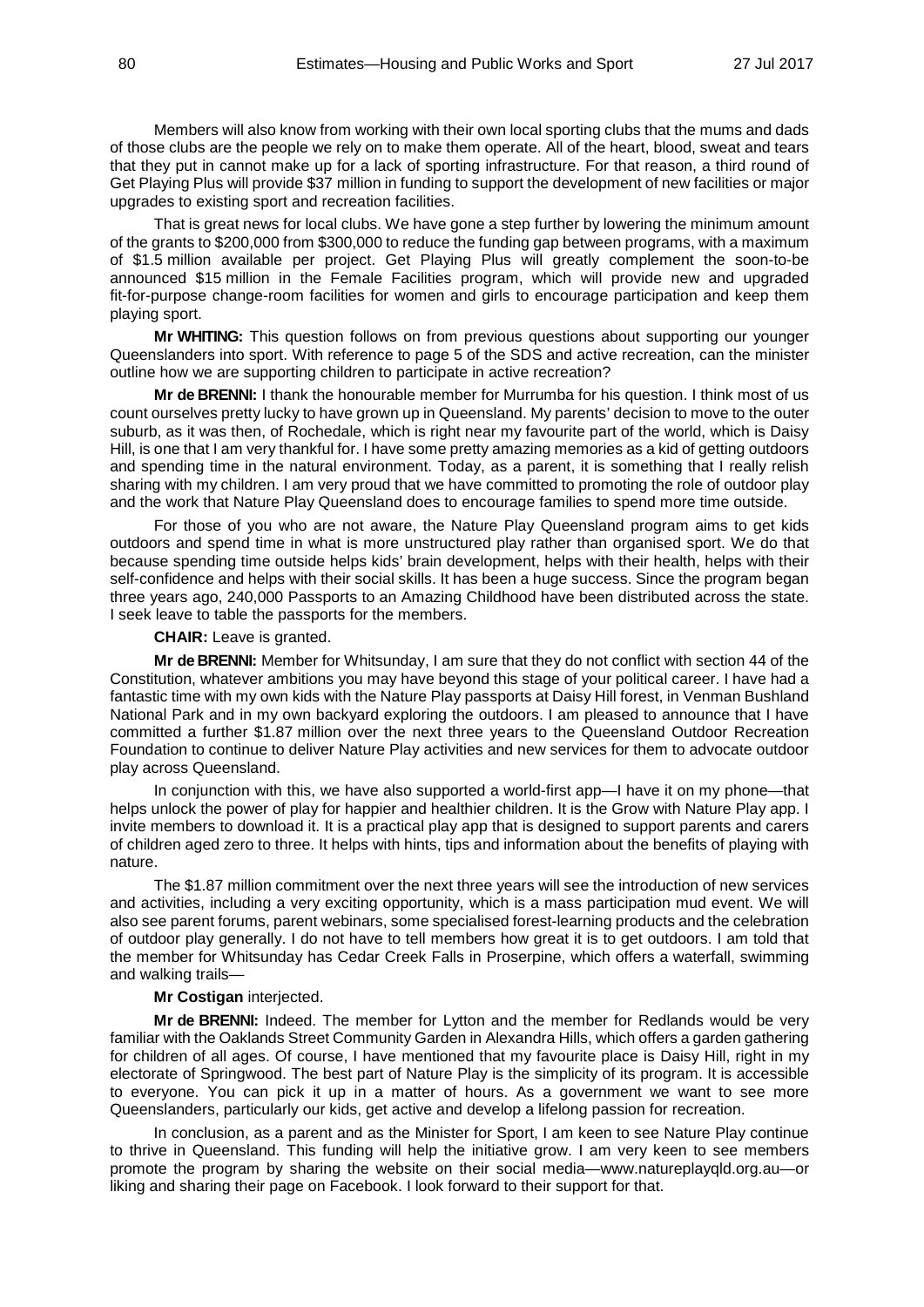Members will also know from working with their own local sporting clubs that the mums and dads of those clubs are the people we rely on to make them operate. All of the heart, blood, sweat and tears that they put in cannot make up for a lack of sporting infrastructure. For that reason, a third round of Get Playing Plus will provide $37 million in funding to support the development of new facilities or major upgrades to existing sport and recreation facilities.

That is great news for local clubs. We have gone a step further by lowering the minimum amount of the grants to $200,000 from $300,000 to reduce the funding gap between programs, with a maximum of $1.5 million available per project. Get Playing Plus will greatly complement the soon-to-be announced $15 million in the Female Facilities program, which will provide new and upgraded fit-for-purpose change-room facilities for women and girls to encourage participation and keep them playing sport.

**Mr WHITING:** This question follows on from previous questions about supporting our younger Queenslanders into sport. With reference to page 5 of the SDS and active recreation, can the minister outline how we are supporting children to participate in active recreation?

**Mr de BRENNI:** I thank the honourable member for Murrumba for his question. I think most of us count ourselves pretty lucky to have grown up in Queensland. My parents' decision to move to the outer suburb, as it was then, of Rochedale, which is right near my favourite part of the world, which is Daisy Hill, is one that I am very thankful for. I have some pretty amazing memories as a kid of getting outdoors and spending time in the natural environment. Today, as a parent, it is something that I really relish sharing with my children. I am very proud that we have committed to promoting the role of outdoor play and the work that Nature Play Queensland does to encourage families to spend more time outside.

For those of you who are not aware, the Nature Play Queensland program aims to get kids outdoors and spend time in what is more unstructured play rather than organised sport. We do that because spending time outside helps kids' brain development, helps with their health, helps with their self-confidence and helps with their social skills. It has been a huge success. Since the program began three years ago, 240,000 Passports to an Amazing Childhood have been distributed across the state. I seek leave to table the passports for the members.

**CHAIR:** Leave is granted.

**Mr de BRENNI:** Member for Whitsunday, I am sure that they do not conflict with section 44 of the Constitution, whatever ambitions you may have beyond this stage of your political career. I have had a fantastic time with my own kids with the Nature Play passports at Daisy Hill forest, in Venman Bushland National Park and in my own backyard exploring the outdoors. I am pleased to announce that I have committed a further $1.87 million over the next three years to the Queensland Outdoor Recreation Foundation to continue to deliver Nature Play activities and new services for them to advocate outdoor play across Queensland.

In conjunction with this, we have also supported a world-first app—I have it on my phone—that helps unlock the power of play for happier and healthier children. It is the Grow with Nature Play app. I invite members to download it. It is a practical play app that is designed to support parents and carers of children aged zero to three. It helps with hints, tips and information about the benefits of playing with nature.

The $1.87 million commitment over the next three years will see the introduction of new services and activities, including a very exciting opportunity, which is a mass participation mud event. We will also see parent forums, parent webinars, some specialised forest-learning products and the celebration of outdoor play generally. I do not have to tell members how great it is to get outdoors. I am told that the member for Whitsunday has Cedar Creek Falls in Proserpine, which offers a waterfall, swimming and walking trails—

**Mr Costigan** interjected.

**Mr de BRENNI:** Indeed. The member for Lytton and the member for Redlands would be very familiar with the Oaklands Street Community Garden in Alexandra Hills, which offers a garden gathering for children of all ages. Of course, I have mentioned that my favourite place is Daisy Hill, right in my electorate of Springwood. The best part of Nature Play is the simplicity of its program. It is accessible to everyone. You can pick it up in a matter of hours. As a government we want to see more Queenslanders, particularly our kids, get active and develop a lifelong passion for recreation.

In conclusion, as a parent and as the Minister for Sport, I am keen to see Nature Play continue to thrive in Queensland. This funding will help the initiative grow. I am very keen to see members promote the program by sharing the website on their social media—www.natureplayqld.org.au—or liking and sharing their page on Facebook. I look forward to their support for that.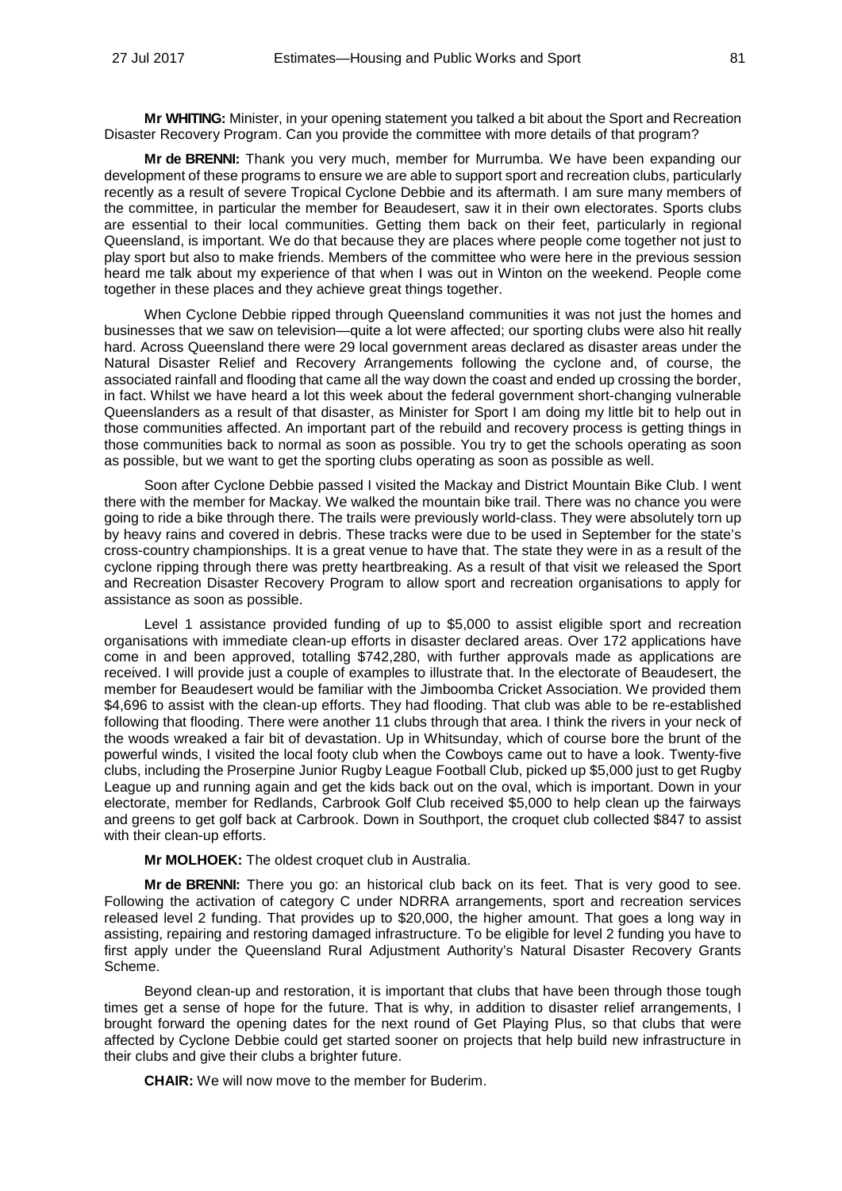**Mr WHITING:** Minister, in your opening statement you talked a bit about the Sport and Recreation Disaster Recovery Program. Can you provide the committee with more details of that program?

**Mr de BRENNI:** Thank you very much, member for Murrumba. We have been expanding our development of these programs to ensure we are able to support sport and recreation clubs, particularly recently as a result of severe Tropical Cyclone Debbie and its aftermath. I am sure many members of the committee, in particular the member for Beaudesert, saw it in their own electorates. Sports clubs are essential to their local communities. Getting them back on their feet, particularly in regional Queensland, is important. We do that because they are places where people come together not just to play sport but also to make friends. Members of the committee who were here in the previous session heard me talk about my experience of that when I was out in Winton on the weekend. People come together in these places and they achieve great things together.

When Cyclone Debbie ripped through Queensland communities it was not just the homes and businesses that we saw on television—quite a lot were affected; our sporting clubs were also hit really hard. Across Queensland there were 29 local government areas declared as disaster areas under the Natural Disaster Relief and Recovery Arrangements following the cyclone and, of course, the associated rainfall and flooding that came all the way down the coast and ended up crossing the border, in fact. Whilst we have heard a lot this week about the federal government short-changing vulnerable Queenslanders as a result of that disaster, as Minister for Sport I am doing my little bit to help out in those communities affected. An important part of the rebuild and recovery process is getting things in those communities back to normal as soon as possible. You try to get the schools operating as soon as possible, but we want to get the sporting clubs operating as soon as possible as well.

Soon after Cyclone Debbie passed I visited the Mackay and District Mountain Bike Club. I went there with the member for Mackay. We walked the mountain bike trail. There was no chance you were going to ride a bike through there. The trails were previously world-class. They were absolutely torn up by heavy rains and covered in debris. These tracks were due to be used in September for the state's cross-country championships. It is a great venue to have that. The state they were in as a result of the cyclone ripping through there was pretty heartbreaking. As a result of that visit we released the Sport and Recreation Disaster Recovery Program to allow sport and recreation organisations to apply for assistance as soon as possible.

Level 1 assistance provided funding of up to $5,000 to assist eligible sport and recreation organisations with immediate clean-up efforts in disaster declared areas. Over 172 applications have come in and been approved, totalling $742,280, with further approvals made as applications are received. I will provide just a couple of examples to illustrate that. In the electorate of Beaudesert, the member for Beaudesert would be familiar with the Jimboomba Cricket Association. We provided them $4,696 to assist with the clean-up efforts. They had flooding. That club was able to be re-established following that flooding. There were another 11 clubs through that area. I think the rivers in your neck of the woods wreaked a fair bit of devastation. Up in Whitsunday, which of course bore the brunt of the powerful winds, I visited the local footy club when the Cowboys came out to have a look. Twenty-five clubs, including the Proserpine Junior Rugby League Football Club, picked up $5,000 just to get Rugby League up and running again and get the kids back out on the oval, which is important. Down in your electorate, member for Redlands, Carbrook Golf Club received $5,000 to help clean up the fairways and greens to get golf back at Carbrook. Down in Southport, the croquet club collected $847 to assist with their clean-up efforts.

**Mr MOLHOEK:** The oldest croquet club in Australia.

**Mr de BRENNI:** There you go: an historical club back on its feet. That is very good to see. Following the activation of category C under NDRRA arrangements, sport and recreation services released level 2 funding. That provides up to $20,000, the higher amount. That goes a long way in assisting, repairing and restoring damaged infrastructure. To be eligible for level 2 funding you have to first apply under the Queensland Rural Adjustment Authority's Natural Disaster Recovery Grants Scheme.

Beyond clean-up and restoration, it is important that clubs that have been through those tough times get a sense of hope for the future. That is why, in addition to disaster relief arrangements, I brought forward the opening dates for the next round of Get Playing Plus, so that clubs that were affected by Cyclone Debbie could get started sooner on projects that help build new infrastructure in their clubs and give their clubs a brighter future.

**CHAIR:** We will now move to the member for Buderim.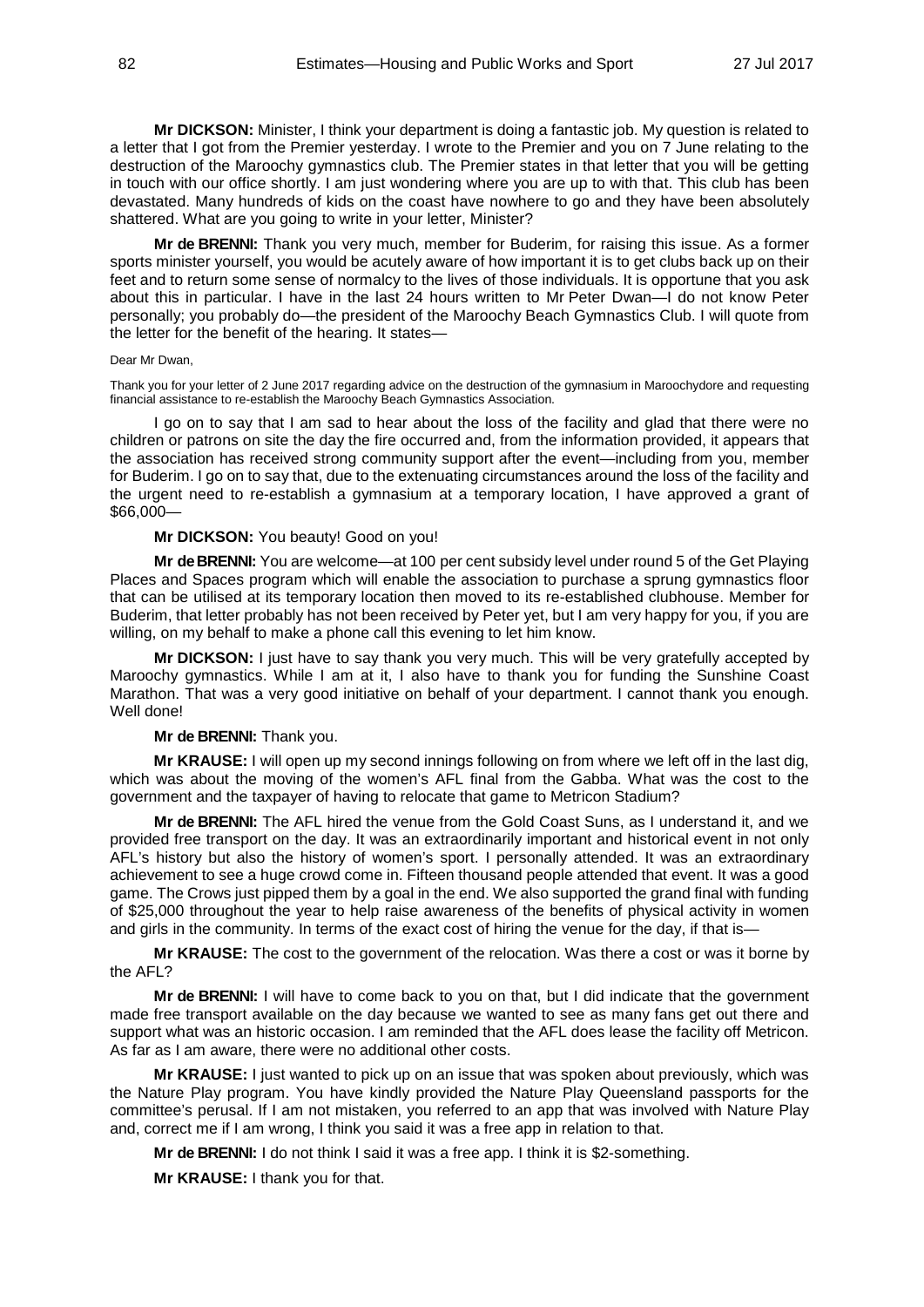**Mr DICKSON:** Minister, I think your department is doing a fantastic job. My question is related to a letter that I got from the Premier yesterday. I wrote to the Premier and you on 7 June relating to the destruction of the Maroochy gymnastics club. The Premier states in that letter that you will be getting in touch with our office shortly. I am just wondering where you are up to with that. This club has been devastated. Many hundreds of kids on the coast have nowhere to go and they have been absolutely shattered. What are you going to write in your letter, Minister?

**Mr de BRENNI:** Thank you very much, member for Buderim, for raising this issue. As a former sports minister yourself, you would be acutely aware of how important it is to get clubs back up on their feet and to return some sense of normalcy to the lives of those individuals. It is opportune that you ask about this in particular. I have in the last 24 hours written to Mr Peter Dwan—I do not know Peter personally; you probably do—the president of the Maroochy Beach Gymnastics Club. I will quote from the letter for the benefit of the hearing. It states—

Dear Mr Dwan,

Thank you for your letter of 2 June 2017 regarding advice on the destruction of the gymnasium in Maroochydore and requesting financial assistance to re-establish the Maroochy Beach Gymnastics Association.

I go on to say that I am sad to hear about the loss of the facility and glad that there were no children or patrons on site the day the fire occurred and, from the information provided, it appears that the association has received strong community support after the event—including from you, member for Buderim. I go on to say that, due to the extenuating circumstances around the loss of the facility and the urgent need to re-establish a gymnasium at a temporary location, I have approved a grant of $66,000—

**Mr DICKSON:** You beauty! Good on you!

**Mr de BRENNI:** You are welcome—at 100 per cent subsidy level under round 5 of the Get Playing Places and Spaces program which will enable the association to purchase a sprung gymnastics floor that can be utilised at its temporary location then moved to its re-established clubhouse. Member for Buderim, that letter probably has not been received by Peter yet, but I am very happy for you, if you are willing, on my behalf to make a phone call this evening to let him know.

**Mr DICKSON:** I just have to say thank you very much. This will be very gratefully accepted by Maroochy gymnastics. While I am at it, I also have to thank you for funding the Sunshine Coast Marathon. That was a very good initiative on behalf of your department. I cannot thank you enough. Well done!

**Mr de BRENNI:** Thank you.

**Mr KRAUSE:** I will open up my second innings following on from where we left off in the last dig, which was about the moving of the women's AFL final from the Gabba. What was the cost to the government and the taxpayer of having to relocate that game to Metricon Stadium?

**Mr de BRENNI:** The AFL hired the venue from the Gold Coast Suns, as I understand it, and we provided free transport on the day. It was an extraordinarily important and historical event in not only AFL's history but also the history of women's sport. I personally attended. It was an extraordinary achievement to see a huge crowd come in. Fifteen thousand people attended that event. It was a good game. The Crows just pipped them by a goal in the end. We also supported the grand final with funding of $25,000 throughout the year to help raise awareness of the benefits of physical activity in women and girls in the community. In terms of the exact cost of hiring the venue for the day, if that is—

**Mr KRAUSE:** The cost to the government of the relocation. Was there a cost or was it borne by the AFL?

**Mr de BRENNI:** I will have to come back to you on that, but I did indicate that the government made free transport available on the day because we wanted to see as many fans get out there and support what was an historic occasion. I am reminded that the AFL does lease the facility off Metricon. As far as I am aware, there were no additional other costs.

**Mr KRAUSE:** I just wanted to pick up on an issue that was spoken about previously, which was the Nature Play program. You have kindly provided the Nature Play Queensland passports for the committee's perusal. If I am not mistaken, you referred to an app that was involved with Nature Play and, correct me if I am wrong, I think you said it was a free app in relation to that.

**Mr de BRENNI:** I do not think I said it was a free app. I think it is $2-something.

**Mr KRAUSE:** I thank you for that.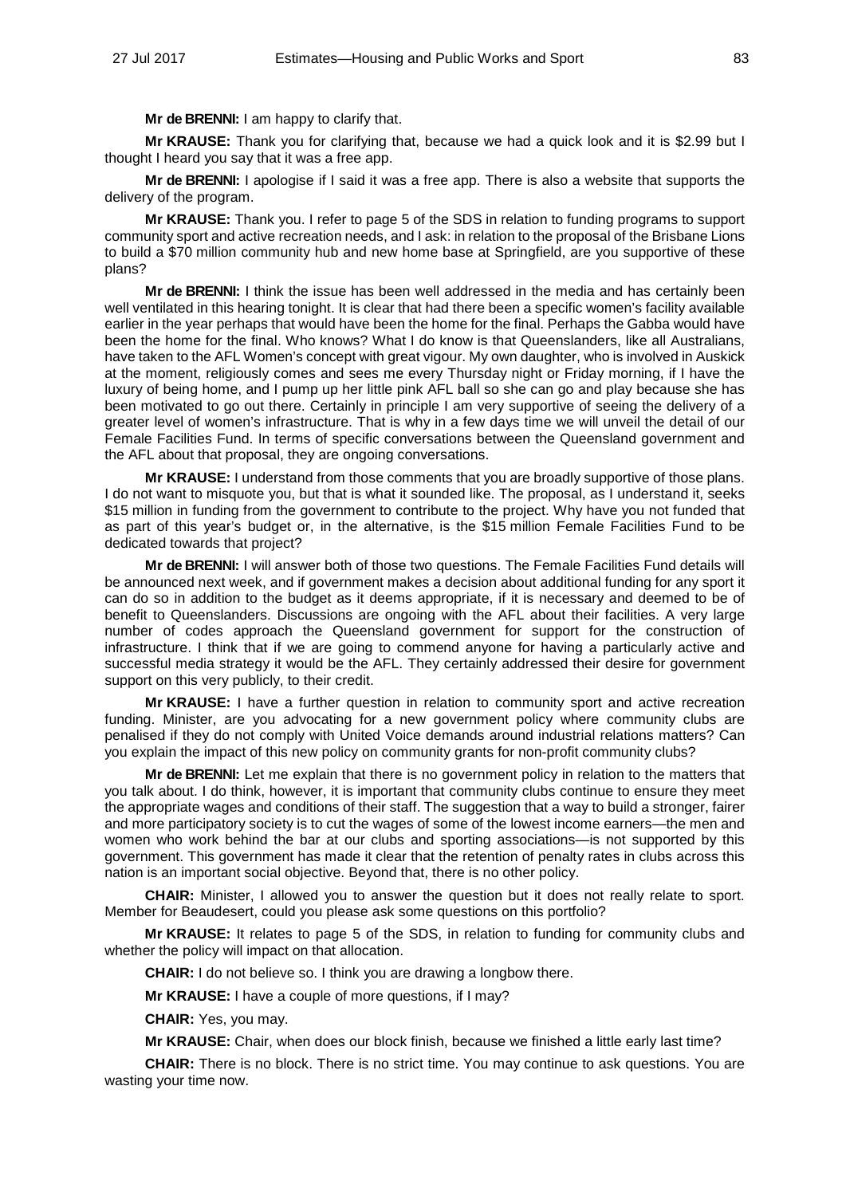**Mr de BRENNI:** I am happy to clarify that.

**Mr KRAUSE:** Thank you for clarifying that, because we had a quick look and it is $2.99 but I thought I heard you say that it was a free app.

**Mr de BRENNI:** I apologise if I said it was a free app. There is also a website that supports the delivery of the program.

**Mr KRAUSE:** Thank you. I refer to page 5 of the SDS in relation to funding programs to support community sport and active recreation needs, and I ask: in relation to the proposal of the Brisbane Lions to build a $70 million community hub and new home base at Springfield, are you supportive of these plans?

**Mr de BRENNI:** I think the issue has been well addressed in the media and has certainly been well ventilated in this hearing tonight. It is clear that had there been a specific women's facility available earlier in the year perhaps that would have been the home for the final. Perhaps the Gabba would have been the home for the final. Who knows? What I do know is that Queenslanders, like all Australians, have taken to the AFL Women's concept with great vigour. My own daughter, who is involved in Auskick at the moment, religiously comes and sees me every Thursday night or Friday morning, if I have the luxury of being home, and I pump up her little pink AFL ball so she can go and play because she has been motivated to go out there. Certainly in principle I am very supportive of seeing the delivery of a greater level of women's infrastructure. That is why in a few days time we will unveil the detail of our Female Facilities Fund. In terms of specific conversations between the Queensland government and the AFL about that proposal, they are ongoing conversations.

**Mr KRAUSE:** I understand from those comments that you are broadly supportive of those plans. I do not want to misquote you, but that is what it sounded like. The proposal, as I understand it, seeks $15 million in funding from the government to contribute to the project. Why have you not funded that as part of this year's budget or, in the alternative, is the $15 million Female Facilities Fund to be dedicated towards that project?

**Mr de BRENNI:** I will answer both of those two questions. The Female Facilities Fund details will be announced next week, and if government makes a decision about additional funding for any sport it can do so in addition to the budget as it deems appropriate, if it is necessary and deemed to be of benefit to Queenslanders. Discussions are ongoing with the AFL about their facilities. A very large number of codes approach the Queensland government for support for the construction of infrastructure. I think that if we are going to commend anyone for having a particularly active and successful media strategy it would be the AFL. They certainly addressed their desire for government support on this very publicly, to their credit.

**Mr KRAUSE:** I have a further question in relation to community sport and active recreation funding. Minister, are you advocating for a new government policy where community clubs are penalised if they do not comply with United Voice demands around industrial relations matters? Can you explain the impact of this new policy on community grants for non-profit community clubs?

**Mr de BRENNI:** Let me explain that there is no government policy in relation to the matters that you talk about. I do think, however, it is important that community clubs continue to ensure they meet the appropriate wages and conditions of their staff. The suggestion that a way to build a stronger, fairer and more participatory society is to cut the wages of some of the lowest income earners—the men and women who work behind the bar at our clubs and sporting associations—is not supported by this government. This government has made it clear that the retention of penalty rates in clubs across this nation is an important social objective. Beyond that, there is no other policy.

**CHAIR:** Minister, I allowed you to answer the question but it does not really relate to sport. Member for Beaudesert, could you please ask some questions on this portfolio?

**Mr KRAUSE:** It relates to page 5 of the SDS, in relation to funding for community clubs and whether the policy will impact on that allocation.

**CHAIR:** I do not believe so. I think you are drawing a longbow there.

**Mr KRAUSE:** I have a couple of more questions, if I may?

**CHAIR:** Yes, you may.

**Mr KRAUSE:** Chair, when does our block finish, because we finished a little early last time?

**CHAIR:** There is no block. There is no strict time. You may continue to ask questions. You are wasting your time now.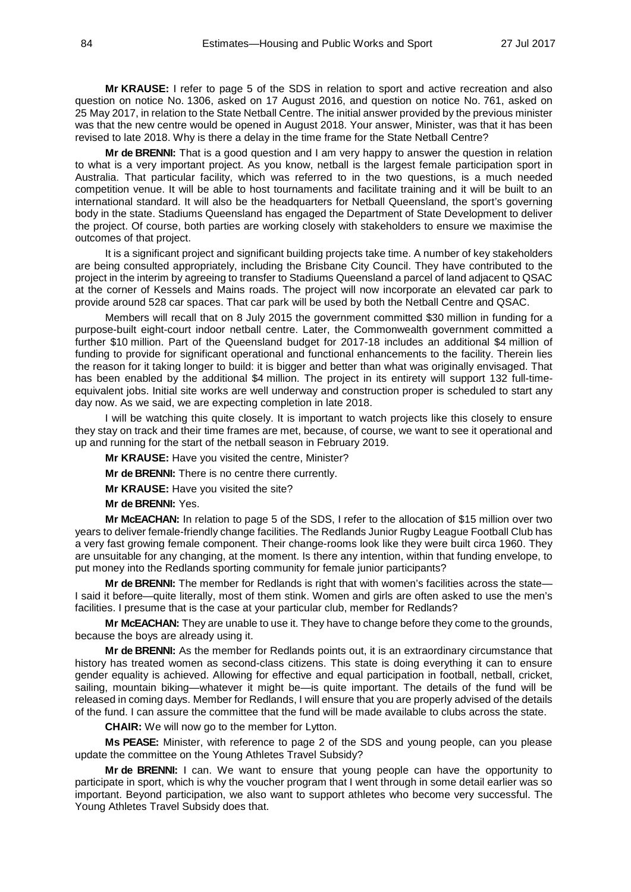**Mr KRAUSE:** I refer to page 5 of the SDS in relation to sport and active recreation and also question on notice No. 1306, asked on 17 August 2016, and question on notice No. 761, asked on 25 May 2017, in relation to the State Netball Centre. The initial answer provided by the previous minister was that the new centre would be opened in August 2018. Your answer, Minister, was that it has been revised to late 2018. Why is there a delay in the time frame for the State Netball Centre?

**Mr de BRENNI:** That is a good question and I am very happy to answer the question in relation to what is a very important project. As you know, netball is the largest female participation sport in Australia. That particular facility, which was referred to in the two questions, is a much needed competition venue. It will be able to host tournaments and facilitate training and it will be built to an international standard. It will also be the headquarters for Netball Queensland, the sport's governing body in the state. Stadiums Queensland has engaged the Department of State Development to deliver the project. Of course, both parties are working closely with stakeholders to ensure we maximise the outcomes of that project.

It is a significant project and significant building projects take time. A number of key stakeholders are being consulted appropriately, including the Brisbane City Council. They have contributed to the project in the interim by agreeing to transfer to Stadiums Queensland a parcel of land adjacent to QSAC at the corner of Kessels and Mains roads. The project will now incorporate an elevated car park to provide around 528 car spaces. That car park will be used by both the Netball Centre and QSAC.

Members will recall that on 8 July 2015 the government committed $30 million in funding for a purpose-built eight-court indoor netball centre. Later, the Commonwealth government committed a further $10 million. Part of the Queensland budget for 2017-18 includes an additional $4 million of funding to provide for significant operational and functional enhancements to the facility. Therein lies the reason for it taking longer to build: it is bigger and better than what was originally envisaged. That has been enabled by the additional $4 million. The project in its entirety will support 132 full-time-equivalent jobs. Initial site works are well underway and construction proper is scheduled to start any day now. As we said, we are expecting completion in late 2018.

I will be watching this quite closely. It is important to watch projects like this closely to ensure they stay on track and their time frames are met, because, of course, we want to see it operational and up and running for the start of the netball season in February 2019.

**Mr KRAUSE:** Have you visited the centre, Minister?

**Mr de BRENNI:** There is no centre there currently.

**Mr KRAUSE:** Have you visited the site?

**Mr de BRENNI:** Yes.

**Mr McEACHAN:** In relation to page 5 of the SDS, I refer to the allocation of $15 million over two years to deliver female-friendly change facilities. The Redlands Junior Rugby League Football Club has a very fast growing female component. Their change-rooms look like they were built circa 1960. They are unsuitable for any changing, at the moment. Is there any intention, within that funding envelope, to put money into the Redlands sporting community for female junior participants?

**Mr de BRENNI:** The member for Redlands is right that with women's facilities across the state—I said it before—quite literally, most of them stink. Women and girls are often asked to use the men's facilities. I presume that is the case at your particular club, member for Redlands?

**Mr McEACHAN:** They are unable to use it. They have to change before they come to the grounds, because the boys are already using it.

**Mr de BRENNI:** As the member for Redlands points out, it is an extraordinary circumstance that history has treated women as second-class citizens. This state is doing everything it can to ensure gender equality is achieved. Allowing for effective and equal participation in football, netball, cricket, sailing, mountain biking—whatever it might be—is quite important. The details of the fund will be released in coming days. Member for Redlands, I will ensure that you are properly advised of the details of the fund. I can assure the committee that the fund will be made available to clubs across the state.

**CHAIR:** We will now go to the member for Lytton.

**Ms PEASE:** Minister, with reference to page 2 of the SDS and young people, can you please update the committee on the Young Athletes Travel Subsidy?

**Mr de BRENNI:** I can. We want to ensure that young people can have the opportunity to participate in sport, which is why the voucher program that I went through in some detail earlier was so important. Beyond participation, we also want to support athletes who become very successful. The Young Athletes Travel Subsidy does that.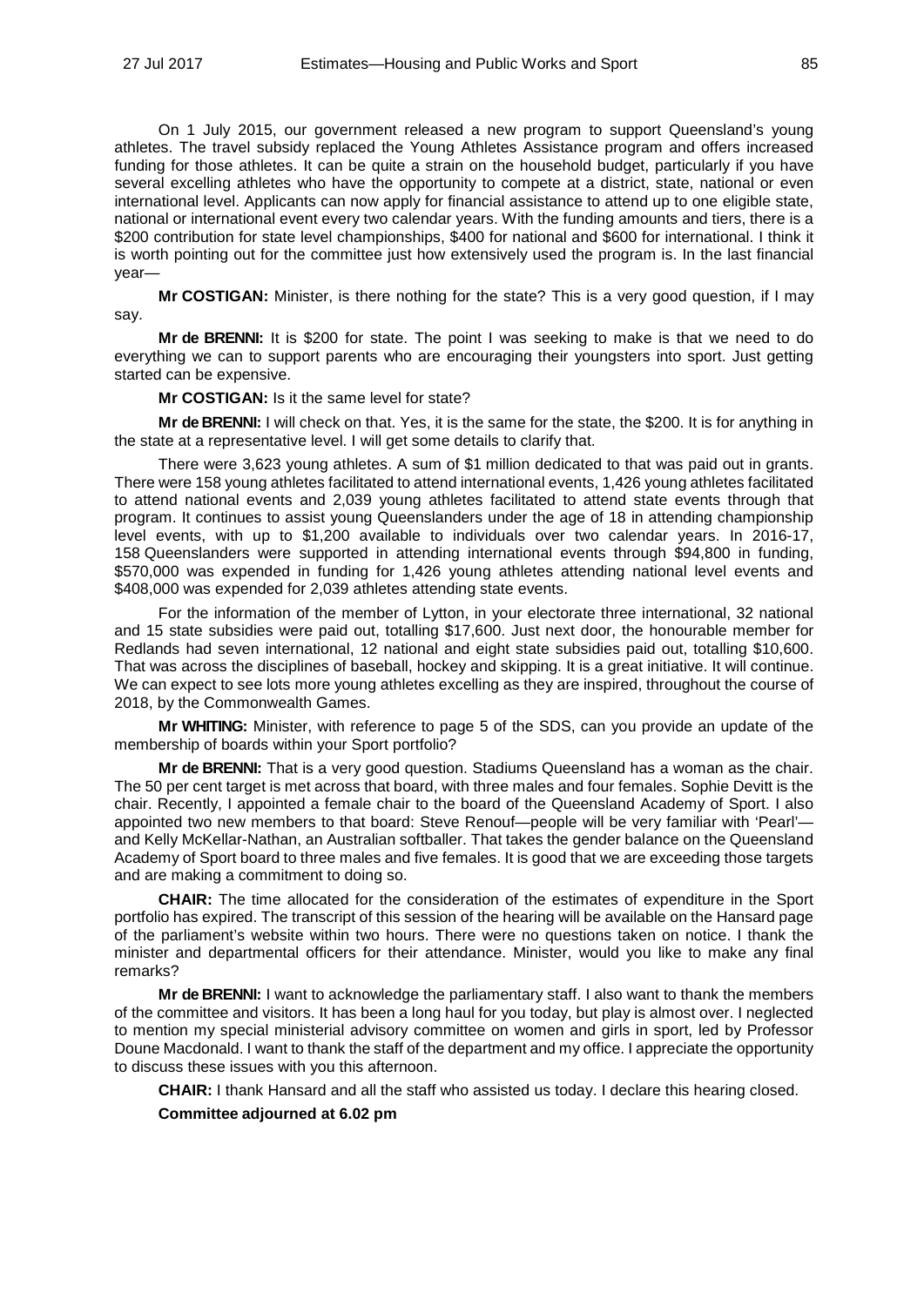On 1 July 2015, our government released a new program to support Queensland's young athletes. The travel subsidy replaced the Young Athletes Assistance program and offers increased funding for those athletes. It can be quite a strain on the household budget, particularly if you have several excelling athletes who have the opportunity to compete at a district, state, national or even international level. Applicants can now apply for financial assistance to attend up to one eligible state, national or international event every two calendar years. With the funding amounts and tiers, there is a $200 contribution for state level championships, $400 for national and $600 for international. I think it is worth pointing out for the committee just how extensively used the program is. In the last financial year—

**Mr COSTIGAN:** Minister, is there nothing for the state? This is a very good question, if I may say.

**Mr de BRENNI:** It is $200 for state. The point I was seeking to make is that we need to do everything we can to support parents who are encouraging their youngsters into sport. Just getting started can be expensive.

**Mr COSTIGAN:** Is it the same level for state?

**Mr de BRENNI:** I will check on that. Yes, it is the same for the state, the $200. It is for anything in the state at a representative level. I will get some details to clarify that.

There were 3,623 young athletes. A sum of $1 million dedicated to that was paid out in grants. There were 158 young athletes facilitated to attend international events, 1,426 young athletes facilitated to attend national events and 2,039 young athletes facilitated to attend state events through that program. It continues to assist young Queenslanders under the age of 18 in attending championship level events, with up to $1,200 available to individuals over two calendar years. In 2016-17, 158 Queenslanders were supported in attending international events through $94,800 in funding, $570,000 was expended in funding for 1,426 young athletes attending national level events and $408,000 was expended for 2,039 athletes attending state events.

For the information of the member of Lytton, in your electorate three international, 32 national and 15 state subsidies were paid out, totalling $17,600. Just next door, the honourable member for Redlands had seven international, 12 national and eight state subsidies paid out, totalling $10,600. That was across the disciplines of baseball, hockey and skipping. It is a great initiative. It will continue. We can expect to see lots more young athletes excelling as they are inspired, throughout the course of 2018, by the Commonwealth Games.

**Mr WHITING:** Minister, with reference to page 5 of the SDS, can you provide an update of the membership of boards within your Sport portfolio?

**Mr de BRENNI:** That is a very good question. Stadiums Queensland has a woman as the chair. The 50 per cent target is met across that board, with three males and four females. Sophie Devitt is the chair. Recently, I appointed a female chair to the board of the Queensland Academy of Sport. I also appointed two new members to that board: Steve Renouf—people will be very familiar with 'Pearl'—and Kelly McKellar-Nathan, an Australian softballer. That takes the gender balance on the Queensland Academy of Sport board to three males and five females. It is good that we are exceeding those targets and are making a commitment to doing so.

**CHAIR:** The time allocated for the consideration of the estimates of expenditure in the Sport portfolio has expired. The transcript of this session of the hearing will be available on the Hansard page of the parliament's website within two hours. There were no questions taken on notice. I thank the minister and departmental officers for their attendance. Minister, would you like to make any final remarks?

**Mr de BRENNI:** I want to acknowledge the parliamentary staff. I also want to thank the members of the committee and visitors. It has been a long haul for you today, but play is almost over. I neglected to mention my special ministerial advisory committee on women and girls in sport, led by Professor Doune Macdonald. I want to thank the staff of the department and my office. I appreciate the opportunity to discuss these issues with you this afternoon.

**CHAIR:** I thank Hansard and all the staff who assisted us today. I declare this hearing closed.

**Committee adjourned at 6.02 pm**